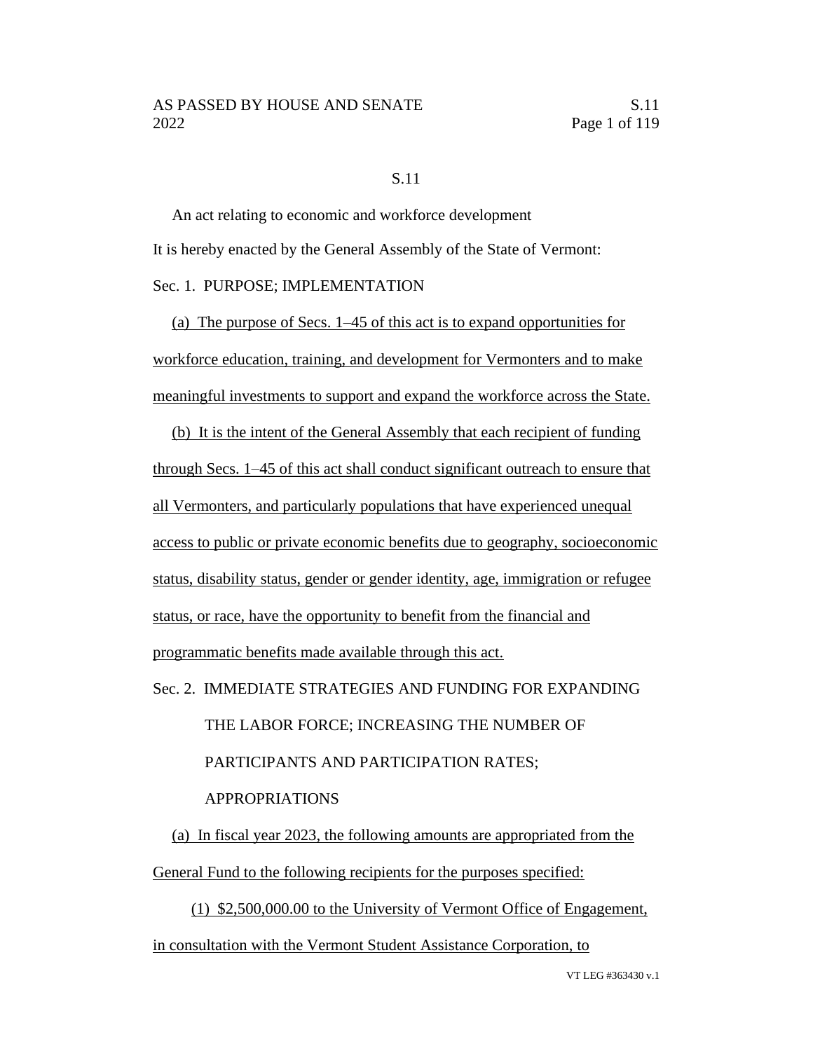S.11

An act relating to economic and workforce development

It is hereby enacted by the General Assembly of the State of Vermont:

Sec. 1. PURPOSE; IMPLEMENTATION

(a) The purpose of Secs. 1–45 of this act is to expand opportunities for workforce education, training, and development for Vermonters and to make meaningful investments to support and expand the workforce across the State.

(b) It is the intent of the General Assembly that each recipient of funding through Secs. 1–45 of this act shall conduct significant outreach to ensure that all Vermonters, and particularly populations that have experienced unequal access to public or private economic benefits due to geography, socioeconomic status, disability status, gender or gender identity, age, immigration or refugee status, or race, have the opportunity to benefit from the financial and programmatic benefits made available through this act.

Sec. 2. IMMEDIATE STRATEGIES AND FUNDING FOR EXPANDING THE LABOR FORCE; INCREASING THE NUMBER OF PARTICIPANTS AND PARTICIPATION RATES; APPROPRIATIONS

(a) In fiscal year 2023, the following amounts are appropriated from the General Fund to the following recipients for the purposes specified:

(1) $2,500,000.00 to the University of Vermont Office of Engagement, in consultation with the Vermont Student Assistance Corporation, to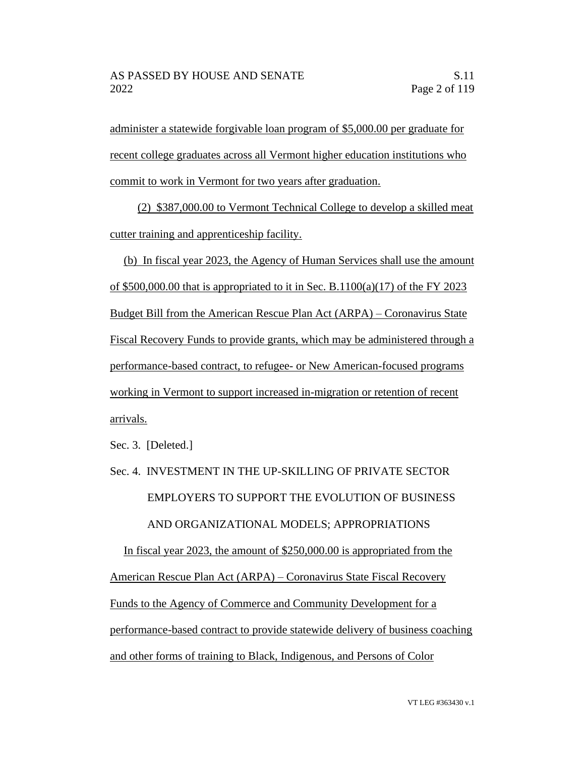administer a statewide forgivable loan program of $5,000.00 per graduate for recent college graduates across all Vermont higher education institutions who commit to work in Vermont for two years after graduation.

(2) $387,000.00 to Vermont Technical College to develop a skilled meat cutter training and apprenticeship facility.

(b) In fiscal year 2023, the Agency of Human Services shall use the amount of $500,000.00 that is appropriated to it in Sec. B.1100(a)(17) of the FY 2023 Budget Bill from the American Rescue Plan Act (ARPA) – Coronavirus State Fiscal Recovery Funds to provide grants, which may be administered through a performance-based contract, to refugee- or New American-focused programs working in Vermont to support increased in-migration or retention of recent arrivals.

Sec. 3. [Deleted.]

Sec. 4. INVESTMENT IN THE UP-SKILLING OF PRIVATE SECTOR EMPLOYERS TO SUPPORT THE EVOLUTION OF BUSINESS AND ORGANIZATIONAL MODELS; APPROPRIATIONS

In fiscal year 2023, the amount of $250,000.00 is appropriated from the American Rescue Plan Act (ARPA) – Coronavirus State Fiscal Recovery Funds to the Agency of Commerce and Community Development for a performance-based contract to provide statewide delivery of business coaching and other forms of training to Black, Indigenous, and Persons of Color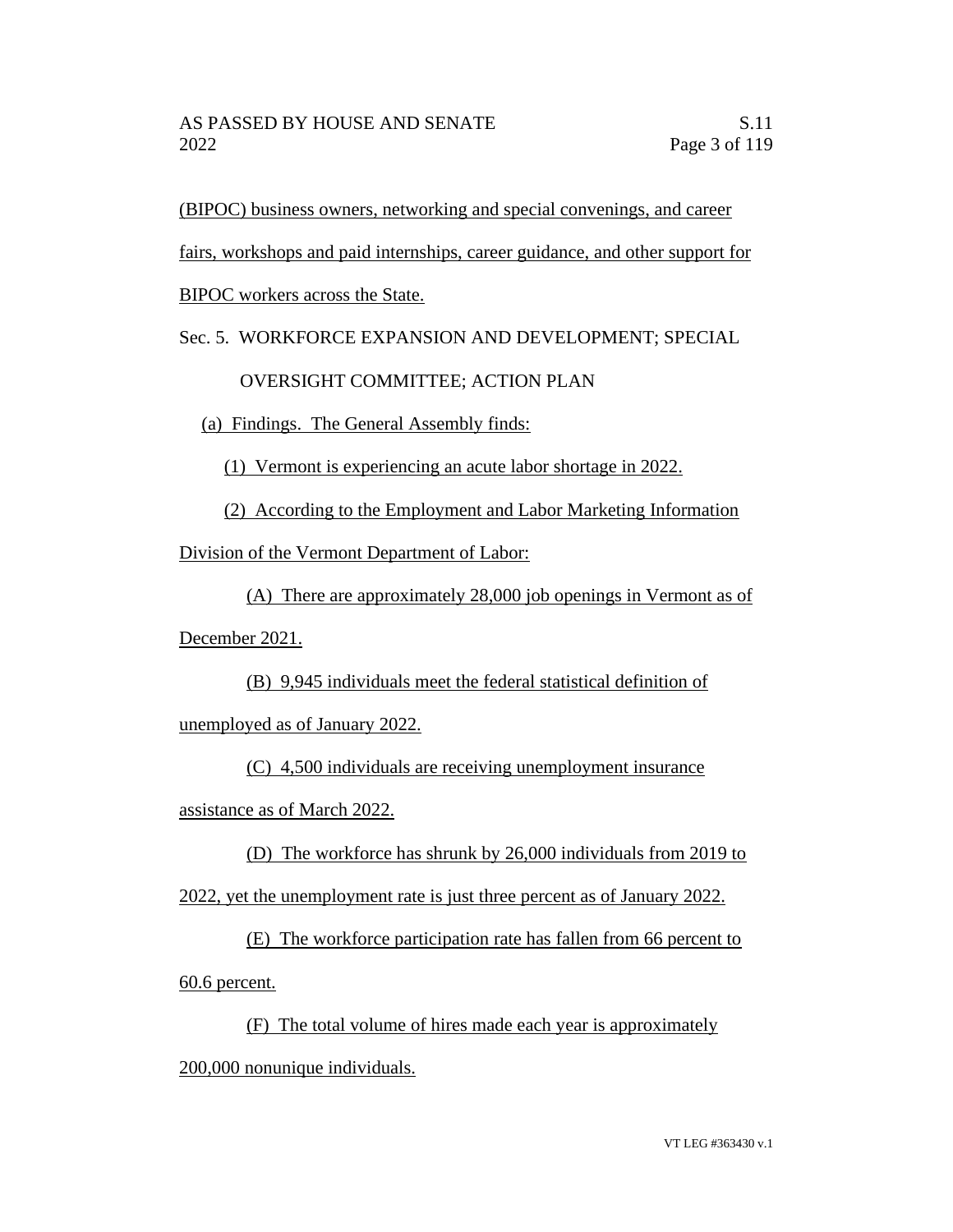(BIPOC) business owners, networking and special convenings, and career fairs, workshops and paid internships, career guidance, and other support for BIPOC workers across the State.

Sec. 5. WORKFORCE EXPANSION AND DEVELOPMENT; SPECIAL OVERSIGHT COMMITTEE; ACTION PLAN

(a) Findings. The General Assembly finds:

(1) Vermont is experiencing an acute labor shortage in 2022.

(2) According to the Employment and Labor Marketing Information Division of the Vermont Department of Labor:

(A) There are approximately 28,000 job openings in Vermont as of December 2021.

(B) 9,945 individuals meet the federal statistical definition of unemployed as of January 2022.

(C) 4,500 individuals are receiving unemployment insurance assistance as of March 2022.

(D) The workforce has shrunk by 26,000 individuals from 2019 to 2022, yet the unemployment rate is just three percent as of January 2022.

(E) The workforce participation rate has fallen from 66 percent to 60.6 percent.

(F) The total volume of hires made each year is approximately 200,000 nonunique individuals.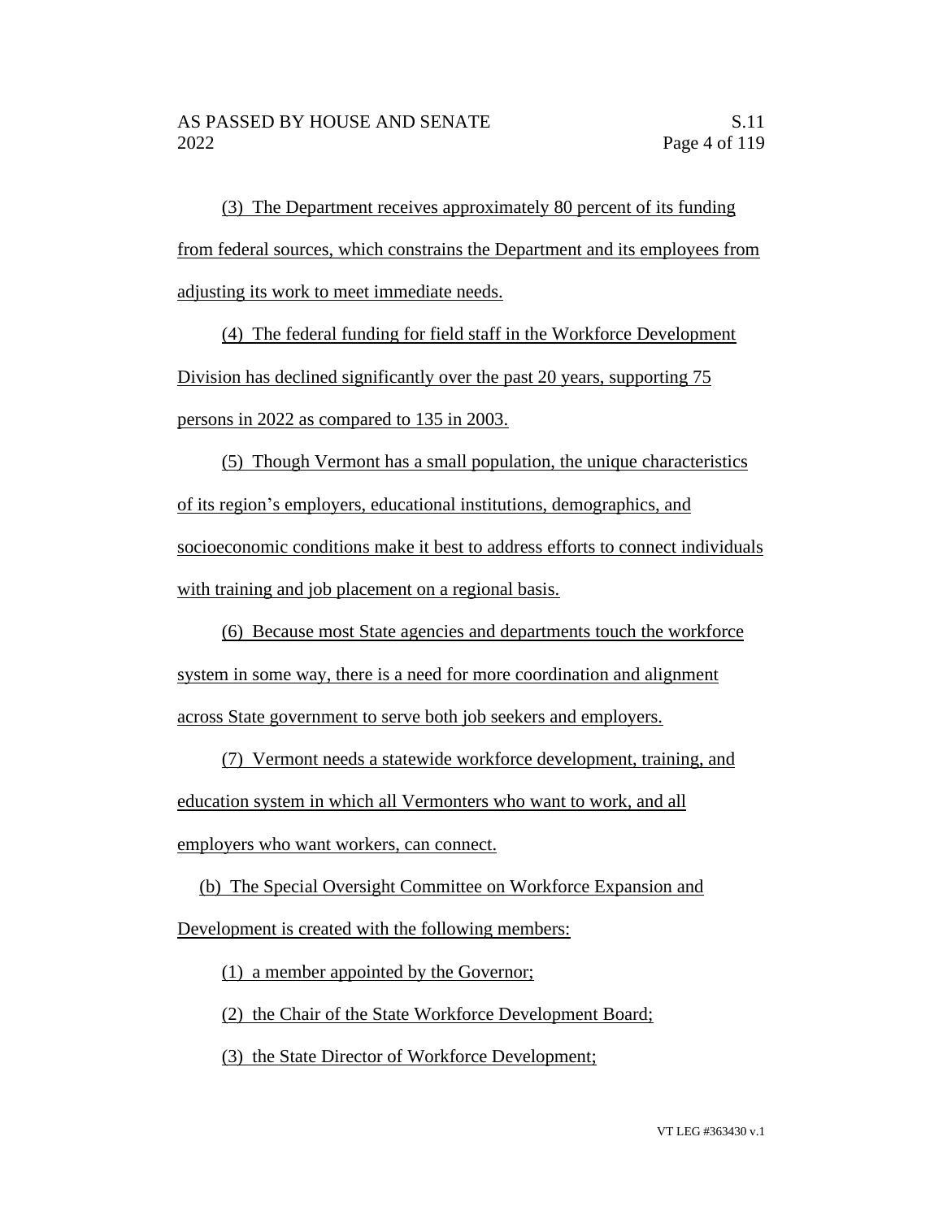(3) The Department receives approximately 80 percent of its funding from federal sources, which constrains the Department and its employees from adjusting its work to meet immediate needs.

(4) The federal funding for field staff in the Workforce Development Division has declined significantly over the past 20 years, supporting 75 persons in 2022 as compared to 135 in 2003.

(5) Though Vermont has a small population, the unique characteristics of its region's employers, educational institutions, demographics, and socioeconomic conditions make it best to address efforts to connect individuals with training and job placement on a regional basis.

(6) Because most State agencies and departments touch the workforce system in some way, there is a need for more coordination and alignment across State government to serve both job seekers and employers.

(7) Vermont needs a statewide workforce development, training, and education system in which all Vermonters who want to work, and all employers who want workers, can connect.

(b) The Special Oversight Committee on Workforce Expansion and Development is created with the following members:

(1) a member appointed by the Governor;

(2) the Chair of the State Workforce Development Board;

(3) the State Director of Workforce Development;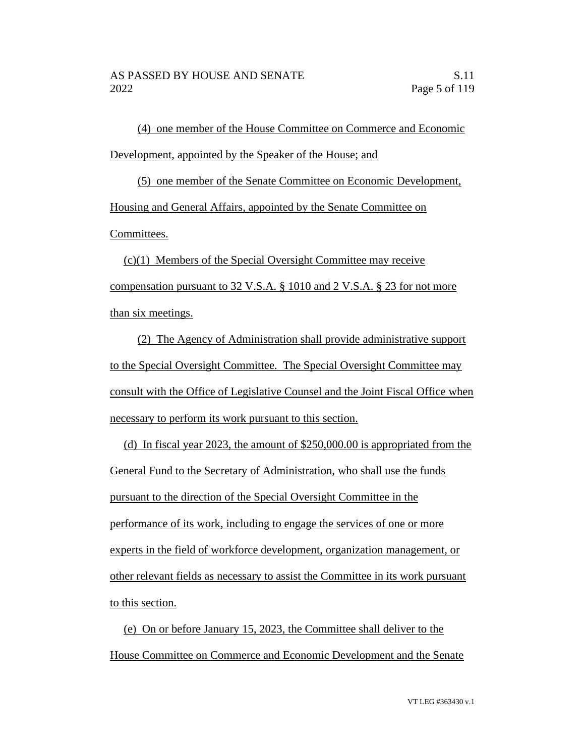(4) one member of the House Committee on Commerce and Economic Development, appointed by the Speaker of the House; and

(5) one member of the Senate Committee on Economic Development, Housing and General Affairs, appointed by the Senate Committee on Committees.

(c)(1) Members of the Special Oversight Committee may receive compensation pursuant to 32 V.S.A. § 1010 and 2 V.S.A. § 23 for not more than six meetings.

(2) The Agency of Administration shall provide administrative support to the Special Oversight Committee. The Special Oversight Committee may consult with the Office of Legislative Counsel and the Joint Fiscal Office when necessary to perform its work pursuant to this section.

(d) In fiscal year 2023, the amount of $250,000.00 is appropriated from the General Fund to the Secretary of Administration, who shall use the funds pursuant to the direction of the Special Oversight Committee in the performance of its work, including to engage the services of one or more experts in the field of workforce development, organization management, or other relevant fields as necessary to assist the Committee in its work pursuant to this section.

(e) On or before January 15, 2023, the Committee shall deliver to the House Committee on Commerce and Economic Development and the Senate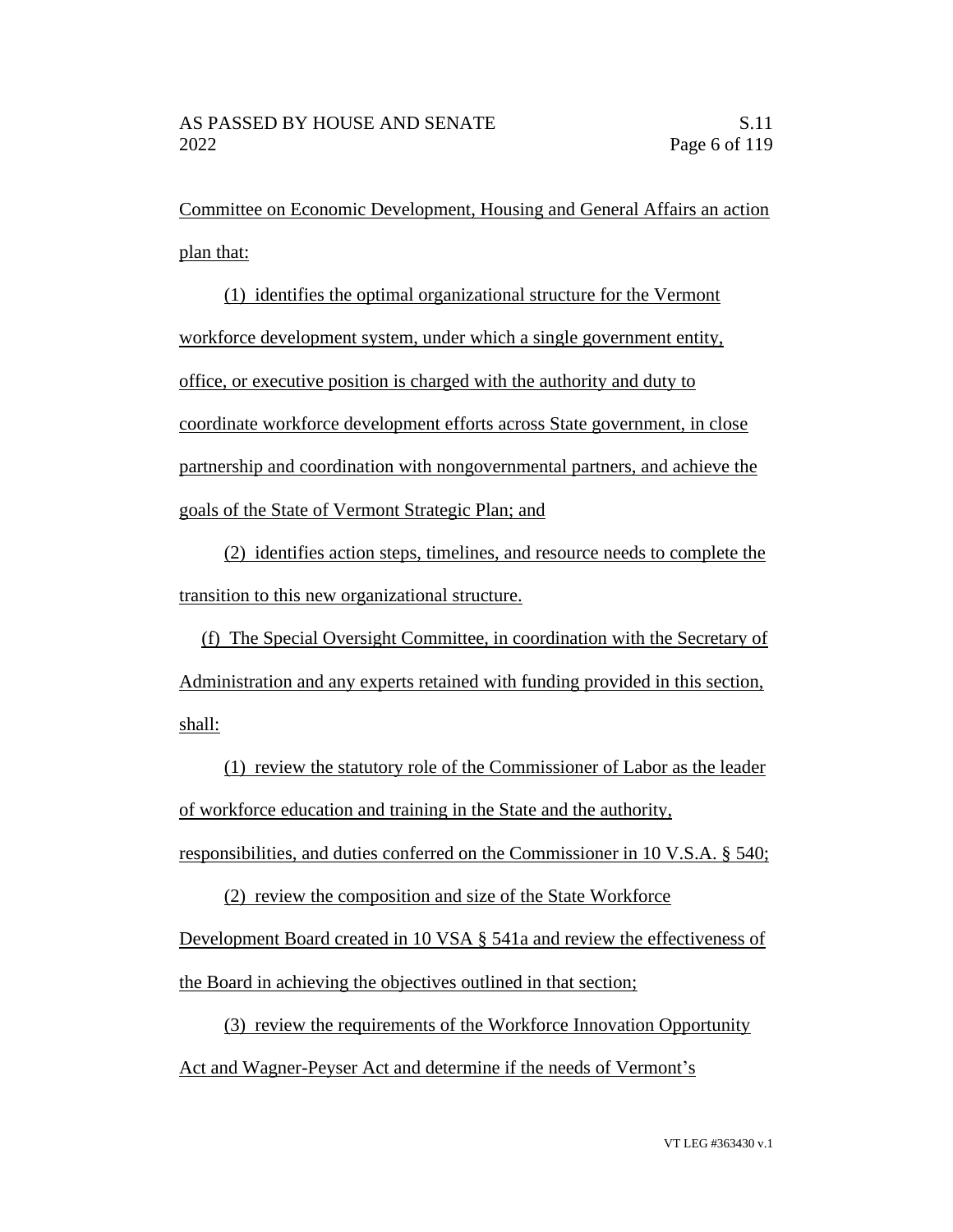Committee on Economic Development, Housing and General Affairs an action plan that:

(1) identifies the optimal organizational structure for the Vermont workforce development system, under which a single government entity, office, or executive position is charged with the authority and duty to coordinate workforce development efforts across State government, in close partnership and coordination with nongovernmental partners, and achieve the goals of the State of Vermont Strategic Plan; and

(2) identifies action steps, timelines, and resource needs to complete the transition to this new organizational structure.

(f) The Special Oversight Committee, in coordination with the Secretary of Administration and any experts retained with funding provided in this section, shall:

(1) review the statutory role of the Commissioner of Labor as the leader of workforce education and training in the State and the authority, responsibilities, and duties conferred on the Commissioner in 10 V.S.A. § 540;

(2) review the composition and size of the State Workforce Development Board created in 10 VSA § 541a and review the effectiveness of the Board in achieving the objectives outlined in that section;

(3) review the requirements of the Workforce Innovation Opportunity Act and Wagner-Peyser Act and determine if the needs of Vermont's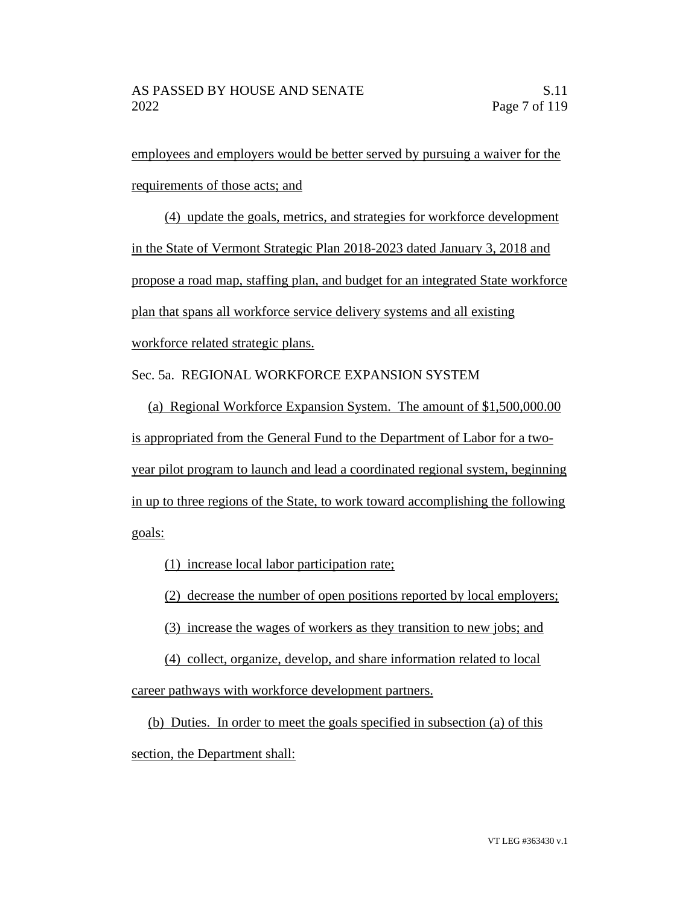employees and employers would be better served by pursuing a waiver for the requirements of those acts; and

(4) update the goals, metrics, and strategies for workforce development in the State of Vermont Strategic Plan 2018-2023 dated January 3, 2018 and propose a road map, staffing plan, and budget for an integrated State workforce plan that spans all workforce service delivery systems and all existing workforce related strategic plans.

Sec. 5a. REGIONAL WORKFORCE EXPANSION SYSTEM

(a) Regional Workforce Expansion System. The amount of $1,500,000.00 is appropriated from the General Fund to the Department of Labor for a two-year pilot program to launch and lead a coordinated regional system, beginning in up to three regions of the State, to work toward accomplishing the following goals:

(1) increase local labor participation rate;

(2) decrease the number of open positions reported by local employers;

(3) increase the wages of workers as they transition to new jobs; and

(4) collect, organize, develop, and share information related to local career pathways with workforce development partners.

(b) Duties. In order to meet the goals specified in subsection (a) of this section, the Department shall: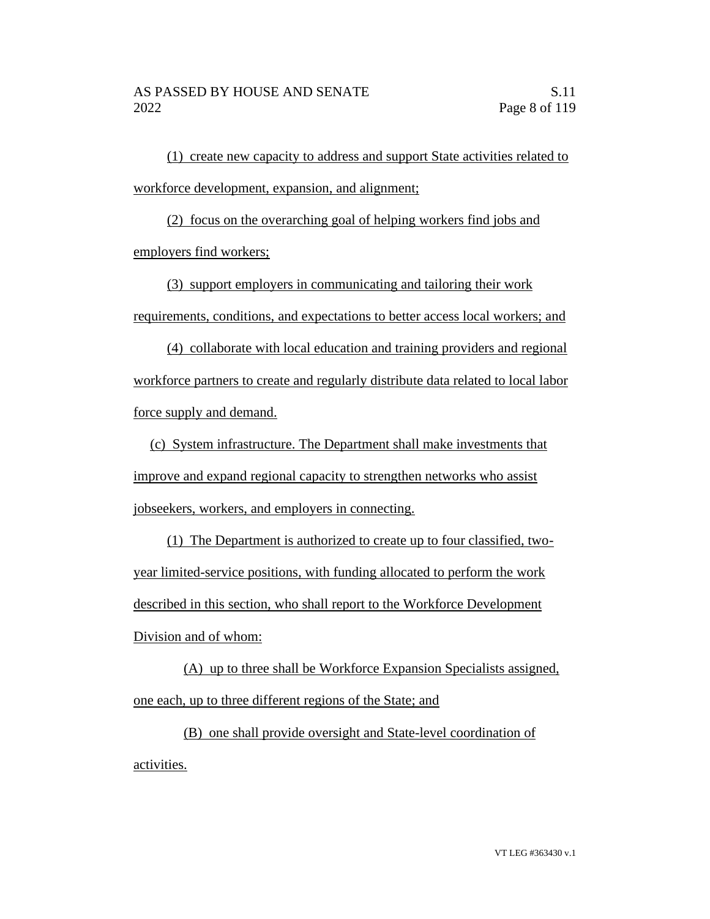(1) create new capacity to address and support State activities related to workforce development, expansion, and alignment;

(2) focus on the overarching goal of helping workers find jobs and employers find workers;

(3) support employers in communicating and tailoring their work requirements, conditions, and expectations to better access local workers; and

(4) collaborate with local education and training providers and regional workforce partners to create and regularly distribute data related to local labor force supply and demand.

(c) System infrastructure. The Department shall make investments that improve and expand regional capacity to strengthen networks who assist jobseekers, workers, and employers in connecting.

(1) The Department is authorized to create up to four classified, two-year limited-service positions, with funding allocated to perform the work described in this section, who shall report to the Workforce Development Division and of whom:

(A) up to three shall be Workforce Expansion Specialists assigned, one each, up to three different regions of the State; and

(B) one shall provide oversight and State-level coordination of activities.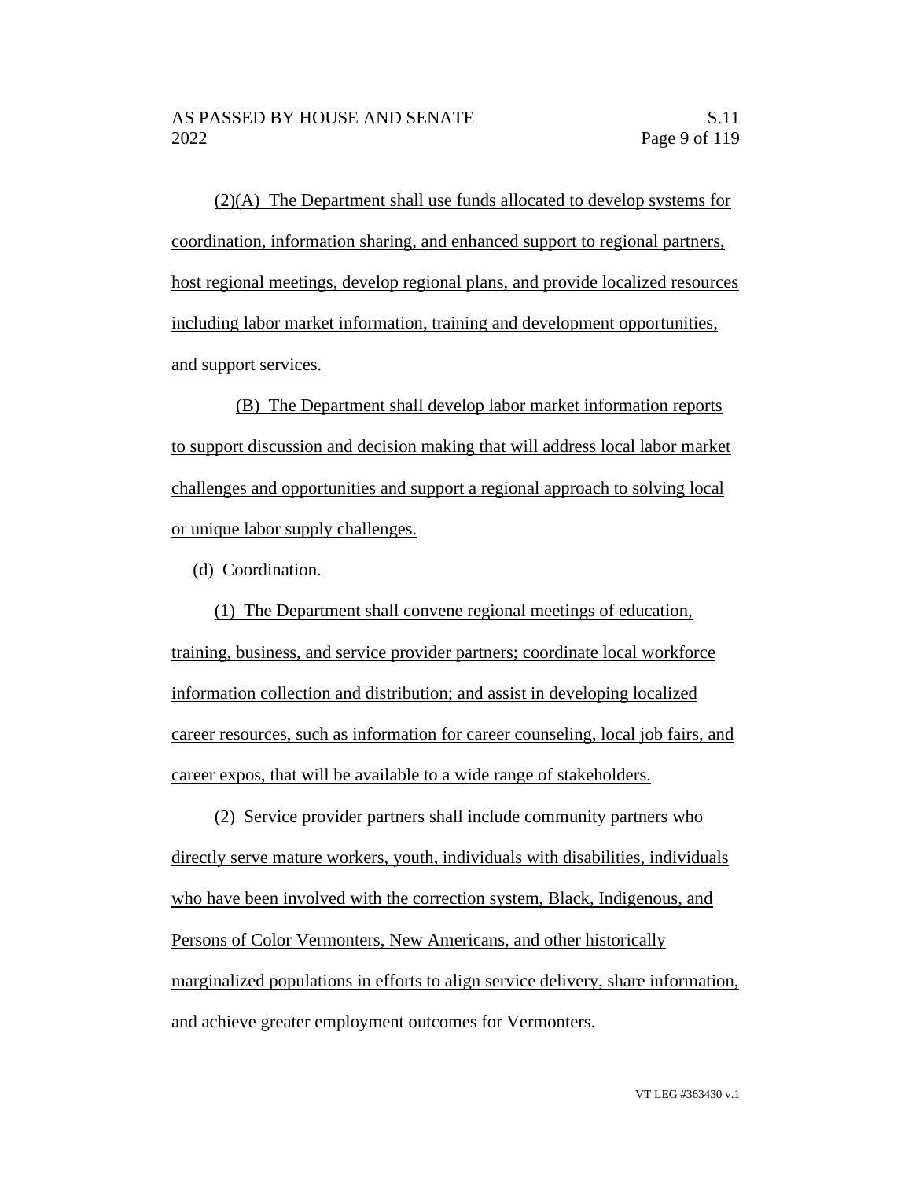(2)(A) The Department shall use funds allocated to develop systems for coordination, information sharing, and enhanced support to regional partners, host regional meetings, develop regional plans, and provide localized resources including labor market information, training and development opportunities, and support services.

(B) The Department shall develop labor market information reports to support discussion and decision making that will address local labor market challenges and opportunities and support a regional approach to solving local or unique labor supply challenges.

(d) Coordination.

(1) The Department shall convene regional meetings of education, training, business, and service provider partners; coordinate local workforce information collection and distribution; and assist in developing localized career resources, such as information for career counseling, local job fairs, and career expos, that will be available to a wide range of stakeholders.

(2) Service provider partners shall include community partners who directly serve mature workers, youth, individuals with disabilities, individuals who have been involved with the correction system, Black, Indigenous, and Persons of Color Vermonters, New Americans, and other historically marginalized populations in efforts to align service delivery, share information, and achieve greater employment outcomes for Vermonters.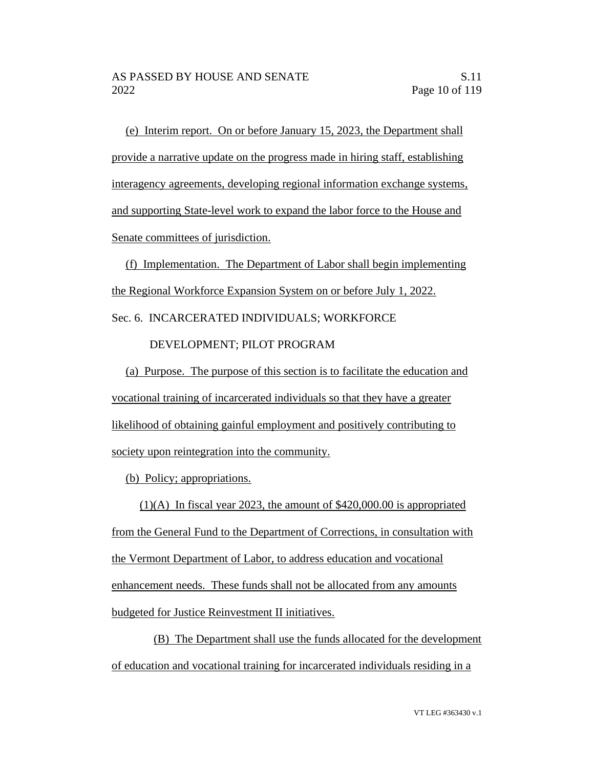(e) Interim report. On or before January 15, 2023, the Department shall provide a narrative update on the progress made in hiring staff, establishing interagency agreements, developing regional information exchange systems, and supporting State-level work to expand the labor force to the House and Senate committees of jurisdiction.

(f) Implementation. The Department of Labor shall begin implementing the Regional Workforce Expansion System on or before July 1, 2022.

Sec. 6. INCARCERATED INDIVIDUALS; WORKFORCE DEVELOPMENT; PILOT PROGRAM

(a) Purpose. The purpose of this section is to facilitate the education and vocational training of incarcerated individuals so that they have a greater likelihood of obtaining gainful employment and positively contributing to society upon reintegration into the community.

(b) Policy; appropriations.

(1)(A) In fiscal year 2023, the amount of $420,000.00 is appropriated from the General Fund to the Department of Corrections, in consultation with the Vermont Department of Labor, to address education and vocational enhancement needs. These funds shall not be allocated from any amounts budgeted for Justice Reinvestment II initiatives.

(B) The Department shall use the funds allocated for the development of education and vocational training for incarcerated individuals residing in a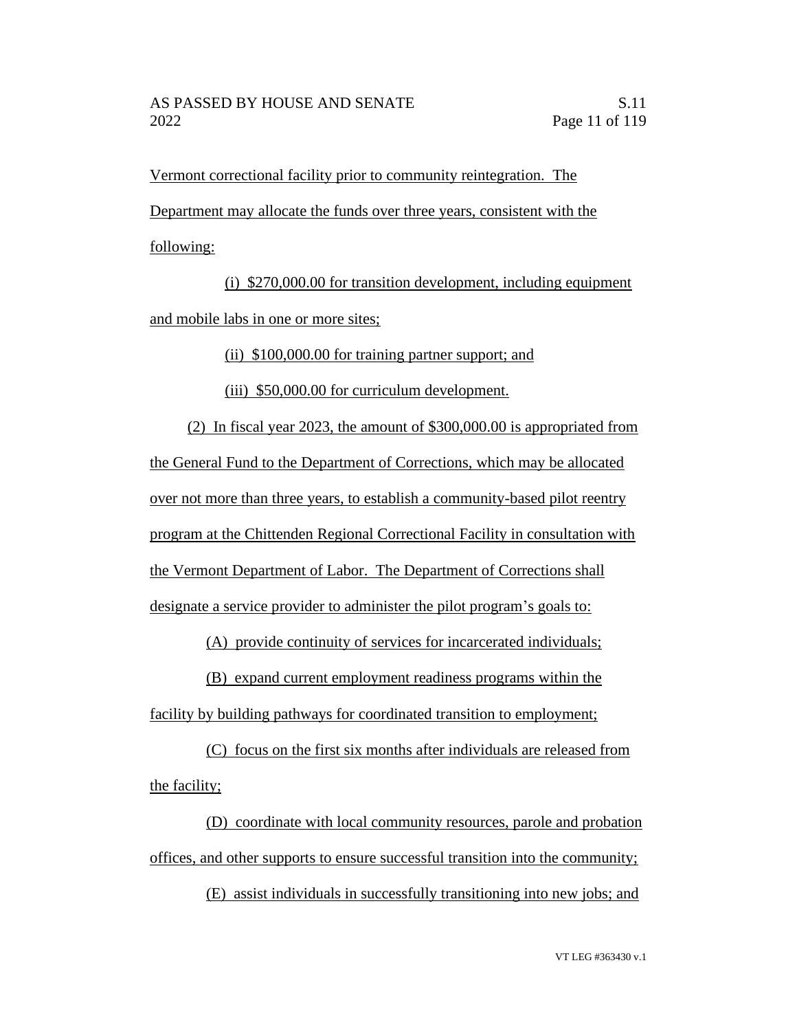Vermont correctional facility prior to community reintegration. The Department may allocate the funds over three years, consistent with the following:

(i) $270,000.00 for transition development, including equipment and mobile labs in one or more sites;

(ii) $100,000.00 for training partner support; and

(iii) $50,000.00 for curriculum development.

(2) In fiscal year 2023, the amount of $300,000.00 is appropriated from the General Fund to the Department of Corrections, which may be allocated over not more than three years, to establish a community-based pilot reentry program at the Chittenden Regional Correctional Facility in consultation with the Vermont Department of Labor. The Department of Corrections shall designate a service provider to administer the pilot program's goals to:

(A) provide continuity of services for incarcerated individuals;

(B) expand current employment readiness programs within the facility by building pathways for coordinated transition to employment;

(C) focus on the first six months after individuals are released from the facility;

(D) coordinate with local community resources, parole and probation offices, and other supports to ensure successful transition into the community;

(E) assist individuals in successfully transitioning into new jobs; and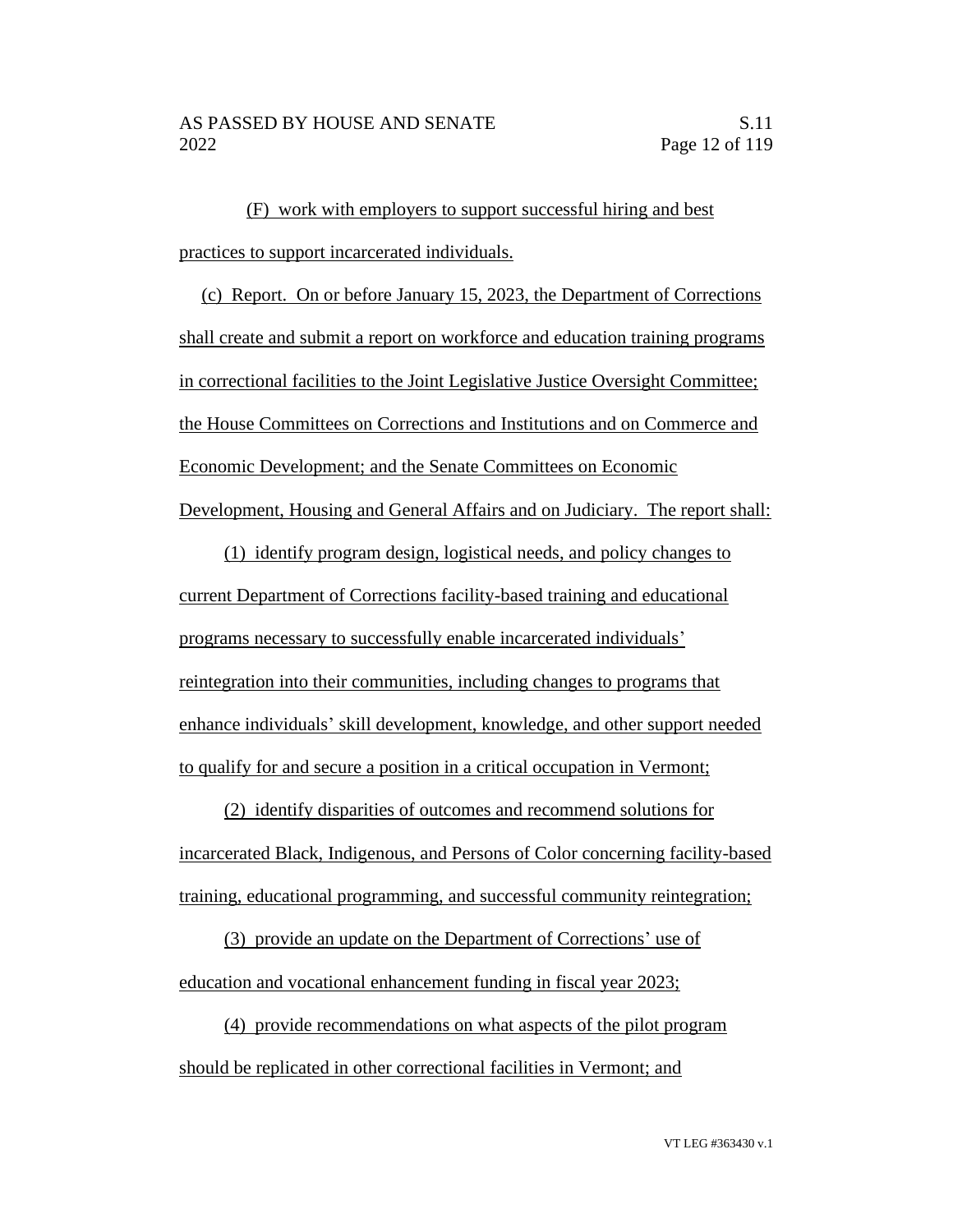(F) work with employers to support successful hiring and best practices to support incarcerated individuals.

(c) Report. On or before January 15, 2023, the Department of Corrections shall create and submit a report on workforce and education training programs in correctional facilities to the Joint Legislative Justice Oversight Committee; the House Committees on Corrections and Institutions and on Commerce and Economic Development; and the Senate Committees on Economic Development, Housing and General Affairs and on Judiciary. The report shall:

(1) identify program design, logistical needs, and policy changes to current Department of Corrections facility-based training and educational programs necessary to successfully enable incarcerated individuals' reintegration into their communities, including changes to programs that enhance individuals' skill development, knowledge, and other support needed to qualify for and secure a position in a critical occupation in Vermont;

(2) identify disparities of outcomes and recommend solutions for incarcerated Black, Indigenous, and Persons of Color concerning facility-based training, educational programming, and successful community reintegration;

(3) provide an update on the Department of Corrections' use of education and vocational enhancement funding in fiscal year 2023;

(4) provide recommendations on what aspects of the pilot program should be replicated in other correctional facilities in Vermont; and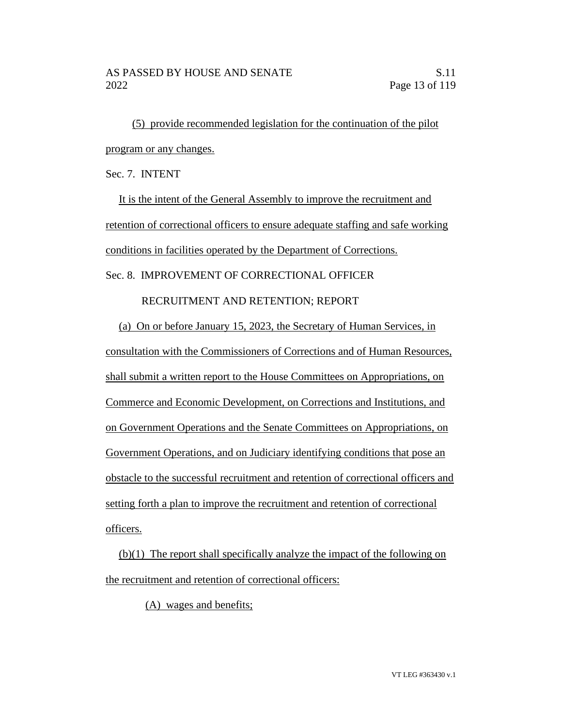(5) provide recommended legislation for the continuation of the pilot program or any changes.

Sec. 7. INTENT

It is the intent of the General Assembly to improve the recruitment and retention of correctional officers to ensure adequate staffing and safe working conditions in facilities operated by the Department of Corrections.

Sec. 8. IMPROVEMENT OF CORRECTIONAL OFFICER RECRUITMENT AND RETENTION; REPORT

(a) On or before January 15, 2023, the Secretary of Human Services, in consultation with the Commissioners of Corrections and of Human Resources, shall submit a written report to the House Committees on Appropriations, on Commerce and Economic Development, on Corrections and Institutions, and on Government Operations and the Senate Committees on Appropriations, on Government Operations, and on Judiciary identifying conditions that pose an obstacle to the successful recruitment and retention of correctional officers and setting forth a plan to improve the recruitment and retention of correctional officers.

(b)(1) The report shall specifically analyze the impact of the following on the recruitment and retention of correctional officers:

(A) wages and benefits;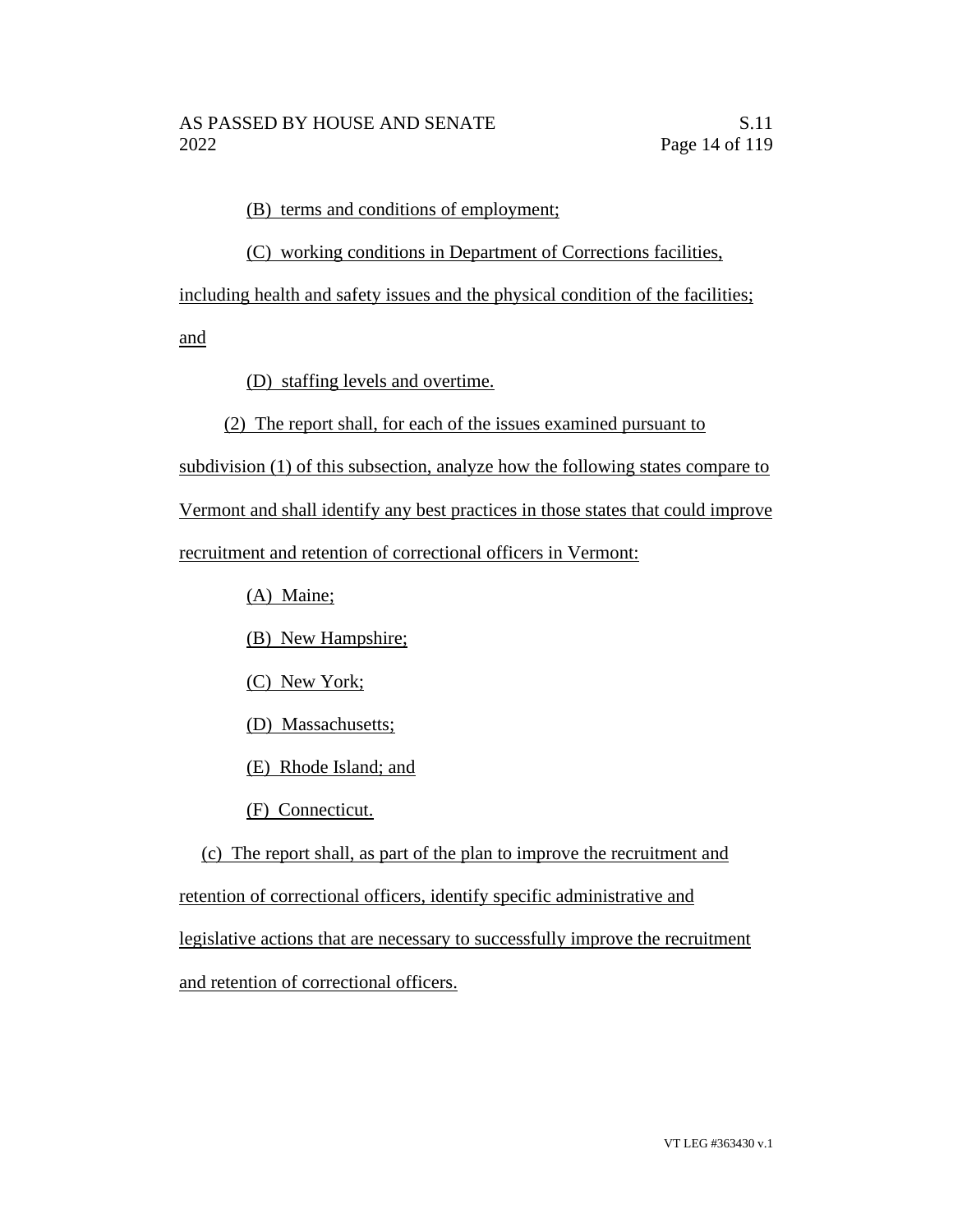(B) terms and conditions of employment;

(C) working conditions in Department of Corrections facilities, including health and safety issues and the physical condition of the facilities; and

(D) staffing levels and overtime.

(2) The report shall, for each of the issues examined pursuant to subdivision (1) of this subsection, analyze how the following states compare to Vermont and shall identify any best practices in those states that could improve recruitment and retention of correctional officers in Vermont:

(A) Maine;

(B) New Hampshire;

(C) New York;

(D) Massachusetts;

(E) Rhode Island; and

(F) Connecticut.

(c) The report shall, as part of the plan to improve the recruitment and retention of correctional officers, identify specific administrative and legislative actions that are necessary to successfully improve the recruitment and retention of correctional officers.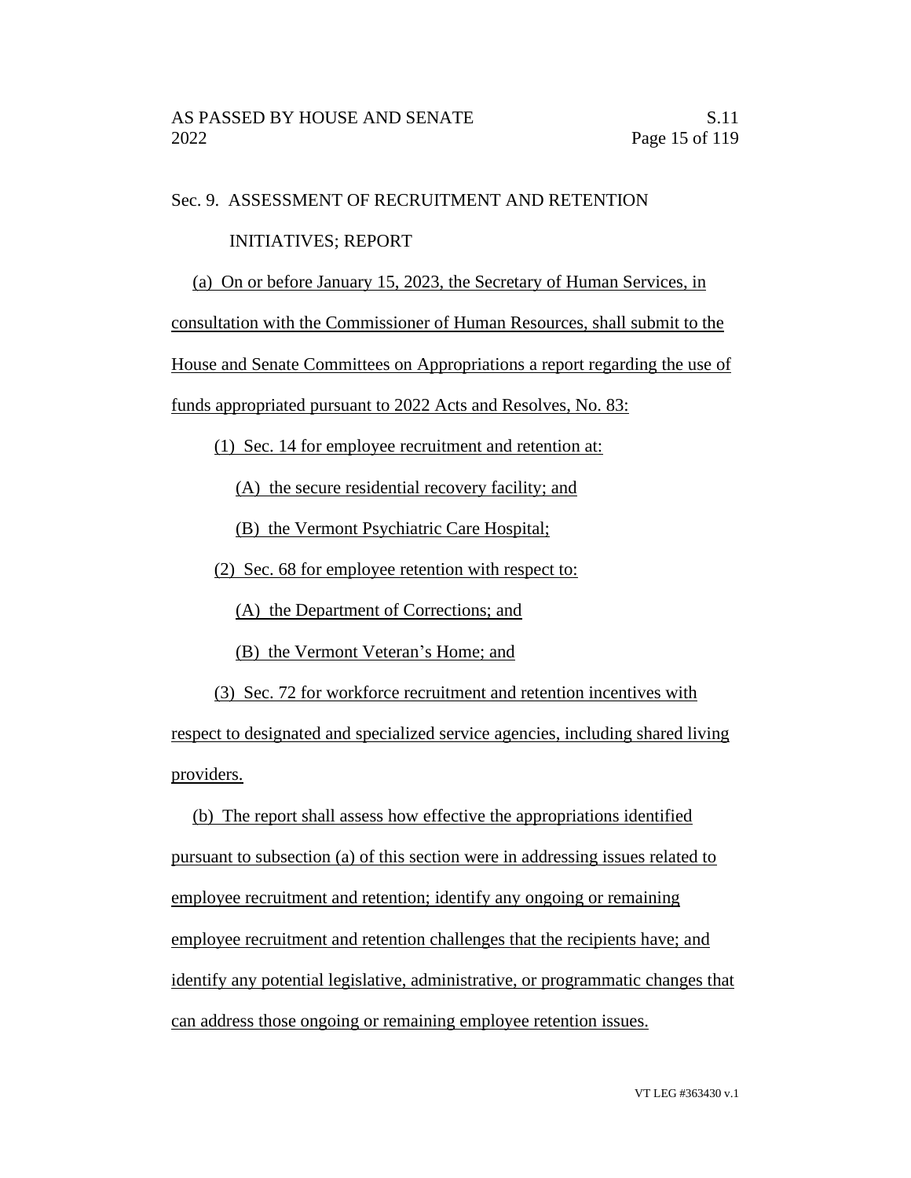Sec. 9. ASSESSMENT OF RECRUITMENT AND RETENTION INITIATIVES; REPORT

(a) On or before January 15, 2023, the Secretary of Human Services, in consultation with the Commissioner of Human Resources, shall submit to the House and Senate Committees on Appropriations a report regarding the use of funds appropriated pursuant to 2022 Acts and Resolves, No. 83:

(1) Sec. 14 for employee recruitment and retention at:

(A) the secure residential recovery facility; and

(B) the Vermont Psychiatric Care Hospital;

(2) Sec. 68 for employee retention with respect to:

(A) the Department of Corrections; and

(B) the Vermont Veteran's Home; and

(3) Sec. 72 for workforce recruitment and retention incentives with respect to designated and specialized service agencies, including shared living providers.

(b) The report shall assess how effective the appropriations identified pursuant to subsection (a) of this section were in addressing issues related to employee recruitment and retention; identify any ongoing or remaining employee recruitment and retention challenges that the recipients have; and identify any potential legislative, administrative, or programmatic changes that can address those ongoing or remaining employee retention issues.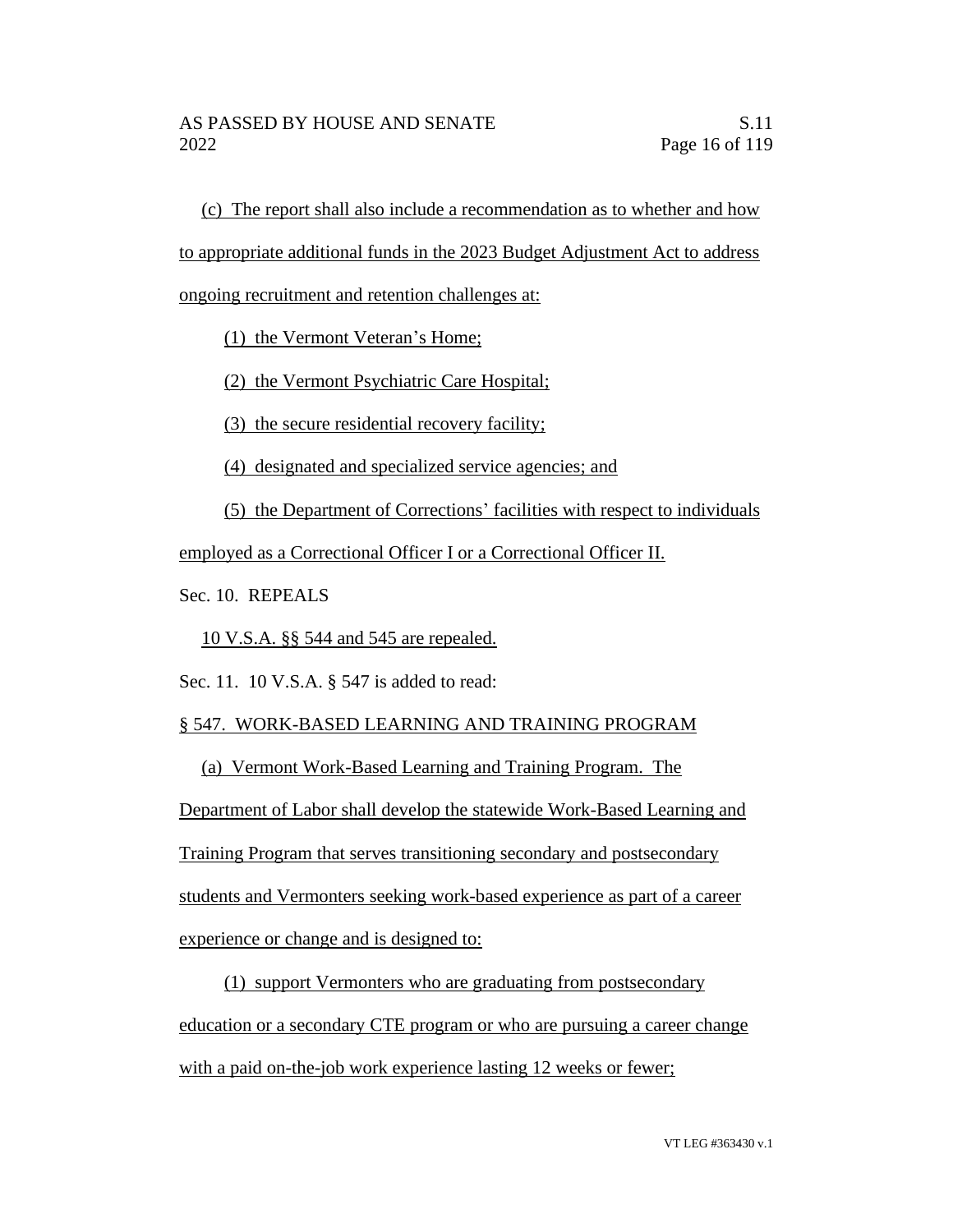(c) The report shall also include a recommendation as to whether and how to appropriate additional funds in the 2023 Budget Adjustment Act to address ongoing recruitment and retention challenges at:

(1) the Vermont Veteran's Home;

(2) the Vermont Psychiatric Care Hospital;

(3) the secure residential recovery facility;

(4) designated and specialized service agencies; and

(5) the Department of Corrections' facilities with respect to individuals employed as a Correctional Officer I or a Correctional Officer II.

Sec. 10. REPEALS

10 V.S.A. §§ 544 and 545 are repealed.

Sec. 11. 10 V.S.A. § 547 is added to read:

§ 547. WORK-BASED LEARNING AND TRAINING PROGRAM

(a) Vermont Work-Based Learning and Training Program. The Department of Labor shall develop the statewide Work-Based Learning and Training Program that serves transitioning secondary and postsecondary students and Vermonters seeking work-based experience as part of a career experience or change and is designed to:

(1) support Vermonters who are graduating from postsecondary education or a secondary CTE program or who are pursuing a career change with a paid on-the-job work experience lasting 12 weeks or fewer;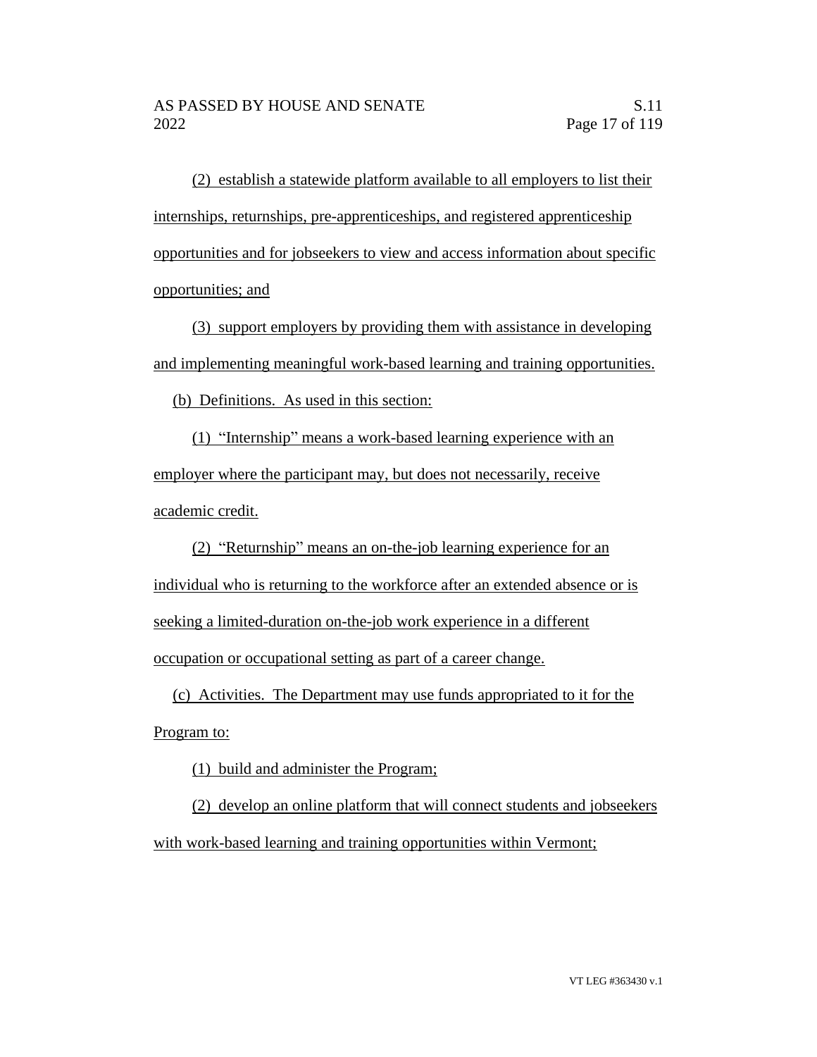(2) establish a statewide platform available to all employers to list their internships, returnships, pre-apprenticeships, and registered apprenticeship opportunities and for jobseekers to view and access information about specific opportunities; and

(3) support employers by providing them with assistance in developing and implementing meaningful work-based learning and training opportunities.

(b) Definitions. As used in this section:

(1) "Internship" means a work-based learning experience with an employer where the participant may, but does not necessarily, receive academic credit.

(2) "Returnship" means an on-the-job learning experience for an individual who is returning to the workforce after an extended absence or is seeking a limited-duration on-the-job work experience in a different occupation or occupational setting as part of a career change.

(c) Activities. The Department may use funds appropriated to it for the Program to:

(1) build and administer the Program;

(2) develop an online platform that will connect students and jobseekers with work-based learning and training opportunities within Vermont;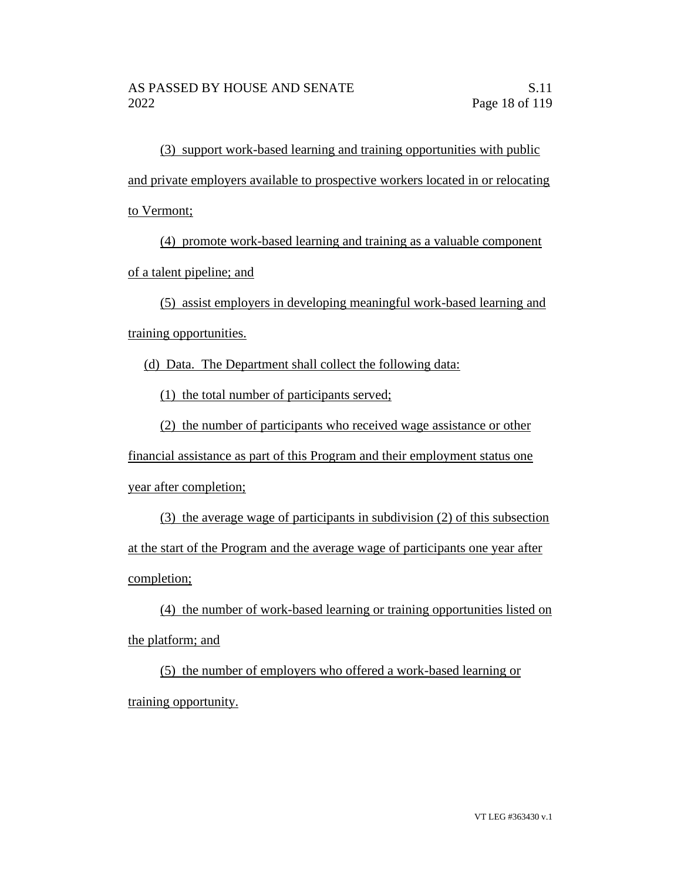(3) support work-based learning and training opportunities with public and private employers available to prospective workers located in or relocating to Vermont;

(4) promote work-based learning and training as a valuable component of a talent pipeline; and

(5) assist employers in developing meaningful work-based learning and training opportunities.

(d) Data. The Department shall collect the following data:

(1) the total number of participants served;

(2) the number of participants who received wage assistance or other financial assistance as part of this Program and their employment status one year after completion;

(3) the average wage of participants in subdivision (2) of this subsection at the start of the Program and the average wage of participants one year after completion;

(4) the number of work-based learning or training opportunities listed on the platform; and

(5) the number of employers who offered a work-based learning or training opportunity.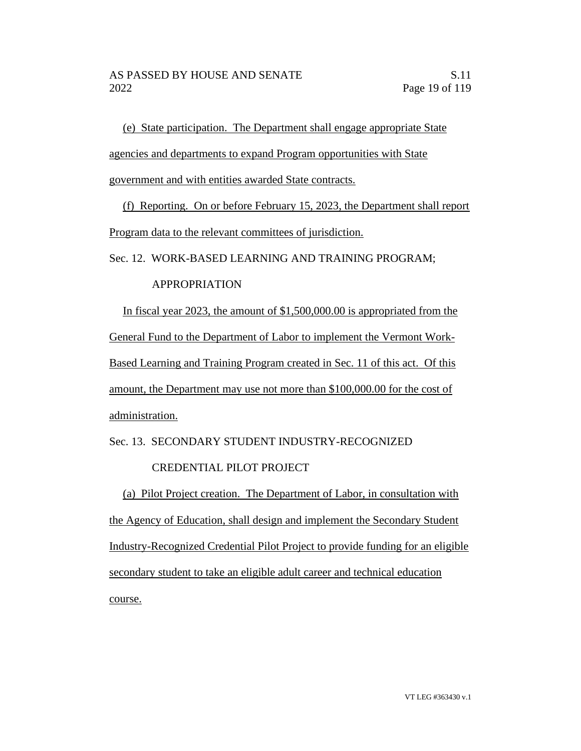(e) State participation. The Department shall engage appropriate State agencies and departments to expand Program opportunities with State government and with entities awarded State contracts.

(f) Reporting. On or before February 15, 2023, the Department shall report Program data to the relevant committees of jurisdiction.

Sec. 12. WORK-BASED LEARNING AND TRAINING PROGRAM; APPROPRIATION

In fiscal year 2023, the amount of $1,500,000.00 is appropriated from the General Fund to the Department of Labor to implement the Vermont Work-Based Learning and Training Program created in Sec. 11 of this act. Of this amount, the Department may use not more than $100,000.00 for the cost of administration.

Sec. 13. SECONDARY STUDENT INDUSTRY-RECOGNIZED CREDENTIAL PILOT PROJECT

(a) Pilot Project creation. The Department of Labor, in consultation with the Agency of Education, shall design and implement the Secondary Student Industry-Recognized Credential Pilot Project to provide funding for an eligible secondary student to take an eligible adult career and technical education course.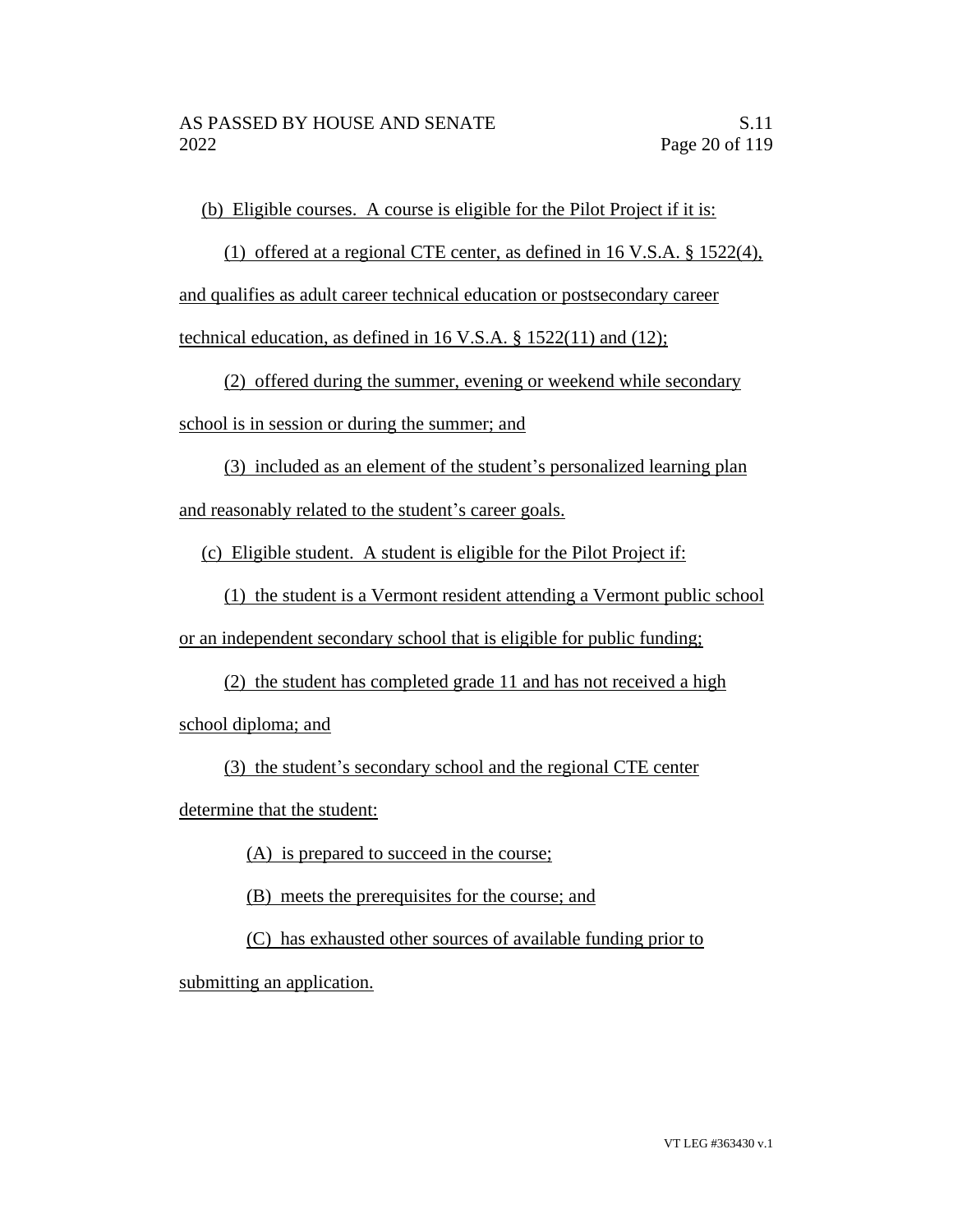(b) Eligible courses. A course is eligible for the Pilot Project if it is:

(1) offered at a regional CTE center, as defined in 16 V.S.A. § 1522(4), and qualifies as adult career technical education or postsecondary career technical education, as defined in 16 V.S.A. § 1522(11) and (12);

(2) offered during the summer, evening or weekend while secondary school is in session or during the summer; and

(3) included as an element of the student's personalized learning plan and reasonably related to the student's career goals.

(c) Eligible student. A student is eligible for the Pilot Project if:

(1) the student is a Vermont resident attending a Vermont public school or an independent secondary school that is eligible for public funding;

(2) the student has completed grade 11 and has not received a high school diploma; and

(3) the student's secondary school and the regional CTE center determine that the student:

(A) is prepared to succeed in the course;

(B) meets the prerequisites for the course; and

(C) has exhausted other sources of available funding prior to submitting an application.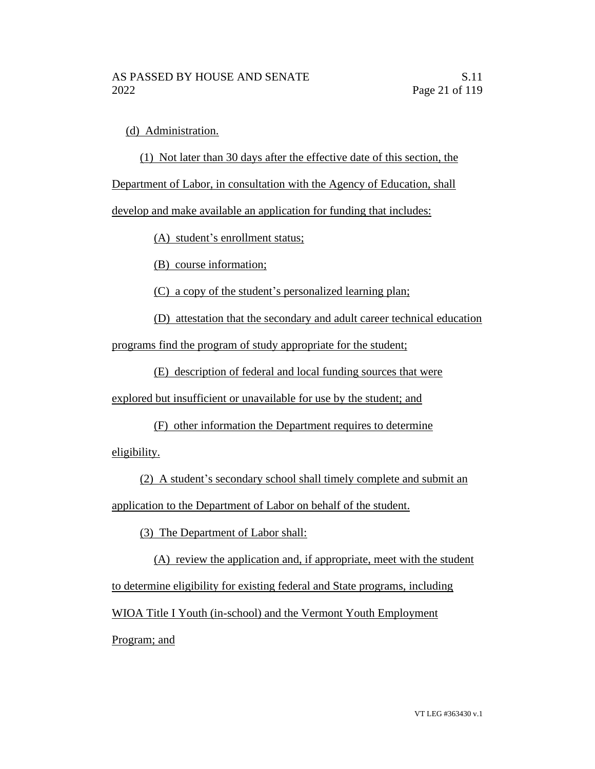(d) Administration.

(1) Not later than 30 days after the effective date of this section, the Department of Labor, in consultation with the Agency of Education, shall develop and make available an application for funding that includes:

(A) student's enrollment status;

(B) course information;

(C) a copy of the student's personalized learning plan;

(D) attestation that the secondary and adult career technical education programs find the program of study appropriate for the student;

(E) description of federal and local funding sources that were explored but insufficient or unavailable for use by the student; and

(F) other information the Department requires to determine eligibility.

(2) A student's secondary school shall timely complete and submit an application to the Department of Labor on behalf of the student.

(3) The Department of Labor shall:

(A) review the application and, if appropriate, meet with the student to determine eligibility for existing federal and State programs, including WIOA Title I Youth (in-school) and the Vermont Youth Employment Program; and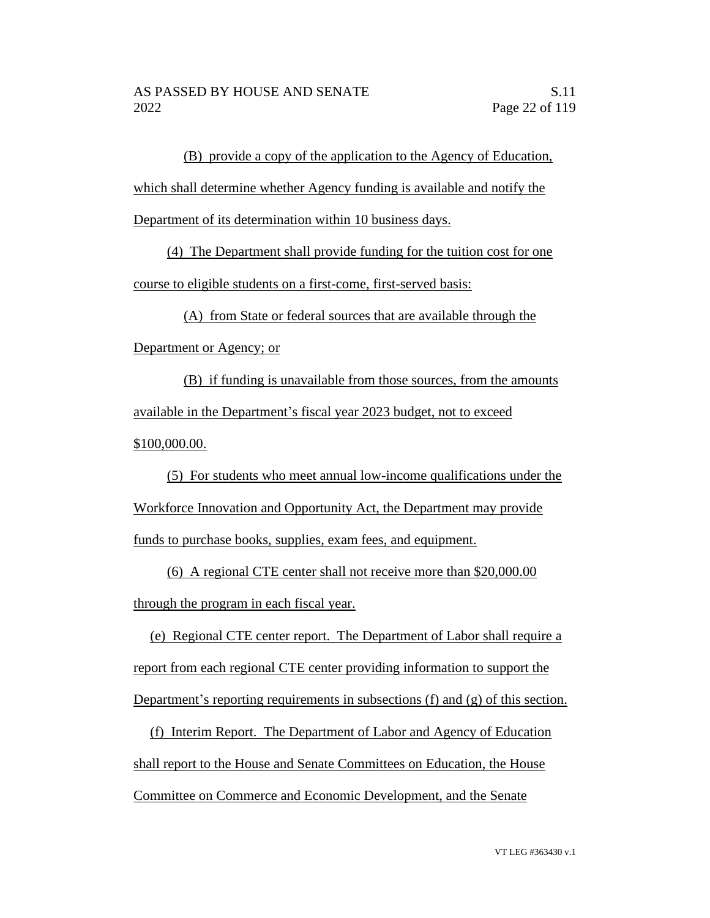(B) provide a copy of the application to the Agency of Education, which shall determine whether Agency funding is available and notify the Department of its determination within 10 business days.

(4) The Department shall provide funding for the tuition cost for one course to eligible students on a first-come, first-served basis:

(A) from State or federal sources that are available through the Department or Agency; or

(B) if funding is unavailable from those sources, from the amounts available in the Department's fiscal year 2023 budget, not to exceed $100,000.00.

(5) For students who meet annual low-income qualifications under the Workforce Innovation and Opportunity Act, the Department may provide funds to purchase books, supplies, exam fees, and equipment.

(6) A regional CTE center shall not receive more than $20,000.00 through the program in each fiscal year.

(e) Regional CTE center report. The Department of Labor shall require a report from each regional CTE center providing information to support the Department's reporting requirements in subsections (f) and (g) of this section.

(f) Interim Report. The Department of Labor and Agency of Education shall report to the House and Senate Committees on Education, the House Committee on Commerce and Economic Development, and the Senate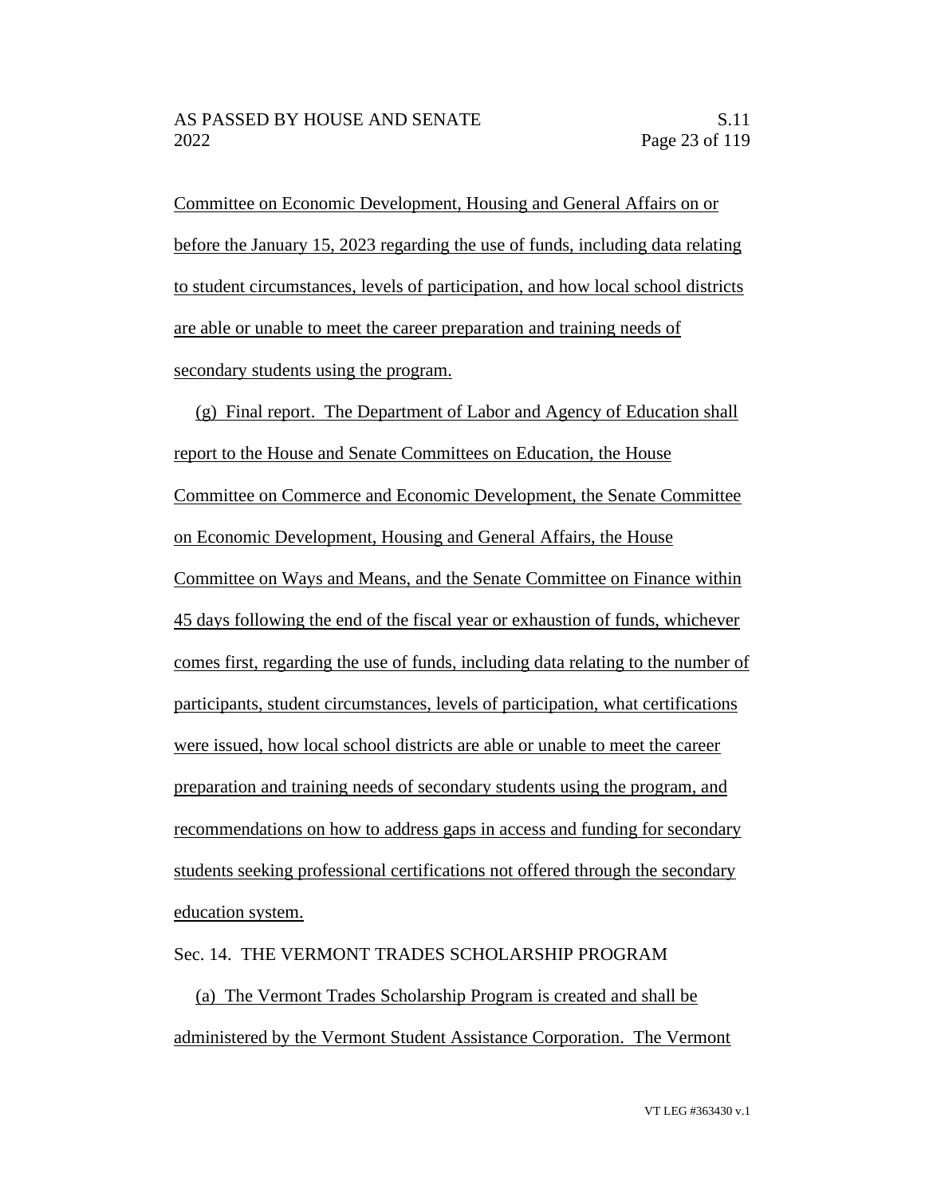Committee on Economic Development, Housing and General Affairs on or before the January 15, 2023 regarding the use of funds, including data relating to student circumstances, levels of participation, and how local school districts are able or unable to meet the career preparation and training needs of secondary students using the program.

(g) Final report. The Department of Labor and Agency of Education shall report to the House and Senate Committees on Education, the House Committee on Commerce and Economic Development, the Senate Committee on Economic Development, Housing and General Affairs, the House Committee on Ways and Means, and the Senate Committee on Finance within 45 days following the end of the fiscal year or exhaustion of funds, whichever comes first, regarding the use of funds, including data relating to the number of participants, student circumstances, levels of participation, what certifications were issued, how local school districts are able or unable to meet the career preparation and training needs of secondary students using the program, and recommendations on how to address gaps in access and funding for secondary students seeking professional certifications not offered through the secondary education system.

Sec. 14. THE VERMONT TRADES SCHOLARSHIP PROGRAM

(a) The Vermont Trades Scholarship Program is created and shall be administered by the Vermont Student Assistance Corporation. The Vermont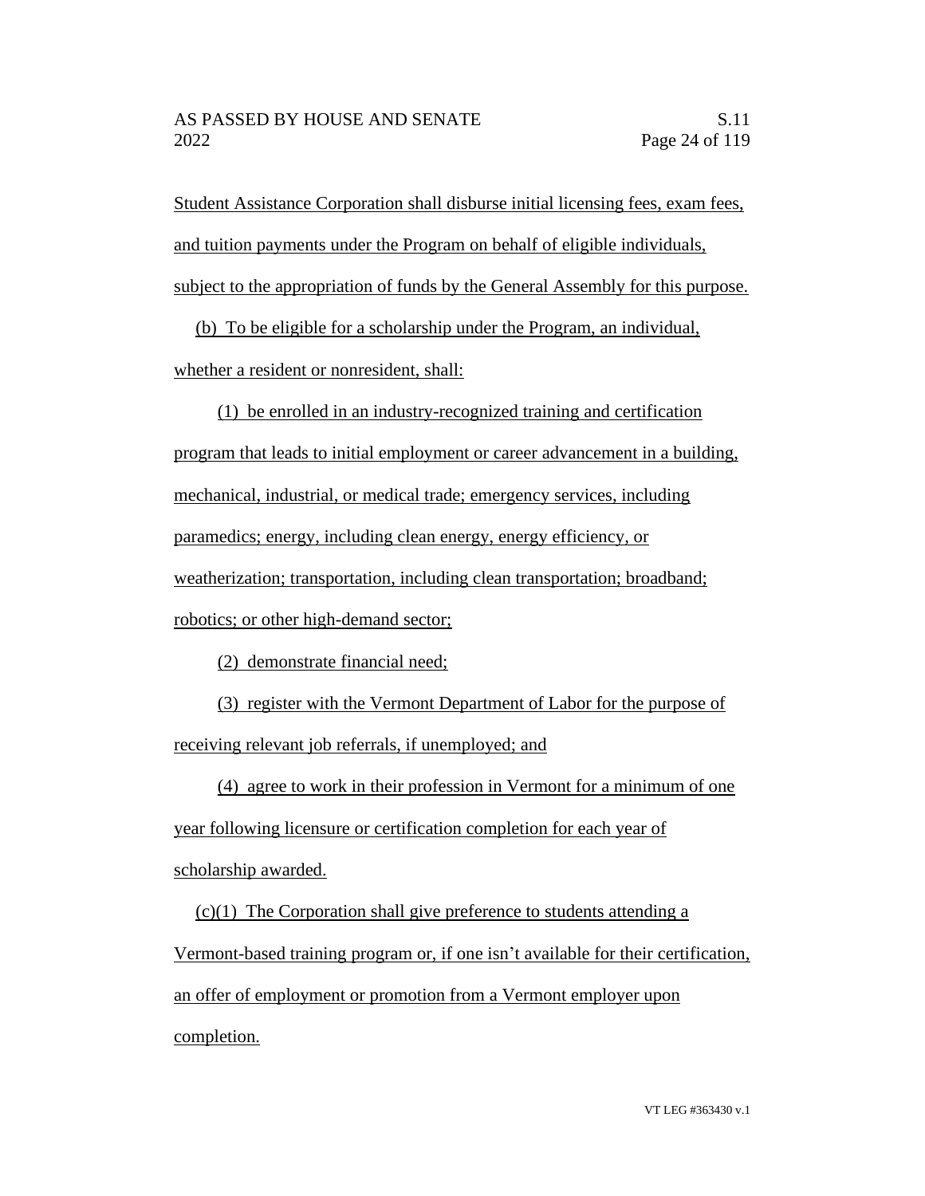Student Assistance Corporation shall disburse initial licensing fees, exam fees, and tuition payments under the Program on behalf of eligible individuals, subject to the appropriation of funds by the General Assembly for this purpose.

(b) To be eligible for a scholarship under the Program, an individual, whether a resident or nonresident, shall:

(1) be enrolled in an industry-recognized training and certification program that leads to initial employment or career advancement in a building, mechanical, industrial, or medical trade; emergency services, including paramedics; energy, including clean energy, energy efficiency, or weatherization; transportation, including clean transportation; broadband; robotics; or other high-demand sector;

(2) demonstrate financial need;

(3) register with the Vermont Department of Labor for the purpose of receiving relevant job referrals, if unemployed; and

(4) agree to work in their profession in Vermont for a minimum of one year following licensure or certification completion for each year of scholarship awarded.

(c)(1) The Corporation shall give preference to students attending a Vermont-based training program or, if one isn't available for their certification, an offer of employment or promotion from a Vermont employer upon completion.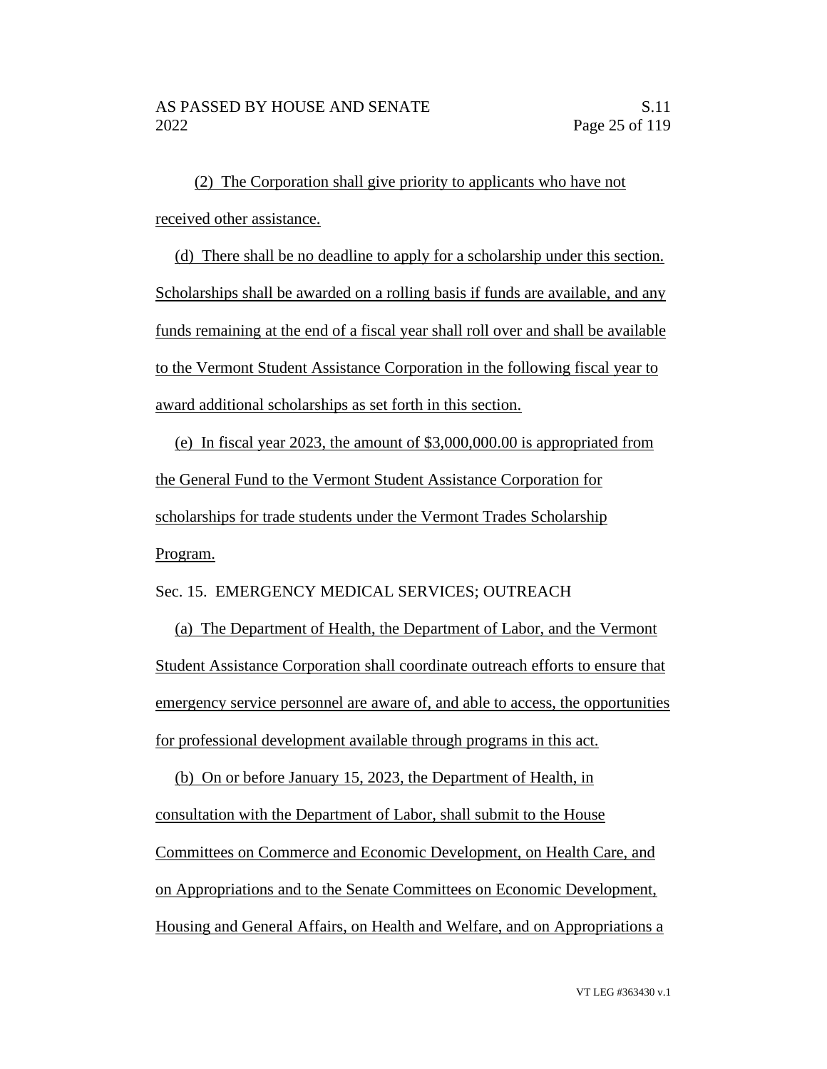(2) The Corporation shall give priority to applicants who have not received other assistance.

(d) There shall be no deadline to apply for a scholarship under this section. Scholarships shall be awarded on a rolling basis if funds are available, and any funds remaining at the end of a fiscal year shall roll over and shall be available to the Vermont Student Assistance Corporation in the following fiscal year to award additional scholarships as set forth in this section.

(e) In fiscal year 2023, the amount of $3,000,000.00 is appropriated from the General Fund to the Vermont Student Assistance Corporation for scholarships for trade students under the Vermont Trades Scholarship Program.

Sec. 15. EMERGENCY MEDICAL SERVICES; OUTREACH

(a) The Department of Health, the Department of Labor, and the Vermont Student Assistance Corporation shall coordinate outreach efforts to ensure that emergency service personnel are aware of, and able to access, the opportunities for professional development available through programs in this act.

(b) On or before January 15, 2023, the Department of Health, in consultation with the Department of Labor, shall submit to the House Committees on Commerce and Economic Development, on Health Care, and on Appropriations and to the Senate Committees on Economic Development, Housing and General Affairs, on Health and Welfare, and on Appropriations a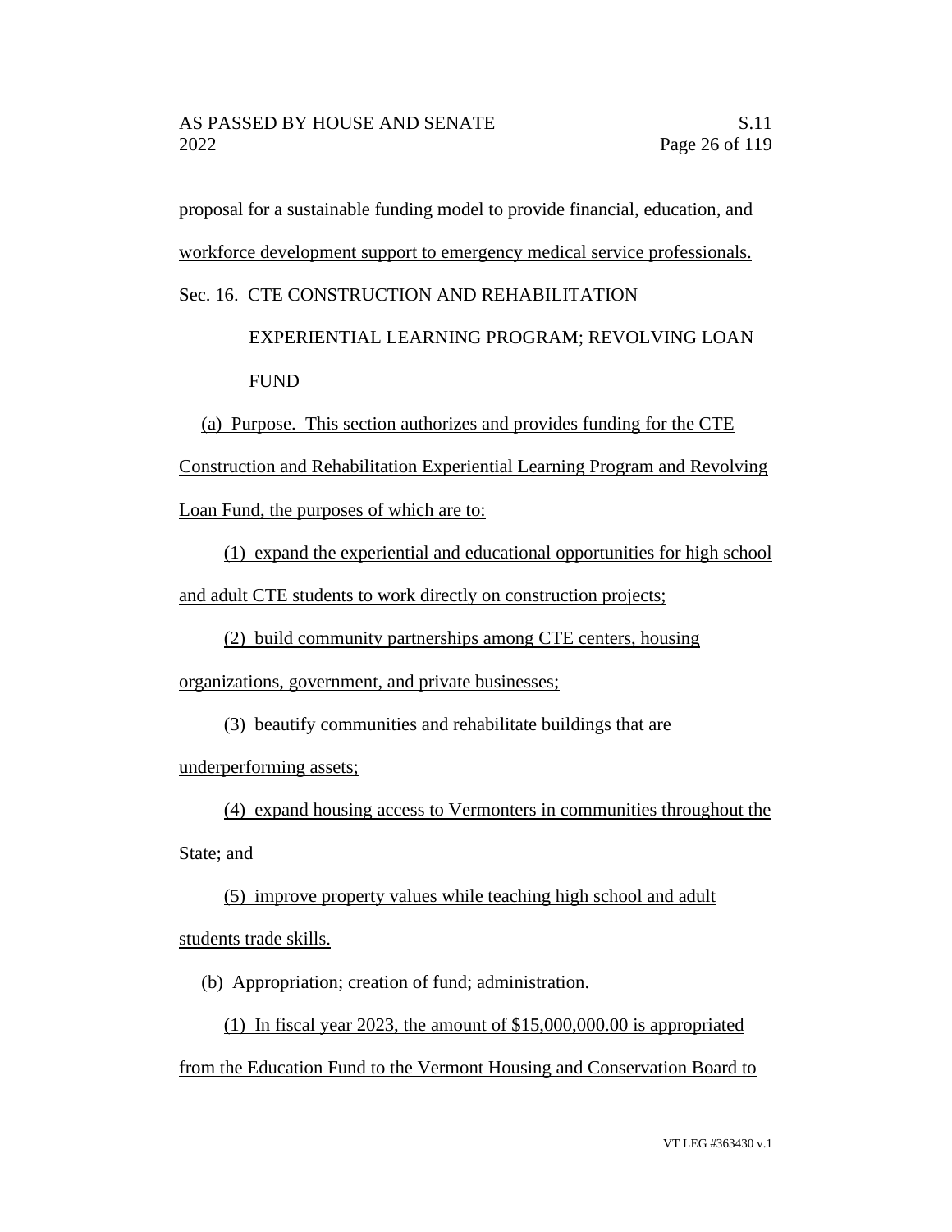proposal for a sustainable funding model to provide financial, education, and workforce development support to emergency medical service professionals.

Sec. 16. CTE CONSTRUCTION AND REHABILITATION EXPERIENTIAL LEARNING PROGRAM; REVOLVING LOAN FUND

(a) Purpose. This section authorizes and provides funding for the CTE Construction and Rehabilitation Experiential Learning Program and Revolving Loan Fund, the purposes of which are to:

(1) expand the experiential and educational opportunities for high school and adult CTE students to work directly on construction projects;

(2) build community partnerships among CTE centers, housing organizations, government, and private businesses;

(3) beautify communities and rehabilitate buildings that are underperforming assets;

(4) expand housing access to Vermonters in communities throughout the State; and

(5) improve property values while teaching high school and adult students trade skills.

(b) Appropriation; creation of fund; administration.

(1) In fiscal year 2023, the amount of $15,000,000.00 is appropriated from the Education Fund to the Vermont Housing and Conservation Board to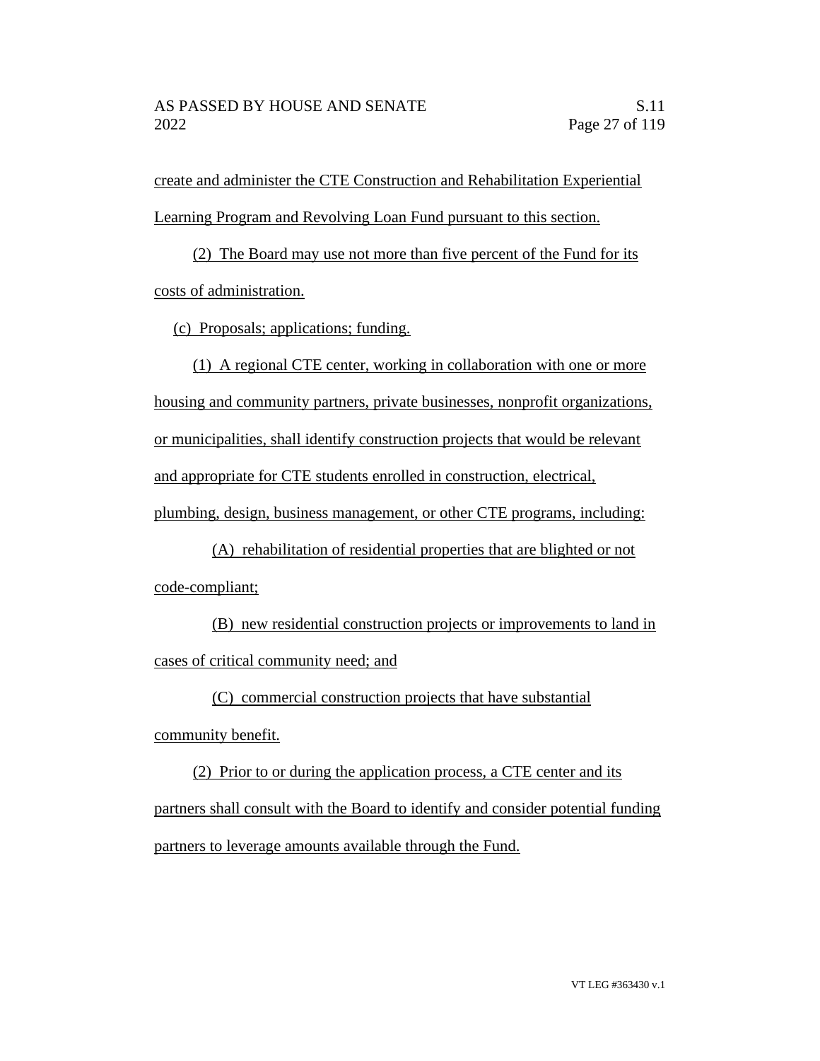create and administer the CTE Construction and Rehabilitation Experiential Learning Program and Revolving Loan Fund pursuant to this section.

(2) The Board may use not more than five percent of the Fund for its costs of administration.

(c) Proposals; applications; funding.

(1) A regional CTE center, working in collaboration with one or more housing and community partners, private businesses, nonprofit organizations, or municipalities, shall identify construction projects that would be relevant and appropriate for CTE students enrolled in construction, electrical, plumbing, design, business management, or other CTE programs, including:

(A) rehabilitation of residential properties that are blighted or not code-compliant;

(B) new residential construction projects or improvements to land in cases of critical community need; and

(C) commercial construction projects that have substantial community benefit.

(2) Prior to or during the application process, a CTE center and its partners shall consult with the Board to identify and consider potential funding partners to leverage amounts available through the Fund.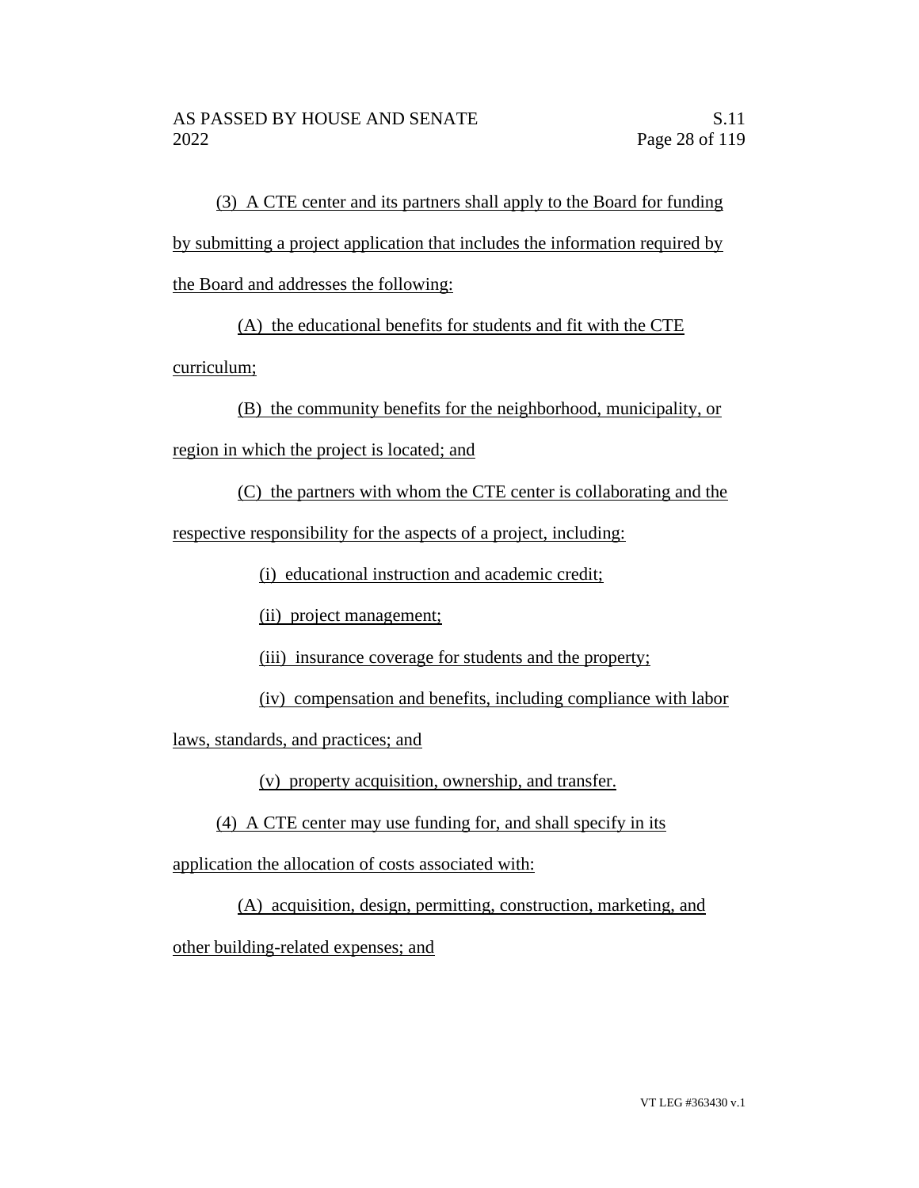(3) A CTE center and its partners shall apply to the Board for funding by submitting a project application that includes the information required by the Board and addresses the following:

(A) the educational benefits for students and fit with the CTE curriculum;

(B) the community benefits for the neighborhood, municipality, or region in which the project is located; and

(C) the partners with whom the CTE center is collaborating and the respective responsibility for the aspects of a project, including:

(i) educational instruction and academic credit;

(ii) project management;

(iii) insurance coverage for students and the property;

(iv) compensation and benefits, including compliance with labor laws, standards, and practices; and

(v) property acquisition, ownership, and transfer.

(4) A CTE center may use funding for, and shall specify in its application the allocation of costs associated with:

(A) acquisition, design, permitting, construction, marketing, and other building-related expenses; and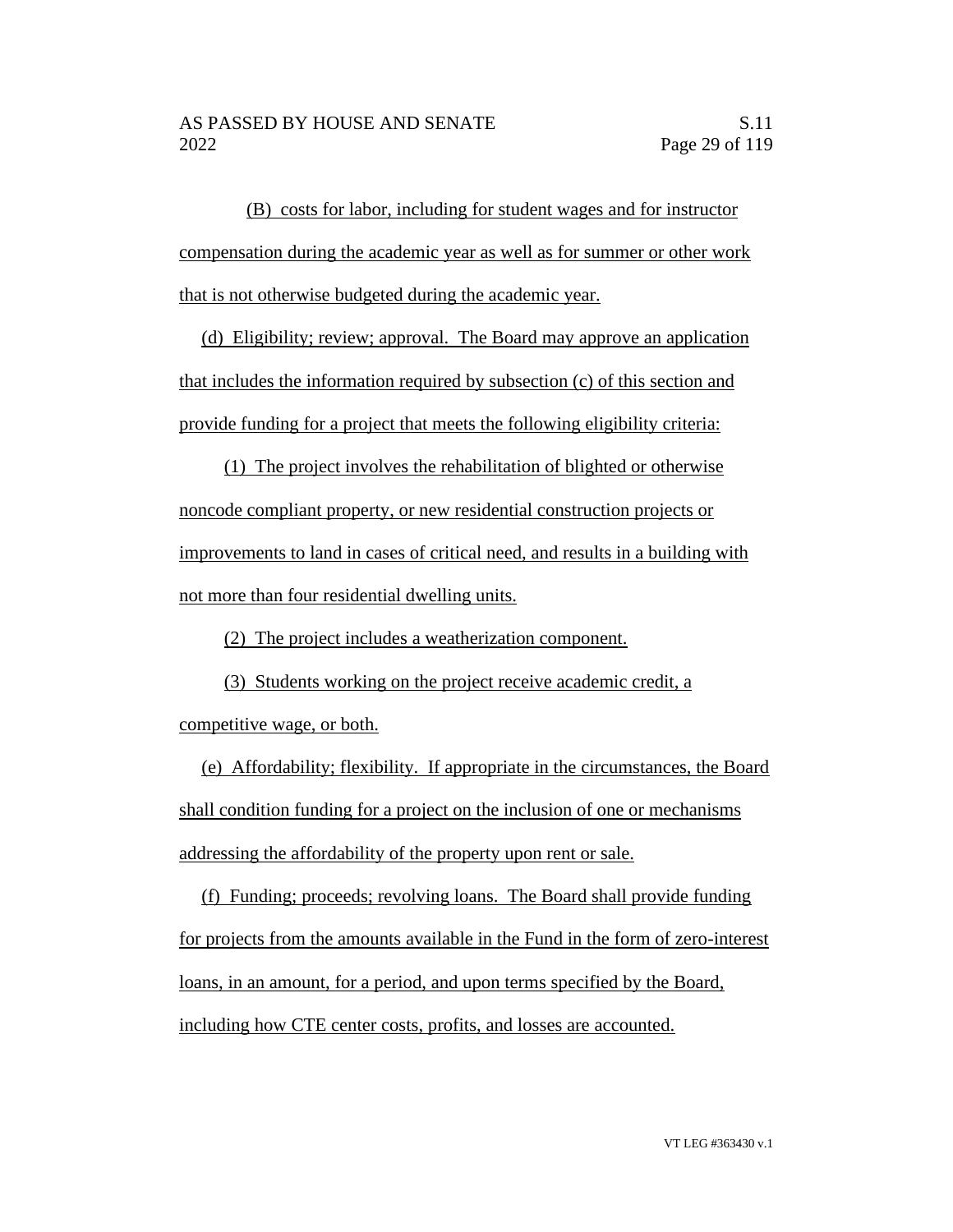(B) costs for labor, including for student wages and for instructor compensation during the academic year as well as for summer or other work that is not otherwise budgeted during the academic year.

(d) Eligibility; review; approval. The Board may approve an application that includes the information required by subsection (c) of this section and provide funding for a project that meets the following eligibility criteria:

(1) The project involves the rehabilitation of blighted or otherwise noncode compliant property, or new residential construction projects or improvements to land in cases of critical need, and results in a building with not more than four residential dwelling units.

(2) The project includes a weatherization component.

(3) Students working on the project receive academic credit, a competitive wage, or both.

(e) Affordability; flexibility. If appropriate in the circumstances, the Board shall condition funding for a project on the inclusion of one or mechanisms addressing the affordability of the property upon rent or sale.

(f) Funding; proceeds; revolving loans. The Board shall provide funding for projects from the amounts available in the Fund in the form of zero-interest loans, in an amount, for a period, and upon terms specified by the Board, including how CTE center costs, profits, and losses are accounted.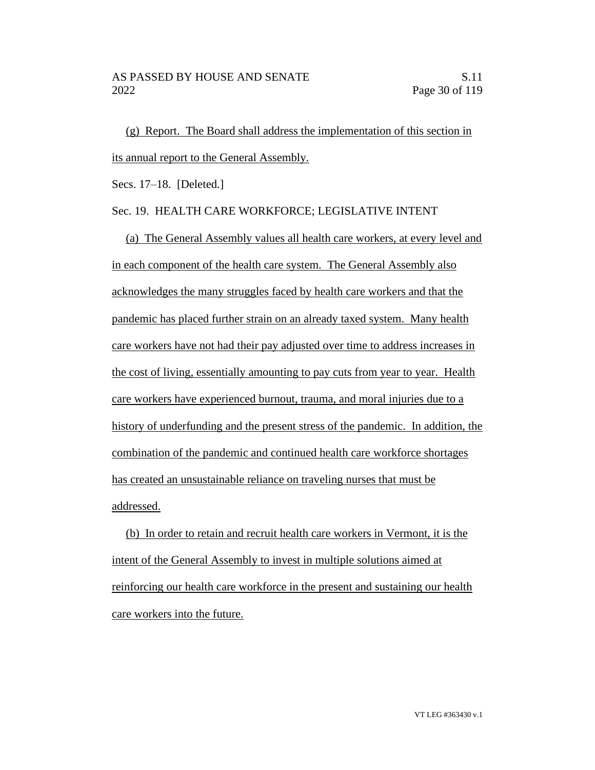(g) Report. The Board shall address the implementation of this section in its annual report to the General Assembly.

Secs. 17–18. [Deleted.]

Sec. 19. HEALTH CARE WORKFORCE; LEGISLATIVE INTENT

(a) The General Assembly values all health care workers, at every level and in each component of the health care system. The General Assembly also acknowledges the many struggles faced by health care workers and that the pandemic has placed further strain on an already taxed system. Many health care workers have not had their pay adjusted over time to address increases in the cost of living, essentially amounting to pay cuts from year to year. Health care workers have experienced burnout, trauma, and moral injuries due to a history of underfunding and the present stress of the pandemic. In addition, the combination of the pandemic and continued health care workforce shortages has created an unsustainable reliance on traveling nurses that must be addressed.

(b) In order to retain and recruit health care workers in Vermont, it is the intent of the General Assembly to invest in multiple solutions aimed at reinforcing our health care workforce in the present and sustaining our health care workers into the future.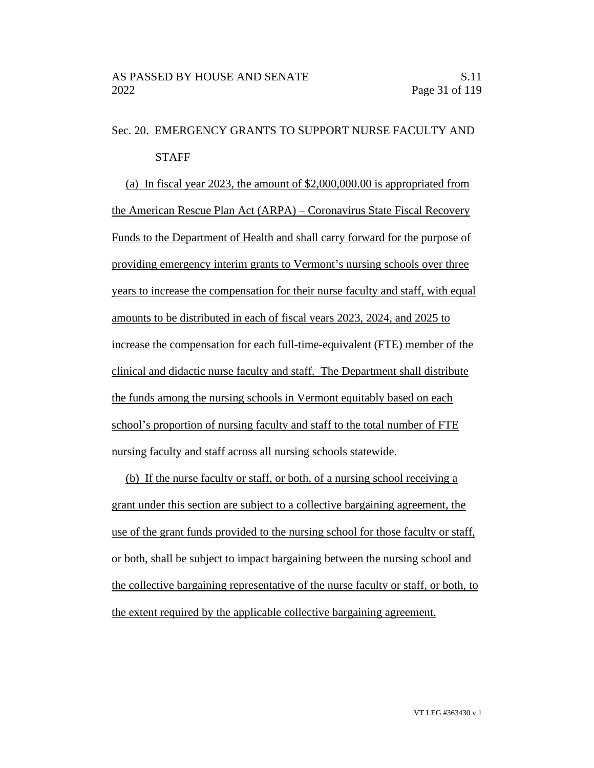Sec. 20. EMERGENCY GRANTS TO SUPPORT NURSE FACULTY AND STAFF

(a) In fiscal year 2023, the amount of $2,000,000.00 is appropriated from the American Rescue Plan Act (ARPA) – Coronavirus State Fiscal Recovery Funds to the Department of Health and shall carry forward for the purpose of providing emergency interim grants to Vermont's nursing schools over three years to increase the compensation for their nurse faculty and staff, with equal amounts to be distributed in each of fiscal years 2023, 2024, and 2025 to increase the compensation for each full-time-equivalent (FTE) member of the clinical and didactic nurse faculty and staff. The Department shall distribute the funds among the nursing schools in Vermont equitably based on each school's proportion of nursing faculty and staff to the total number of FTE nursing faculty and staff across all nursing schools statewide.

(b) If the nurse faculty or staff, or both, of a nursing school receiving a grant under this section are subject to a collective bargaining agreement, the use of the grant funds provided to the nursing school for those faculty or staff, or both, shall be subject to impact bargaining between the nursing school and the collective bargaining representative of the nurse faculty or staff, or both, to the extent required by the applicable collective bargaining agreement.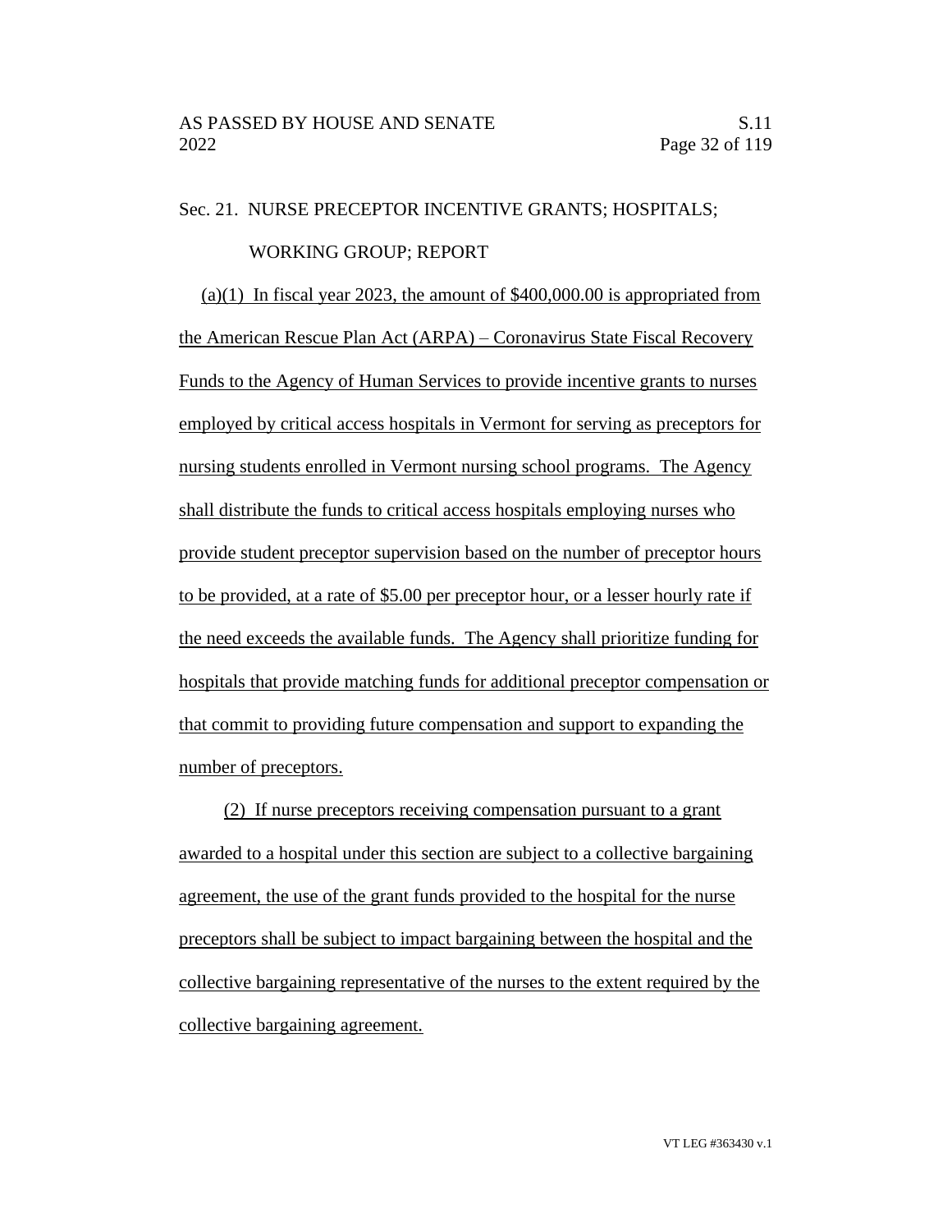Sec. 21. NURSE PRECEPTOR INCENTIVE GRANTS; HOSPITALS; WORKING GROUP; REPORT

(a)(1) In fiscal year 2023, the amount of $400,000.00 is appropriated from the American Rescue Plan Act (ARPA) – Coronavirus State Fiscal Recovery Funds to the Agency of Human Services to provide incentive grants to nurses employed by critical access hospitals in Vermont for serving as preceptors for nursing students enrolled in Vermont nursing school programs. The Agency shall distribute the funds to critical access hospitals employing nurses who provide student preceptor supervision based on the number of preceptor hours to be provided, at a rate of $5.00 per preceptor hour, or a lesser hourly rate if the need exceeds the available funds. The Agency shall prioritize funding for hospitals that provide matching funds for additional preceptor compensation or that commit to providing future compensation and support to expanding the number of preceptors.

(2) If nurse preceptors receiving compensation pursuant to a grant awarded to a hospital under this section are subject to a collective bargaining agreement, the use of the grant funds provided to the hospital for the nurse preceptors shall be subject to impact bargaining between the hospital and the collective bargaining representative of the nurses to the extent required by the collective bargaining agreement.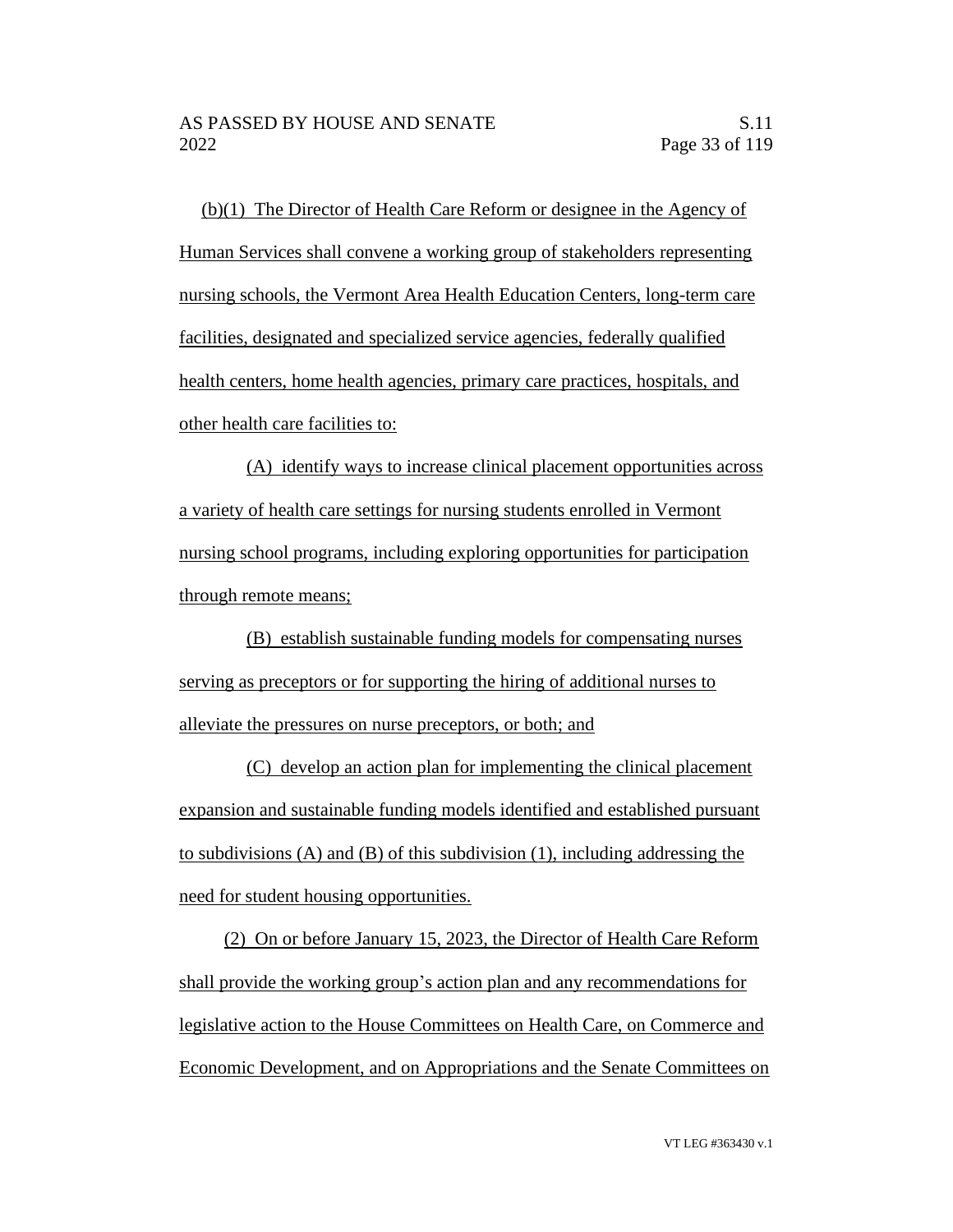(b)(1) The Director of Health Care Reform or designee in the Agency of Human Services shall convene a working group of stakeholders representing nursing schools, the Vermont Area Health Education Centers, long-term care facilities, designated and specialized service agencies, federally qualified health centers, home health agencies, primary care practices, hospitals, and other health care facilities to:

(A) identify ways to increase clinical placement opportunities across a variety of health care settings for nursing students enrolled in Vermont nursing school programs, including exploring opportunities for participation through remote means;

(B) establish sustainable funding models for compensating nurses serving as preceptors or for supporting the hiring of additional nurses to alleviate the pressures on nurse preceptors, or both; and

(C) develop an action plan for implementing the clinical placement expansion and sustainable funding models identified and established pursuant to subdivisions (A) and (B) of this subdivision (1), including addressing the need for student housing opportunities.

(2) On or before January 15, 2023, the Director of Health Care Reform shall provide the working group's action plan and any recommendations for legislative action to the House Committees on Health Care, on Commerce and Economic Development, and on Appropriations and the Senate Committees on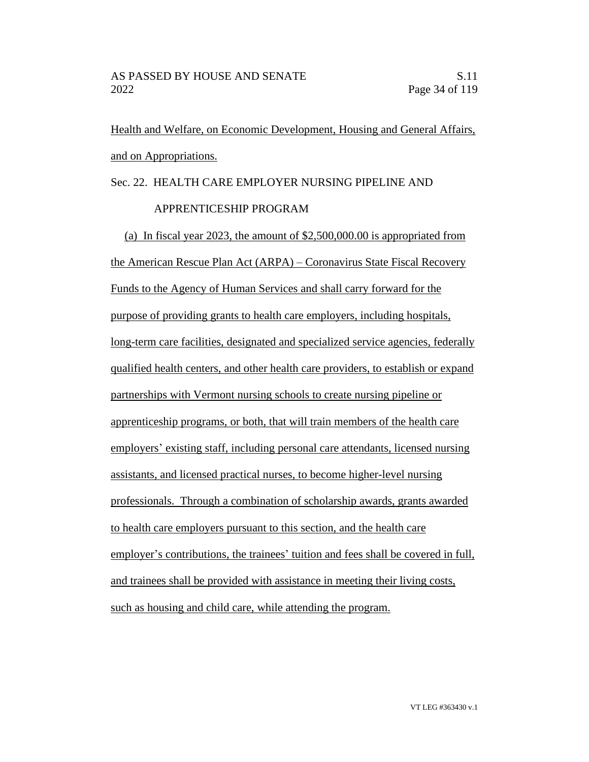Health and Welfare, on Economic Development, Housing and General Affairs, and on Appropriations.

Sec. 22. HEALTH CARE EMPLOYER NURSING PIPELINE AND APPRENTICESHIP PROGRAM

(a) In fiscal year 2023, the amount of $2,500,000.00 is appropriated from the American Rescue Plan Act (ARPA) – Coronavirus State Fiscal Recovery Funds to the Agency of Human Services and shall carry forward for the purpose of providing grants to health care employers, including hospitals, long-term care facilities, designated and specialized service agencies, federally qualified health centers, and other health care providers, to establish or expand partnerships with Vermont nursing schools to create nursing pipeline or apprenticeship programs, or both, that will train members of the health care employers' existing staff, including personal care attendants, licensed nursing assistants, and licensed practical nurses, to become higher-level nursing professionals. Through a combination of scholarship awards, grants awarded to health care employers pursuant to this section, and the health care employer's contributions, the trainees' tuition and fees shall be covered in full, and trainees shall be provided with assistance in meeting their living costs, such as housing and child care, while attending the program.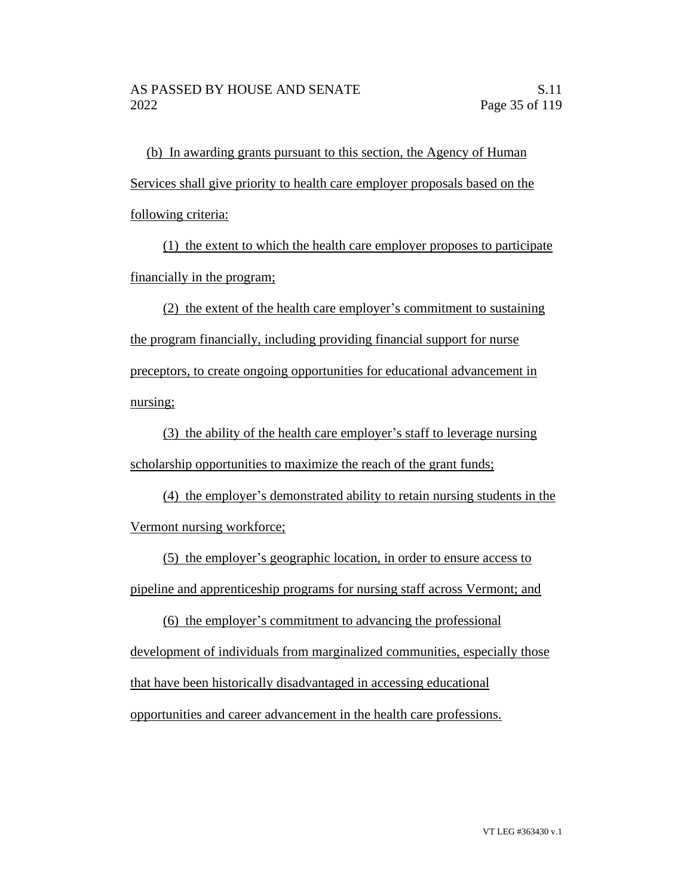(b) In awarding grants pursuant to this section, the Agency of Human Services shall give priority to health care employer proposals based on the following criteria:

(1) the extent to which the health care employer proposes to participate financially in the program;

(2) the extent of the health care employer's commitment to sustaining the program financially, including providing financial support for nurse preceptors, to create ongoing opportunities for educational advancement in nursing;

(3) the ability of the health care employer's staff to leverage nursing scholarship opportunities to maximize the reach of the grant funds;

(4) the employer's demonstrated ability to retain nursing students in the Vermont nursing workforce;

(5) the employer's geographic location, in order to ensure access to pipeline and apprenticeship programs for nursing staff across Vermont; and

(6) the employer's commitment to advancing the professional development of individuals from marginalized communities, especially those that have been historically disadvantaged in accessing educational opportunities and career advancement in the health care professions.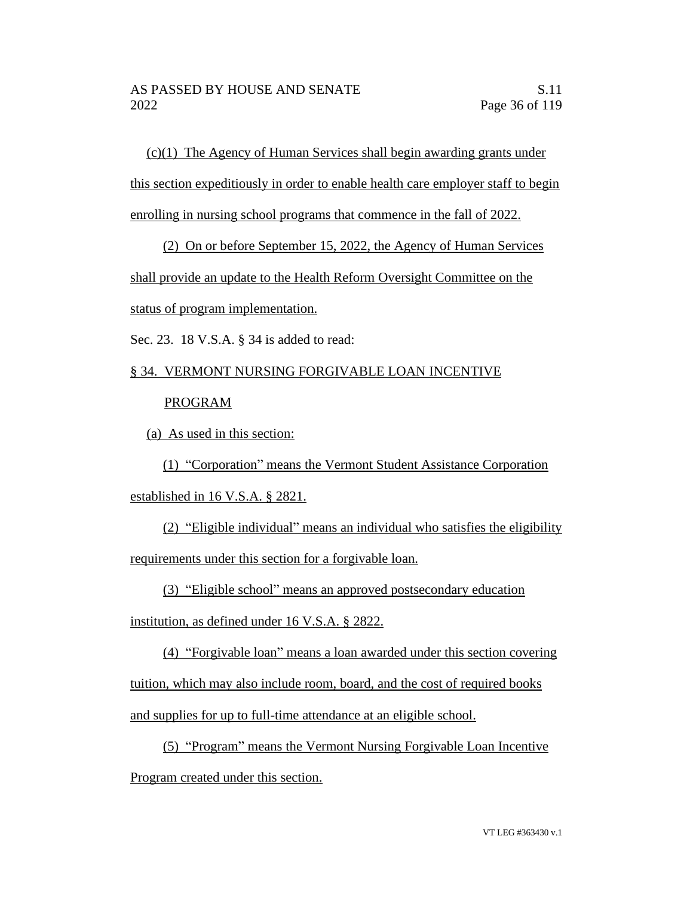(c)(1) The Agency of Human Services shall begin awarding grants under this section expeditiously in order to enable health care employer staff to begin enrolling in nursing school programs that commence in the fall of 2022.

(2) On or before September 15, 2022, the Agency of Human Services shall provide an update to the Health Reform Oversight Committee on the status of program implementation.

Sec. 23. 18 V.S.A. § 34 is added to read:

§ 34. VERMONT NURSING FORGIVABLE LOAN INCENTIVE PROGRAM

(a) As used in this section:

(1) "Corporation" means the Vermont Student Assistance Corporation established in 16 V.S.A. § 2821.

(2) "Eligible individual" means an individual who satisfies the eligibility requirements under this section for a forgivable loan.

(3) "Eligible school" means an approved postsecondary education institution, as defined under 16 V.S.A. § 2822.

(4) "Forgivable loan" means a loan awarded under this section covering tuition, which may also include room, board, and the cost of required books and supplies for up to full-time attendance at an eligible school.

(5) "Program" means the Vermont Nursing Forgivable Loan Incentive Program created under this section.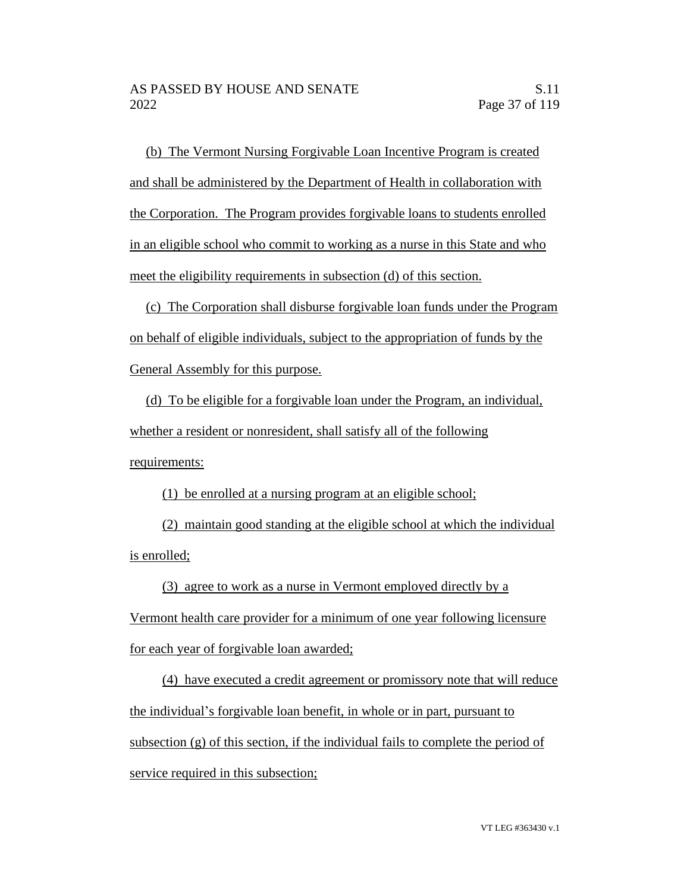(b) The Vermont Nursing Forgivable Loan Incentive Program is created and shall be administered by the Department of Health in collaboration with the Corporation. The Program provides forgivable loans to students enrolled in an eligible school who commit to working as a nurse in this State and who meet the eligibility requirements in subsection (d) of this section.

(c) The Corporation shall disburse forgivable loan funds under the Program on behalf of eligible individuals, subject to the appropriation of funds by the General Assembly for this purpose.

(d) To be eligible for a forgivable loan under the Program, an individual, whether a resident or nonresident, shall satisfy all of the following requirements:

(1) be enrolled at a nursing program at an eligible school;

(2) maintain good standing at the eligible school at which the individual is enrolled;

(3) agree to work as a nurse in Vermont employed directly by a Vermont health care provider for a minimum of one year following licensure for each year of forgivable loan awarded;

(4) have executed a credit agreement or promissory note that will reduce the individual's forgivable loan benefit, in whole or in part, pursuant to subsection (g) of this section, if the individual fails to complete the period of service required in this subsection;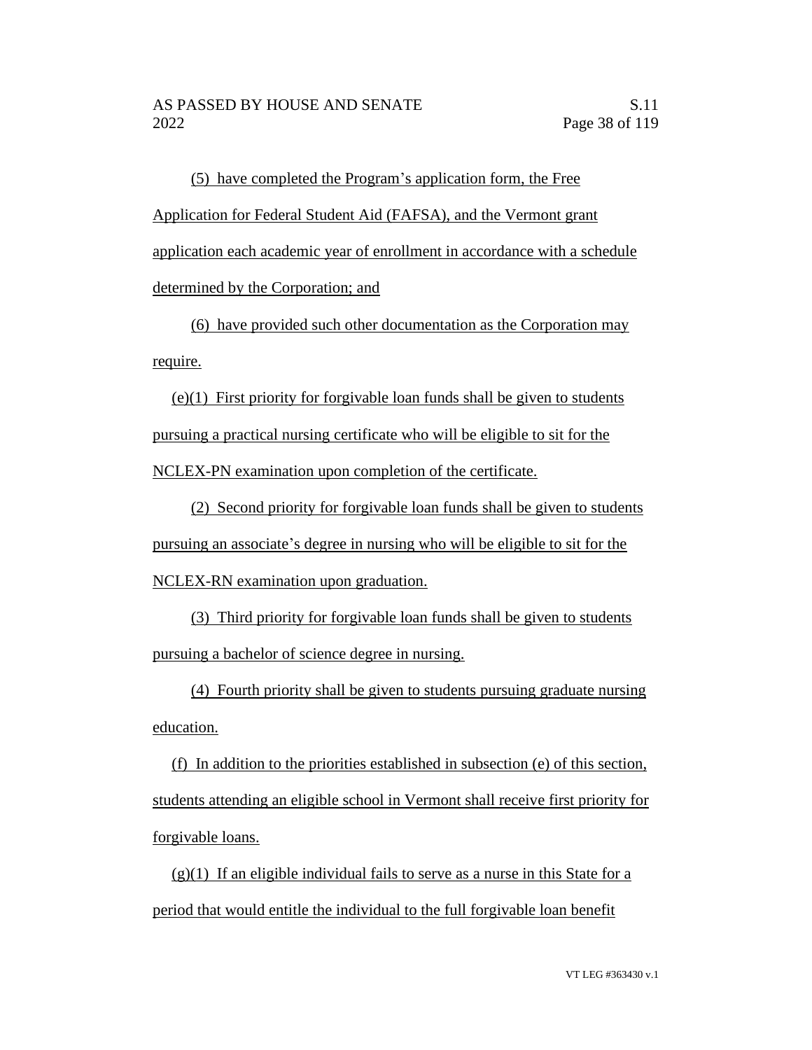(5) have completed the Program's application form, the Free Application for Federal Student Aid (FAFSA), and the Vermont grant application each academic year of enrollment in accordance with a schedule determined by the Corporation; and

(6) have provided such other documentation as the Corporation may require.

(e)(1) First priority for forgivable loan funds shall be given to students pursuing a practical nursing certificate who will be eligible to sit for the NCLEX-PN examination upon completion of the certificate.

(2) Second priority for forgivable loan funds shall be given to students pursuing an associate's degree in nursing who will be eligible to sit for the NCLEX-RN examination upon graduation.

(3) Third priority for forgivable loan funds shall be given to students pursuing a bachelor of science degree in nursing.

(4) Fourth priority shall be given to students pursuing graduate nursing education.

(f) In addition to the priorities established in subsection (e) of this section, students attending an eligible school in Vermont shall receive first priority for forgivable loans.

(g)(1) If an eligible individual fails to serve as a nurse in this State for a period that would entitle the individual to the full forgivable loan benefit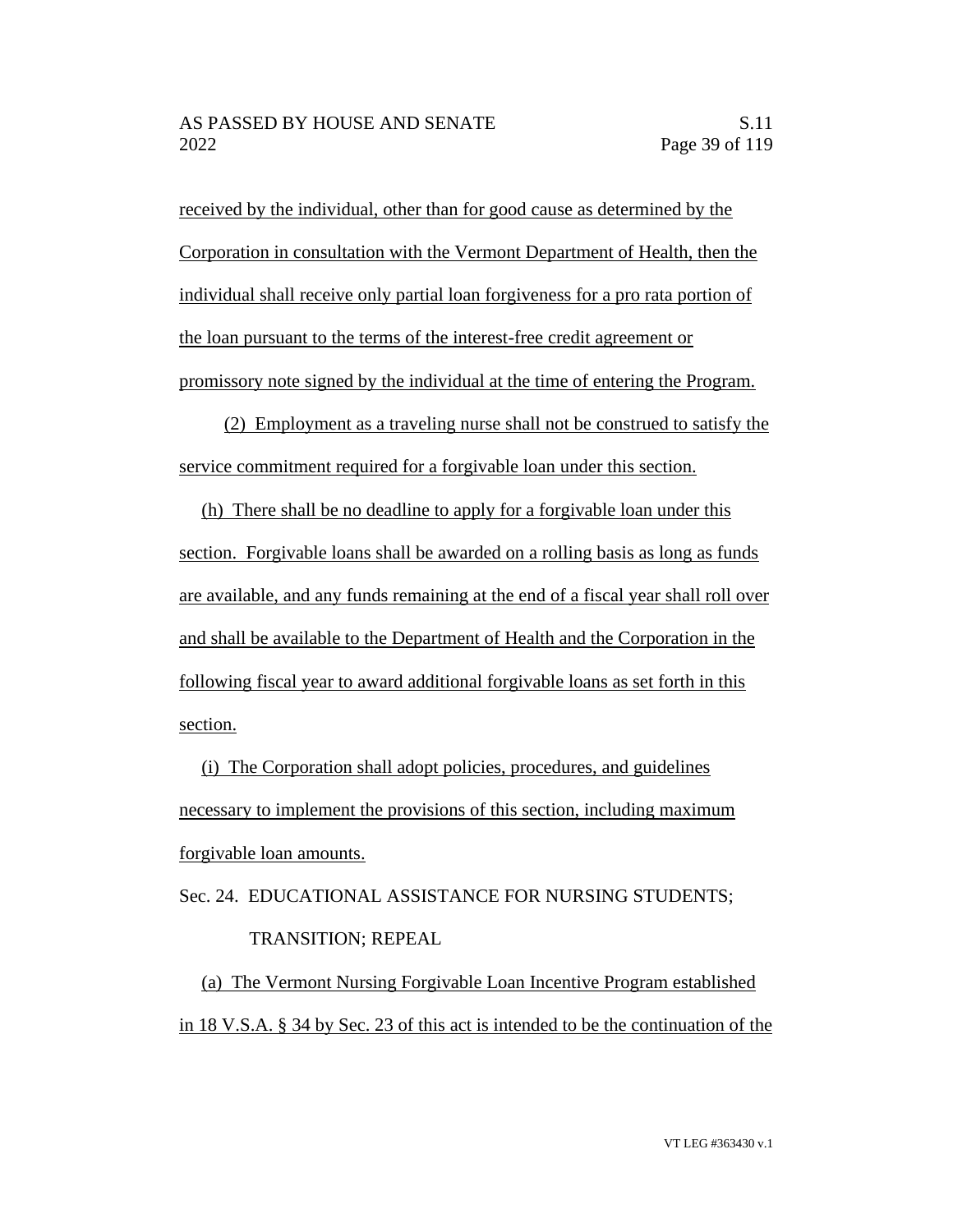received by the individual, other than for good cause as determined by the Corporation in consultation with the Vermont Department of Health, then the individual shall receive only partial loan forgiveness for a pro rata portion of the loan pursuant to the terms of the interest-free credit agreement or promissory note signed by the individual at the time of entering the Program.

(2) Employment as a traveling nurse shall not be construed to satisfy the service commitment required for a forgivable loan under this section.

(h) There shall be no deadline to apply for a forgivable loan under this section. Forgivable loans shall be awarded on a rolling basis as long as funds are available, and any funds remaining at the end of a fiscal year shall roll over and shall be available to the Department of Health and the Corporation in the following fiscal year to award additional forgivable loans as set forth in this section.

(i) The Corporation shall adopt policies, procedures, and guidelines necessary to implement the provisions of this section, including maximum forgivable loan amounts.

Sec. 24. EDUCATIONAL ASSISTANCE FOR NURSING STUDENTS; TRANSITION; REPEAL

(a) The Vermont Nursing Forgivable Loan Incentive Program established in 18 V.S.A. § 34 by Sec. 23 of this act is intended to be the continuation of the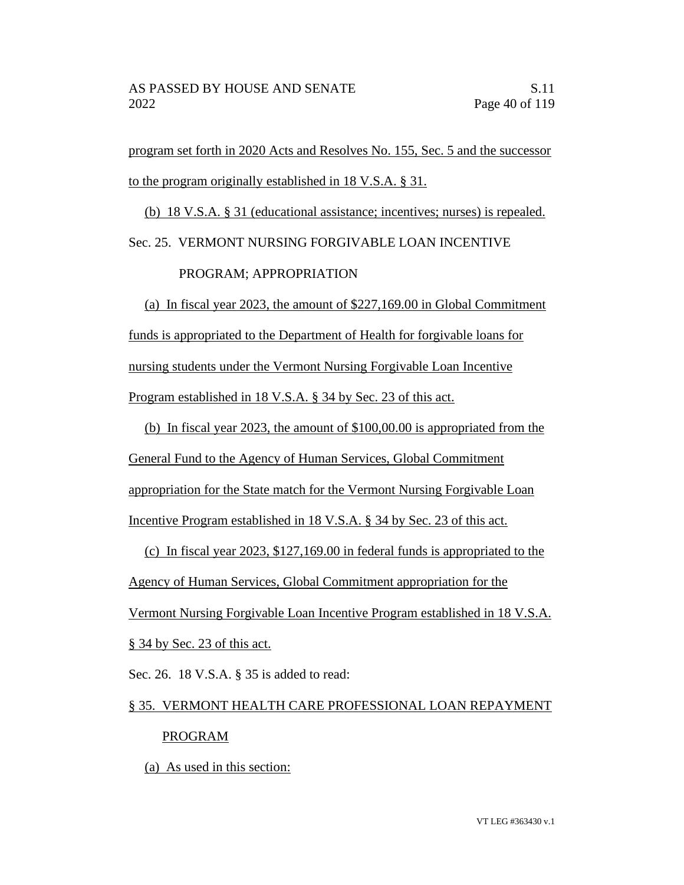program set forth in 2020 Acts and Resolves No. 155, Sec. 5 and the successor to the program originally established in 18 V.S.A. § 31.

(b) 18 V.S.A. § 31 (educational assistance; incentives; nurses) is repealed.

Sec. 25. VERMONT NURSING FORGIVABLE LOAN INCENTIVE PROGRAM; APPROPRIATION

(a) In fiscal year 2023, the amount of $227,169.00 in Global Commitment funds is appropriated to the Department of Health for forgivable loans for nursing students under the Vermont Nursing Forgivable Loan Incentive Program established in 18 V.S.A. § 34 by Sec. 23 of this act.

(b) In fiscal year 2023, the amount of $100,00.00 is appropriated from the General Fund to the Agency of Human Services, Global Commitment appropriation for the State match for the Vermont Nursing Forgivable Loan Incentive Program established in 18 V.S.A. § 34 by Sec. 23 of this act.

(c) In fiscal year 2023, $127,169.00 in federal funds is appropriated to the Agency of Human Services, Global Commitment appropriation for the Vermont Nursing Forgivable Loan Incentive Program established in 18 V.S.A. § 34 by Sec. 23 of this act.

Sec. 26. 18 V.S.A. § 35 is added to read:

§ 35. VERMONT HEALTH CARE PROFESSIONAL LOAN REPAYMENT PROGRAM

(a) As used in this section: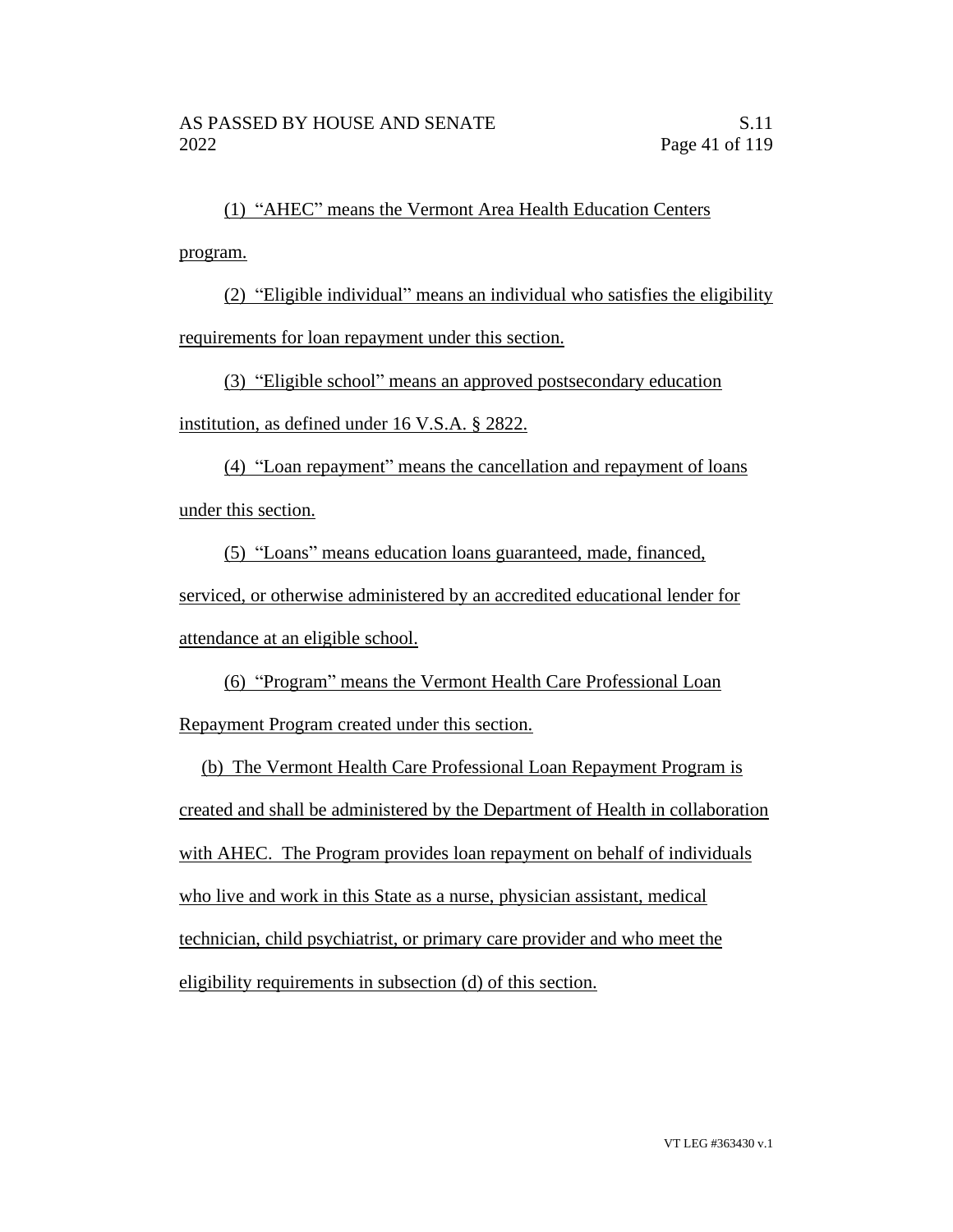(1) "AHEC" means the Vermont Area Health Education Centers program.

(2) "Eligible individual" means an individual who satisfies the eligibility requirements for loan repayment under this section.

(3) "Eligible school" means an approved postsecondary education institution, as defined under 16 V.S.A. § 2822.

(4) "Loan repayment" means the cancellation and repayment of loans under this section.

(5) "Loans" means education loans guaranteed, made, financed, serviced, or otherwise administered by an accredited educational lender for attendance at an eligible school.

(6) "Program" means the Vermont Health Care Professional Loan Repayment Program created under this section.

(b) The Vermont Health Care Professional Loan Repayment Program is created and shall be administered by the Department of Health in collaboration with AHEC. The Program provides loan repayment on behalf of individuals who live and work in this State as a nurse, physician assistant, medical technician, child psychiatrist, or primary care provider and who meet the eligibility requirements in subsection (d) of this section.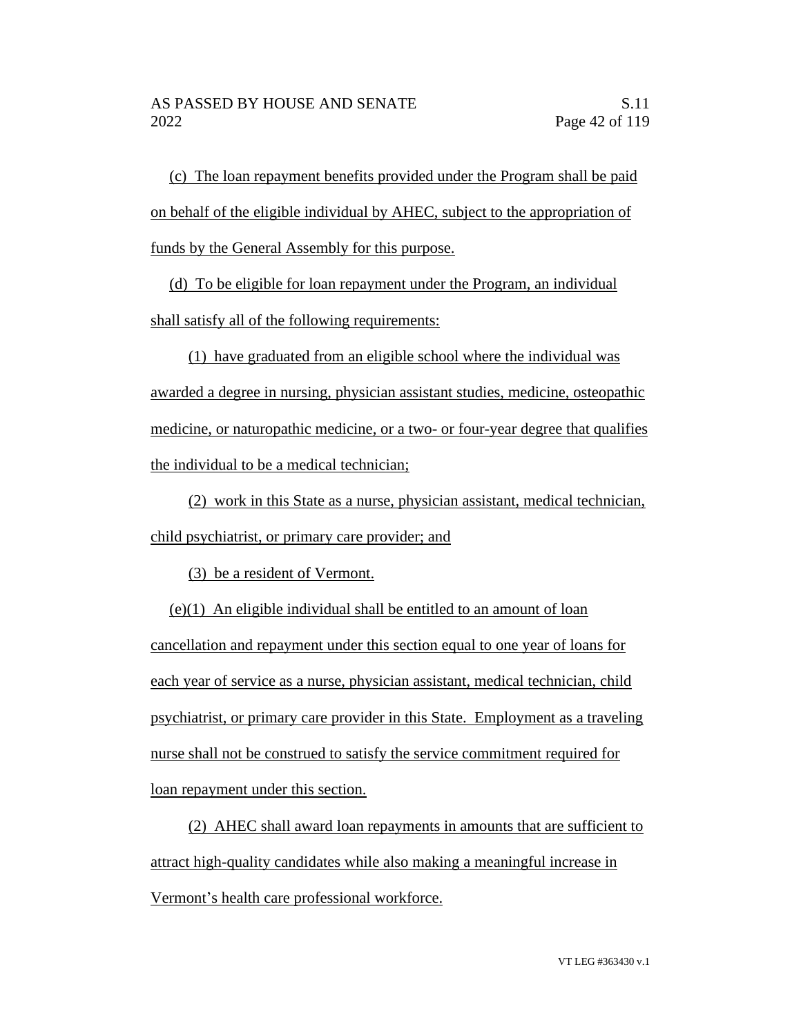(c) The loan repayment benefits provided under the Program shall be paid on behalf of the eligible individual by AHEC, subject to the appropriation of funds by the General Assembly for this purpose.

(d) To be eligible for loan repayment under the Program, an individual shall satisfy all of the following requirements:

(1) have graduated from an eligible school where the individual was awarded a degree in nursing, physician assistant studies, medicine, osteopathic medicine, or naturopathic medicine, or a two- or four-year degree that qualifies the individual to be a medical technician;

(2) work in this State as a nurse, physician assistant, medical technician, child psychiatrist, or primary care provider; and

(3) be a resident of Vermont.

(e)(1) An eligible individual shall be entitled to an amount of loan cancellation and repayment under this section equal to one year of loans for each year of service as a nurse, physician assistant, medical technician, child psychiatrist, or primary care provider in this State. Employment as a traveling nurse shall not be construed to satisfy the service commitment required for loan repayment under this section.

(2) AHEC shall award loan repayments in amounts that are sufficient to attract high-quality candidates while also making a meaningful increase in Vermont's health care professional workforce.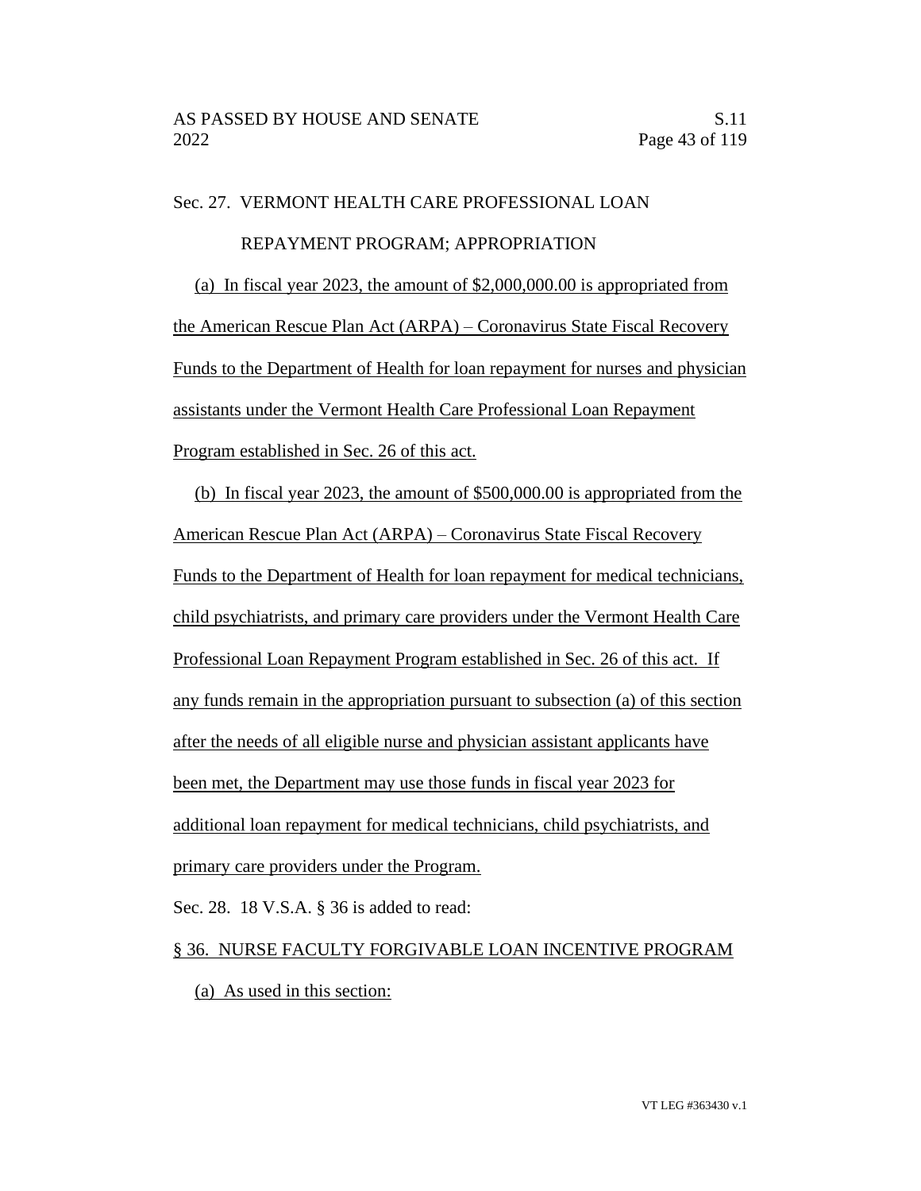Sec. 27. VERMONT HEALTH CARE PROFESSIONAL LOAN REPAYMENT PROGRAM; APPROPRIATION

(a) In fiscal year 2023, the amount of $2,000,000.00 is appropriated from the American Rescue Plan Act (ARPA) – Coronavirus State Fiscal Recovery Funds to the Department of Health for loan repayment for nurses and physician assistants under the Vermont Health Care Professional Loan Repayment Program established in Sec. 26 of this act.

(b) In fiscal year 2023, the amount of $500,000.00 is appropriated from the American Rescue Plan Act (ARPA) – Coronavirus State Fiscal Recovery Funds to the Department of Health for loan repayment for medical technicians, child psychiatrists, and primary care providers under the Vermont Health Care Professional Loan Repayment Program established in Sec. 26 of this act. If any funds remain in the appropriation pursuant to subsection (a) of this section after the needs of all eligible nurse and physician assistant applicants have been met, the Department may use those funds in fiscal year 2023 for additional loan repayment for medical technicians, child psychiatrists, and primary care providers under the Program.

Sec. 28. 18 V.S.A. § 36 is added to read:

§ 36. NURSE FACULTY FORGIVABLE LOAN INCENTIVE PROGRAM

(a) As used in this section: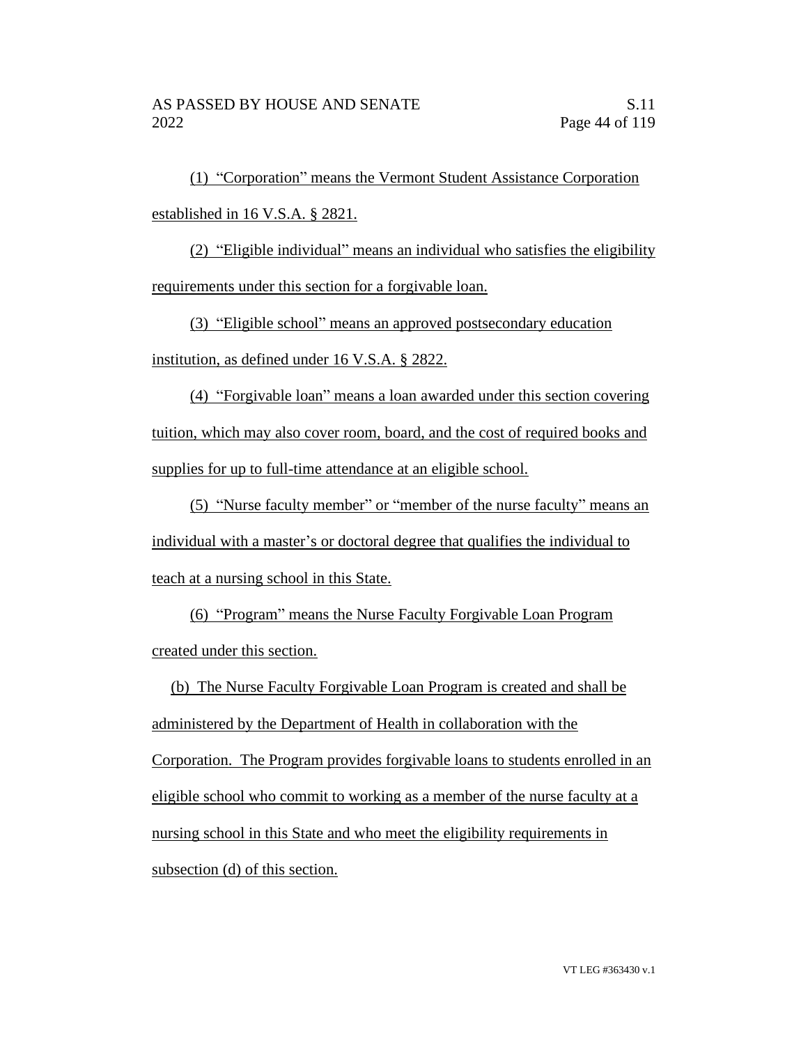(1) "Corporation" means the Vermont Student Assistance Corporation established in 16 V.S.A. § 2821.

(2) "Eligible individual" means an individual who satisfies the eligibility requirements under this section for a forgivable loan.

(3) "Eligible school" means an approved postsecondary education institution, as defined under 16 V.S.A. § 2822.

(4) "Forgivable loan" means a loan awarded under this section covering tuition, which may also cover room, board, and the cost of required books and supplies for up to full-time attendance at an eligible school.

(5) "Nurse faculty member" or "member of the nurse faculty" means an individual with a master's or doctoral degree that qualifies the individual to teach at a nursing school in this State.

(6) "Program" means the Nurse Faculty Forgivable Loan Program created under this section.

(b) The Nurse Faculty Forgivable Loan Program is created and shall be administered by the Department of Health in collaboration with the Corporation. The Program provides forgivable loans to students enrolled in an eligible school who commit to working as a member of the nurse faculty at a nursing school in this State and who meet the eligibility requirements in subsection (d) of this section.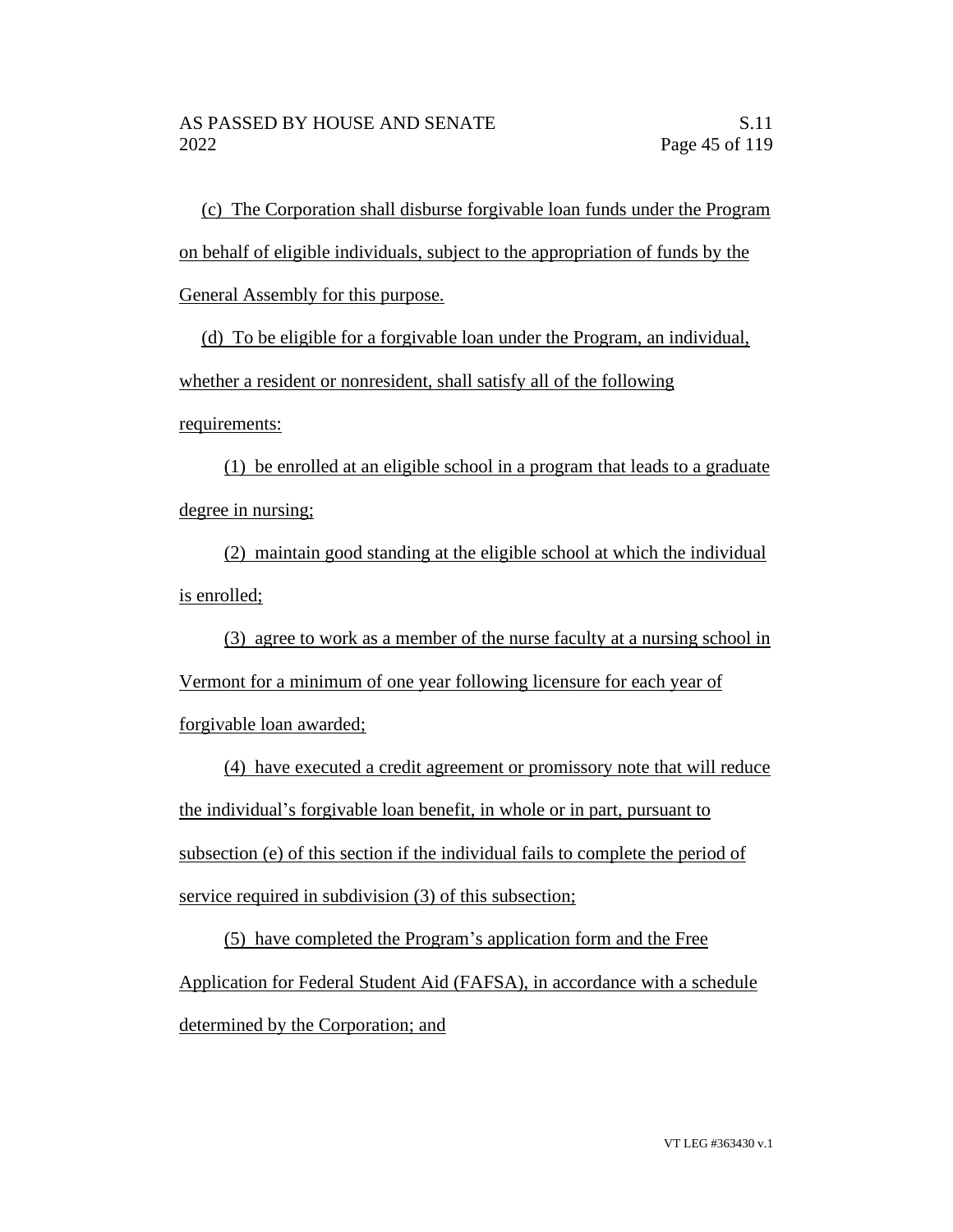(c) The Corporation shall disburse forgivable loan funds under the Program on behalf of eligible individuals, subject to the appropriation of funds by the General Assembly for this purpose.

(d) To be eligible for a forgivable loan under the Program, an individual, whether a resident or nonresident, shall satisfy all of the following requirements:

(1) be enrolled at an eligible school in a program that leads to a graduate degree in nursing;

(2) maintain good standing at the eligible school at which the individual is enrolled;

(3) agree to work as a member of the nurse faculty at a nursing school in Vermont for a minimum of one year following licensure for each year of forgivable loan awarded;

(4) have executed a credit agreement or promissory note that will reduce the individual's forgivable loan benefit, in whole or in part, pursuant to subsection (e) of this section if the individual fails to complete the period of service required in subdivision (3) of this subsection;

(5) have completed the Program's application form and the Free Application for Federal Student Aid (FAFSA), in accordance with a schedule determined by the Corporation; and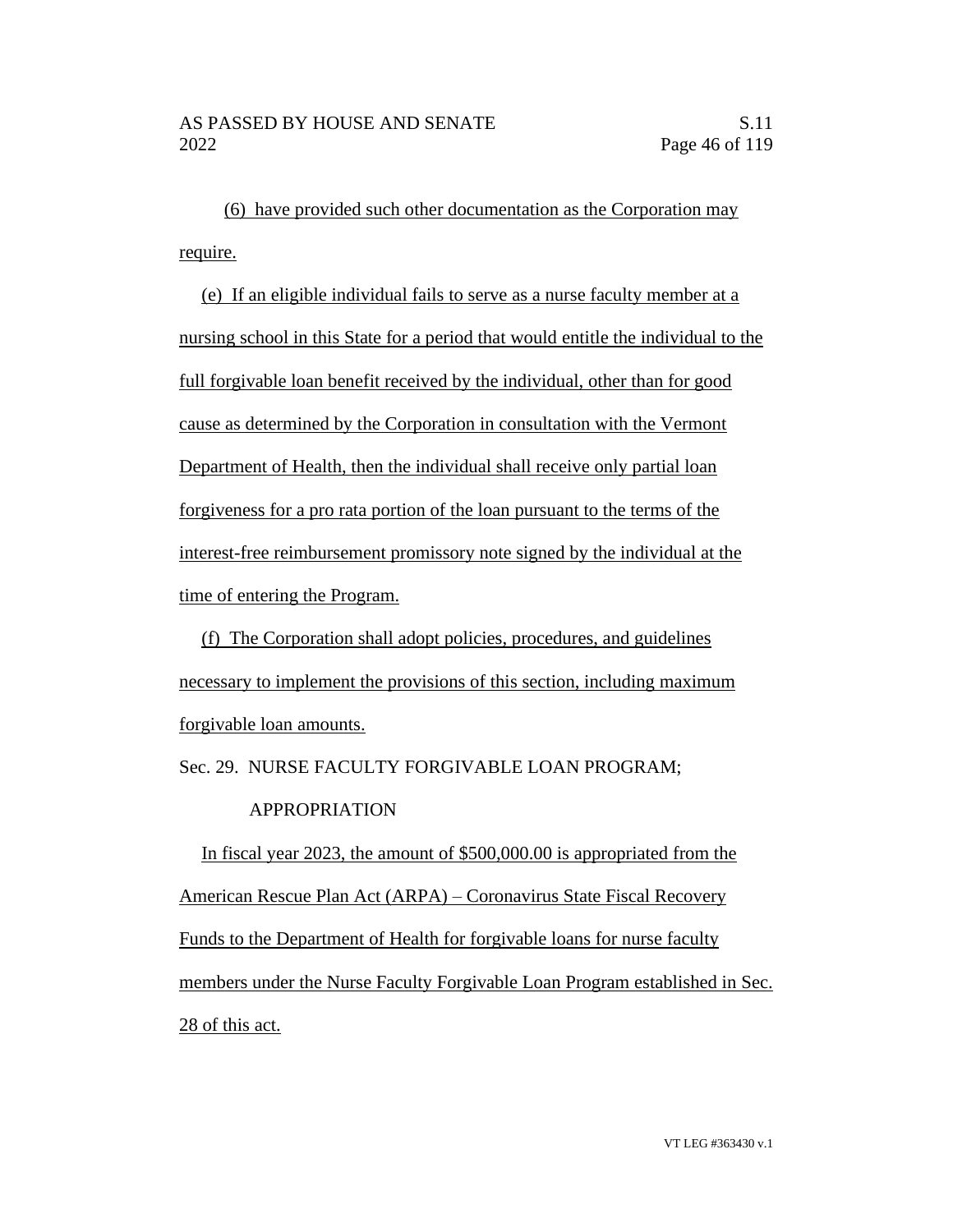(6) have provided such other documentation as the Corporation may require.

(e) If an eligible individual fails to serve as a nurse faculty member at a nursing school in this State for a period that would entitle the individual to the full forgivable loan benefit received by the individual, other than for good cause as determined by the Corporation in consultation with the Vermont Department of Health, then the individual shall receive only partial loan forgiveness for a pro rata portion of the loan pursuant to the terms of the interest-free reimbursement promissory note signed by the individual at the time of entering the Program.

(f) The Corporation shall adopt policies, procedures, and guidelines necessary to implement the provisions of this section, including maximum forgivable loan amounts.

Sec. 29. NURSE FACULTY FORGIVABLE LOAN PROGRAM; APPROPRIATION

In fiscal year 2023, the amount of $500,000.00 is appropriated from the American Rescue Plan Act (ARPA) – Coronavirus State Fiscal Recovery Funds to the Department of Health for forgivable loans for nurse faculty members under the Nurse Faculty Forgivable Loan Program established in Sec. 28 of this act.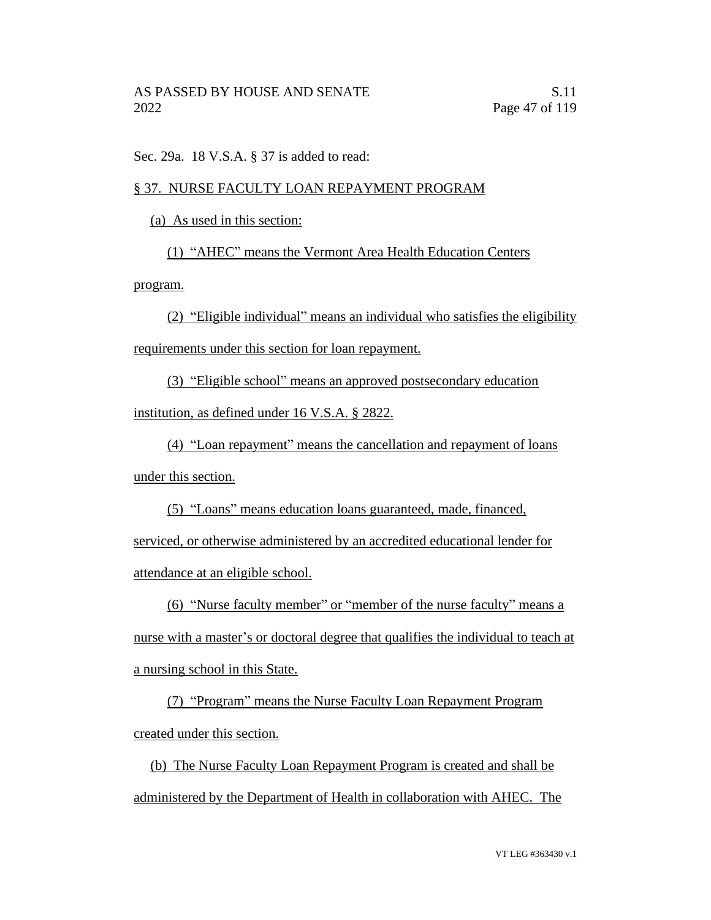Sec. 29a. 18 V.S.A. § 37 is added to read:

§ 37. NURSE FACULTY LOAN REPAYMENT PROGRAM

(a) As used in this section:

(1) "AHEC" means the Vermont Area Health Education Centers program.

(2) "Eligible individual" means an individual who satisfies the eligibility requirements under this section for loan repayment.

(3) "Eligible school" means an approved postsecondary education institution, as defined under 16 V.S.A. § 2822.

(4) "Loan repayment" means the cancellation and repayment of loans under this section.

(5) "Loans" means education loans guaranteed, made, financed, serviced, or otherwise administered by an accredited educational lender for attendance at an eligible school.

(6) "Nurse faculty member" or "member of the nurse faculty" means a nurse with a master's or doctoral degree that qualifies the individual to teach at a nursing school in this State.

(7) "Program" means the Nurse Faculty Loan Repayment Program created under this section.

(b) The Nurse Faculty Loan Repayment Program is created and shall be administered by the Department of Health in collaboration with AHEC. The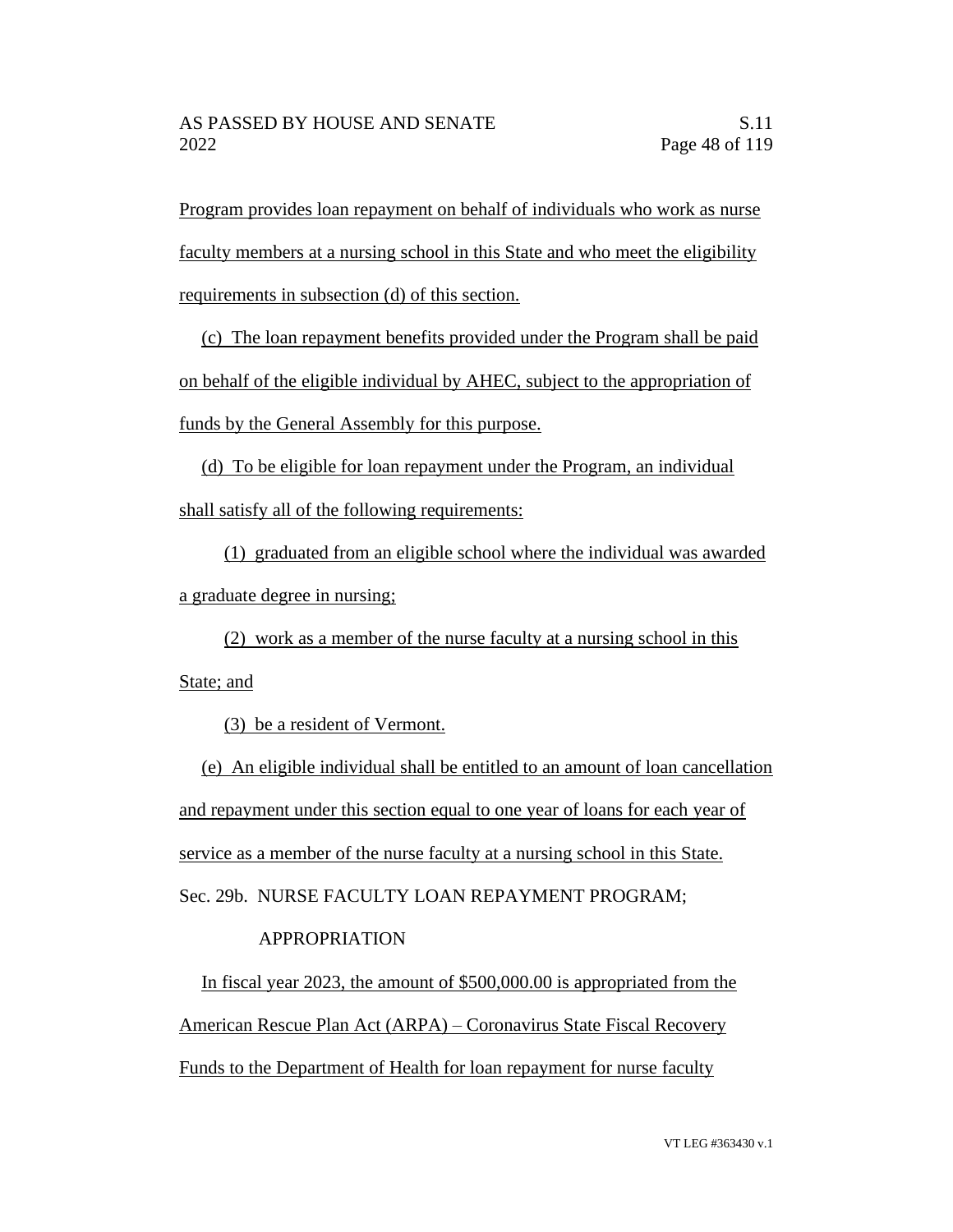Program provides loan repayment on behalf of individuals who work as nurse faculty members at a nursing school in this State and who meet the eligibility requirements in subsection (d) of this section.

(c) The loan repayment benefits provided under the Program shall be paid on behalf of the eligible individual by AHEC, subject to the appropriation of funds by the General Assembly for this purpose.

(d) To be eligible for loan repayment under the Program, an individual shall satisfy all of the following requirements:

(1) graduated from an eligible school where the individual was awarded a graduate degree in nursing;

(2) work as a member of the nurse faculty at a nursing school in this State; and

(3) be a resident of Vermont.

(e) An eligible individual shall be entitled to an amount of loan cancellation and repayment under this section equal to one year of loans for each year of service as a member of the nurse faculty at a nursing school in this State.

Sec. 29b. NURSE FACULTY LOAN REPAYMENT PROGRAM; APPROPRIATION

In fiscal year 2023, the amount of $500,000.00 is appropriated from the American Rescue Plan Act (ARPA) – Coronavirus State Fiscal Recovery Funds to the Department of Health for loan repayment for nurse faculty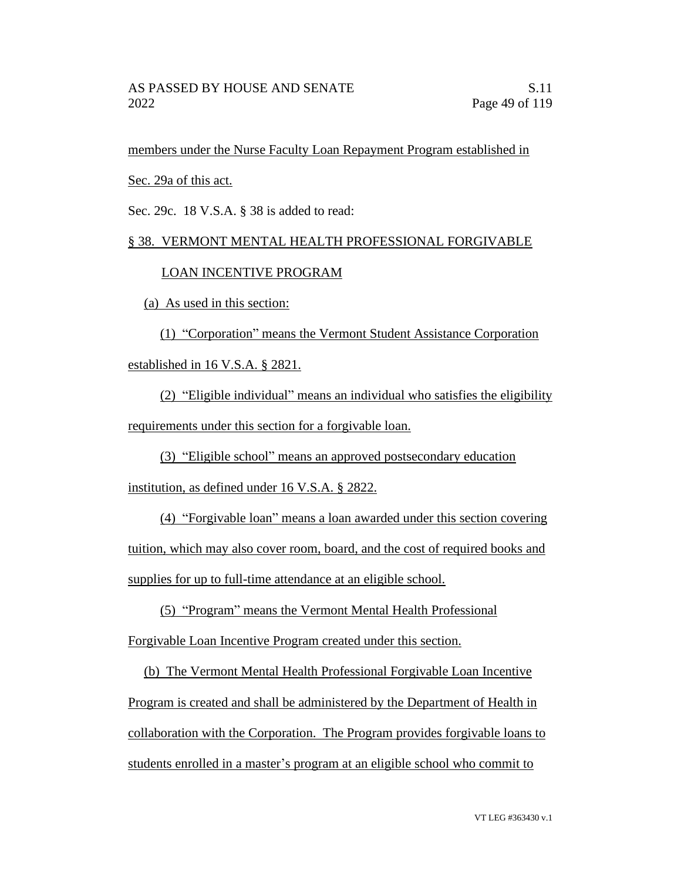members under the Nurse Faculty Loan Repayment Program established in Sec. 29a of this act.

Sec. 29c. 18 V.S.A. § 38 is added to read:

§ 38. VERMONT MENTAL HEALTH PROFESSIONAL FORGIVABLE LOAN INCENTIVE PROGRAM

(a) As used in this section:

(1) "Corporation" means the Vermont Student Assistance Corporation established in 16 V.S.A. § 2821.

(2) "Eligible individual" means an individual who satisfies the eligibility requirements under this section for a forgivable loan.

(3) "Eligible school" means an approved postsecondary education institution, as defined under 16 V.S.A. § 2822.

(4) "Forgivable loan" means a loan awarded under this section covering tuition, which may also cover room, board, and the cost of required books and supplies for up to full-time attendance at an eligible school.

(5) "Program" means the Vermont Mental Health Professional Forgivable Loan Incentive Program created under this section.

(b) The Vermont Mental Health Professional Forgivable Loan Incentive Program is created and shall be administered by the Department of Health in collaboration with the Corporation. The Program provides forgivable loans to students enrolled in a master's program at an eligible school who commit to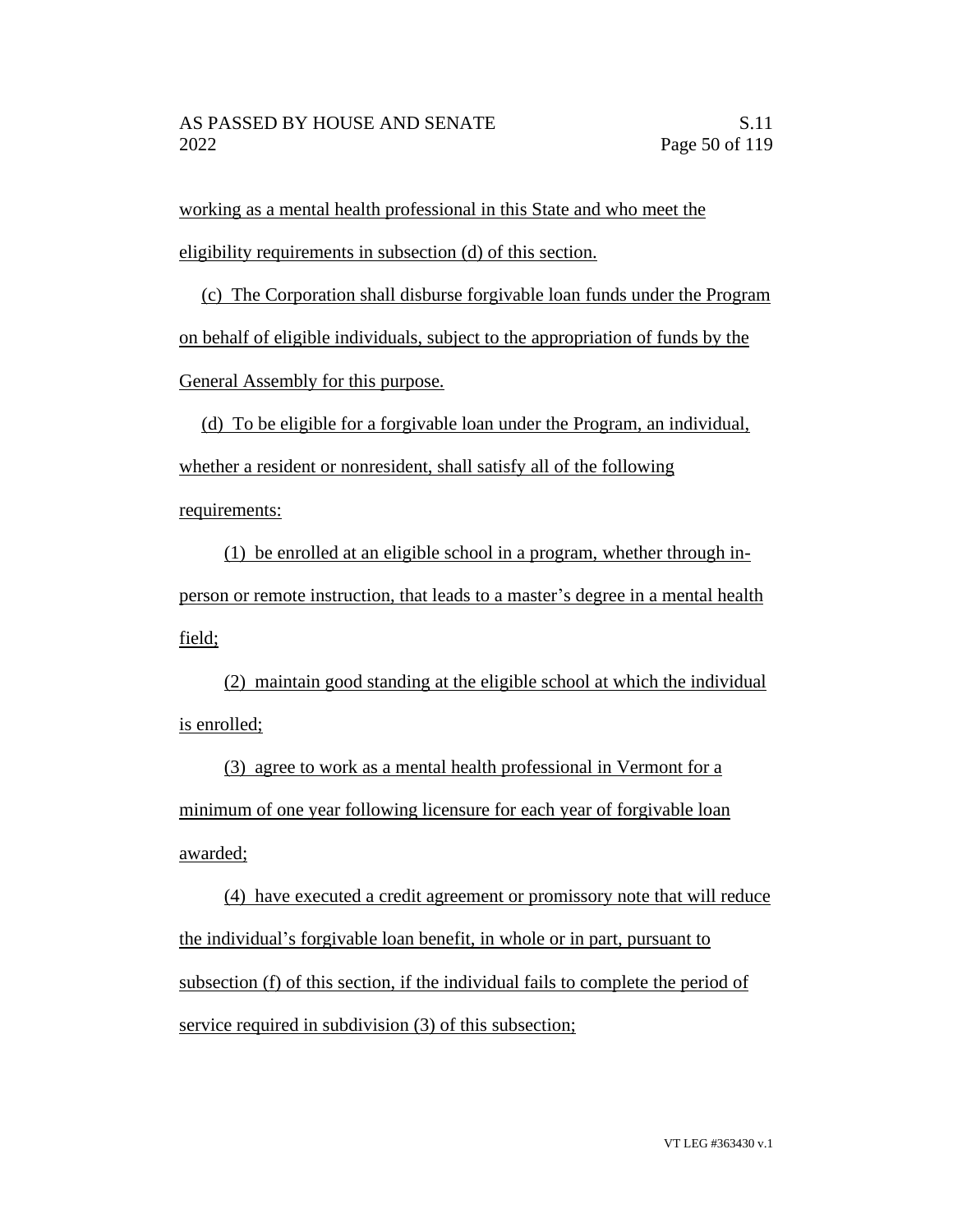working as a mental health professional in this State and who meet the eligibility requirements in subsection (d) of this section.

(c) The Corporation shall disburse forgivable loan funds under the Program on behalf of eligible individuals, subject to the appropriation of funds by the General Assembly for this purpose.

(d) To be eligible for a forgivable loan under the Program, an individual, whether a resident or nonresident, shall satisfy all of the following requirements:

(1) be enrolled at an eligible school in a program, whether through in-person or remote instruction, that leads to a master's degree in a mental health field;

(2) maintain good standing at the eligible school at which the individual is enrolled;

(3) agree to work as a mental health professional in Vermont for a minimum of one year following licensure for each year of forgivable loan awarded;

(4) have executed a credit agreement or promissory note that will reduce the individual's forgivable loan benefit, in whole or in part, pursuant to subsection (f) of this section, if the individual fails to complete the period of service required in subdivision (3) of this subsection;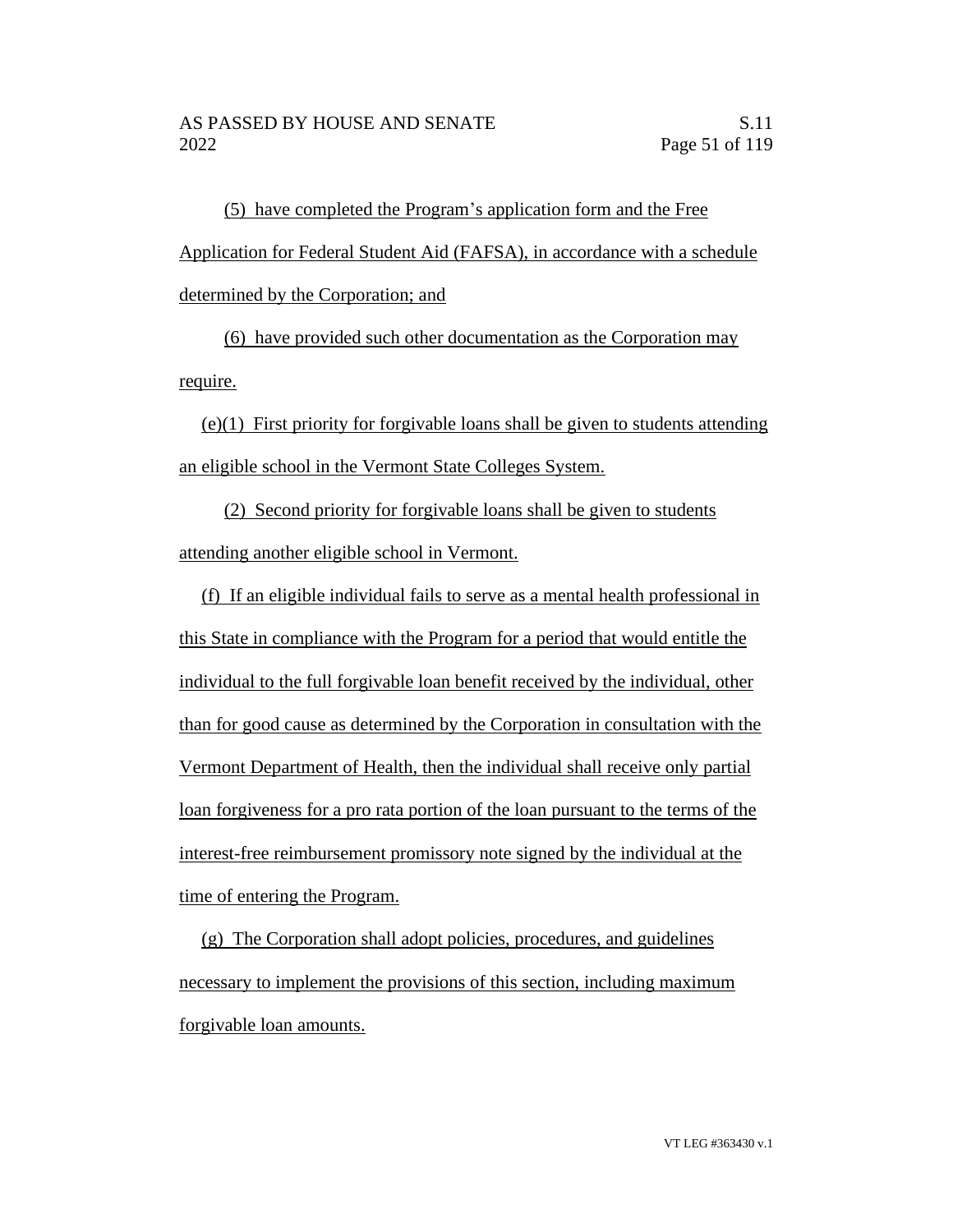(5) have completed the Program's application form and the Free Application for Federal Student Aid (FAFSA), in accordance with a schedule determined by the Corporation; and

(6) have provided such other documentation as the Corporation may require.

(e)(1) First priority for forgivable loans shall be given to students attending an eligible school in the Vermont State Colleges System.

(2) Second priority for forgivable loans shall be given to students attending another eligible school in Vermont.

(f) If an eligible individual fails to serve as a mental health professional in this State in compliance with the Program for a period that would entitle the individual to the full forgivable loan benefit received by the individual, other than for good cause as determined by the Corporation in consultation with the Vermont Department of Health, then the individual shall receive only partial loan forgiveness for a pro rata portion of the loan pursuant to the terms of the interest-free reimbursement promissory note signed by the individual at the time of entering the Program.

(g) The Corporation shall adopt policies, procedures, and guidelines necessary to implement the provisions of this section, including maximum forgivable loan amounts.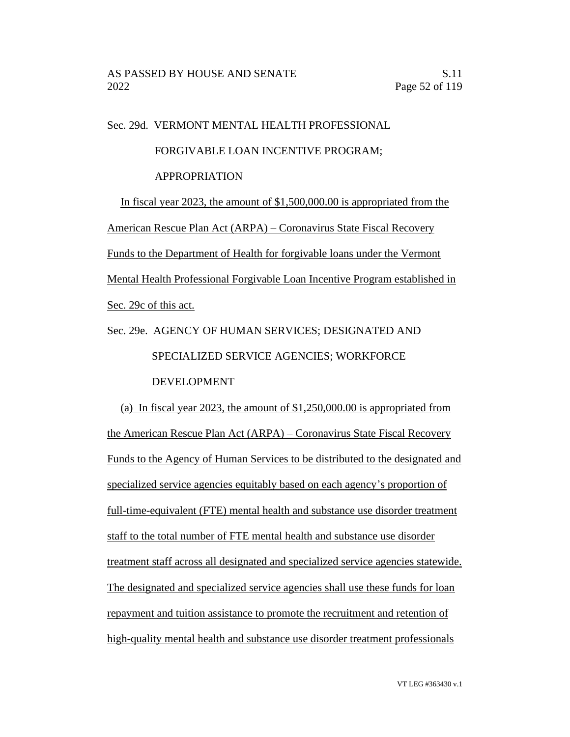Sec. 29d. VERMONT MENTAL HEALTH PROFESSIONAL FORGIVABLE LOAN INCENTIVE PROGRAM; APPROPRIATION

In fiscal year 2023, the amount of $1,500,000.00 is appropriated from the American Rescue Plan Act (ARPA) – Coronavirus State Fiscal Recovery Funds to the Department of Health for forgivable loans under the Vermont Mental Health Professional Forgivable Loan Incentive Program established in Sec. 29c of this act.

Sec. 29e. AGENCY OF HUMAN SERVICES; DESIGNATED AND SPECIALIZED SERVICE AGENCIES; WORKFORCE DEVELOPMENT

(a) In fiscal year 2023, the amount of $1,250,000.00 is appropriated from the American Rescue Plan Act (ARPA) – Coronavirus State Fiscal Recovery Funds to the Agency of Human Services to be distributed to the designated and specialized service agencies equitably based on each agency's proportion of full-time-equivalent (FTE) mental health and substance use disorder treatment staff to the total number of FTE mental health and substance use disorder treatment staff across all designated and specialized service agencies statewide. The designated and specialized service agencies shall use these funds for loan repayment and tuition assistance to promote the recruitment and retention of high-quality mental health and substance use disorder treatment professionals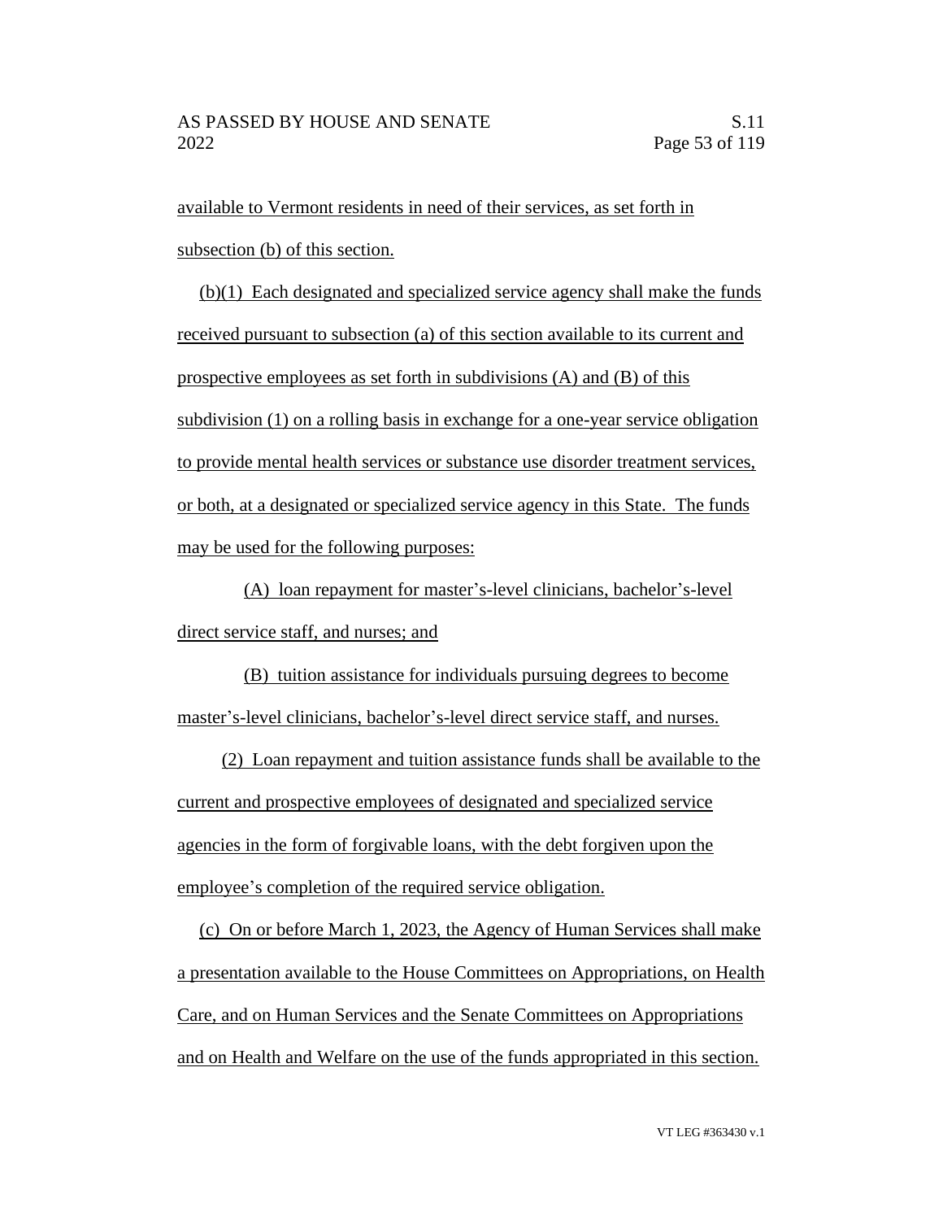available to Vermont residents in need of their services, as set forth in subsection (b) of this section.

(b)(1) Each designated and specialized service agency shall make the funds received pursuant to subsection (a) of this section available to its current and prospective employees as set forth in subdivisions (A) and (B) of this subdivision (1) on a rolling basis in exchange for a one-year service obligation to provide mental health services or substance use disorder treatment services, or both, at a designated or specialized service agency in this State. The funds may be used for the following purposes:

(A) loan repayment for master's-level clinicians, bachelor's-level direct service staff, and nurses; and

(B) tuition assistance for individuals pursuing degrees to become master's-level clinicians, bachelor's-level direct service staff, and nurses.

(2) Loan repayment and tuition assistance funds shall be available to the current and prospective employees of designated and specialized service agencies in the form of forgivable loans, with the debt forgiven upon the employee's completion of the required service obligation.

(c) On or before March 1, 2023, the Agency of Human Services shall make a presentation available to the House Committees on Appropriations, on Health Care, and on Human Services and the Senate Committees on Appropriations and on Health and Welfare on the use of the funds appropriated in this section.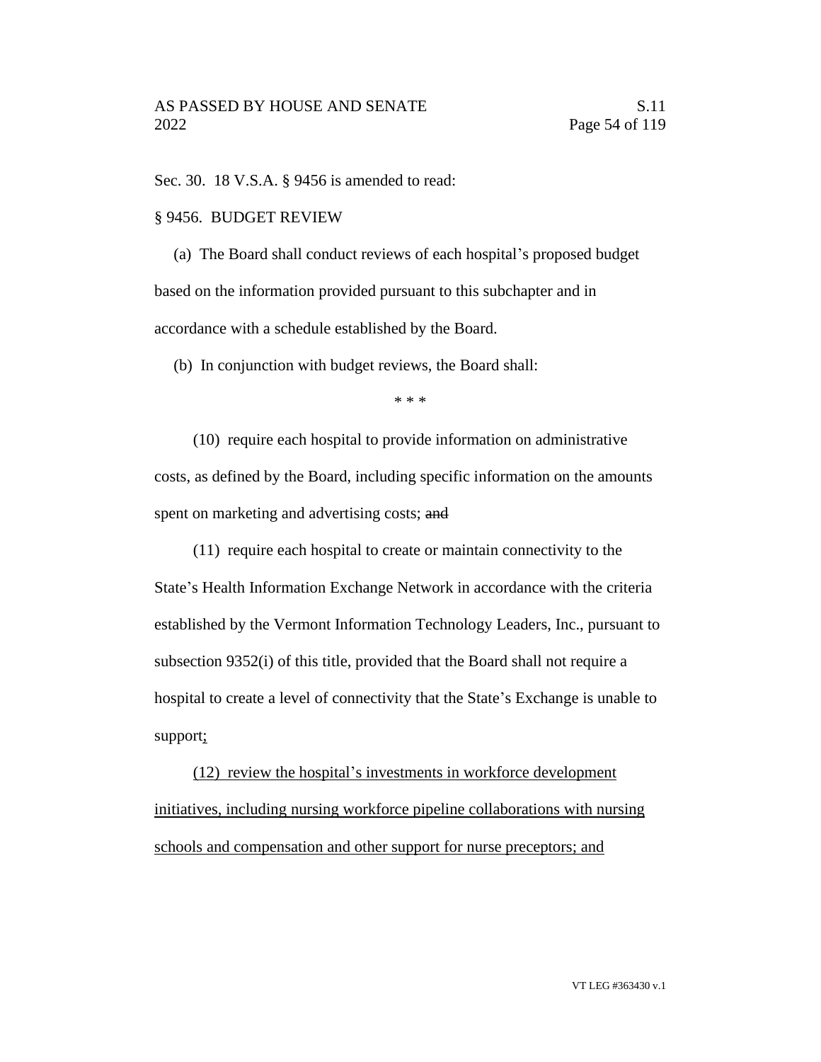Sec. 30. 18 V.S.A. § 9456 is amended to read:

§ 9456. BUDGET REVIEW

(a) The Board shall conduct reviews of each hospital's proposed budget based on the information provided pursuant to this subchapter and in accordance with a schedule established by the Board.

(b) In conjunction with budget reviews, the Board shall:

\* \* \*

(10) require each hospital to provide information on administrative costs, as defined by the Board, including specific information on the amounts spent on marketing and advertising costs; ~~and~~

(11) require each hospital to create or maintain connectivity to the State's Health Information Exchange Network in accordance with the criteria established by the Vermont Information Technology Leaders, Inc., pursuant to subsection 9352(i) of this title, provided that the Board shall not require a hospital to create a level of connectivity that the State's Exchange is unable to support<u>;</u>

<u>(12) review the hospital's investments in workforce development initiatives, including nursing workforce pipeline collaborations with nursing schools and compensation and other support for nurse preceptors; and</u>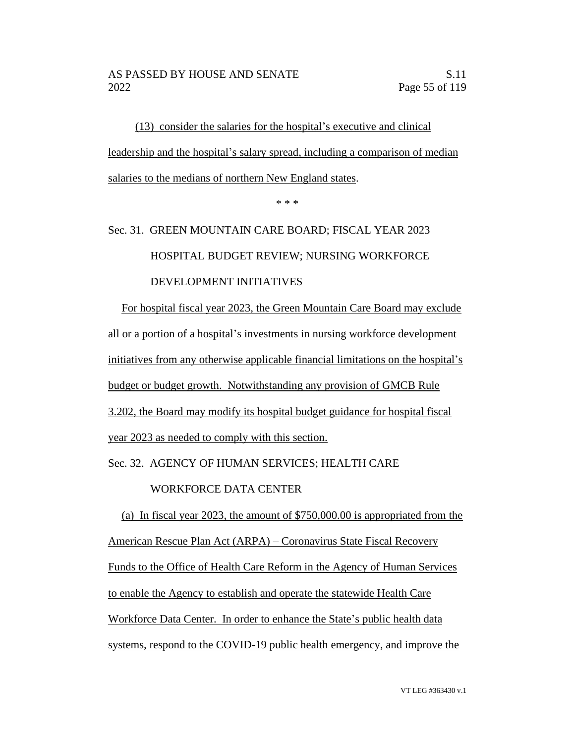(13) consider the salaries for the hospital's executive and clinical leadership and the hospital's salary spread, including a comparison of median salaries to the medians of northern New England states.

\* \* \*

Sec. 31. GREEN MOUNTAIN CARE BOARD; FISCAL YEAR 2023 HOSPITAL BUDGET REVIEW; NURSING WORKFORCE DEVELOPMENT INITIATIVES

For hospital fiscal year 2023, the Green Mountain Care Board may exclude all or a portion of a hospital's investments in nursing workforce development initiatives from any otherwise applicable financial limitations on the hospital's budget or budget growth. Notwithstanding any provision of GMCB Rule 3.202, the Board may modify its hospital budget guidance for hospital fiscal year 2023 as needed to comply with this section.

Sec. 32. AGENCY OF HUMAN SERVICES; HEALTH CARE WORKFORCE DATA CENTER

(a) In fiscal year 2023, the amount of $750,000.00 is appropriated from the American Rescue Plan Act (ARPA) – Coronavirus State Fiscal Recovery Funds to the Office of Health Care Reform in the Agency of Human Services to enable the Agency to establish and operate the statewide Health Care Workforce Data Center. In order to enhance the State's public health data systems, respond to the COVID-19 public health emergency, and improve the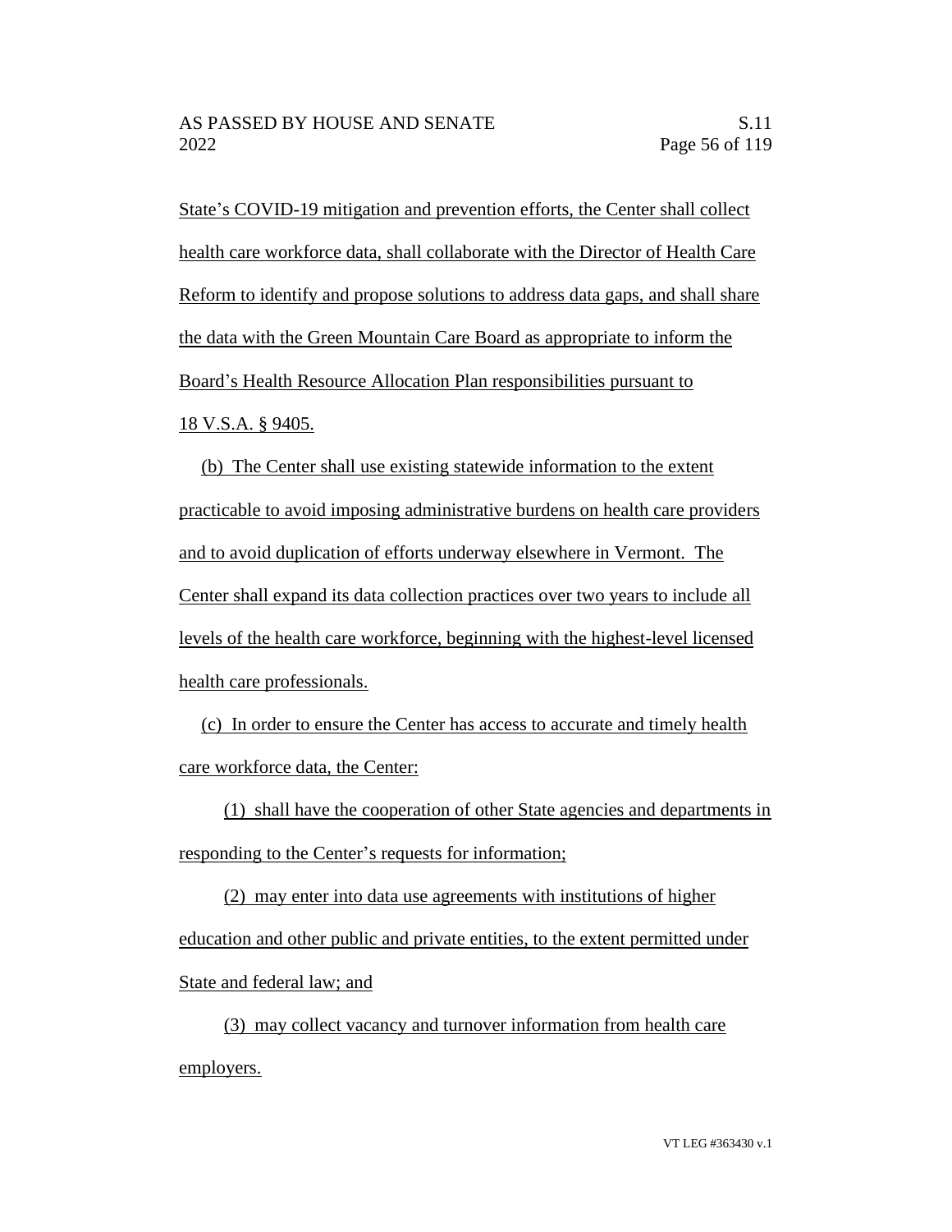State's COVID-19 mitigation and prevention efforts, the Center shall collect health care workforce data, shall collaborate with the Director of Health Care Reform to identify and propose solutions to address data gaps, and shall share the data with the Green Mountain Care Board as appropriate to inform the Board's Health Resource Allocation Plan responsibilities pursuant to 18 V.S.A. § 9405.

(b) The Center shall use existing statewide information to the extent practicable to avoid imposing administrative burdens on health care providers and to avoid duplication of efforts underway elsewhere in Vermont. The Center shall expand its data collection practices over two years to include all levels of the health care workforce, beginning with the highest-level licensed health care professionals.

(c) In order to ensure the Center has access to accurate and timely health care workforce data, the Center:

(1) shall have the cooperation of other State agencies and departments in responding to the Center's requests for information;

(2) may enter into data use agreements with institutions of higher education and other public and private entities, to the extent permitted under State and federal law; and

(3) may collect vacancy and turnover information from health care employers.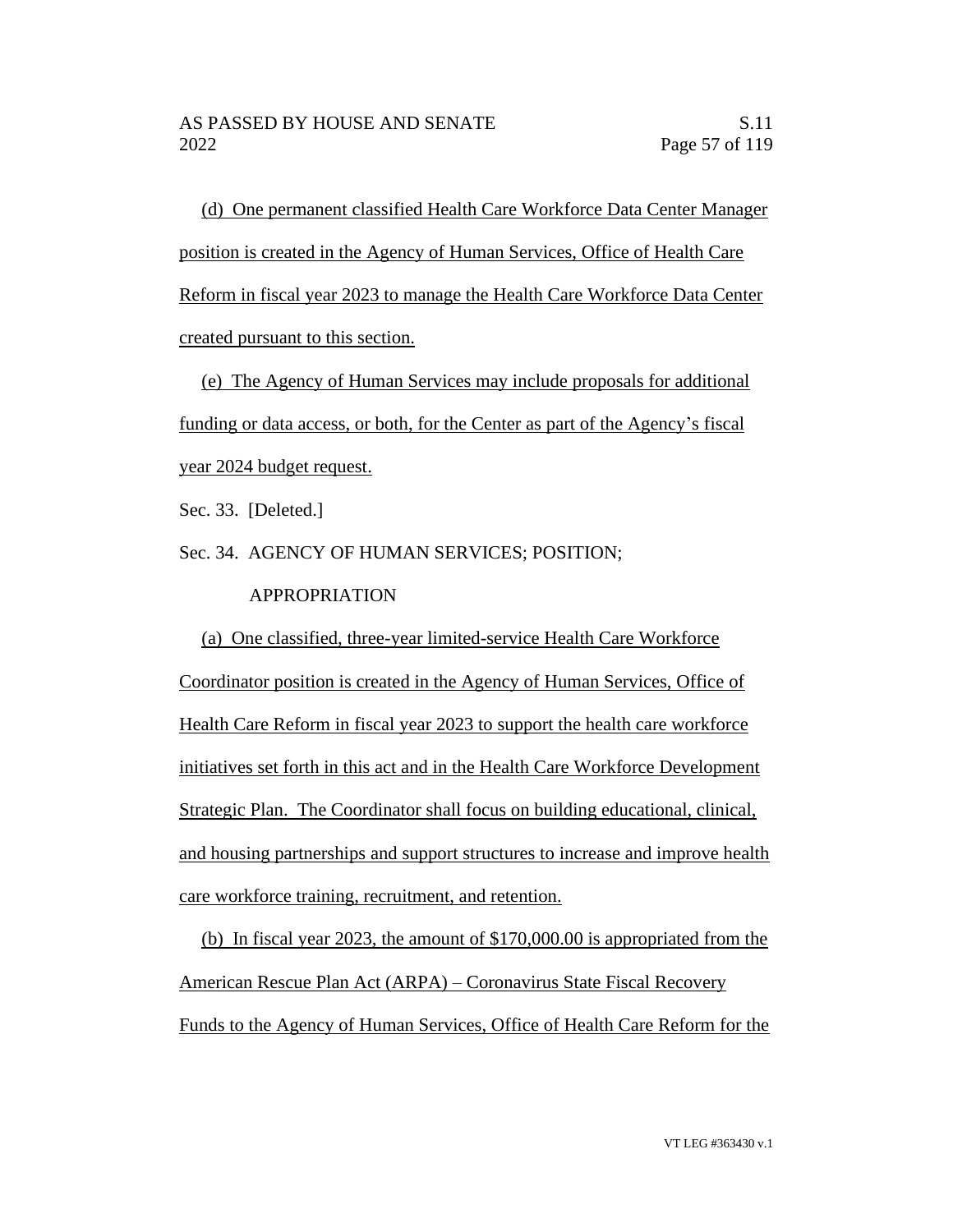(d) One permanent classified Health Care Workforce Data Center Manager position is created in the Agency of Human Services, Office of Health Care Reform in fiscal year 2023 to manage the Health Care Workforce Data Center created pursuant to this section.

(e) The Agency of Human Services may include proposals for additional funding or data access, or both, for the Center as part of the Agency's fiscal year 2024 budget request.

Sec. 33. [Deleted.]

Sec. 34. AGENCY OF HUMAN SERVICES; POSITION; APPROPRIATION

(a) One classified, three-year limited-service Health Care Workforce Coordinator position is created in the Agency of Human Services, Office of Health Care Reform in fiscal year 2023 to support the health care workforce initiatives set forth in this act and in the Health Care Workforce Development Strategic Plan. The Coordinator shall focus on building educational, clinical, and housing partnerships and support structures to increase and improve health care workforce training, recruitment, and retention.

(b) In fiscal year 2023, the amount of $170,000.00 is appropriated from the American Rescue Plan Act (ARPA) – Coronavirus State Fiscal Recovery Funds to the Agency of Human Services, Office of Health Care Reform for the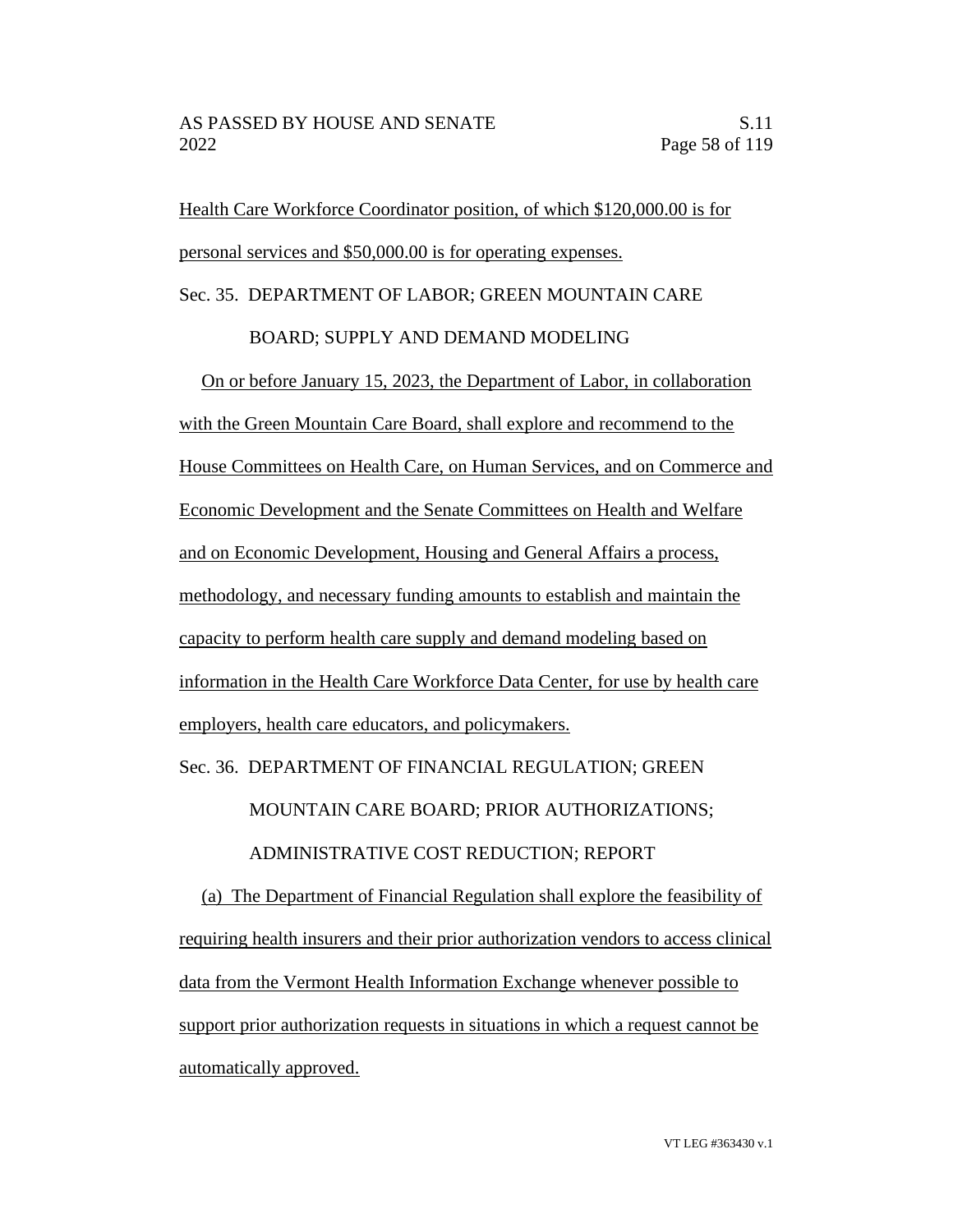Health Care Workforce Coordinator position, of which $120,000.00 is for personal services and $50,000.00 is for operating expenses.

Sec. 35. DEPARTMENT OF LABOR; GREEN MOUNTAIN CARE BOARD; SUPPLY AND DEMAND MODELING

On or before January 15, 2023, the Department of Labor, in collaboration with the Green Mountain Care Board, shall explore and recommend to the House Committees on Health Care, on Human Services, and on Commerce and Economic Development and the Senate Committees on Health and Welfare and on Economic Development, Housing and General Affairs a process, methodology, and necessary funding amounts to establish and maintain the capacity to perform health care supply and demand modeling based on information in the Health Care Workforce Data Center, for use by health care employers, health care educators, and policymakers.

Sec. 36. DEPARTMENT OF FINANCIAL REGULATION; GREEN MOUNTAIN CARE BOARD; PRIOR AUTHORIZATIONS; ADMINISTRATIVE COST REDUCTION; REPORT

(a) The Department of Financial Regulation shall explore the feasibility of requiring health insurers and their prior authorization vendors to access clinical data from the Vermont Health Information Exchange whenever possible to support prior authorization requests in situations in which a request cannot be automatically approved.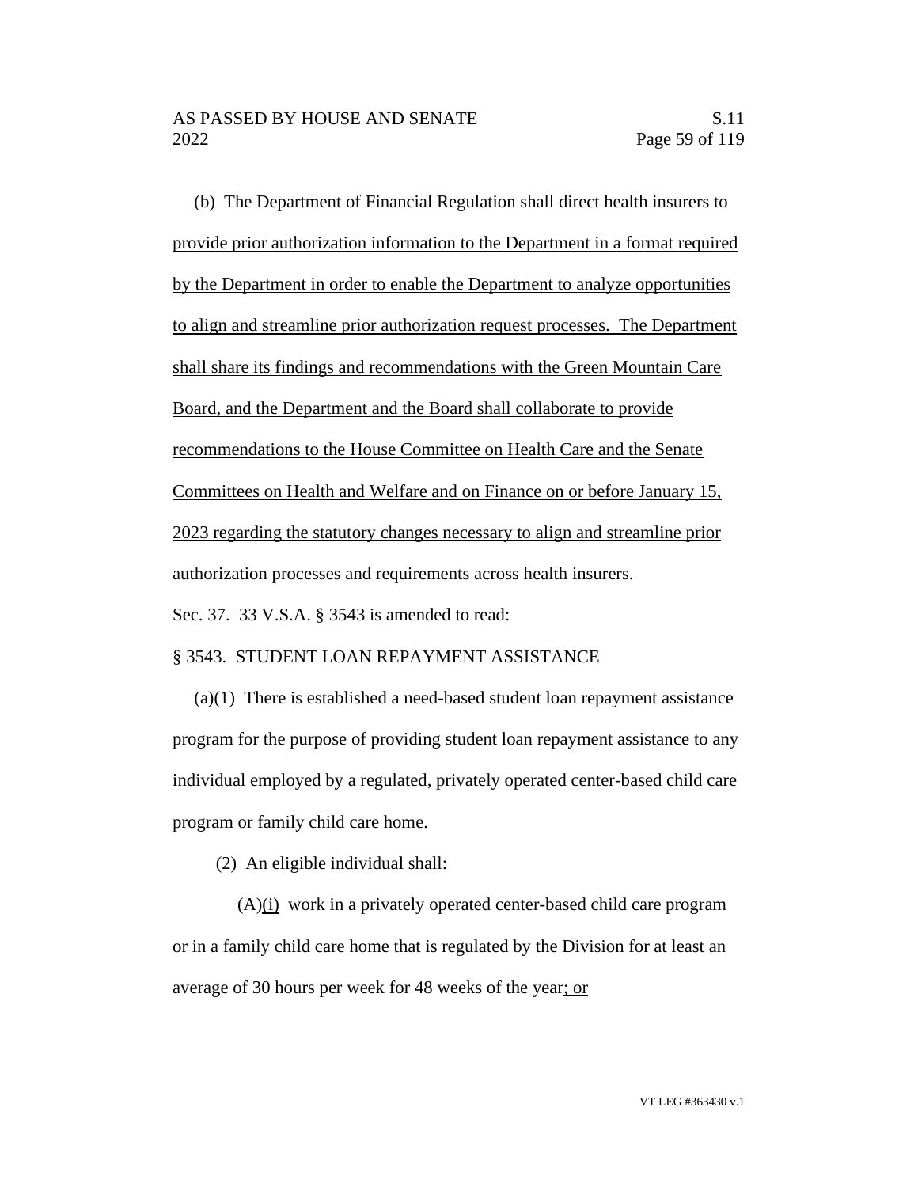(b) The Department of Financial Regulation shall direct health insurers to provide prior authorization information to the Department in a format required by the Department in order to enable the Department to analyze opportunities to align and streamline prior authorization request processes. The Department shall share its findings and recommendations with the Green Mountain Care Board, and the Department and the Board shall collaborate to provide recommendations to the House Committee on Health Care and the Senate Committees on Health and Welfare and on Finance on or before January 15, 2023 regarding the statutory changes necessary to align and streamline prior authorization processes and requirements across health insurers.

Sec. 37. 33 V.S.A. § 3543 is amended to read:

§ 3543. STUDENT LOAN REPAYMENT ASSISTANCE

(a)(1) There is established a need-based student loan repayment assistance program for the purpose of providing student loan repayment assistance to any individual employed by a regulated, privately operated center-based child care program or family child care home.

(2) An eligible individual shall:

(A)(i) work in a privately operated center-based child care program or in a family child care home that is regulated by the Division for at least an average of 30 hours per week for 48 weeks of the year; or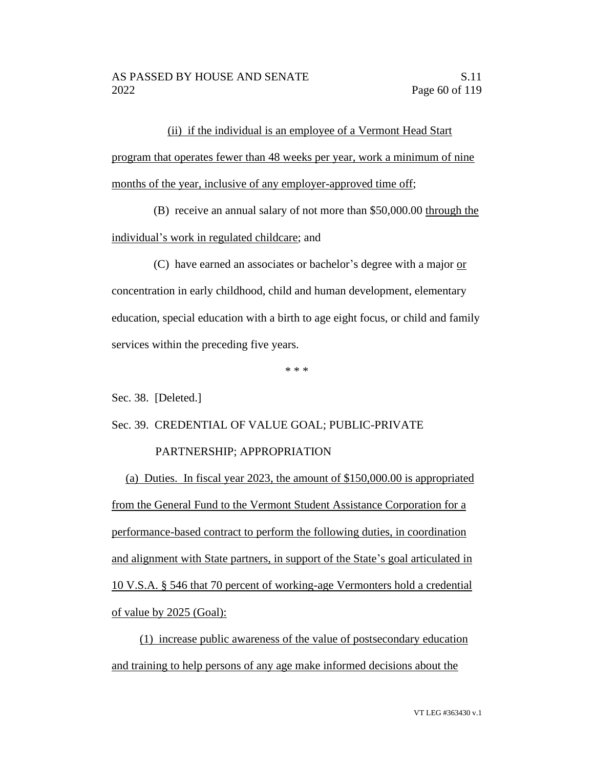(ii) if the individual is an employee of a Vermont Head Start program that operates fewer than 48 weeks per year, work a minimum of nine months of the year, inclusive of any employer-approved time off;

(B) receive an annual salary of not more than $50,000.00 through the individual's work in regulated childcare; and

(C) have earned an associates or bachelor's degree with a major or concentration in early childhood, child and human development, elementary education, special education with a birth to age eight focus, or child and family services within the preceding five years.

\* \* \*

Sec. 38. [Deleted.]

Sec. 39. CREDENTIAL OF VALUE GOAL; PUBLIC-PRIVATE PARTNERSHIP; APPROPRIATION

(a) Duties. In fiscal year 2023, the amount of $150,000.00 is appropriated from the General Fund to the Vermont Student Assistance Corporation for a performance-based contract to perform the following duties, in coordination and alignment with State partners, in support of the State's goal articulated in 10 V.S.A. § 546 that 70 percent of working-age Vermonters hold a credential of value by 2025 (Goal):

(1) increase public awareness of the value of postsecondary education and training to help persons of any age make informed decisions about the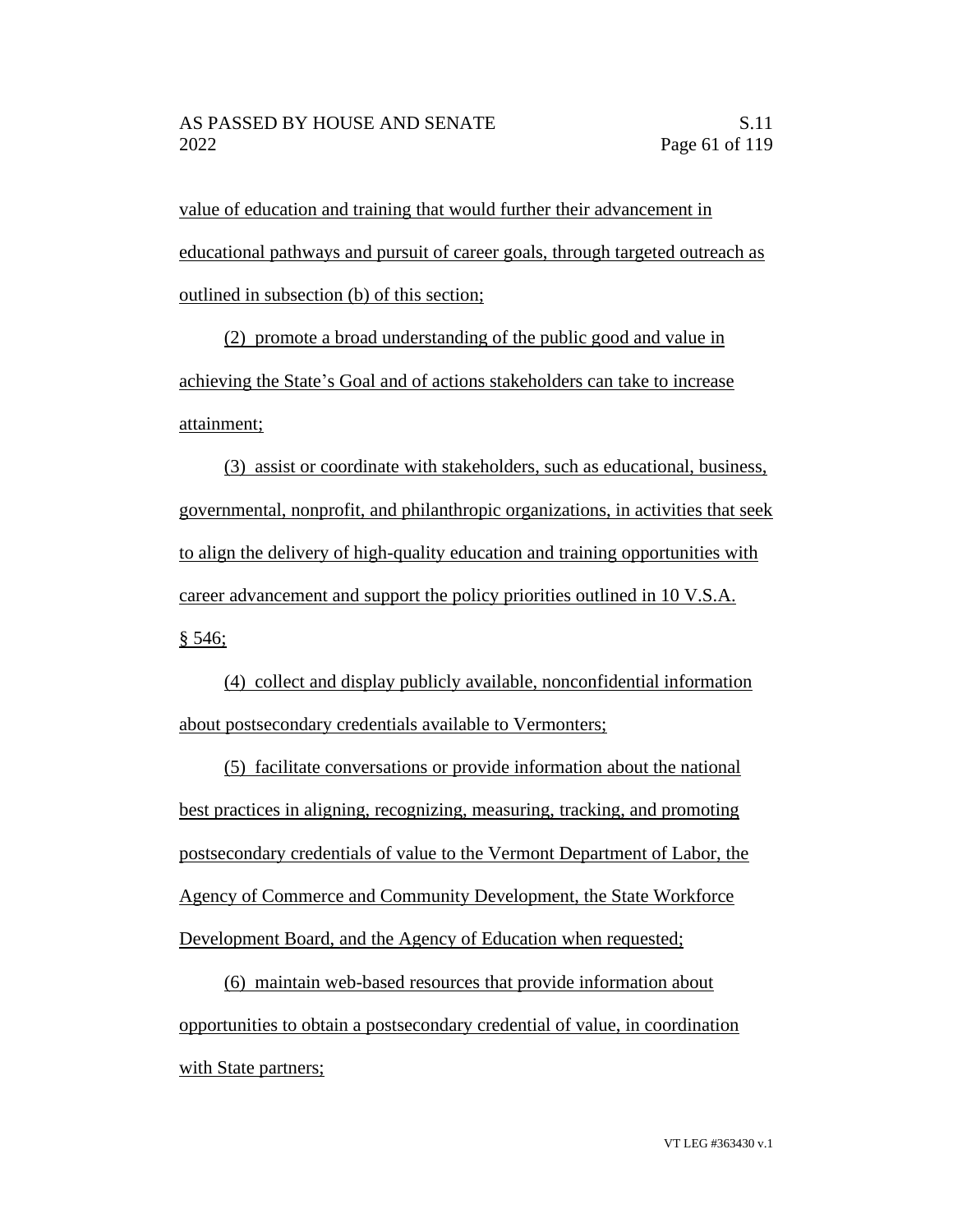value of education and training that would further their advancement in educational pathways and pursuit of career goals, through targeted outreach as outlined in subsection (b) of this section;

(2) promote a broad understanding of the public good and value in achieving the State's Goal and of actions stakeholders can take to increase attainment;

(3) assist or coordinate with stakeholders, such as educational, business, governmental, nonprofit, and philanthropic organizations, in activities that seek to align the delivery of high-quality education and training opportunities with career advancement and support the policy priorities outlined in 10 V.S.A. § 546;

(4) collect and display publicly available, nonconfidential information about postsecondary credentials available to Vermonters;

(5) facilitate conversations or provide information about the national best practices in aligning, recognizing, measuring, tracking, and promoting postsecondary credentials of value to the Vermont Department of Labor, the Agency of Commerce and Community Development, the State Workforce Development Board, and the Agency of Education when requested;

(6) maintain web-based resources that provide information about opportunities to obtain a postsecondary credential of value, in coordination with State partners;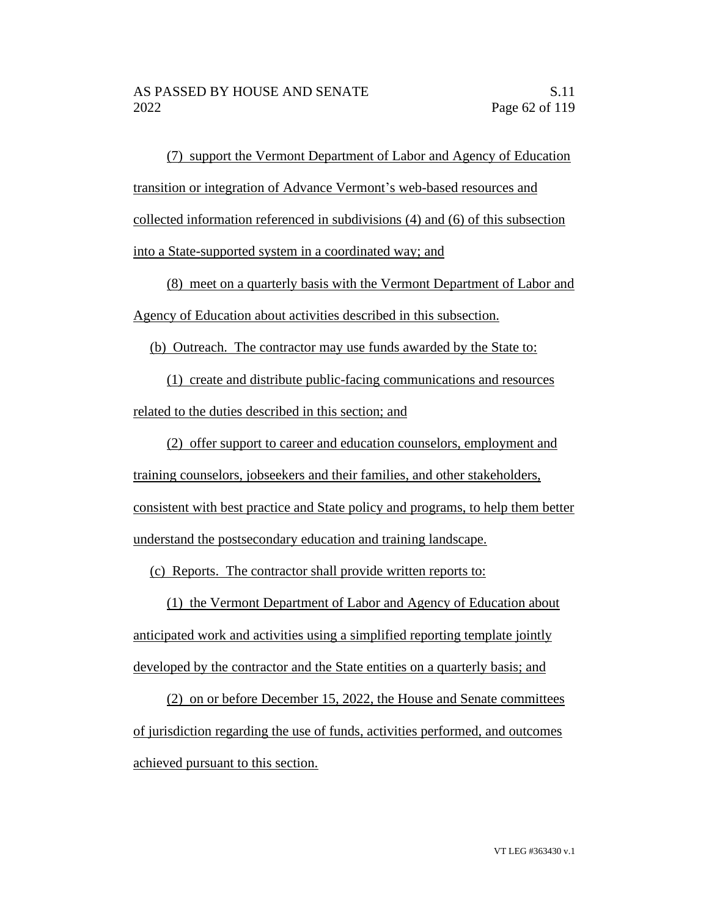(7) support the Vermont Department of Labor and Agency of Education transition or integration of Advance Vermont's web-based resources and collected information referenced in subdivisions (4) and (6) of this subsection into a State-supported system in a coordinated way; and

(8) meet on a quarterly basis with the Vermont Department of Labor and Agency of Education about activities described in this subsection.

(b) Outreach. The contractor may use funds awarded by the State to:

(1) create and distribute public-facing communications and resources related to the duties described in this section; and

(2) offer support to career and education counselors, employment and training counselors, jobseekers and their families, and other stakeholders, consistent with best practice and State policy and programs, to help them better understand the postsecondary education and training landscape.

(c) Reports. The contractor shall provide written reports to:

(1) the Vermont Department of Labor and Agency of Education about anticipated work and activities using a simplified reporting template jointly developed by the contractor and the State entities on a quarterly basis; and

(2) on or before December 15, 2022, the House and Senate committees of jurisdiction regarding the use of funds, activities performed, and outcomes achieved pursuant to this section.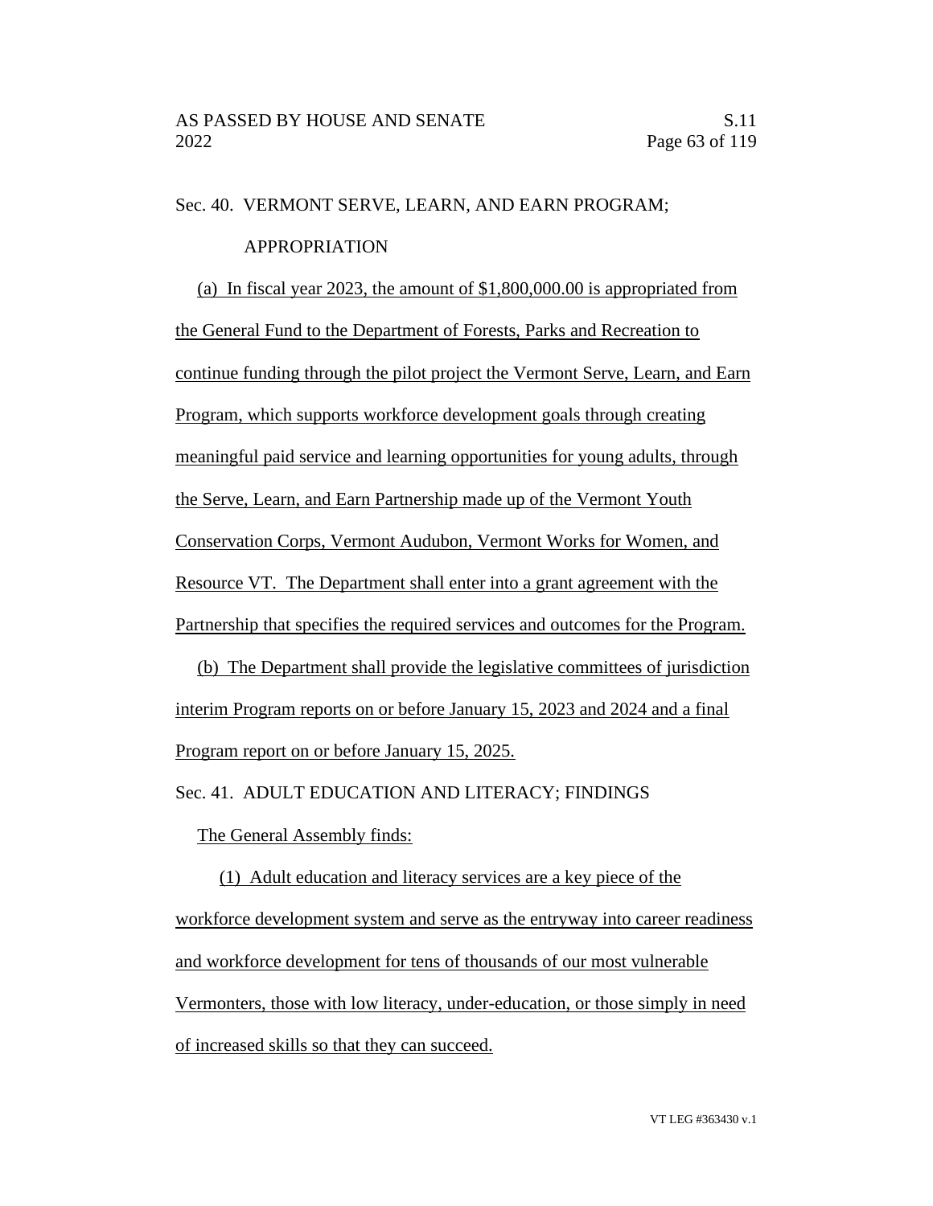Sec. 40. VERMONT SERVE, LEARN, AND EARN PROGRAM; APPROPRIATION

(a) In fiscal year 2023, the amount of $1,800,000.00 is appropriated from the General Fund to the Department of Forests, Parks and Recreation to continue funding through the pilot project the Vermont Serve, Learn, and Earn Program, which supports workforce development goals through creating meaningful paid service and learning opportunities for young adults, through the Serve, Learn, and Earn Partnership made up of the Vermont Youth Conservation Corps, Vermont Audubon, Vermont Works for Women, and Resource VT. The Department shall enter into a grant agreement with the Partnership that specifies the required services and outcomes for the Program.

(b) The Department shall provide the legislative committees of jurisdiction interim Program reports on or before January 15, 2023 and 2024 and a final Program report on or before January 15, 2025.

Sec. 41. ADULT EDUCATION AND LITERACY; FINDINGS

The General Assembly finds:

(1) Adult education and literacy services are a key piece of the workforce development system and serve as the entryway into career readiness and workforce development for tens of thousands of our most vulnerable Vermonters, those with low literacy, under-education, or those simply in need of increased skills so that they can succeed.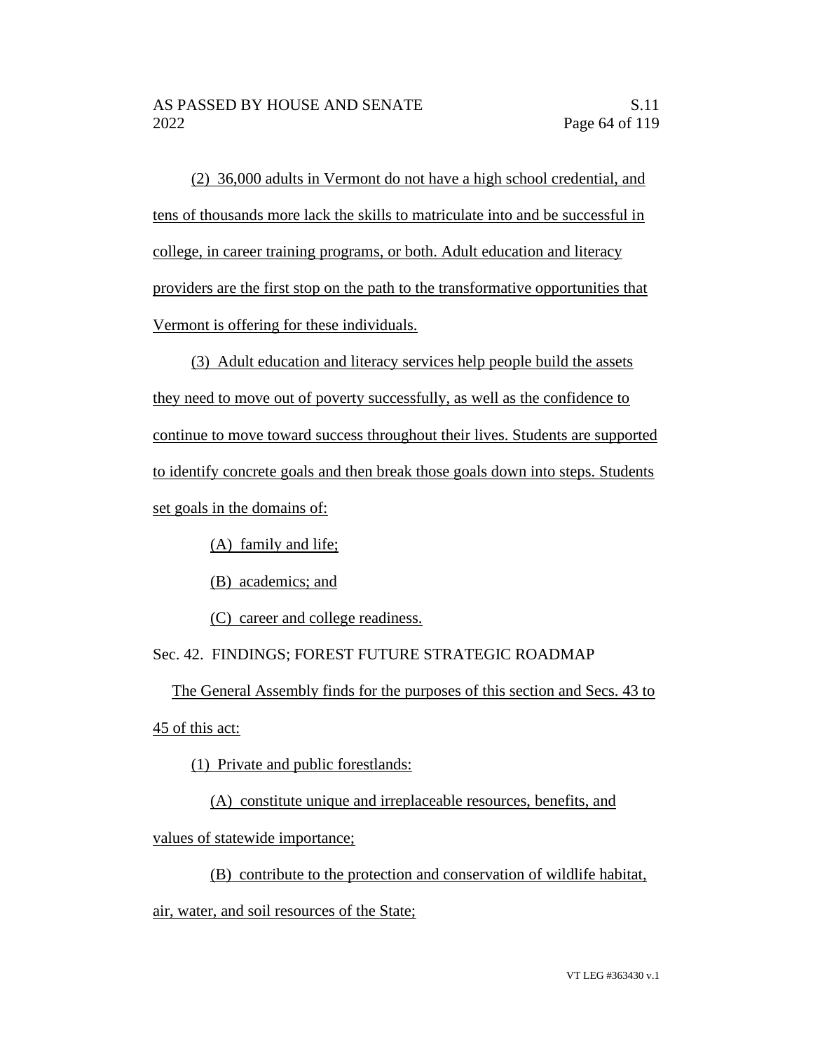(2) 36,000 adults in Vermont do not have a high school credential, and tens of thousands more lack the skills to matriculate into and be successful in college, in career training programs, or both. Adult education and literacy providers are the first stop on the path to the transformative opportunities that Vermont is offering for these individuals.

(3) Adult education and literacy services help people build the assets they need to move out of poverty successfully, as well as the confidence to continue to move toward success throughout their lives. Students are supported to identify concrete goals and then break those goals down into steps. Students set goals in the domains of:

(A) family and life;

(B) academics; and

(C) career and college readiness.

Sec. 42. FINDINGS; FOREST FUTURE STRATEGIC ROADMAP

The General Assembly finds for the purposes of this section and Secs. 43 to 45 of this act:

(1) Private and public forestlands:

(A) constitute unique and irreplaceable resources, benefits, and values of statewide importance;

(B) contribute to the protection and conservation of wildlife habitat, air, water, and soil resources of the State;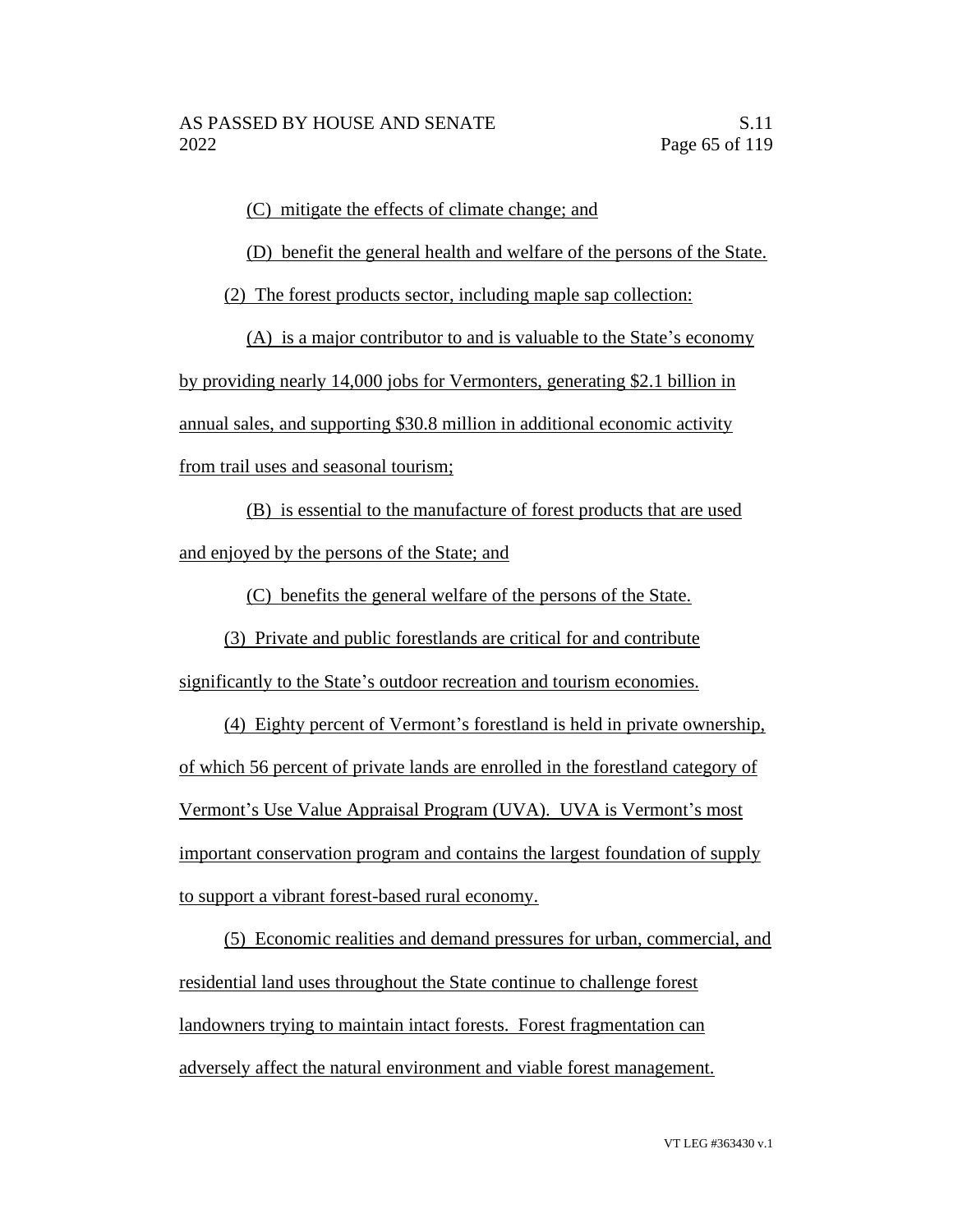(C) mitigate the effects of climate change; and

(D) benefit the general health and welfare of the persons of the State.

(2) The forest products sector, including maple sap collection:

(A) is a major contributor to and is valuable to the State's economy by providing nearly 14,000 jobs for Vermonters, generating $2.1 billion in annual sales, and supporting $30.8 million in additional economic activity from trail uses and seasonal tourism;

(B) is essential to the manufacture of forest products that are used and enjoyed by the persons of the State; and

(C) benefits the general welfare of the persons of the State.

(3) Private and public forestlands are critical for and contribute significantly to the State's outdoor recreation and tourism economies.

(4) Eighty percent of Vermont's forestland is held in private ownership, of which 56 percent of private lands are enrolled in the forestland category of Vermont's Use Value Appraisal Program (UVA). UVA is Vermont's most important conservation program and contains the largest foundation of supply to support a vibrant forest-based rural economy.

(5) Economic realities and demand pressures for urban, commercial, and residential land uses throughout the State continue to challenge forest landowners trying to maintain intact forests. Forest fragmentation can adversely affect the natural environment and viable forest management.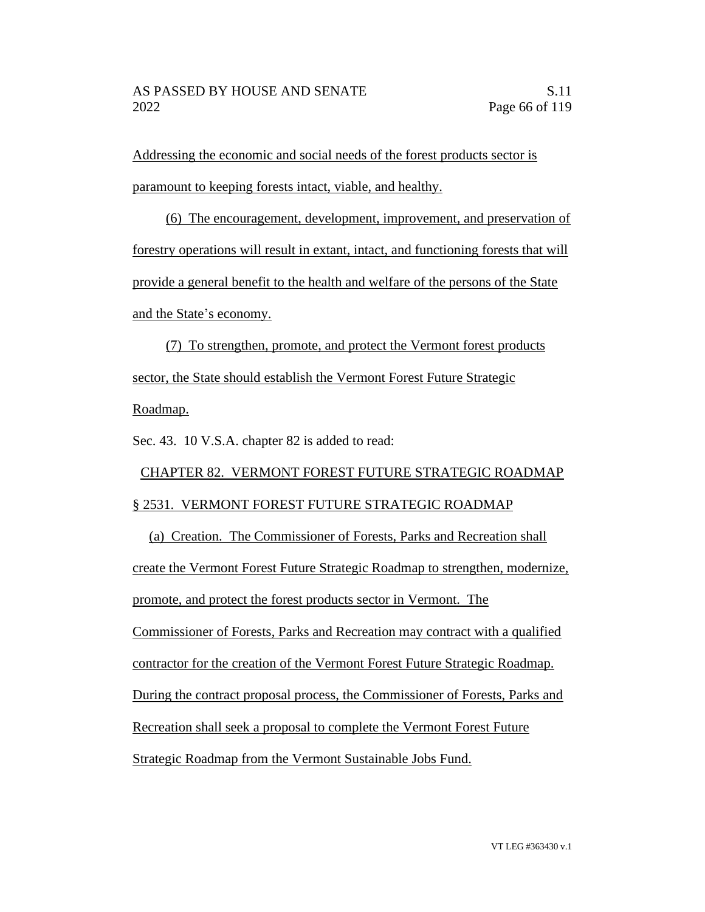Addressing the economic and social needs of the forest products sector is paramount to keeping forests intact, viable, and healthy.

(6) The encouragement, development, improvement, and preservation of forestry operations will result in extant, intact, and functioning forests that will provide a general benefit to the health and welfare of the persons of the State and the State's economy.

(7) To strengthen, promote, and protect the Vermont forest products sector, the State should establish the Vermont Forest Future Strategic Roadmap.

Sec. 43. 10 V.S.A. chapter 82 is added to read:

CHAPTER 82. VERMONT FOREST FUTURE STRATEGIC ROADMAP

§ 2531. VERMONT FOREST FUTURE STRATEGIC ROADMAP

(a) Creation. The Commissioner of Forests, Parks and Recreation shall create the Vermont Forest Future Strategic Roadmap to strengthen, modernize, promote, and protect the forest products sector in Vermont. The Commissioner of Forests, Parks and Recreation may contract with a qualified contractor for the creation of the Vermont Forest Future Strategic Roadmap. During the contract proposal process, the Commissioner of Forests, Parks and Recreation shall seek a proposal to complete the Vermont Forest Future Strategic Roadmap from the Vermont Sustainable Jobs Fund.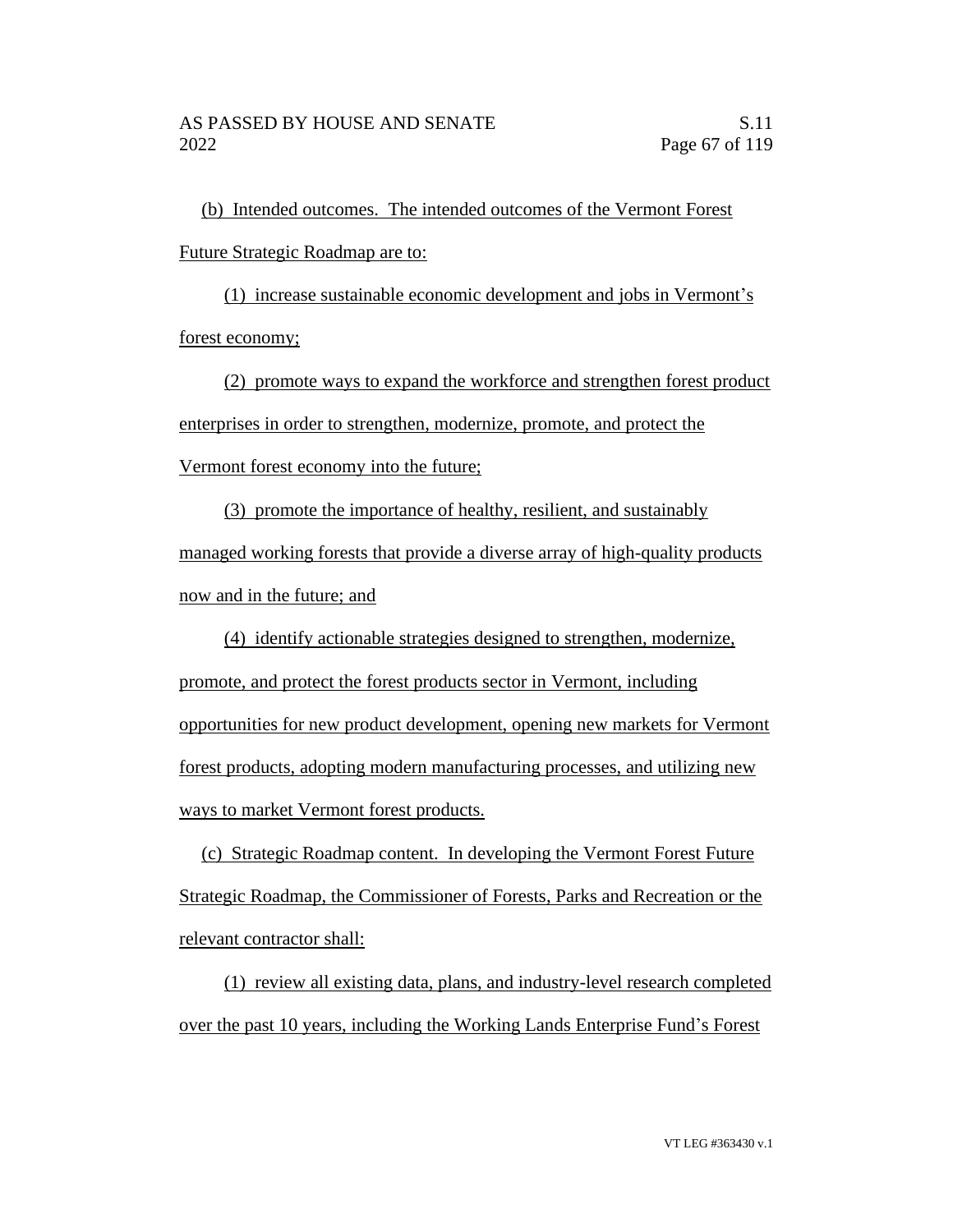(b) Intended outcomes. The intended outcomes of the Vermont Forest Future Strategic Roadmap are to:

(1) increase sustainable economic development and jobs in Vermont's forest economy;

(2) promote ways to expand the workforce and strengthen forest product enterprises in order to strengthen, modernize, promote, and protect the Vermont forest economy into the future;

(3) promote the importance of healthy, resilient, and sustainably managed working forests that provide a diverse array of high-quality products now and in the future; and

(4) identify actionable strategies designed to strengthen, modernize, promote, and protect the forest products sector in Vermont, including opportunities for new product development, opening new markets for Vermont forest products, adopting modern manufacturing processes, and utilizing new ways to market Vermont forest products.

(c) Strategic Roadmap content. In developing the Vermont Forest Future Strategic Roadmap, the Commissioner of Forests, Parks and Recreation or the relevant contractor shall:

(1) review all existing data, plans, and industry-level research completed over the past 10 years, including the Working Lands Enterprise Fund's Forest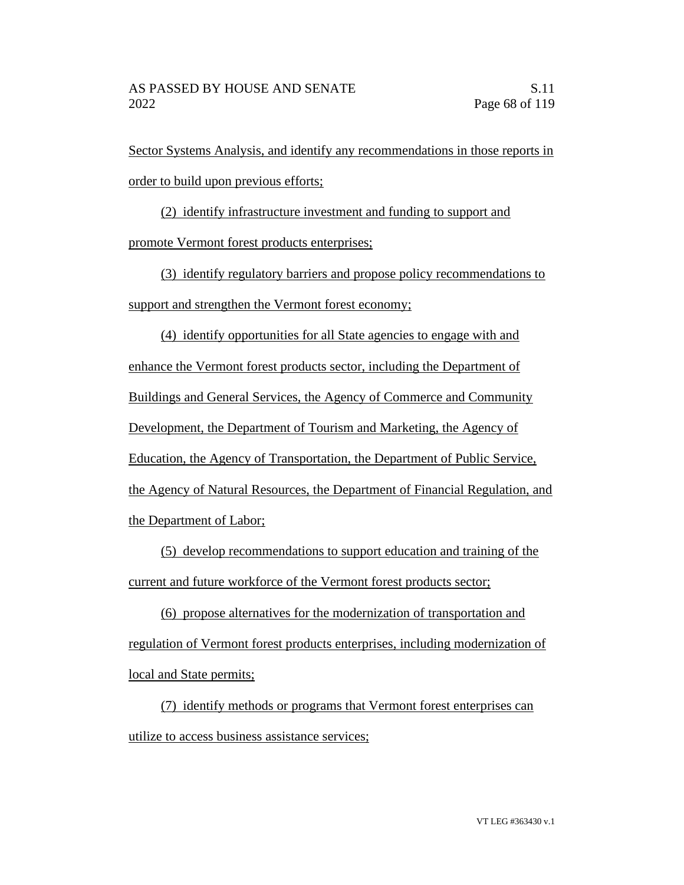Sector Systems Analysis, and identify any recommendations in those reports in order to build upon previous efforts;

(2) identify infrastructure investment and funding to support and promote Vermont forest products enterprises;

(3) identify regulatory barriers and propose policy recommendations to support and strengthen the Vermont forest economy;

(4) identify opportunities for all State agencies to engage with and enhance the Vermont forest products sector, including the Department of Buildings and General Services, the Agency of Commerce and Community Development, the Department of Tourism and Marketing, the Agency of Education, the Agency of Transportation, the Department of Public Service, the Agency of Natural Resources, the Department of Financial Regulation, and the Department of Labor;

(5) develop recommendations to support education and training of the current and future workforce of the Vermont forest products sector;

(6) propose alternatives for the modernization of transportation and regulation of Vermont forest products enterprises, including modernization of local and State permits;

(7) identify methods or programs that Vermont forest enterprises can utilize to access business assistance services;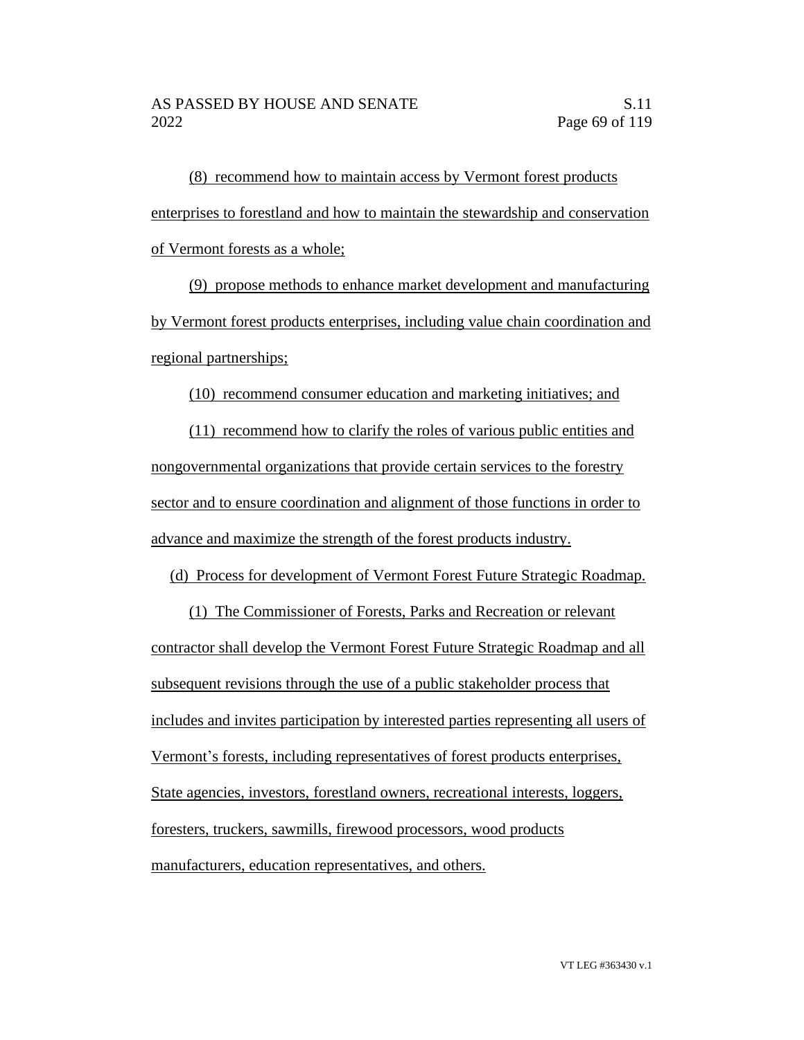(8) recommend how to maintain access by Vermont forest products enterprises to forestland and how to maintain the stewardship and conservation of Vermont forests as a whole;

(9) propose methods to enhance market development and manufacturing by Vermont forest products enterprises, including value chain coordination and regional partnerships;

(10) recommend consumer education and marketing initiatives; and

(11) recommend how to clarify the roles of various public entities and nongovernmental organizations that provide certain services to the forestry sector and to ensure coordination and alignment of those functions in order to advance and maximize the strength of the forest products industry.

(d) Process for development of Vermont Forest Future Strategic Roadmap.

(1) The Commissioner of Forests, Parks and Recreation or relevant contractor shall develop the Vermont Forest Future Strategic Roadmap and all subsequent revisions through the use of a public stakeholder process that includes and invites participation by interested parties representing all users of Vermont's forests, including representatives of forest products enterprises, State agencies, investors, forestland owners, recreational interests, loggers, foresters, truckers, sawmills, firewood processors, wood products manufacturers, education representatives, and others.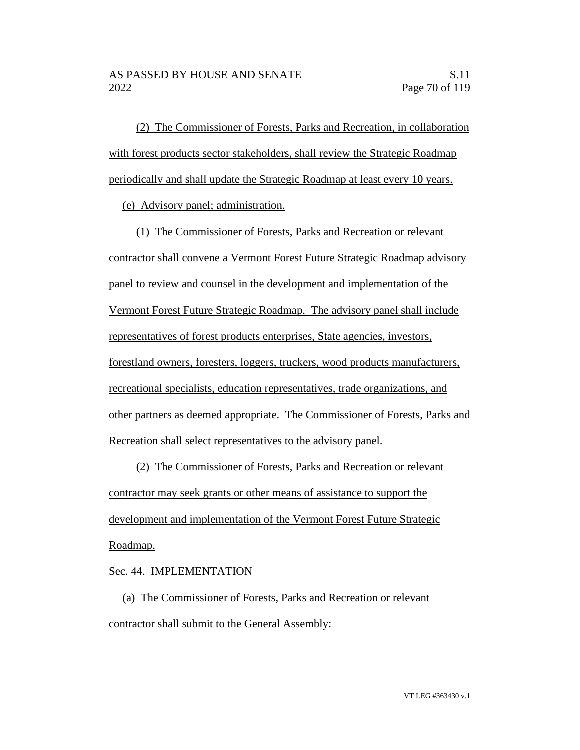(2) The Commissioner of Forests, Parks and Recreation, in collaboration with forest products sector stakeholders, shall review the Strategic Roadmap periodically and shall update the Strategic Roadmap at least every 10 years.

(e) Advisory panel; administration.

(1) The Commissioner of Forests, Parks and Recreation or relevant contractor shall convene a Vermont Forest Future Strategic Roadmap advisory panel to review and counsel in the development and implementation of the Vermont Forest Future Strategic Roadmap. The advisory panel shall include representatives of forest products enterprises, State agencies, investors, forestland owners, foresters, loggers, truckers, wood products manufacturers, recreational specialists, education representatives, trade organizations, and other partners as deemed appropriate. The Commissioner of Forests, Parks and Recreation shall select representatives to the advisory panel.

(2) The Commissioner of Forests, Parks and Recreation or relevant contractor may seek grants or other means of assistance to support the development and implementation of the Vermont Forest Future Strategic Roadmap.

Sec. 44. IMPLEMENTATION

(a) The Commissioner of Forests, Parks and Recreation or relevant contractor shall submit to the General Assembly: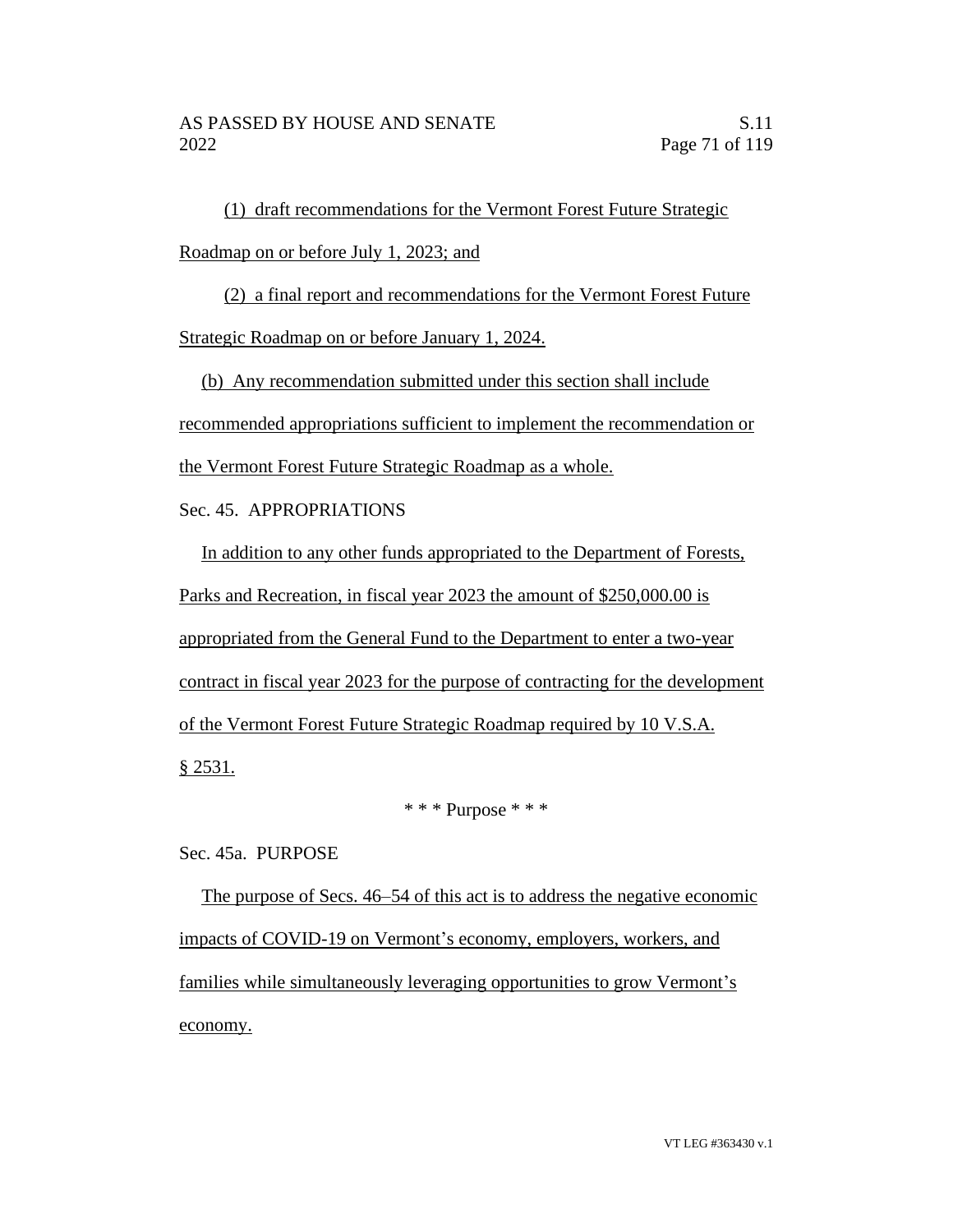(1) draft recommendations for the Vermont Forest Future Strategic Roadmap on or before July 1, 2023; and

(2) a final report and recommendations for the Vermont Forest Future Strategic Roadmap on or before January 1, 2024.

(b) Any recommendation submitted under this section shall include recommended appropriations sufficient to implement the recommendation or the Vermont Forest Future Strategic Roadmap as a whole.

Sec. 45. APPROPRIATIONS

In addition to any other funds appropriated to the Department of Forests, Parks and Recreation, in fiscal year 2023 the amount of $250,000.00 is appropriated from the General Fund to the Department to enter a two-year contract in fiscal year 2023 for the purpose of contracting for the development of the Vermont Forest Future Strategic Roadmap required by 10 V.S.A. § 2531.

\* \* \* Purpose \* \* \*

Sec. 45a. PURPOSE

The purpose of Secs. 46–54 of this act is to address the negative economic impacts of COVID-19 on Vermont's economy, employers, workers, and families while simultaneously leveraging opportunities to grow Vermont's economy.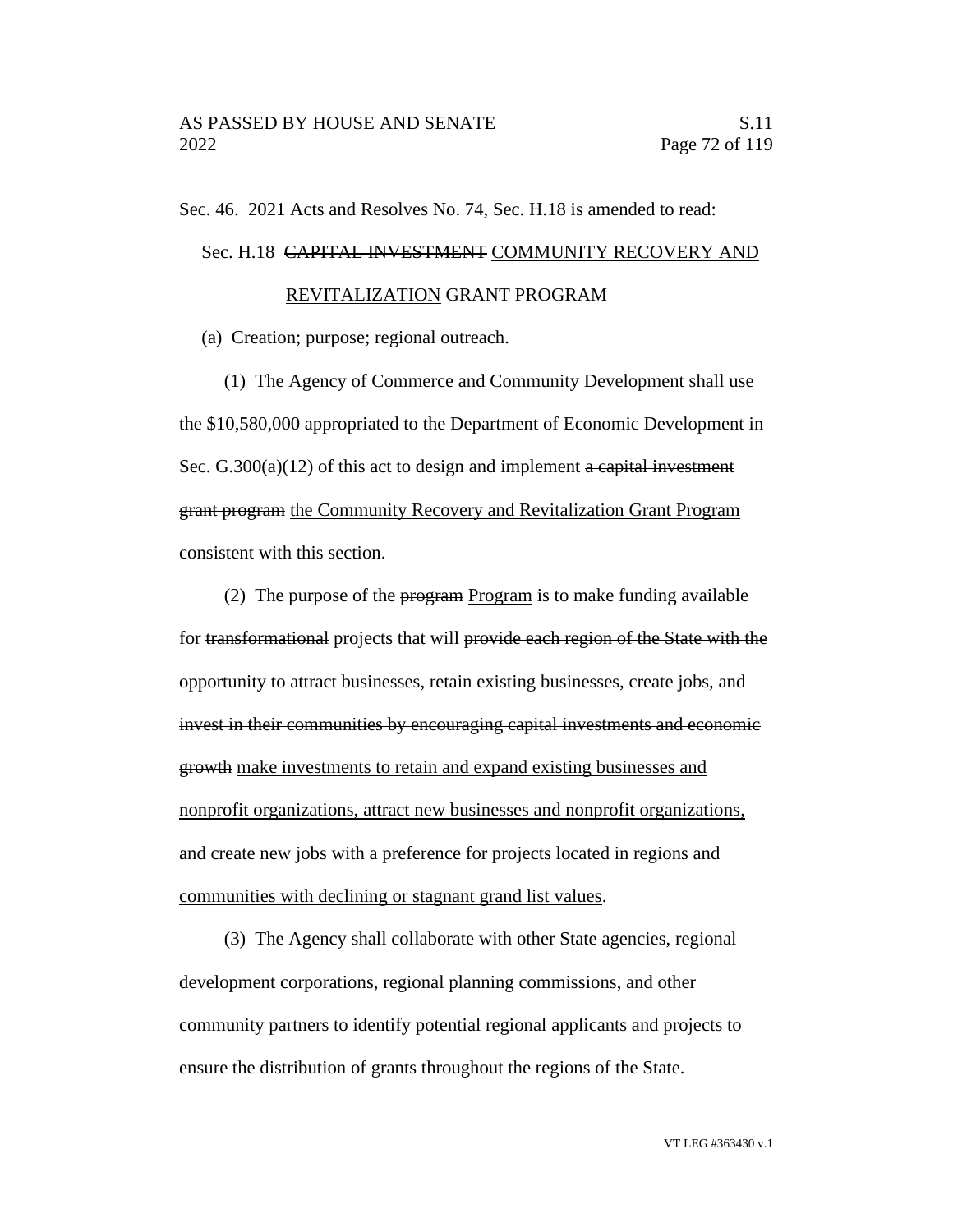Sec. 46. 2021 Acts and Resolves No. 74, Sec. H.18 is amended to read:

Sec. H.18 ~~CAPITAL INVESTMENT~~ <u>COMMUNITY RECOVERY AND REVITALIZATION</u> GRANT PROGRAM

(a) Creation; purpose; regional outreach.

(1) The Agency of Commerce and Community Development shall use the $10,580,000 appropriated to the Department of Economic Development in Sec. G.300(a)(12) of this act to design and implement ~~a capital investment grant program~~ <u>the Community Recovery and Revitalization Grant Program</u> consistent with this section.

(2) The purpose of the ~~program~~ <u>Program</u> is to make funding available for ~~transformational~~ projects that will ~~provide each region of the State with the opportunity to attract businesses, retain existing businesses, create jobs, and invest in their communities by encouraging capital investments and economic growth~~ <u>make investments to retain and expand existing businesses and nonprofit organizations, attract new businesses and nonprofit organizations, and create new jobs with a preference for projects located in regions and communities with declining or stagnant grand list values</u>.

(3) The Agency shall collaborate with other State agencies, regional development corporations, regional planning commissions, and other community partners to identify potential regional applicants and projects to ensure the distribution of grants throughout the regions of the State.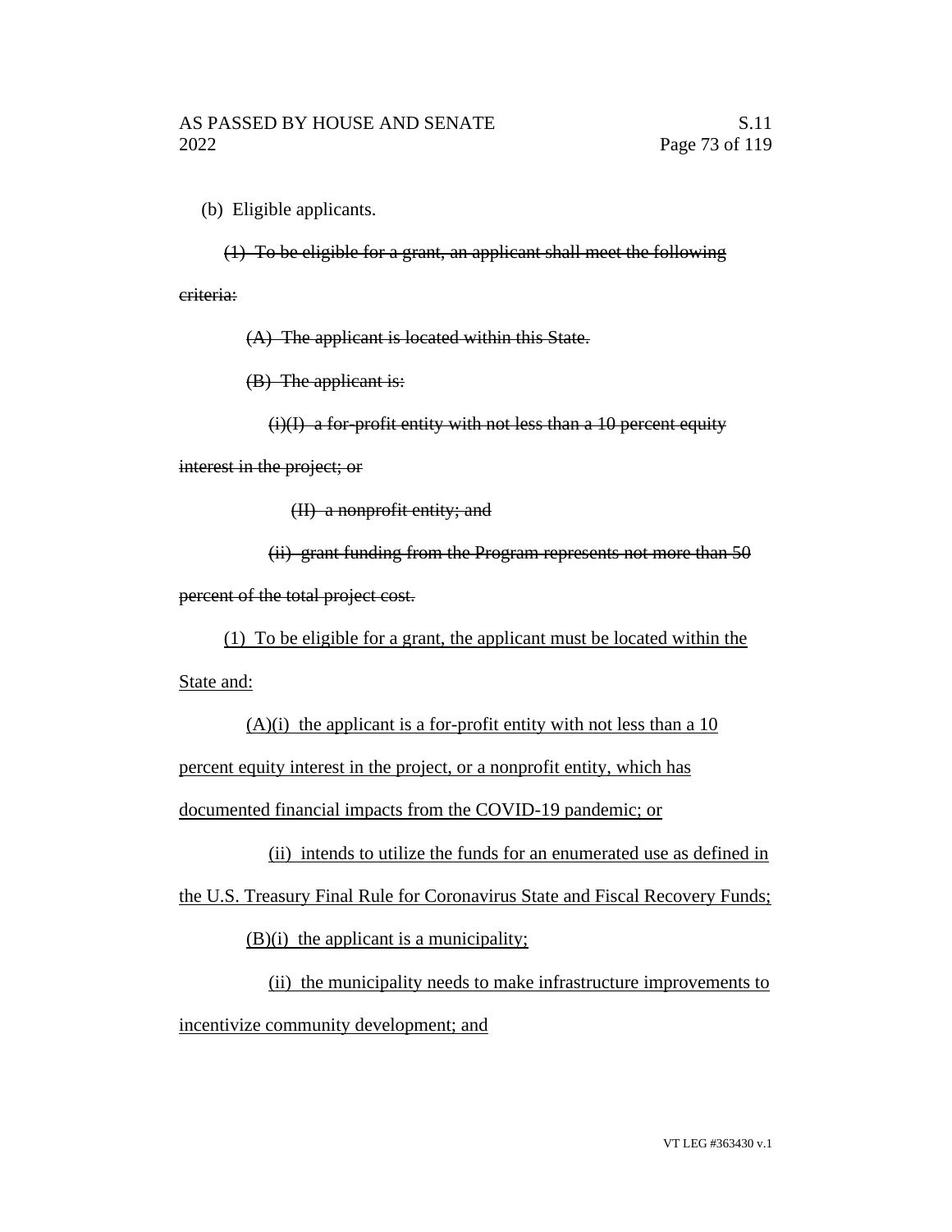(b) Eligible applicants.

~~(1) To be eligible for a grant, an applicant shall meet the following criteria:~~

~~(A) The applicant is located within this State.~~

~~(B) The applicant is:~~

~~(i)(I) a for-profit entity with not less than a 10 percent equity interest in the project; or~~

~~(II) a nonprofit entity; and~~

~~(ii) grant funding from the Program represents not more than 50 percent of the total project cost.~~

<u>(1) To be eligible for a grant, the applicant must be located within the State and:</u>

<u>(A)(i) the applicant is a for-profit entity with not less than a 10 percent equity interest in the project, or a nonprofit entity, which has documented financial impacts from the COVID-19 pandemic; or</u>

<u>(ii) intends to utilize the funds for an enumerated use as defined in the U.S. Treasury Final Rule for Coronavirus State and Fiscal Recovery Funds;</u>

<u>(B)(i) the applicant is a municipality;</u>

<u>(ii) the municipality needs to make infrastructure improvements to incentivize community development; and</u>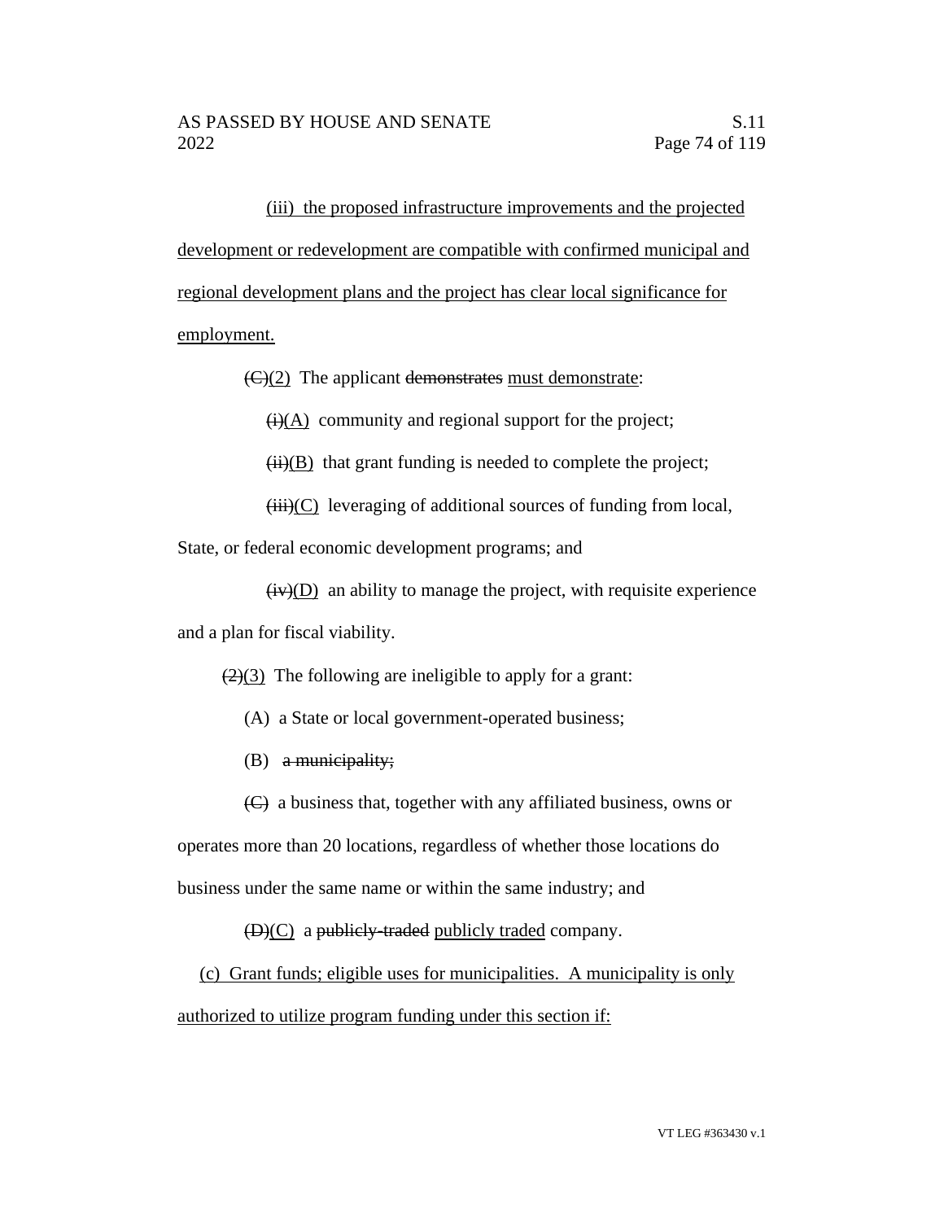(iii) the proposed infrastructure improvements and the projected development or redevelopment are compatible with confirmed municipal and regional development plans and the project has clear local significance for employment.

~~(C)~~(2) The applicant ~~demonstrates~~ must demonstrate:

~~(i)~~(A) community and regional support for the project;

~~(ii)~~(B) that grant funding is needed to complete the project;

~~(iii)~~(C) leveraging of additional sources of funding from local, State, or federal economic development programs; and

~~(iv)~~(D) an ability to manage the project, with requisite experience and a plan for fiscal viability.

~~(2)~~(3) The following are ineligible to apply for a grant:

(A) a State or local government-operated business;

(B) ~~a municipality;~~

~~(C)~~ a business that, together with any affiliated business, owns or operates more than 20 locations, regardless of whether those locations do business under the same name or within the same industry; and

~~(D)~~(C) a ~~publicly-traded~~ publicly traded company.

(c) Grant funds; eligible uses for municipalities. A municipality is only authorized to utilize program funding under this section if: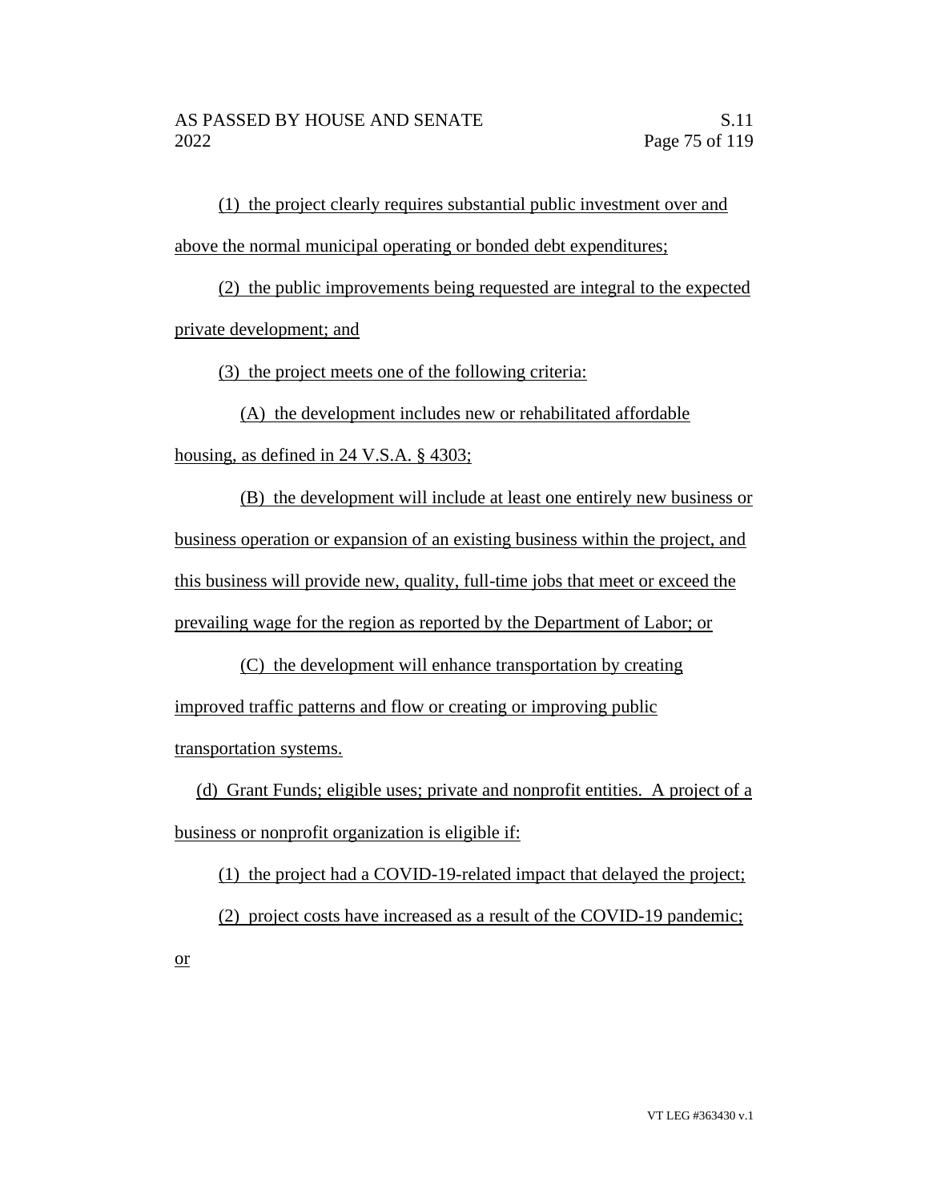(1) the project clearly requires substantial public investment over and above the normal municipal operating or bonded debt expenditures;

(2) the public improvements being requested are integral to the expected private development; and

(3) the project meets one of the following criteria:

(A) the development includes new or rehabilitated affordable housing, as defined in 24 V.S.A. § 4303;

(B) the development will include at least one entirely new business or business operation or expansion of an existing business within the project, and this business will provide new, quality, full-time jobs that meet or exceed the prevailing wage for the region as reported by the Department of Labor; or

(C) the development will enhance transportation by creating improved traffic patterns and flow or creating or improving public transportation systems.

(d) Grant Funds; eligible uses; private and nonprofit entities. A project of a business or nonprofit organization is eligible if:

(1) the project had a COVID-19-related impact that delayed the project;

(2) project costs have increased as a result of the COVID-19 pandemic; or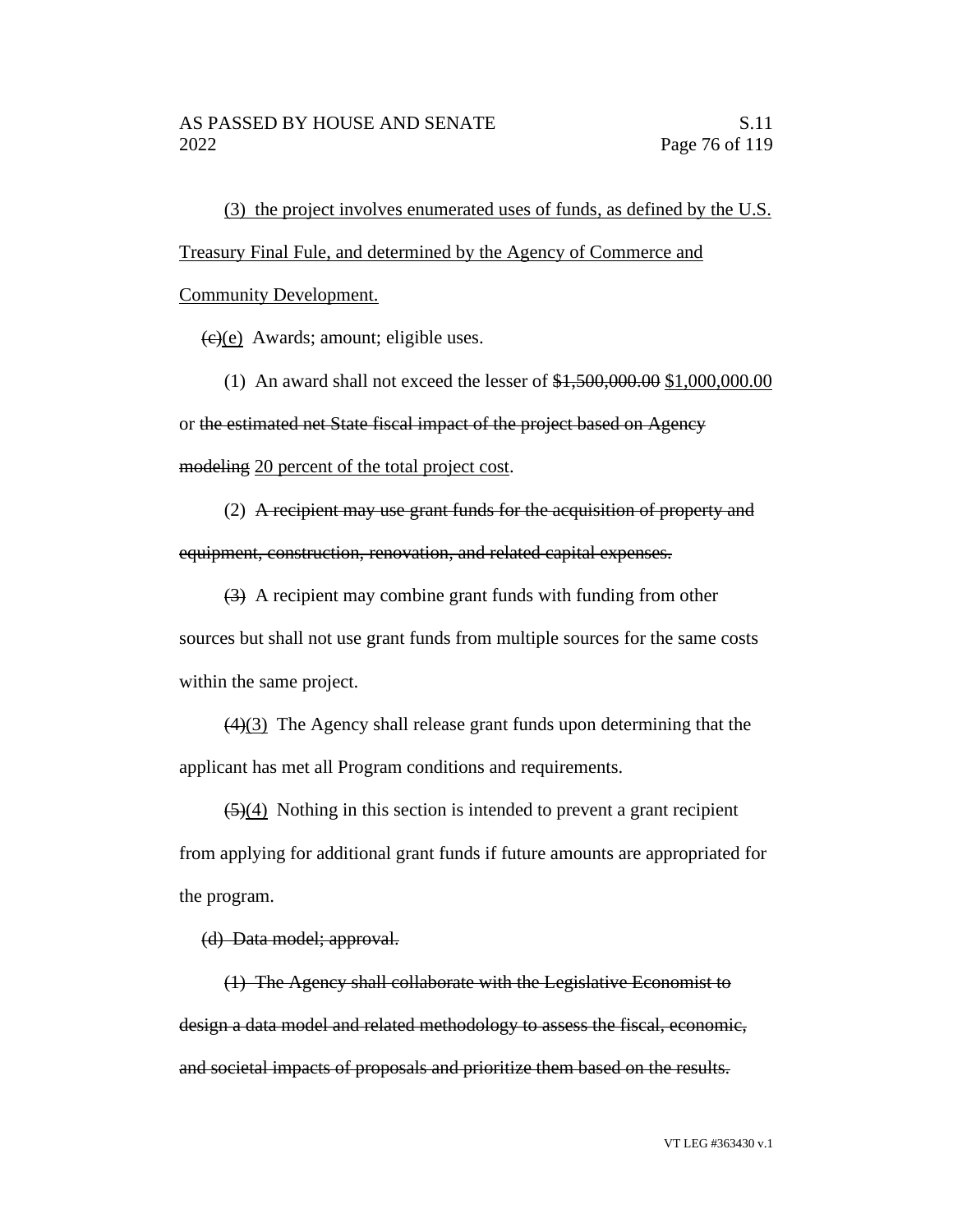(3) the project involves enumerated uses of funds, as defined by the U.S. Treasury Final Fule, and determined by the Agency of Commerce and Community Development.

~~(c)~~(e) Awards; amount; eligible uses.

(1) An award shall not exceed the lesser of ~~$1,500,000.00~~ $1,000,000.00 or ~~the estimated net State fiscal impact of the project based on Agency modeling~~ 20 percent of the total project cost.

(2) ~~A recipient may use grant funds for the acquisition of property and equipment, construction, renovation, and related capital expenses.~~

~~(3)~~ A recipient may combine grant funds with funding from other sources but shall not use grant funds from multiple sources for the same costs within the same project.

~~(4)~~(3) The Agency shall release grant funds upon determining that the applicant has met all Program conditions and requirements.

~~(5)~~(4) Nothing in this section is intended to prevent a grant recipient from applying for additional grant funds if future amounts are appropriated for the program.

~~(d) Data model; approval.~~

~~(1) The Agency shall collaborate with the Legislative Economist to design a data model and related methodology to assess the fiscal, economic, and societal impacts of proposals and prioritize them based on the results.~~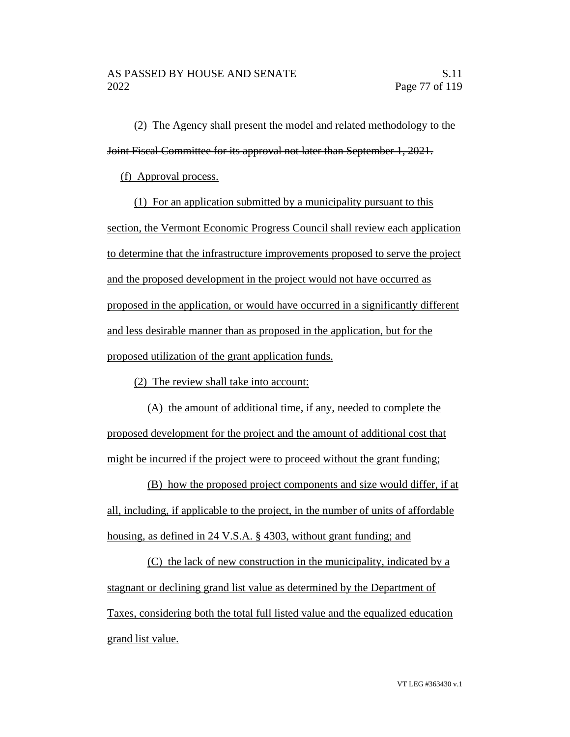~~(2) The Agency shall present the model and related methodology to the Joint Fiscal Committee for its approval not later than September 1, 2021.~~

<u>(f) Approval process.</u>

<u>(1) For an application submitted by a municipality pursuant to this section, the Vermont Economic Progress Council shall review each application to determine that the infrastructure improvements proposed to serve the project and the proposed development in the project would not have occurred as proposed in the application, or would have occurred in a significantly different and less desirable manner than as proposed in the application, but for the proposed utilization of the grant application funds.</u>

<u>(2) The review shall take into account:</u>

<u>(A) the amount of additional time, if any, needed to complete the proposed development for the project and the amount of additional cost that might be incurred if the project were to proceed without the grant funding;</u>

<u>(B) how the proposed project components and size would differ, if at all, including, if applicable to the project, in the number of units of affordable housing, as defined in 24 V.S.A. § 4303, without grant funding; and</u>

<u>(C) the lack of new construction in the municipality, indicated by a stagnant or declining grand list value as determined by the Department of Taxes, considering both the total full listed value and the equalized education grand list value.</u>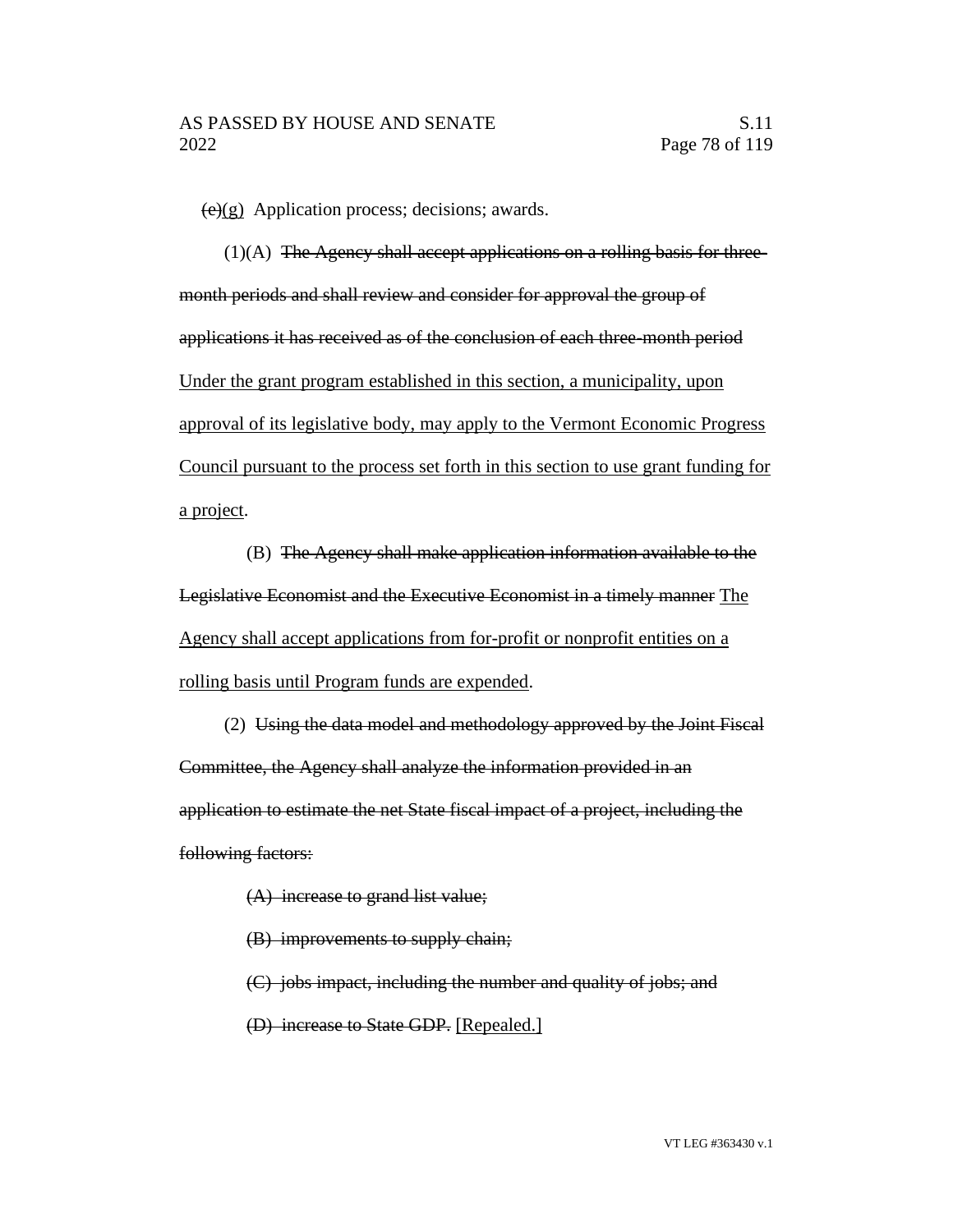~~(e)~~(g) Application process; decisions; awards.

(1)(A) ~~The Agency shall accept applications on a rolling basis for three-month periods and shall review and consider for approval the group of applications it has received as of the conclusion of each three-month period~~ Under the grant program established in this section, a municipality, upon approval of its legislative body, may apply to the Vermont Economic Progress Council pursuant to the process set forth in this section to use grant funding for a project.

(B) ~~The Agency shall make application information available to the Legislative Economist and the Executive Economist in a timely manner~~ The Agency shall accept applications from for-profit or nonprofit entities on a rolling basis until Program funds are expended.

(2) ~~Using the data model and methodology approved by the Joint Fiscal Committee, the Agency shall analyze the information provided in an application to estimate the net State fiscal impact of a project, including the following factors:~~

~~(A) increase to grand list value;~~

~~(B) improvements to supply chain;~~

~~(C) jobs impact, including the number and quality of jobs; and~~

~~(D) increase to State GDP.~~ [Repealed.]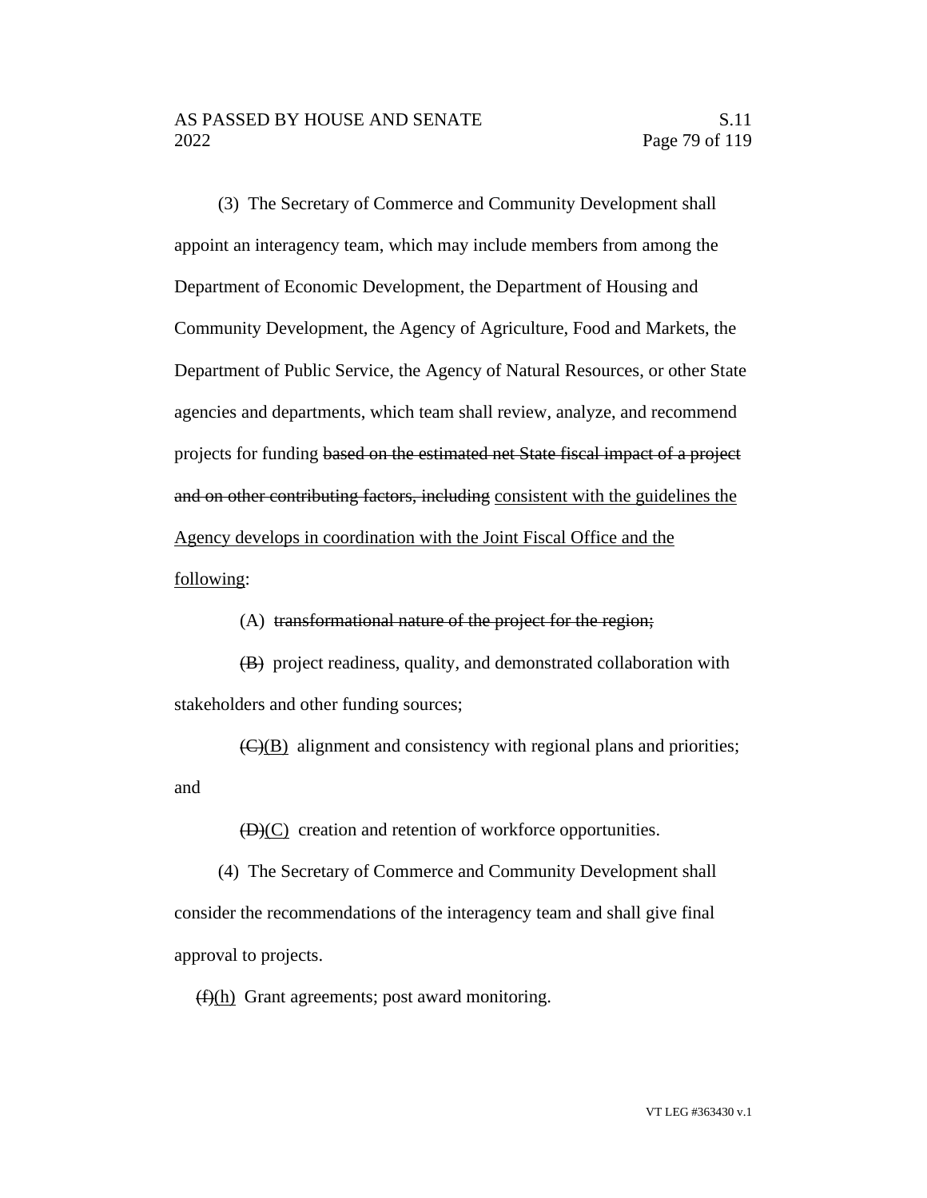(3) The Secretary of Commerce and Community Development shall appoint an interagency team, which may include members from among the Department of Economic Development, the Department of Housing and Community Development, the Agency of Agriculture, Food and Markets, the Department of Public Service, the Agency of Natural Resources, or other State agencies and departments, which team shall review, analyze, and recommend projects for funding ~~based on the estimated net State fiscal impact of a project and on other contributing factors, including~~ <u>consistent with the guidelines the Agency develops in coordination with the Joint Fiscal Office and the following</u>:

(A) ~~transformational nature of the project for the region;~~

~~(B)~~ project readiness, quality, and demonstrated collaboration with stakeholders and other funding sources;

~~(C)~~<u>(B)</u> alignment and consistency with regional plans and priorities; and

~~(D)~~<u>(C)</u> creation and retention of workforce opportunities.

(4) The Secretary of Commerce and Community Development shall consider the recommendations of the interagency team and shall give final approval to projects.

~~(f)~~<u>(h)</u> Grant agreements; post award monitoring.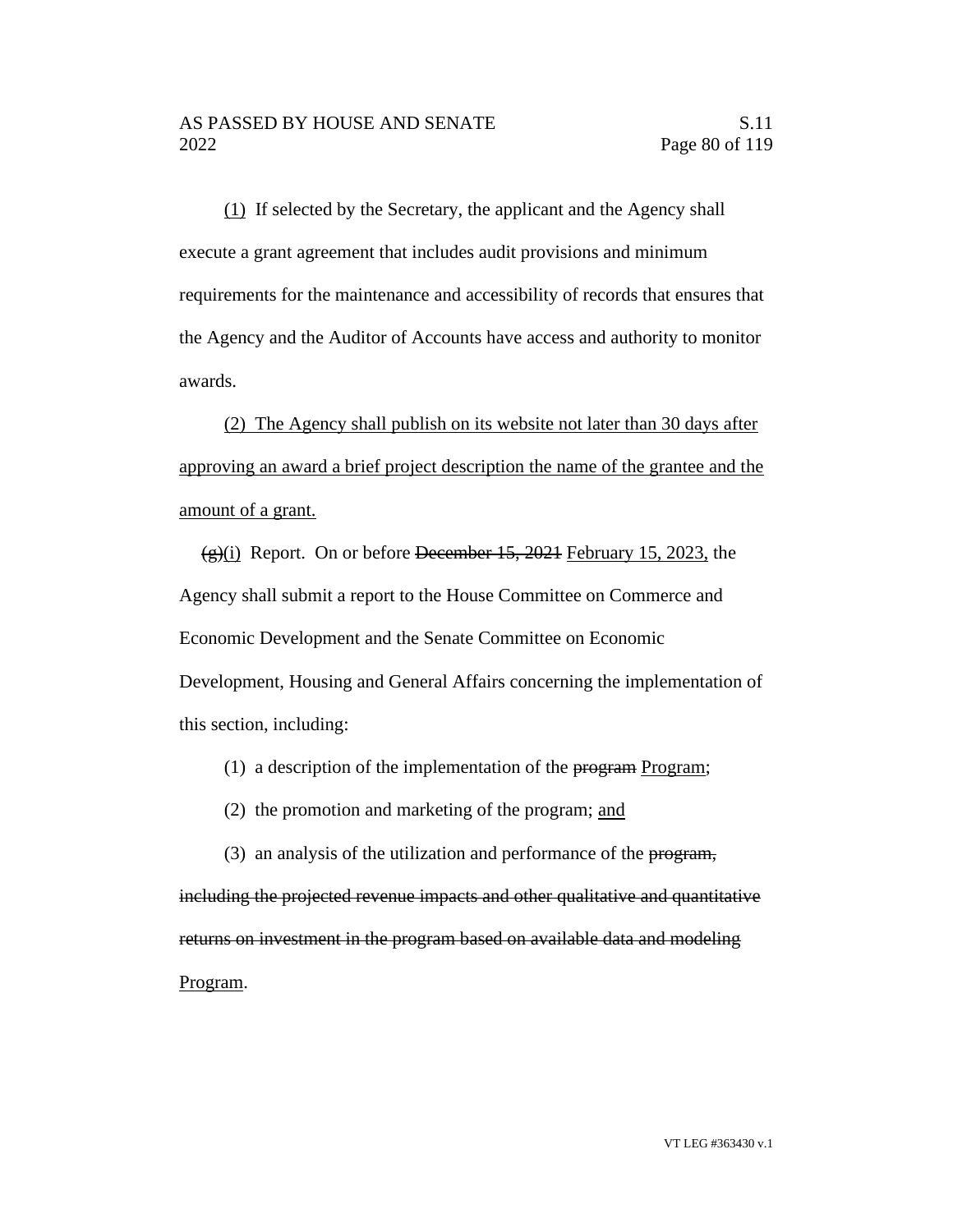(1) If selected by the Secretary, the applicant and the Agency shall execute a grant agreement that includes audit provisions and minimum requirements for the maintenance and accessibility of records that ensures that the Agency and the Auditor of Accounts have access and authority to monitor awards.

(2) The Agency shall publish on its website not later than 30 days after approving an award a brief project description the name of the grantee and the amount of a grant.

~~(g)~~(i) Report. On or before ~~December 15, 2021~~ February 15, 2023, the Agency shall submit a report to the House Committee on Commerce and Economic Development and the Senate Committee on Economic Development, Housing and General Affairs concerning the implementation of this section, including:

(1) a description of the implementation of the ~~program~~ Program;

(2) the promotion and marketing of the program; and

(3) an analysis of the utilization and performance of the ~~program, including the projected revenue impacts and other qualitative and quantitative returns on investment in the program based on available data and modeling~~ Program.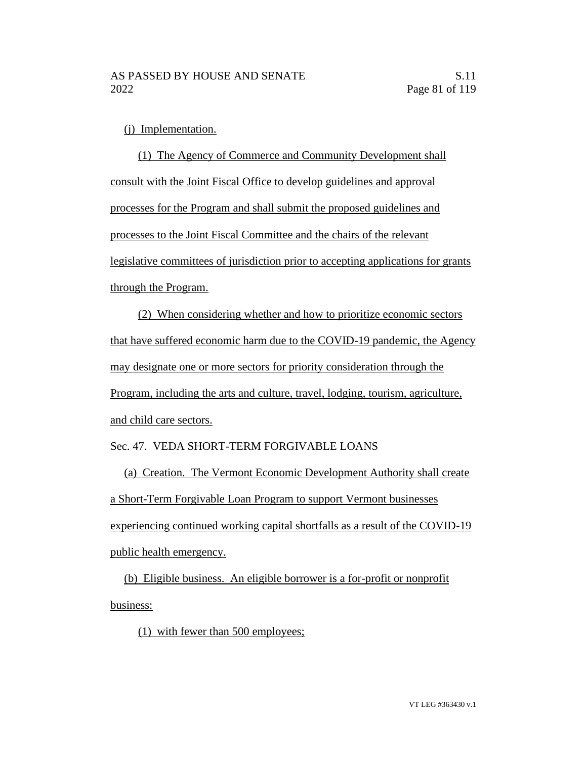(j) Implementation.

(1) The Agency of Commerce and Community Development shall consult with the Joint Fiscal Office to develop guidelines and approval processes for the Program and shall submit the proposed guidelines and processes to the Joint Fiscal Committee and the chairs of the relevant legislative committees of jurisdiction prior to accepting applications for grants through the Program.

(2) When considering whether and how to prioritize economic sectors that have suffered economic harm due to the COVID-19 pandemic, the Agency may designate one or more sectors for priority consideration through the Program, including the arts and culture, travel, lodging, tourism, agriculture, and child care sectors.

Sec. 47. VEDA SHORT-TERM FORGIVABLE LOANS

(a) Creation. The Vermont Economic Development Authority shall create a Short-Term Forgivable Loan Program to support Vermont businesses experiencing continued working capital shortfalls as a result of the COVID-19 public health emergency.

(b) Eligible business. An eligible borrower is a for-profit or nonprofit business:

(1) with fewer than 500 employees;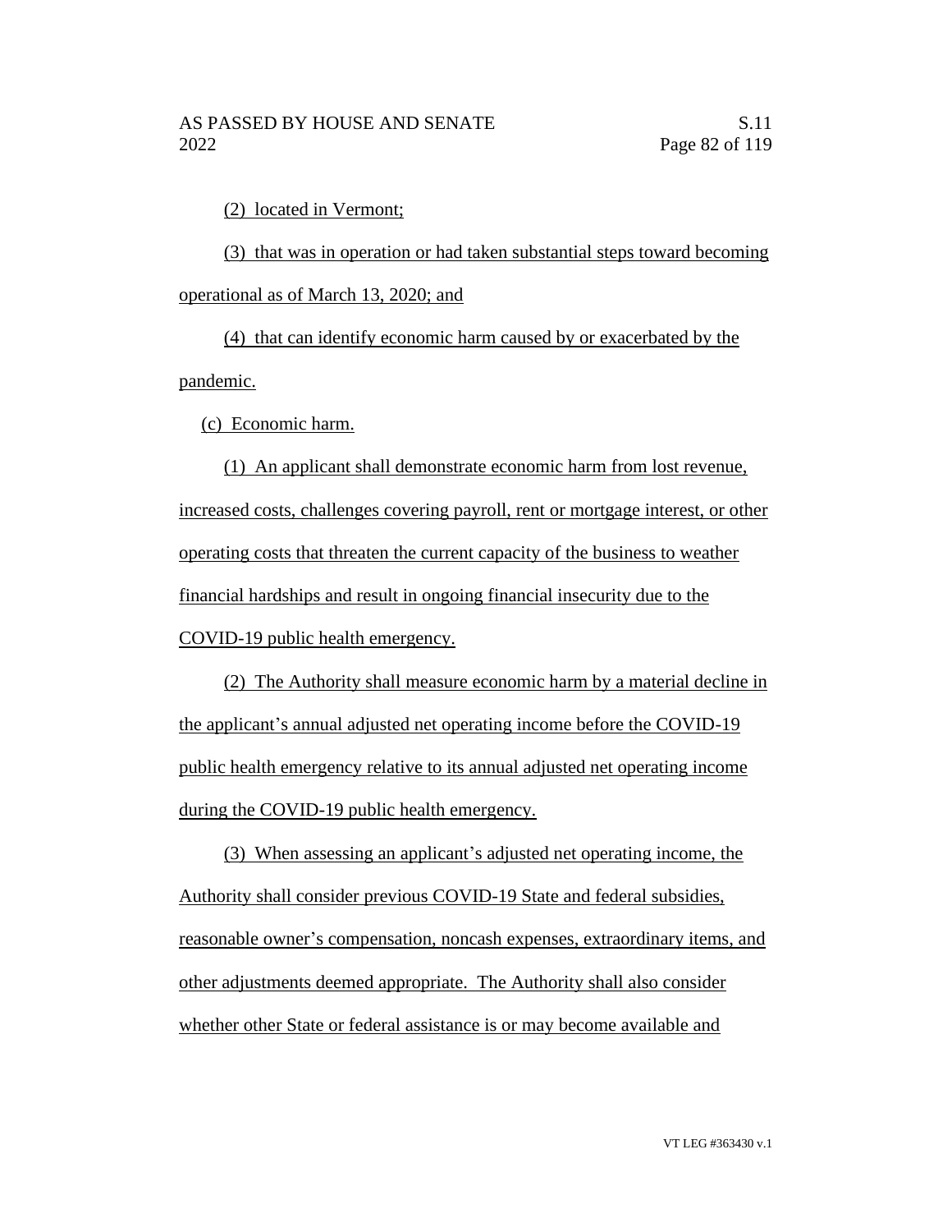(2) located in Vermont;

(3) that was in operation or had taken substantial steps toward becoming operational as of March 13, 2020; and

(4) that can identify economic harm caused by or exacerbated by the pandemic.

(c) Economic harm.

(1) An applicant shall demonstrate economic harm from lost revenue, increased costs, challenges covering payroll, rent or mortgage interest, or other operating costs that threaten the current capacity of the business to weather financial hardships and result in ongoing financial insecurity due to the COVID-19 public health emergency.

(2) The Authority shall measure economic harm by a material decline in the applicant's annual adjusted net operating income before the COVID-19 public health emergency relative to its annual adjusted net operating income during the COVID-19 public health emergency.

(3) When assessing an applicant's adjusted net operating income, the Authority shall consider previous COVID-19 State and federal subsidies, reasonable owner's compensation, noncash expenses, extraordinary items, and other adjustments deemed appropriate. The Authority shall also consider whether other State or federal assistance is or may become available and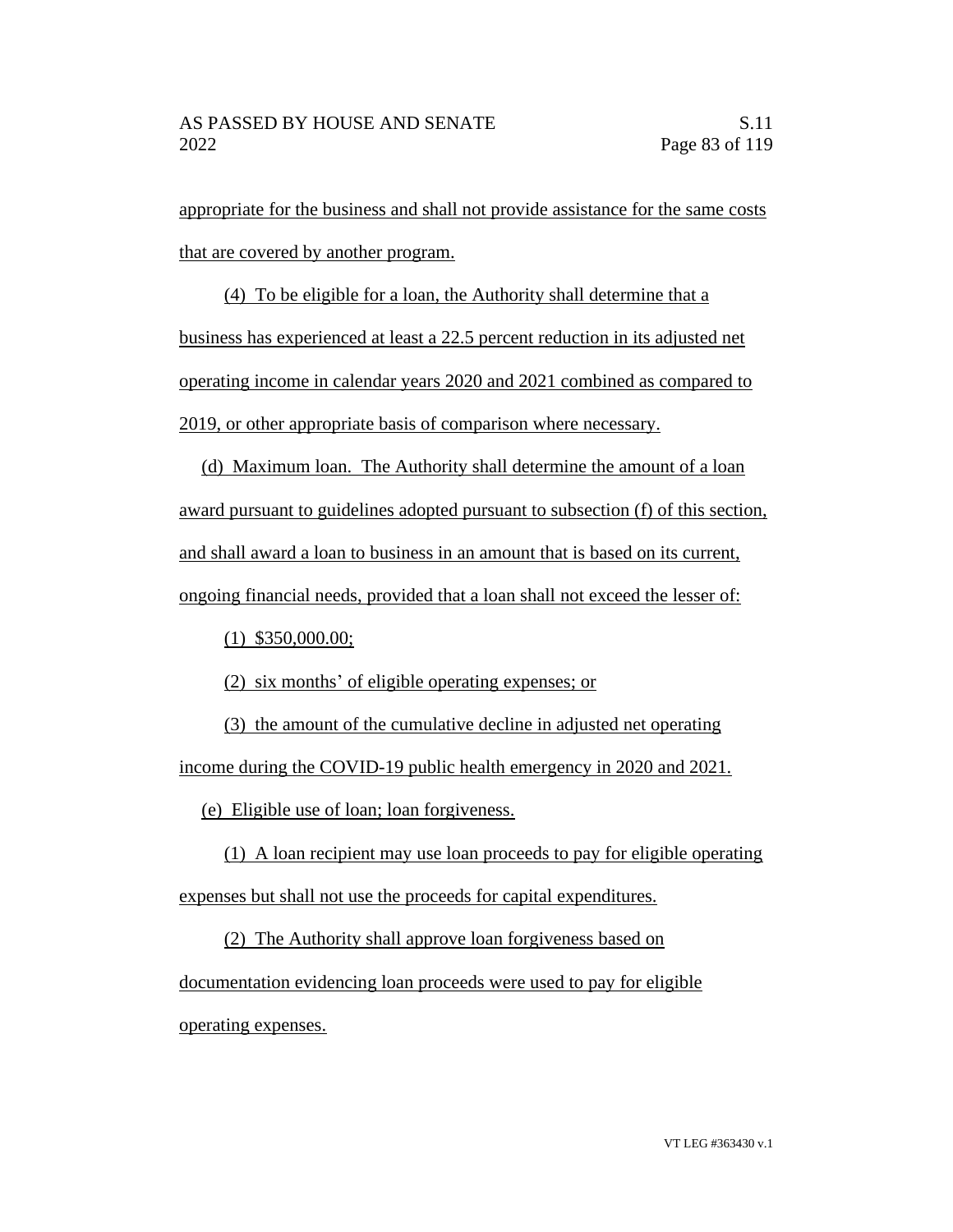appropriate for the business and shall not provide assistance for the same costs that are covered by another program.

(4) To be eligible for a loan, the Authority shall determine that a business has experienced at least a 22.5 percent reduction in its adjusted net operating income in calendar years 2020 and 2021 combined as compared to 2019, or other appropriate basis of comparison where necessary.

(d) Maximum loan. The Authority shall determine the amount of a loan award pursuant to guidelines adopted pursuant to subsection (f) of this section, and shall award a loan to business in an amount that is based on its current, ongoing financial needs, provided that a loan shall not exceed the lesser of:

(1) $350,000.00;

(2) six months' of eligible operating expenses; or

(3) the amount of the cumulative decline in adjusted net operating income during the COVID-19 public health emergency in 2020 and 2021.

(e) Eligible use of loan; loan forgiveness.

(1) A loan recipient may use loan proceeds to pay for eligible operating expenses but shall not use the proceeds for capital expenditures.

(2) The Authority shall approve loan forgiveness based on documentation evidencing loan proceeds were used to pay for eligible operating expenses.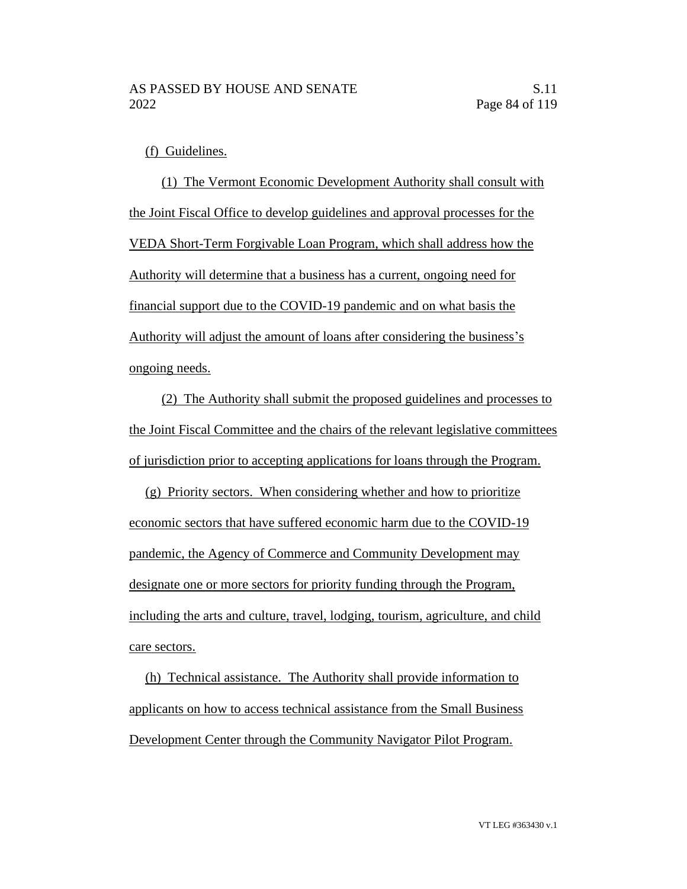(f) Guidelines.

(1) The Vermont Economic Development Authority shall consult with the Joint Fiscal Office to develop guidelines and approval processes for the VEDA Short-Term Forgivable Loan Program, which shall address how the Authority will determine that a business has a current, ongoing need for financial support due to the COVID-19 pandemic and on what basis the Authority will adjust the amount of loans after considering the business's ongoing needs.

(2) The Authority shall submit the proposed guidelines and processes to the Joint Fiscal Committee and the chairs of the relevant legislative committees of jurisdiction prior to accepting applications for loans through the Program.

(g) Priority sectors. When considering whether and how to prioritize economic sectors that have suffered economic harm due to the COVID-19 pandemic, the Agency of Commerce and Community Development may designate one or more sectors for priority funding through the Program, including the arts and culture, travel, lodging, tourism, agriculture, and child care sectors.

(h) Technical assistance. The Authority shall provide information to applicants on how to access technical assistance from the Small Business Development Center through the Community Navigator Pilot Program.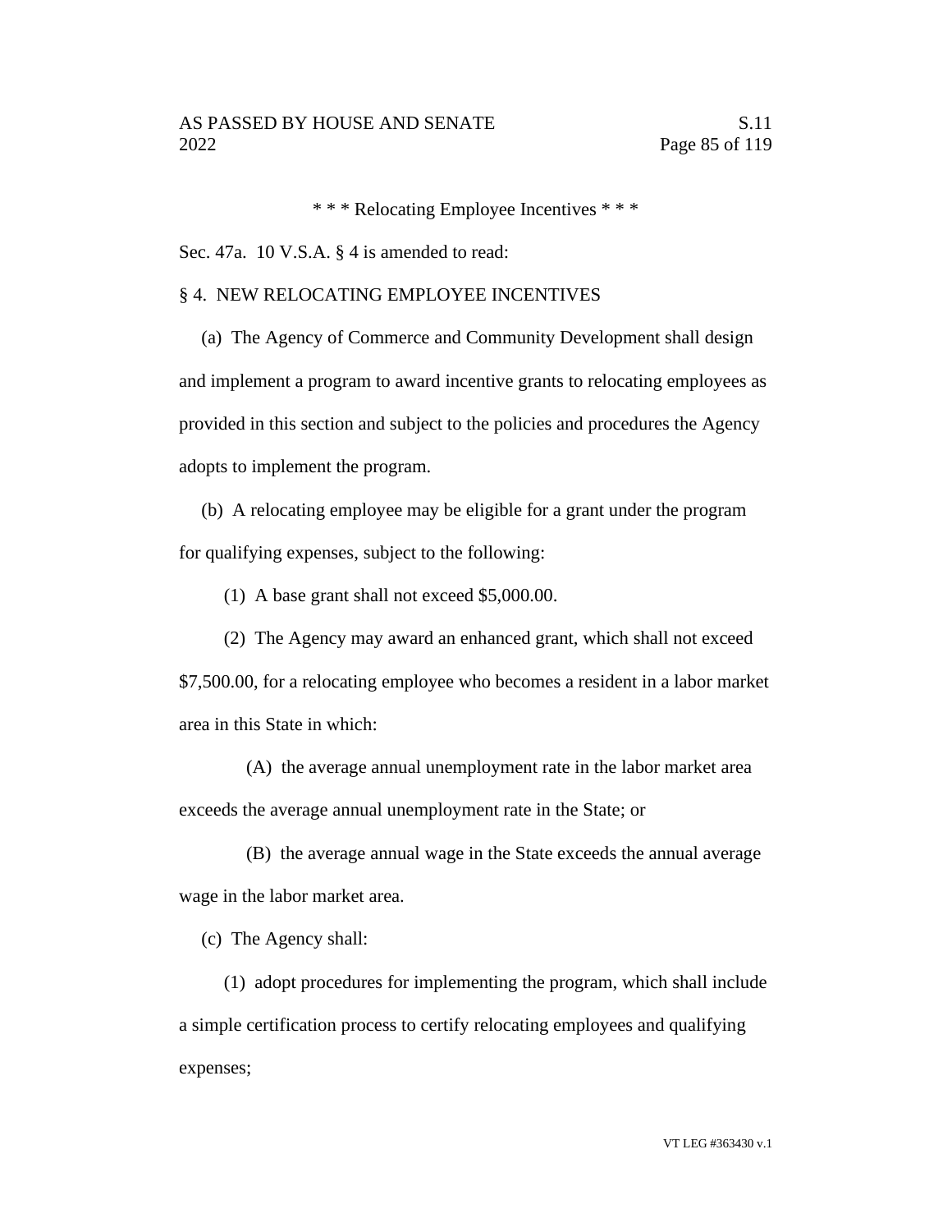\* \* \* Relocating Employee Incentives \* \* \*

Sec. 47a. 10 V.S.A. § 4 is amended to read:

§ 4. NEW RELOCATING EMPLOYEE INCENTIVES

(a) The Agency of Commerce and Community Development shall design and implement a program to award incentive grants to relocating employees as provided in this section and subject to the policies and procedures the Agency adopts to implement the program.

(b) A relocating employee may be eligible for a grant under the program for qualifying expenses, subject to the following:

(1) A base grant shall not exceed $5,000.00.

(2) The Agency may award an enhanced grant, which shall not exceed $7,500.00, for a relocating employee who becomes a resident in a labor market area in this State in which:

(A) the average annual unemployment rate in the labor market area exceeds the average annual unemployment rate in the State; or

(B) the average annual wage in the State exceeds the annual average wage in the labor market area.

(c) The Agency shall:

(1) adopt procedures for implementing the program, which shall include a simple certification process to certify relocating employees and qualifying expenses;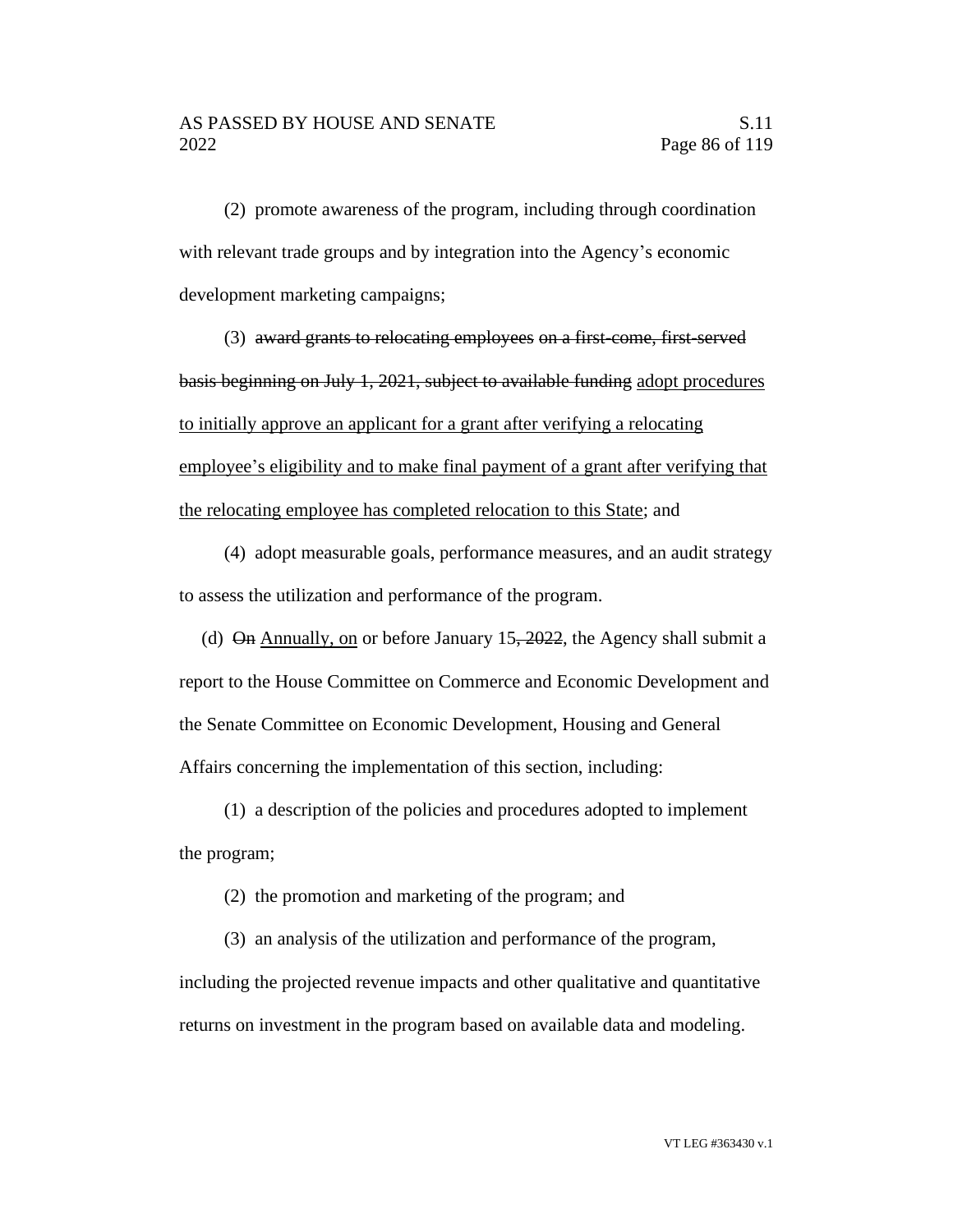(2) promote awareness of the program, including through coordination with relevant trade groups and by integration into the Agency's economic development marketing campaigns;

(3) ~~award grants to relocating employees on a first-come, first-served basis beginning on July 1, 2021, subject to available funding~~ <u>adopt procedures to initially approve an applicant for a grant after verifying a relocating employee's eligibility and to make final payment of a grant after verifying that the relocating employee has completed relocation to this State</u>; and

(4) adopt measurable goals, performance measures, and an audit strategy to assess the utilization and performance of the program.

(d) ~~On~~ <u>Annually, on</u> or before January 15~~, 2022~~, the Agency shall submit a report to the House Committee on Commerce and Economic Development and the Senate Committee on Economic Development, Housing and General Affairs concerning the implementation of this section, including:

(1) a description of the policies and procedures adopted to implement the program;

(2) the promotion and marketing of the program; and

(3) an analysis of the utilization and performance of the program, including the projected revenue impacts and other qualitative and quantitative returns on investment in the program based on available data and modeling.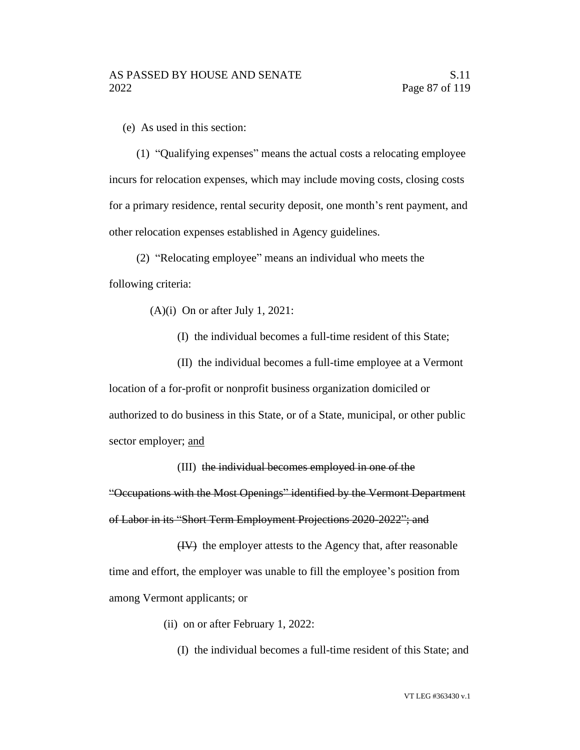(e) As used in this section:

(1) "Qualifying expenses" means the actual costs a relocating employee incurs for relocation expenses, which may include moving costs, closing costs for a primary residence, rental security deposit, one month's rent payment, and other relocation expenses established in Agency guidelines.

(2) "Relocating employee" means an individual who meets the following criteria:

(A)(i) On or after July 1, 2021:

(I) the individual becomes a full-time resident of this State;

(II) the individual becomes a full-time employee at a Vermont location of a for-profit or nonprofit business organization domiciled or authorized to do business in this State, or of a State, municipal, or other public sector employer; <u>and</u>

(III) ~~the individual becomes employed in one of the "Occupations with the Most Openings" identified by the Vermont Department of Labor in its "Short Term Employment Projections 2020-2022"; and~~

~~(IV)~~ the employer attests to the Agency that, after reasonable time and effort, the employer was unable to fill the employee's position from among Vermont applicants; or

(ii) on or after February 1, 2022:

(I) the individual becomes a full-time resident of this State; and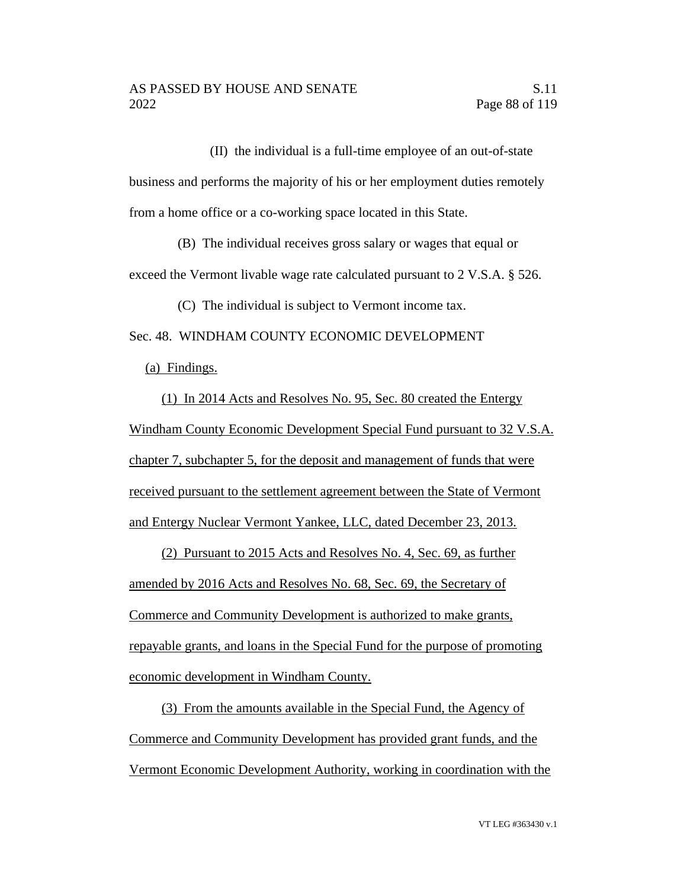(II) the individual is a full-time employee of an out-of-state business and performs the majority of his or her employment duties remotely from a home office or a co-working space located in this State.

(B) The individual receives gross salary or wages that equal or exceed the Vermont livable wage rate calculated pursuant to 2 V.S.A. § 526.

(C) The individual is subject to Vermont income tax.

Sec. 48. WINDHAM COUNTY ECONOMIC DEVELOPMENT

(a) Findings.

(1) In 2014 Acts and Resolves No. 95, Sec. 80 created the Entergy Windham County Economic Development Special Fund pursuant to 32 V.S.A. chapter 7, subchapter 5, for the deposit and management of funds that were received pursuant to the settlement agreement between the State of Vermont and Entergy Nuclear Vermont Yankee, LLC, dated December 23, 2013.

(2) Pursuant to 2015 Acts and Resolves No. 4, Sec. 69, as further amended by 2016 Acts and Resolves No. 68, Sec. 69, the Secretary of Commerce and Community Development is authorized to make grants, repayable grants, and loans in the Special Fund for the purpose of promoting economic development in Windham County.

(3) From the amounts available in the Special Fund, the Agency of Commerce and Community Development has provided grant funds, and the Vermont Economic Development Authority, working in coordination with the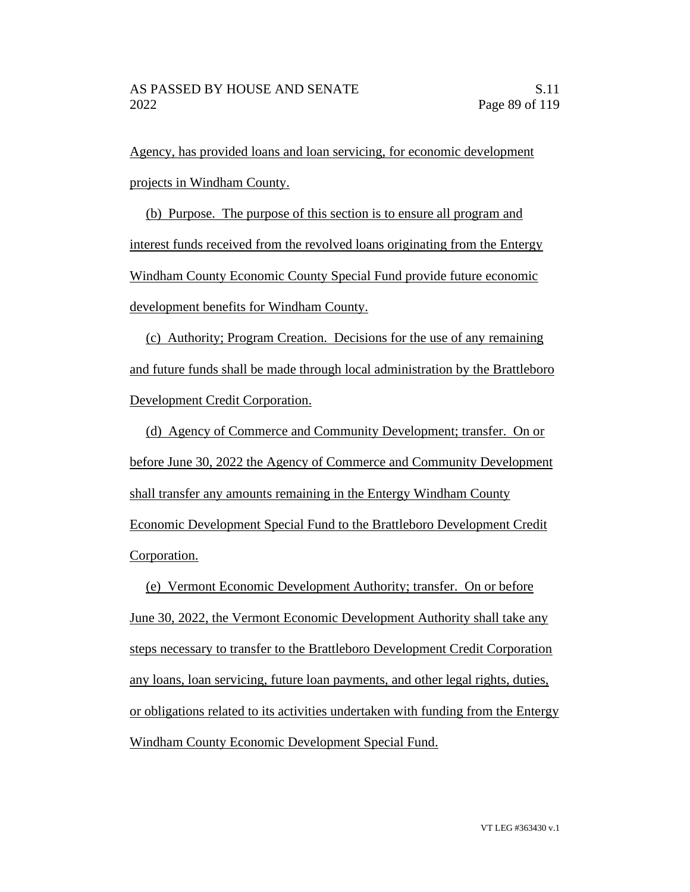Agency, has provided loans and loan servicing, for economic development projects in Windham County.

(b) Purpose. The purpose of this section is to ensure all program and interest funds received from the revolved loans originating from the Entergy Windham County Economic County Special Fund provide future economic development benefits for Windham County.

(c) Authority; Program Creation. Decisions for the use of any remaining and future funds shall be made through local administration by the Brattleboro Development Credit Corporation.

(d) Agency of Commerce and Community Development; transfer. On or before June 30, 2022 the Agency of Commerce and Community Development shall transfer any amounts remaining in the Entergy Windham County Economic Development Special Fund to the Brattleboro Development Credit Corporation.

(e) Vermont Economic Development Authority; transfer. On or before June 30, 2022, the Vermont Economic Development Authority shall take any steps necessary to transfer to the Brattleboro Development Credit Corporation any loans, loan servicing, future loan payments, and other legal rights, duties, or obligations related to its activities undertaken with funding from the Entergy Windham County Economic Development Special Fund.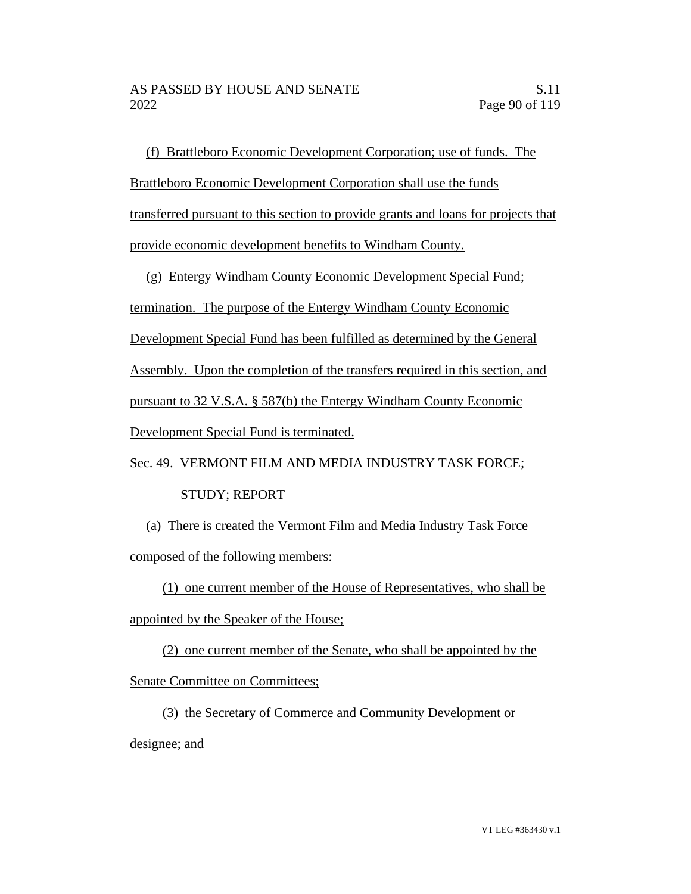(f) Brattleboro Economic Development Corporation; use of funds. The Brattleboro Economic Development Corporation shall use the funds transferred pursuant to this section to provide grants and loans for projects that provide economic development benefits to Windham County.

(g) Entergy Windham County Economic Development Special Fund; termination. The purpose of the Entergy Windham County Economic Development Special Fund has been fulfilled as determined by the General Assembly. Upon the completion of the transfers required in this section, and pursuant to 32 V.S.A. § 587(b) the Entergy Windham County Economic Development Special Fund is terminated.

Sec. 49. VERMONT FILM AND MEDIA INDUSTRY TASK FORCE; STUDY; REPORT

(a) There is created the Vermont Film and Media Industry Task Force composed of the following members:

(1) one current member of the House of Representatives, who shall be appointed by the Speaker of the House;

(2) one current member of the Senate, who shall be appointed by the Senate Committee on Committees;

(3) the Secretary of Commerce and Community Development or designee; and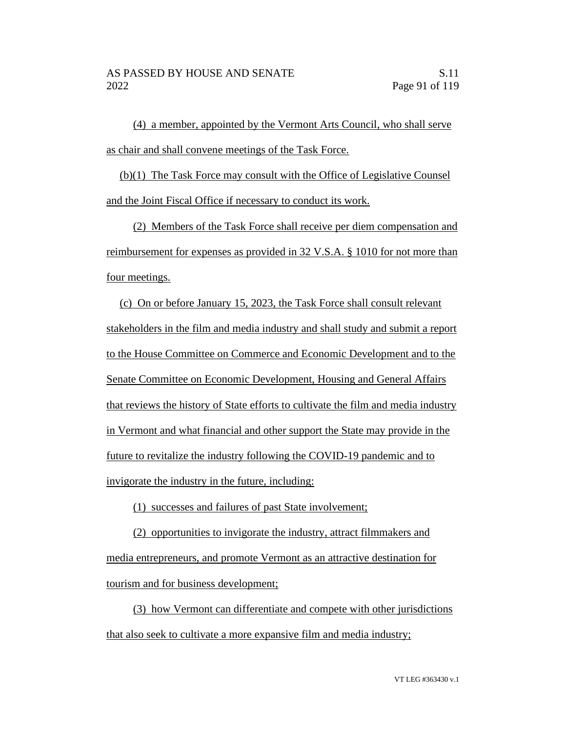(4) a member, appointed by the Vermont Arts Council, who shall serve as chair and shall convene meetings of the Task Force.

(b)(1) The Task Force may consult with the Office of Legislative Counsel and the Joint Fiscal Office if necessary to conduct its work.

(2) Members of the Task Force shall receive per diem compensation and reimbursement for expenses as provided in 32 V.S.A. § 1010 for not more than four meetings.

(c) On or before January 15, 2023, the Task Force shall consult relevant stakeholders in the film and media industry and shall study and submit a report to the House Committee on Commerce and Economic Development and to the Senate Committee on Economic Development, Housing and General Affairs that reviews the history of State efforts to cultivate the film and media industry in Vermont and what financial and other support the State may provide in the future to revitalize the industry following the COVID-19 pandemic and to invigorate the industry in the future, including:

(1) successes and failures of past State involvement;

(2) opportunities to invigorate the industry, attract filmmakers and media entrepreneurs, and promote Vermont as an attractive destination for tourism and for business development;

(3) how Vermont can differentiate and compete with other jurisdictions that also seek to cultivate a more expansive film and media industry;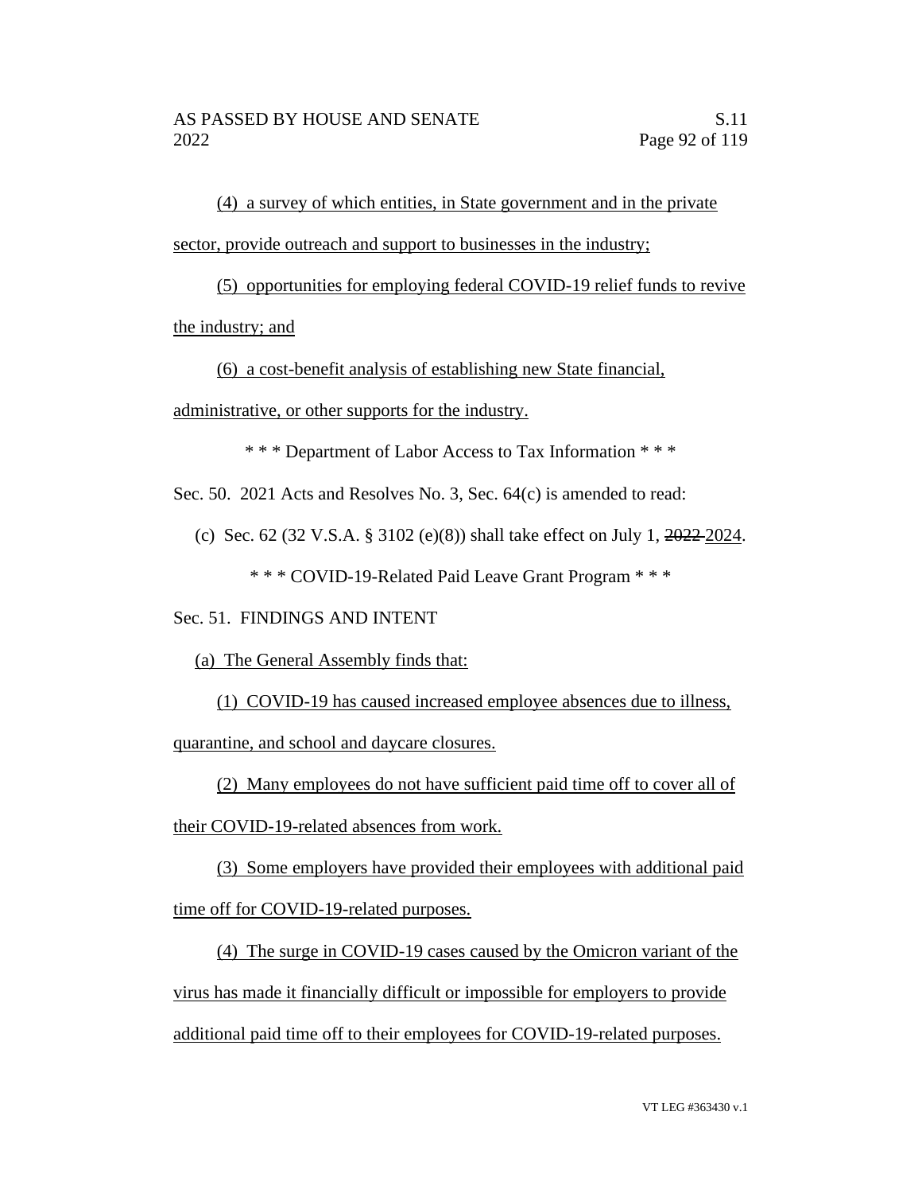(4) a survey of which entities, in State government and in the private sector, provide outreach and support to businesses in the industry;

(5) opportunities for employing federal COVID-19 relief funds to revive the industry; and

(6) a cost-benefit analysis of establishing new State financial, administrative, or other supports for the industry.

\* \* \* Department of Labor Access to Tax Information \* \* \*

Sec. 50. 2021 Acts and Resolves No. 3, Sec. 64(c) is amended to read:

(c) Sec. 62 (32 V.S.A. § 3102 (e)(8)) shall take effect on July 1, ~~2022~~ 2024.

\* \* \* COVID-19-Related Paid Leave Grant Program \* \* \*

Sec. 51. FINDINGS AND INTENT

(a) The General Assembly finds that:

(1) COVID-19 has caused increased employee absences due to illness, quarantine, and school and daycare closures.

(2) Many employees do not have sufficient paid time off to cover all of their COVID-19-related absences from work.

(3) Some employers have provided their employees with additional paid time off for COVID-19-related purposes.

(4) The surge in COVID-19 cases caused by the Omicron variant of the virus has made it financially difficult or impossible for employers to provide additional paid time off to their employees for COVID-19-related purposes.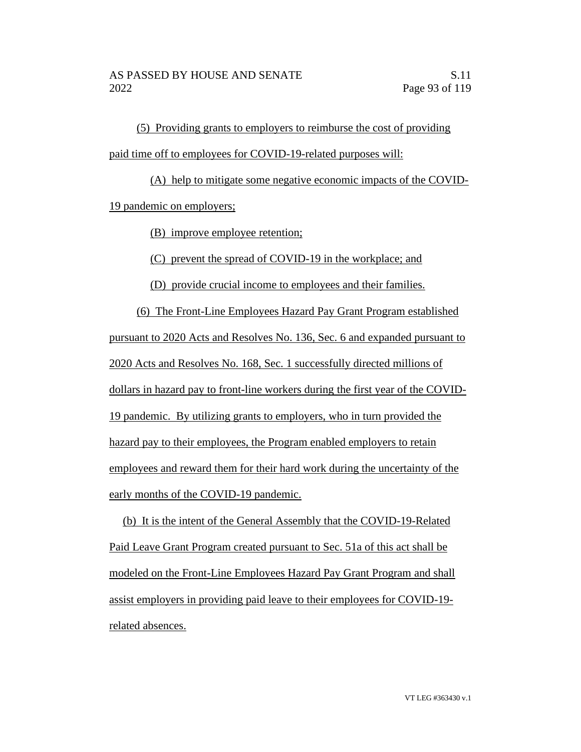(5) Providing grants to employers to reimburse the cost of providing paid time off to employees for COVID-19-related purposes will:

(A) help to mitigate some negative economic impacts of the COVID-19 pandemic on employers;

(B) improve employee retention;

(C) prevent the spread of COVID-19 in the workplace; and

(D) provide crucial income to employees and their families.

(6) The Front-Line Employees Hazard Pay Grant Program established pursuant to 2020 Acts and Resolves No. 136, Sec. 6 and expanded pursuant to 2020 Acts and Resolves No. 168, Sec. 1 successfully directed millions of dollars in hazard pay to front-line workers during the first year of the COVID-19 pandemic. By utilizing grants to employers, who in turn provided the hazard pay to their employees, the Program enabled employers to retain employees and reward them for their hard work during the uncertainty of the early months of the COVID-19 pandemic.

(b) It is the intent of the General Assembly that the COVID-19-Related Paid Leave Grant Program created pursuant to Sec. 51a of this act shall be modeled on the Front-Line Employees Hazard Pay Grant Program and shall assist employers in providing paid leave to their employees for COVID-19-related absences.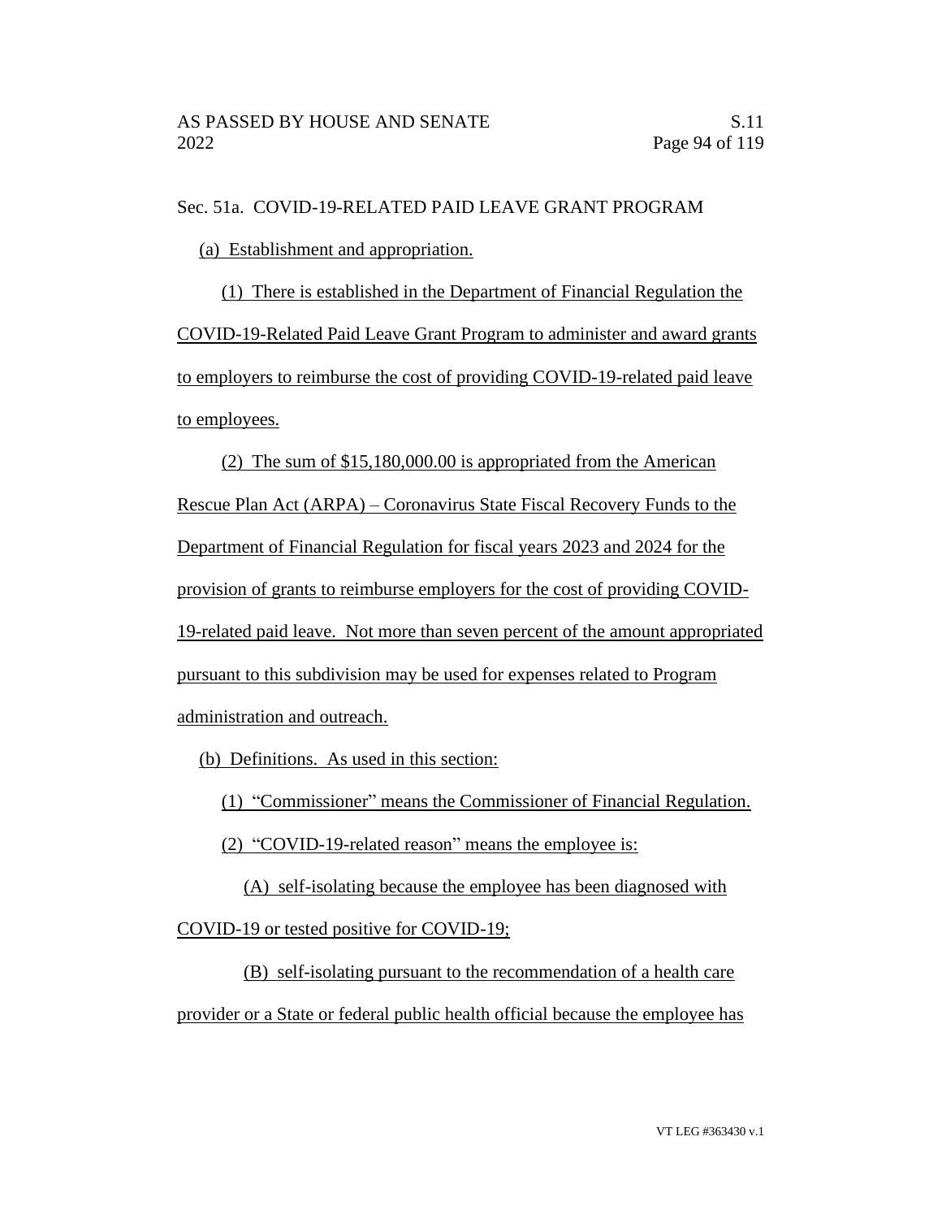Sec. 51a. COVID-19-RELATED PAID LEAVE GRANT PROGRAM

(a) Establishment and appropriation.

(1) There is established in the Department of Financial Regulation the COVID-19-Related Paid Leave Grant Program to administer and award grants to employers to reimburse the cost of providing COVID-19-related paid leave to employees.

(2) The sum of $15,180,000.00 is appropriated from the American Rescue Plan Act (ARPA) – Coronavirus State Fiscal Recovery Funds to the Department of Financial Regulation for fiscal years 2023 and 2024 for the provision of grants to reimburse employers for the cost of providing COVID-19-related paid leave. Not more than seven percent of the amount appropriated pursuant to this subdivision may be used for expenses related to Program administration and outreach.

(b) Definitions. As used in this section:

(1) "Commissioner" means the Commissioner of Financial Regulation.

(2) "COVID-19-related reason" means the employee is:

(A) self-isolating because the employee has been diagnosed with COVID-19 or tested positive for COVID-19;

(B) self-isolating pursuant to the recommendation of a health care provider or a State or federal public health official because the employee has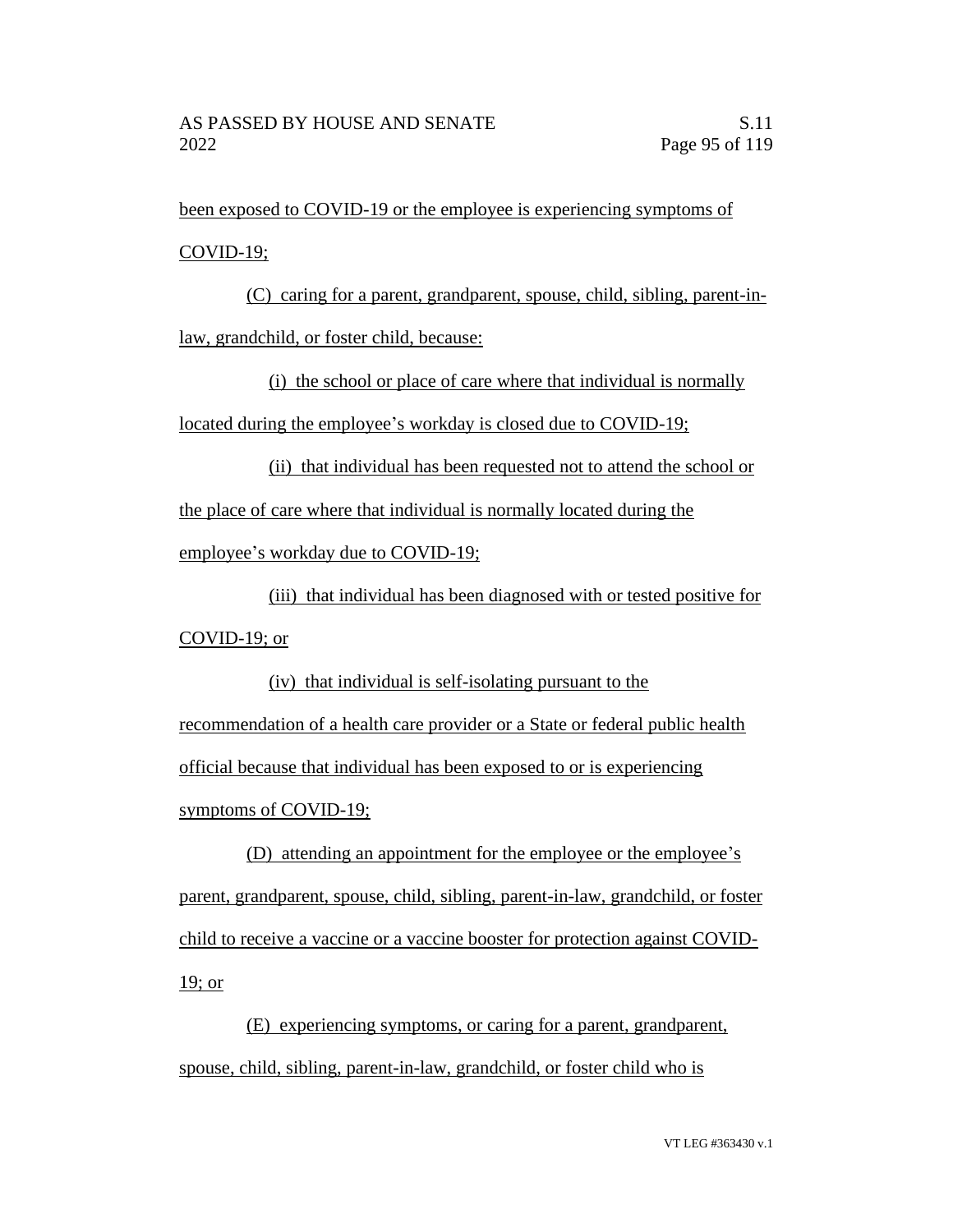been exposed to COVID-19 or the employee is experiencing symptoms of COVID-19;

(C) caring for a parent, grandparent, spouse, child, sibling, parent-in-law, grandchild, or foster child, because:

(i) the school or place of care where that individual is normally located during the employee's workday is closed due to COVID-19;

(ii) that individual has been requested not to attend the school or the place of care where that individual is normally located during the employee's workday due to COVID-19;

(iii) that individual has been diagnosed with or tested positive for COVID-19; or

(iv) that individual is self-isolating pursuant to the recommendation of a health care provider or a State or federal public health official because that individual has been exposed to or is experiencing symptoms of COVID-19;

(D) attending an appointment for the employee or the employee's parent, grandparent, spouse, child, sibling, parent-in-law, grandchild, or foster child to receive a vaccine or a vaccine booster for protection against COVID-19; or

(E) experiencing symptoms, or caring for a parent, grandparent, spouse, child, sibling, parent-in-law, grandchild, or foster child who is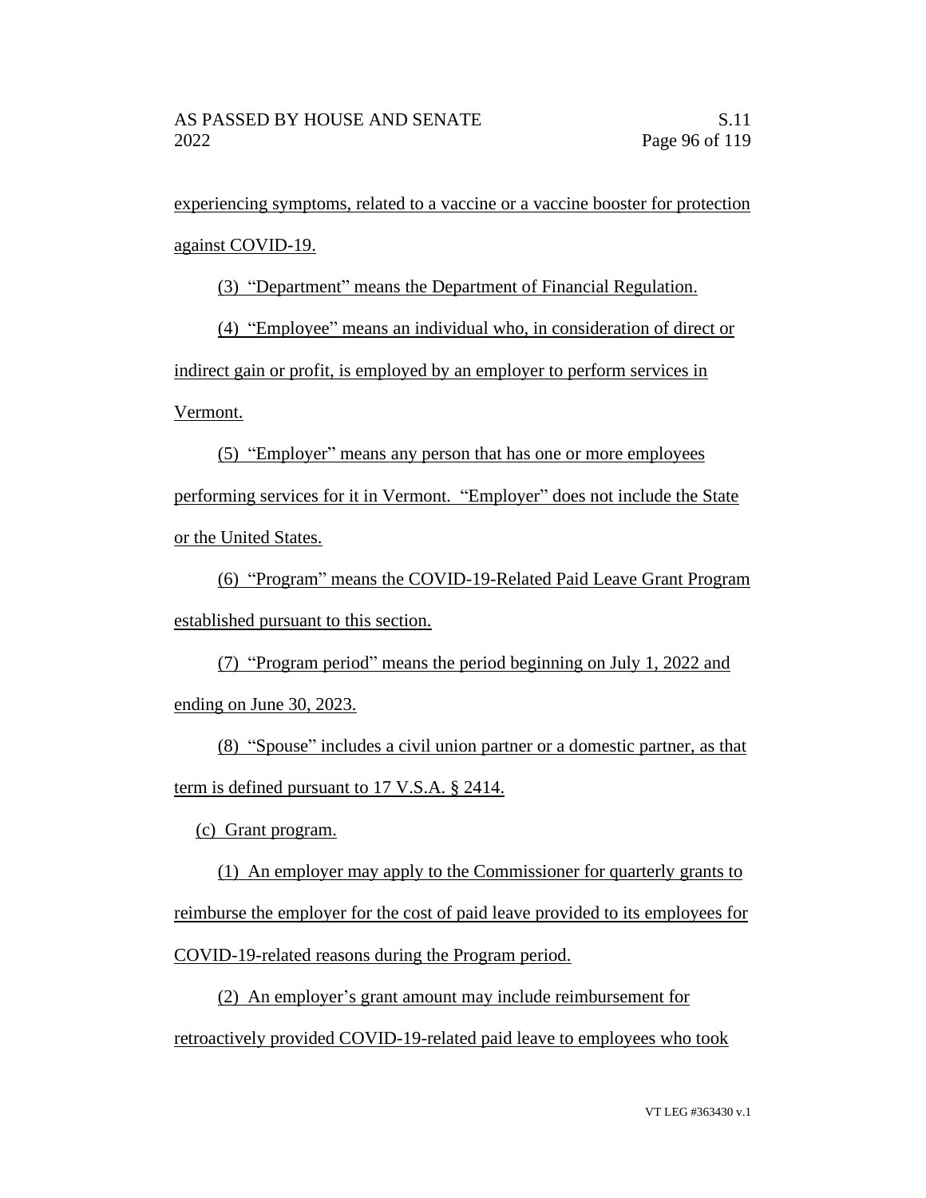experiencing symptoms, related to a vaccine or a vaccine booster for protection against COVID-19.

(3) "Department" means the Department of Financial Regulation.

(4) "Employee" means an individual who, in consideration of direct or indirect gain or profit, is employed by an employer to perform services in Vermont.

(5) "Employer" means any person that has one or more employees performing services for it in Vermont. "Employer" does not include the State or the United States.

(6) "Program" means the COVID-19-Related Paid Leave Grant Program established pursuant to this section.

(7) "Program period" means the period beginning on July 1, 2022 and ending on June 30, 2023.

(8) "Spouse" includes a civil union partner or a domestic partner, as that term is defined pursuant to 17 V.S.A. § 2414.

(c) Grant program.

(1) An employer may apply to the Commissioner for quarterly grants to reimburse the employer for the cost of paid leave provided to its employees for COVID-19-related reasons during the Program period.

(2) An employer's grant amount may include reimbursement for retroactively provided COVID-19-related paid leave to employees who took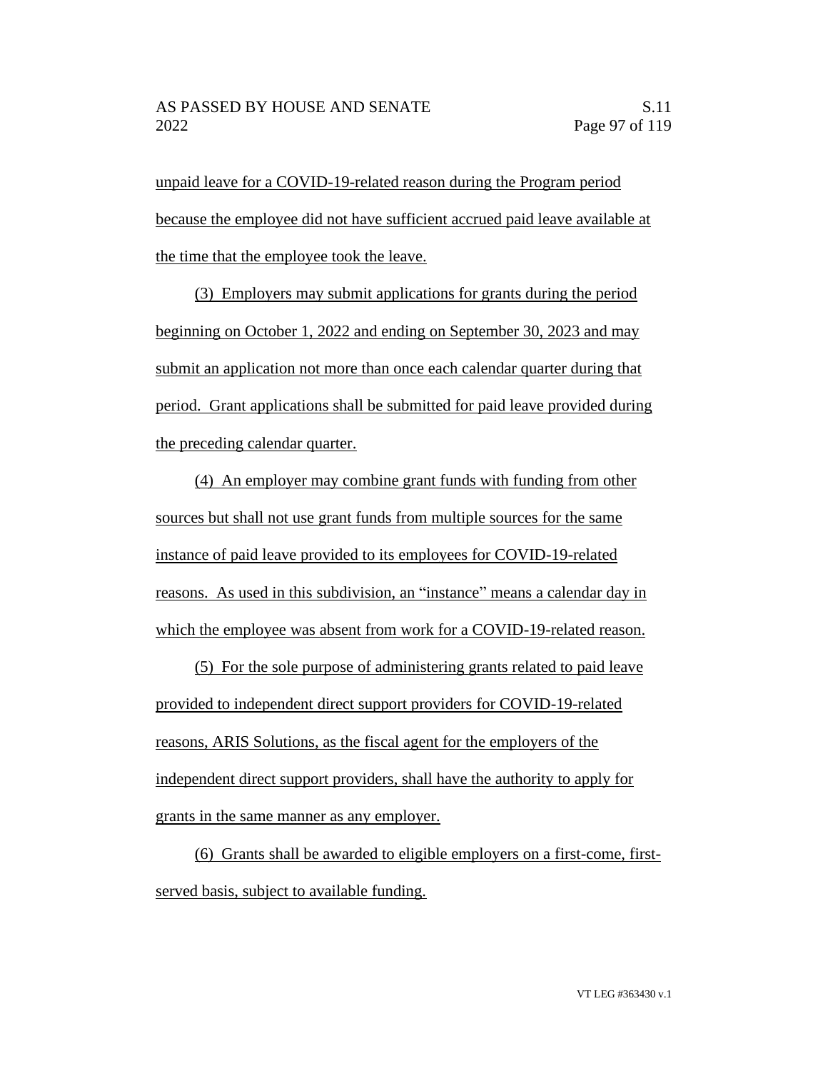unpaid leave for a COVID-19-related reason during the Program period because the employee did not have sufficient accrued paid leave available at the time that the employee took the leave.

(3) Employers may submit applications for grants during the period beginning on October 1, 2022 and ending on September 30, 2023 and may submit an application not more than once each calendar quarter during that period. Grant applications shall be submitted for paid leave provided during the preceding calendar quarter.

(4) An employer may combine grant funds with funding from other sources but shall not use grant funds from multiple sources for the same instance of paid leave provided to its employees for COVID-19-related reasons. As used in this subdivision, an "instance" means a calendar day in which the employee was absent from work for a COVID-19-related reason.

(5) For the sole purpose of administering grants related to paid leave provided to independent direct support providers for COVID-19-related reasons, ARIS Solutions, as the fiscal agent for the employers of the independent direct support providers, shall have the authority to apply for grants in the same manner as any employer.

(6) Grants shall be awarded to eligible employers on a first-come, first-served basis, subject to available funding.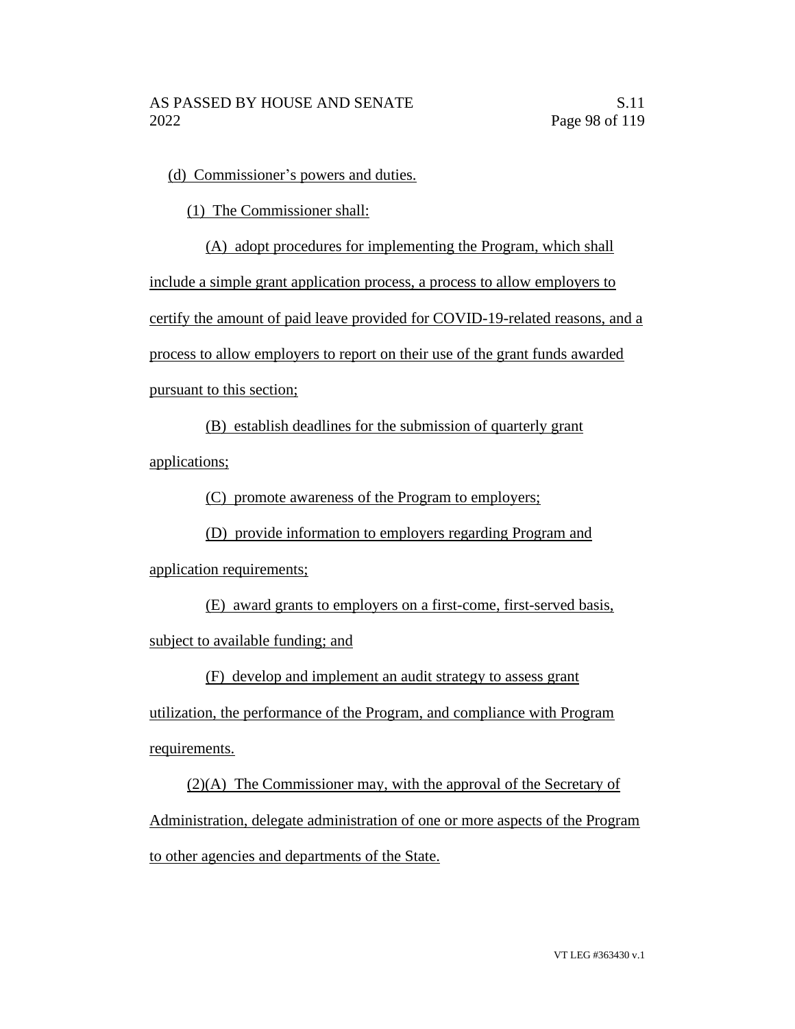(d) Commissioner's powers and duties.

(1) The Commissioner shall:

(A) adopt procedures for implementing the Program, which shall include a simple grant application process, a process to allow employers to certify the amount of paid leave provided for COVID-19-related reasons, and a process to allow employers to report on their use of the grant funds awarded pursuant to this section;

(B) establish deadlines for the submission of quarterly grant applications;

(C) promote awareness of the Program to employers;

(D) provide information to employers regarding Program and application requirements;

(E) award grants to employers on a first-come, first-served basis, subject to available funding; and

(F) develop and implement an audit strategy to assess grant utilization, the performance of the Program, and compliance with Program requirements.

(2)(A) The Commissioner may, with the approval of the Secretary of Administration, delegate administration of one or more aspects of the Program to other agencies and departments of the State.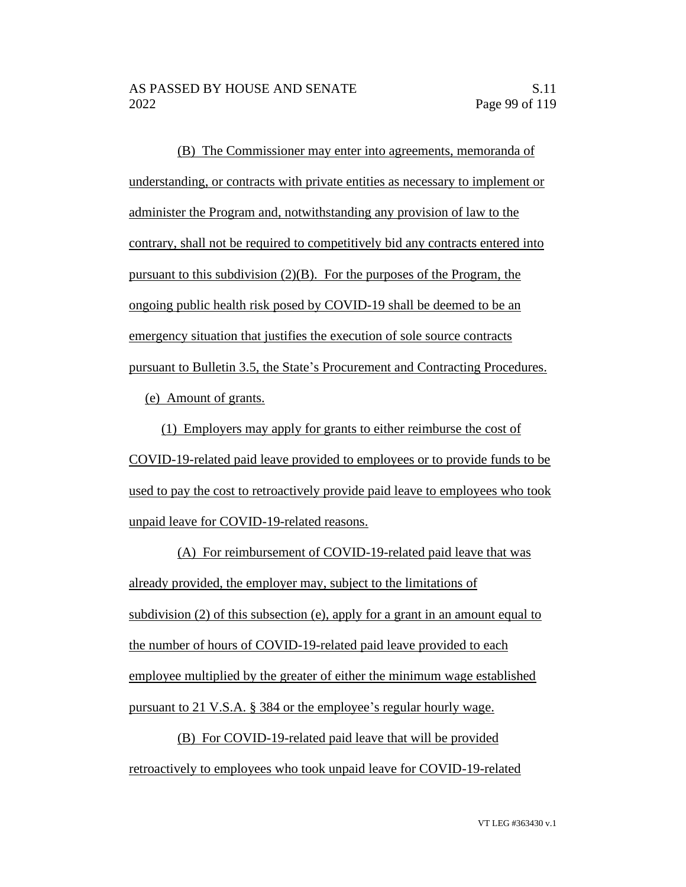(B) The Commissioner may enter into agreements, memoranda of understanding, or contracts with private entities as necessary to implement or administer the Program and, notwithstanding any provision of law to the contrary, shall not be required to competitively bid any contracts entered into pursuant to this subdivision (2)(B). For the purposes of the Program, the ongoing public health risk posed by COVID-19 shall be deemed to be an emergency situation that justifies the execution of sole source contracts pursuant to Bulletin 3.5, the State's Procurement and Contracting Procedures.

(e) Amount of grants.

(1) Employers may apply for grants to either reimburse the cost of COVID-19-related paid leave provided to employees or to provide funds to be used to pay the cost to retroactively provide paid leave to employees who took unpaid leave for COVID-19-related reasons.

(A) For reimbursement of COVID-19-related paid leave that was already provided, the employer may, subject to the limitations of subdivision (2) of this subsection (e), apply for a grant in an amount equal to the number of hours of COVID-19-related paid leave provided to each employee multiplied by the greater of either the minimum wage established pursuant to 21 V.S.A. § 384 or the employee's regular hourly wage.

(B) For COVID-19-related paid leave that will be provided retroactively to employees who took unpaid leave for COVID-19-related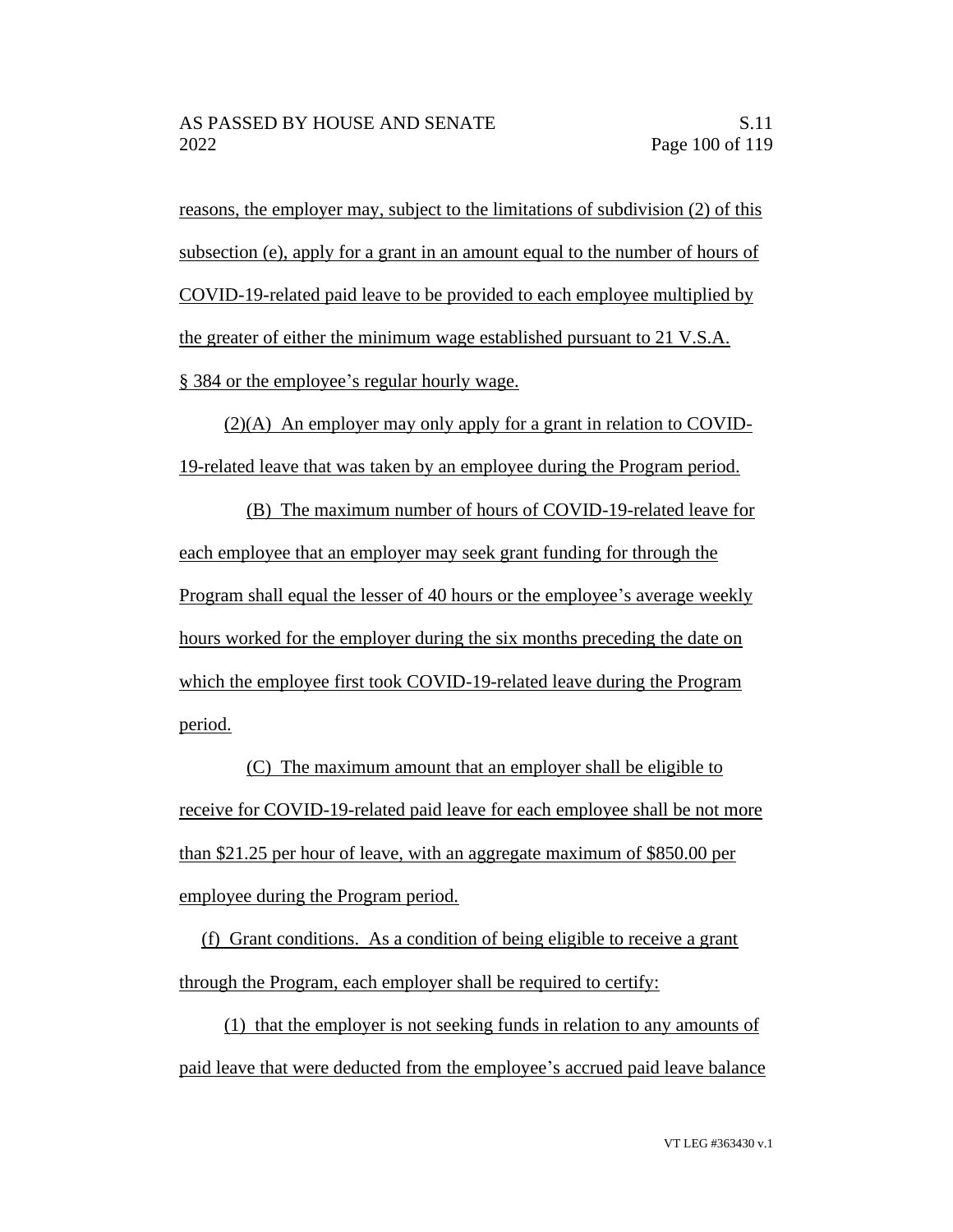reasons, the employer may, subject to the limitations of subdivision (2) of this subsection (e), apply for a grant in an amount equal to the number of hours of COVID-19-related paid leave to be provided to each employee multiplied by the greater of either the minimum wage established pursuant to 21 V.S.A. § 384 or the employee's regular hourly wage.

(2)(A) An employer may only apply for a grant in relation to COVID-19-related leave that was taken by an employee during the Program period.

(B) The maximum number of hours of COVID-19-related leave for each employee that an employer may seek grant funding for through the Program shall equal the lesser of 40 hours or the employee's average weekly hours worked for the employer during the six months preceding the date on which the employee first took COVID-19-related leave during the Program period.

(C) The maximum amount that an employer shall be eligible to receive for COVID-19-related paid leave for each employee shall be not more than $21.25 per hour of leave, with an aggregate maximum of $850.00 per employee during the Program period.

(f) Grant conditions. As a condition of being eligible to receive a grant through the Program, each employer shall be required to certify:

(1) that the employer is not seeking funds in relation to any amounts of paid leave that were deducted from the employee's accrued paid leave balance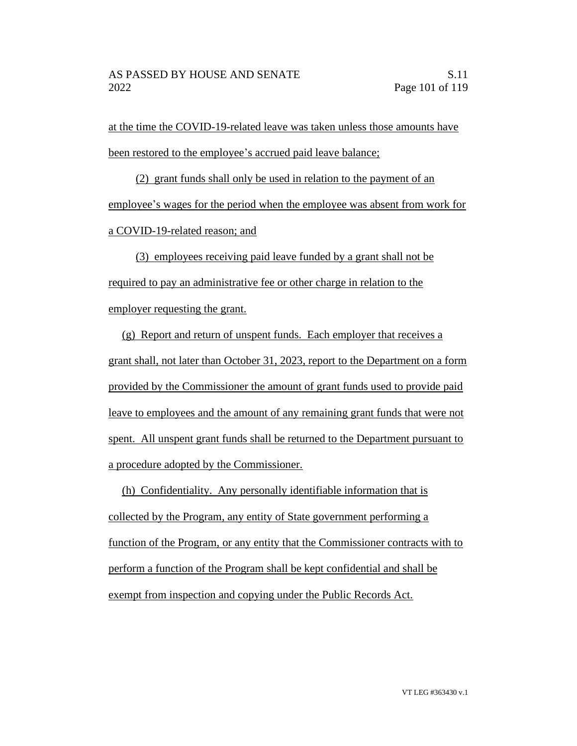at the time the COVID-19-related leave was taken unless those amounts have been restored to the employee's accrued paid leave balance;

(2) grant funds shall only be used in relation to the payment of an employee's wages for the period when the employee was absent from work for a COVID-19-related reason; and

(3) employees receiving paid leave funded by a grant shall not be required to pay an administrative fee or other charge in relation to the employer requesting the grant.

(g) Report and return of unspent funds. Each employer that receives a grant shall, not later than October 31, 2023, report to the Department on a form provided by the Commissioner the amount of grant funds used to provide paid leave to employees and the amount of any remaining grant funds that were not spent. All unspent grant funds shall be returned to the Department pursuant to a procedure adopted by the Commissioner.

(h) Confidentiality. Any personally identifiable information that is collected by the Program, any entity of State government performing a function of the Program, or any entity that the Commissioner contracts with to perform a function of the Program shall be kept confidential and shall be exempt from inspection and copying under the Public Records Act.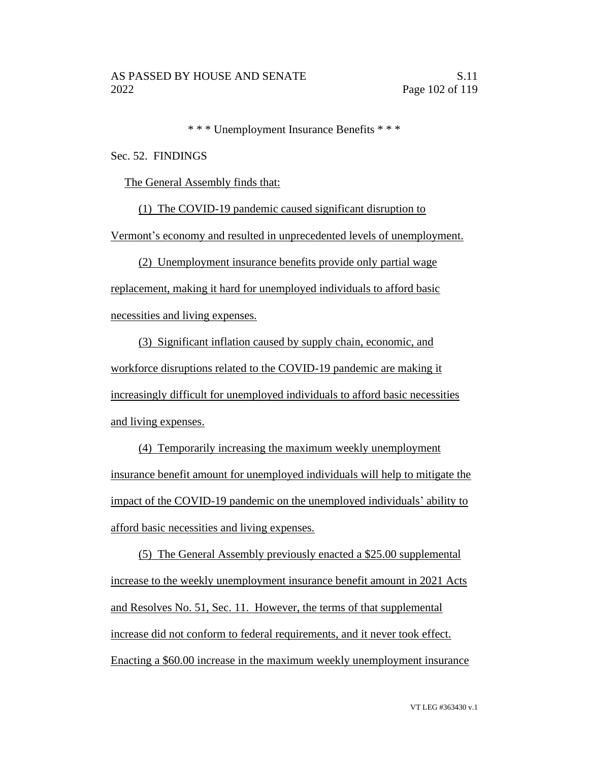\* \* \* Unemployment Insurance Benefits \* \* \*

Sec. 52. FINDINGS

The General Assembly finds that:

(1) The COVID-19 pandemic caused significant disruption to Vermont's economy and resulted in unprecedented levels of unemployment.

(2) Unemployment insurance benefits provide only partial wage replacement, making it hard for unemployed individuals to afford basic necessities and living expenses.

(3) Significant inflation caused by supply chain, economic, and workforce disruptions related to the COVID-19 pandemic are making it increasingly difficult for unemployed individuals to afford basic necessities and living expenses.

(4) Temporarily increasing the maximum weekly unemployment insurance benefit amount for unemployed individuals will help to mitigate the impact of the COVID-19 pandemic on the unemployed individuals' ability to afford basic necessities and living expenses.

(5) The General Assembly previously enacted a $25.00 supplemental increase to the weekly unemployment insurance benefit amount in 2021 Acts and Resolves No. 51, Sec. 11. However, the terms of that supplemental increase did not conform to federal requirements, and it never took effect. Enacting a $60.00 increase in the maximum weekly unemployment insurance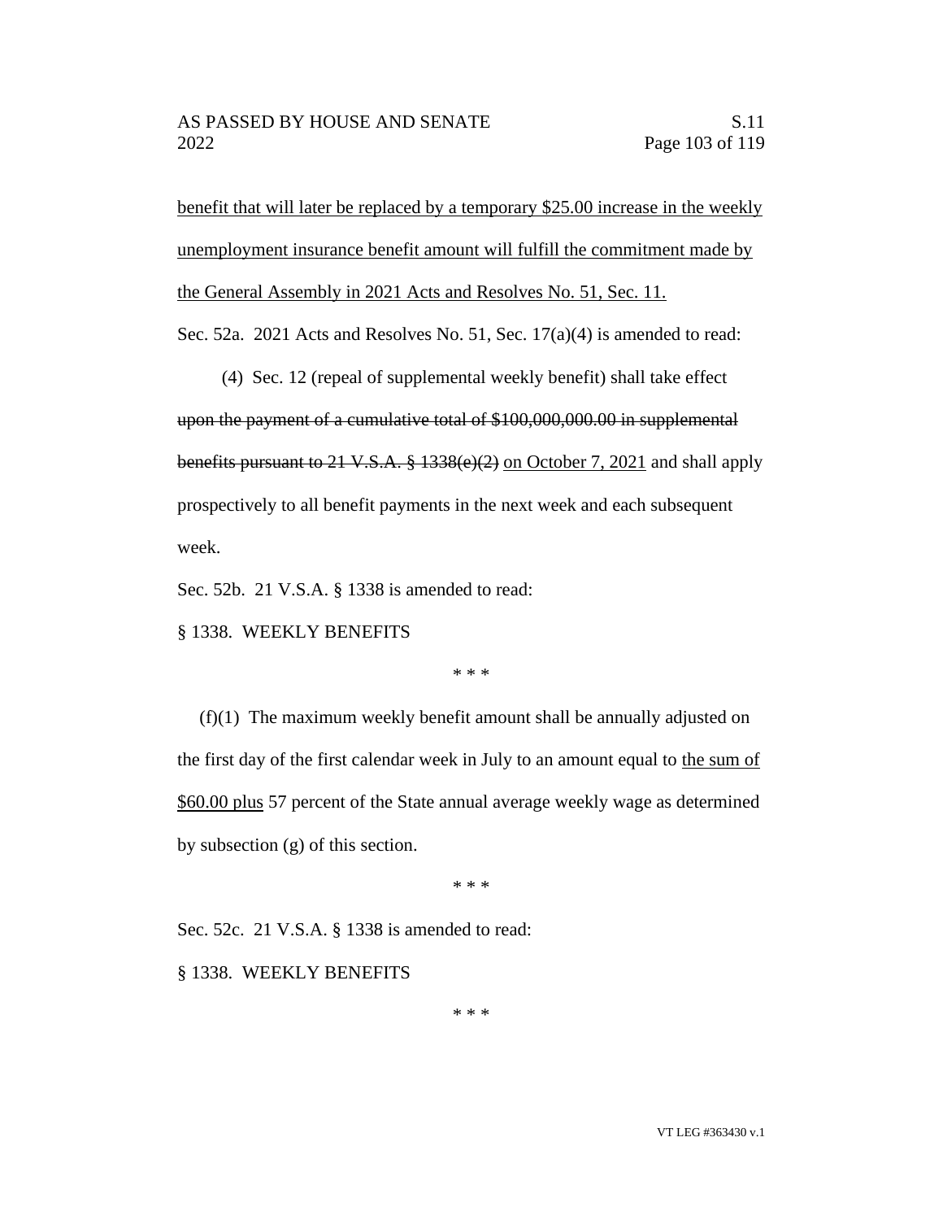<u>benefit that will later be replaced by a temporary $25.00 increase in the weekly unemployment insurance benefit amount will fulfill the commitment made by the General Assembly in 2021 Acts and Resolves No. 51, Sec. 11.</u>

Sec. 52a. 2021 Acts and Resolves No. 51, Sec. 17(a)(4) is amended to read:

(4) Sec. 12 (repeal of supplemental weekly benefit) shall take effect ~~upon the payment of a cumulative total of $100,000,000.00 in supplemental benefits pursuant to 21 V.S.A. § 1338(e)(2)~~ <u>on October 7, 2021</u> and shall apply prospectively to all benefit payments in the next week and each subsequent week.

Sec. 52b. 21 V.S.A. § 1338 is amended to read:

§ 1338. WEEKLY BENEFITS

\* \* \*

(f)(1) The maximum weekly benefit amount shall be annually adjusted on the first day of the first calendar week in July to an amount equal to <u>the sum of $60.00 plus</u> 57 percent of the State annual average weekly wage as determined by subsection (g) of this section.

\* \* \*

Sec. 52c. 21 V.S.A. § 1338 is amended to read:

§ 1338. WEEKLY BENEFITS

\* \* \*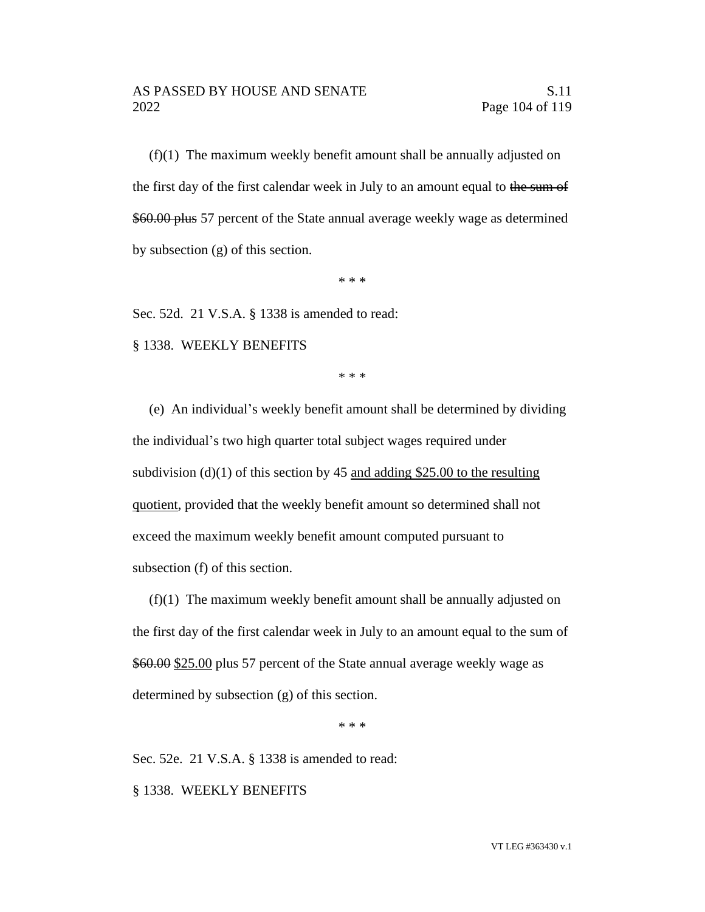(f)(1) The maximum weekly benefit amount shall be annually adjusted on the first day of the first calendar week in July to an amount equal to ~~the sum of $60.00 plus~~ 57 percent of the State annual average weekly wage as determined by subsection (g) of this section.

\* \* \*

Sec. 52d. 21 V.S.A. § 1338 is amended to read:

§ 1338. WEEKLY BENEFITS

\* \* \*

(e) An individual's weekly benefit amount shall be determined by dividing the individual's two high quarter total subject wages required under subdivision (d)(1) of this section by 45 <u>and adding $25.00 to the resulting quotient</u>, provided that the weekly benefit amount so determined shall not exceed the maximum weekly benefit amount computed pursuant to subsection (f) of this section.

(f)(1) The maximum weekly benefit amount shall be annually adjusted on the first day of the first calendar week in July to an amount equal to the sum of ~~$60.00~~ <u>$25.00</u> plus 57 percent of the State annual average weekly wage as determined by subsection (g) of this section.

\* \* \*

Sec. 52e. 21 V.S.A. § 1338 is amended to read:

§ 1338. WEEKLY BENEFITS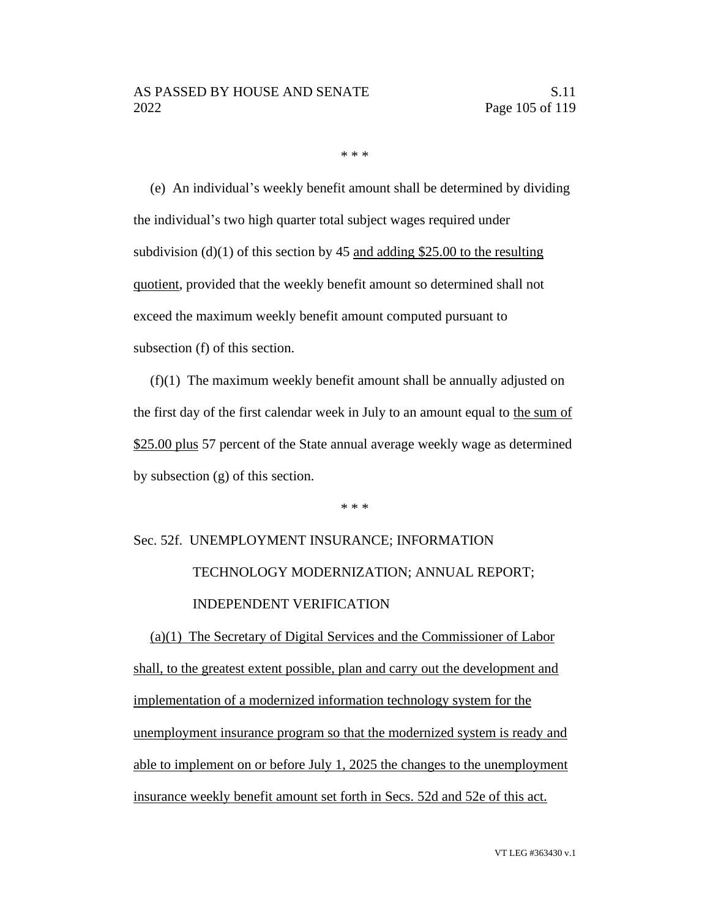\* \* \*

(e) An individual's weekly benefit amount shall be determined by dividing the individual's two high quarter total subject wages required under subdivision (d)(1) of this section by 45 <u>and adding $25.00 to the resulting quotient</u>, provided that the weekly benefit amount so determined shall not exceed the maximum weekly benefit amount computed pursuant to subsection (f) of this section.

(f)(1) The maximum weekly benefit amount shall be annually adjusted on the first day of the first calendar week in July to an amount equal to <u>the sum of $25.00 plus</u> 57 percent of the State annual average weekly wage as determined by subsection (g) of this section.

\* \* \*

Sec. 52f. UNEMPLOYMENT INSURANCE; INFORMATION TECHNOLOGY MODERNIZATION; ANNUAL REPORT; INDEPENDENT VERIFICATION

<u>(a)(1) The Secretary of Digital Services and the Commissioner of Labor shall, to the greatest extent possible, plan and carry out the development and implementation of a modernized information technology system for the unemployment insurance program so that the modernized system is ready and able to implement on or before July 1, 2025 the changes to the unemployment insurance weekly benefit amount set forth in Secs. 52d and 52e of this act.</u>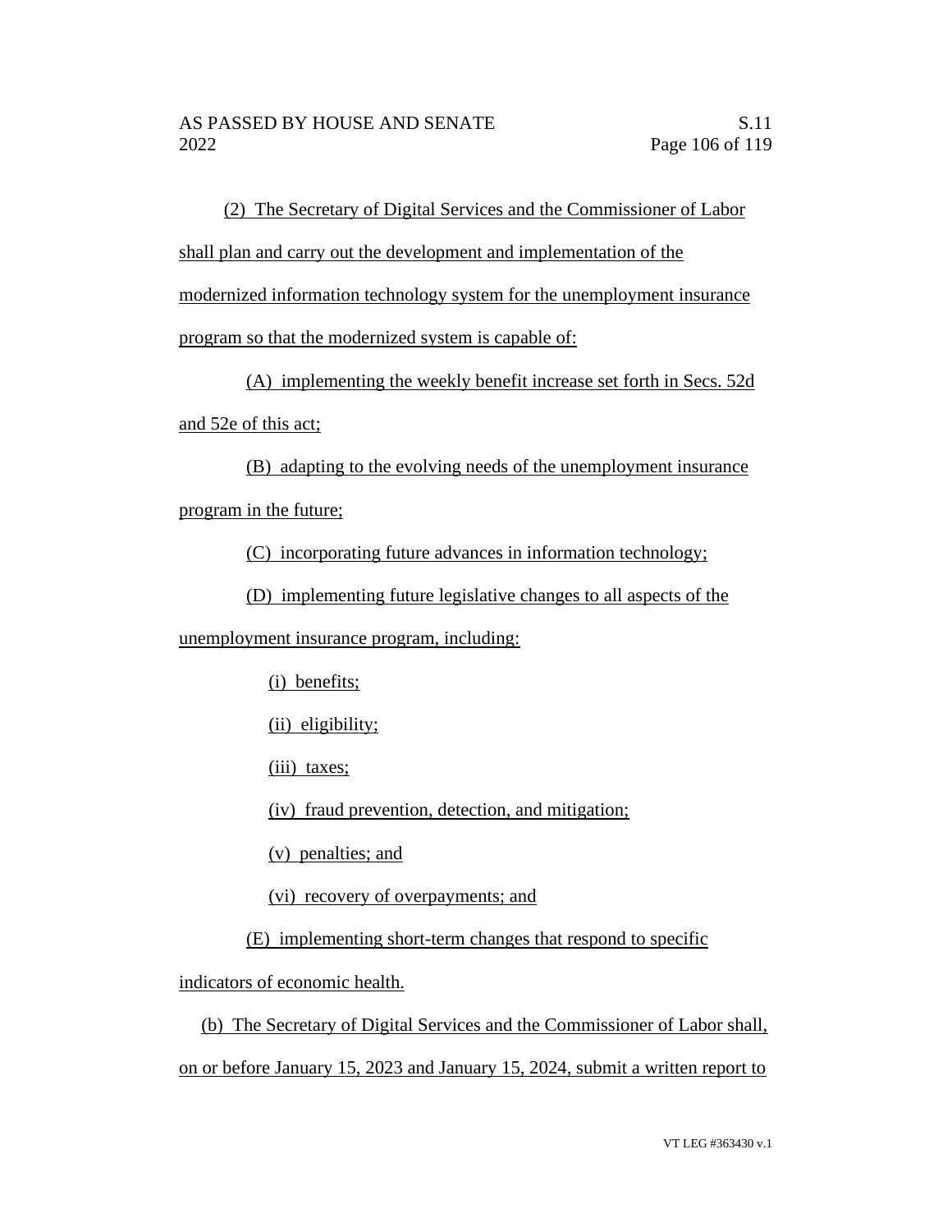(2) The Secretary of Digital Services and the Commissioner of Labor shall plan and carry out the development and implementation of the modernized information technology system for the unemployment insurance program so that the modernized system is capable of:

(A) implementing the weekly benefit increase set forth in Secs. 52d and 52e of this act;

(B) adapting to the evolving needs of the unemployment insurance program in the future;

(C) incorporating future advances in information technology;

(D) implementing future legislative changes to all aspects of the unemployment insurance program, including:

(i) benefits;

(ii) eligibility;

(iii) taxes;

(iv) fraud prevention, detection, and mitigation;

(v) penalties; and

(vi) recovery of overpayments; and

(E) implementing short-term changes that respond to specific indicators of economic health.

(b) The Secretary of Digital Services and the Commissioner of Labor shall, on or before January 15, 2023 and January 15, 2024, submit a written report to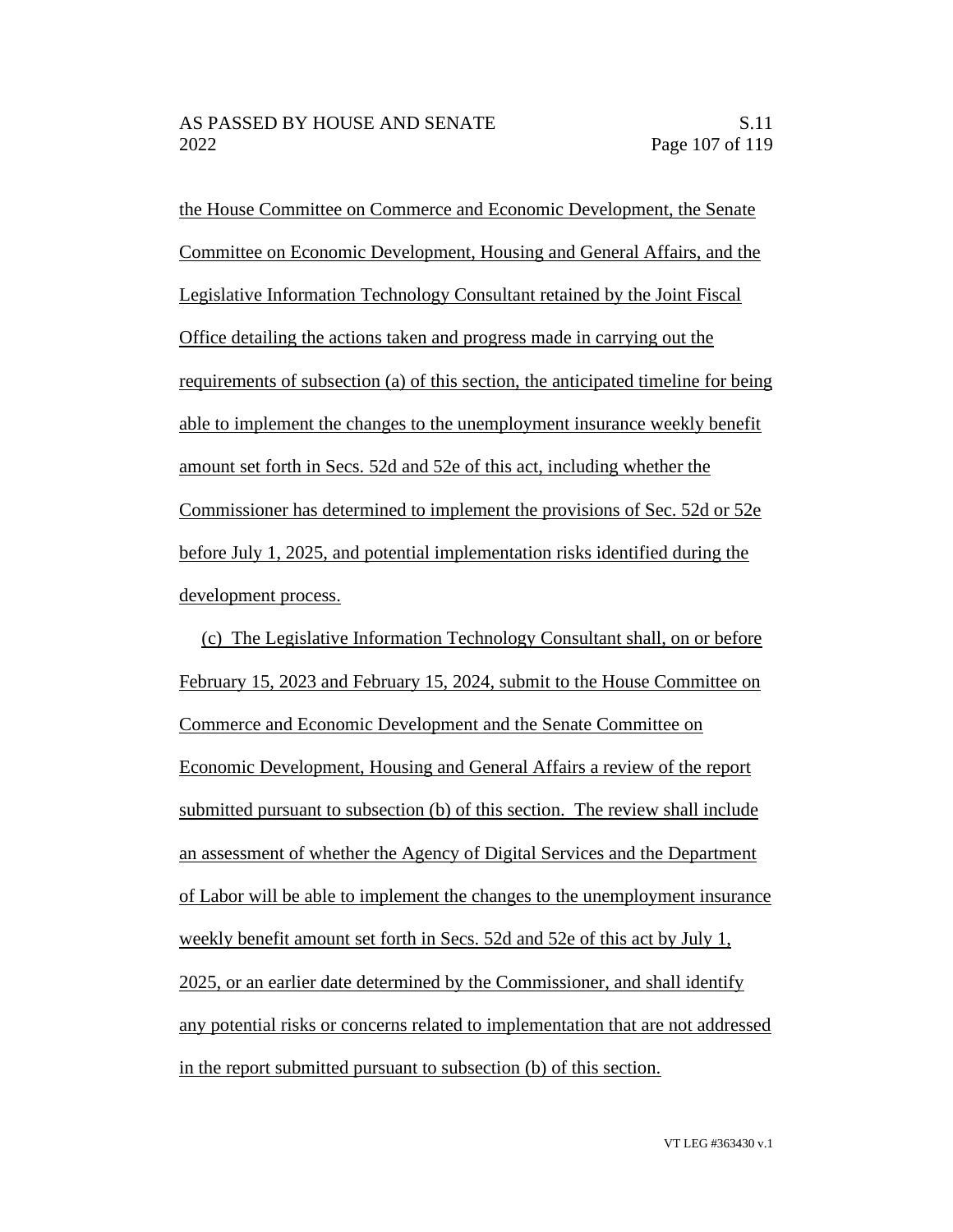the House Committee on Commerce and Economic Development, the Senate Committee on Economic Development, Housing and General Affairs, and the Legislative Information Technology Consultant retained by the Joint Fiscal Office detailing the actions taken and progress made in carrying out the requirements of subsection (a) of this section, the anticipated timeline for being able to implement the changes to the unemployment insurance weekly benefit amount set forth in Secs. 52d and 52e of this act, including whether the Commissioner has determined to implement the provisions of Sec. 52d or 52e before July 1, 2025, and potential implementation risks identified during the development process.

(c) The Legislative Information Technology Consultant shall, on or before February 15, 2023 and February 15, 2024, submit to the House Committee on Commerce and Economic Development and the Senate Committee on Economic Development, Housing and General Affairs a review of the report submitted pursuant to subsection (b) of this section. The review shall include an assessment of whether the Agency of Digital Services and the Department of Labor will be able to implement the changes to the unemployment insurance weekly benefit amount set forth in Secs. 52d and 52e of this act by July 1, 2025, or an earlier date determined by the Commissioner, and shall identify any potential risks or concerns related to implementation that are not addressed in the report submitted pursuant to subsection (b) of this section.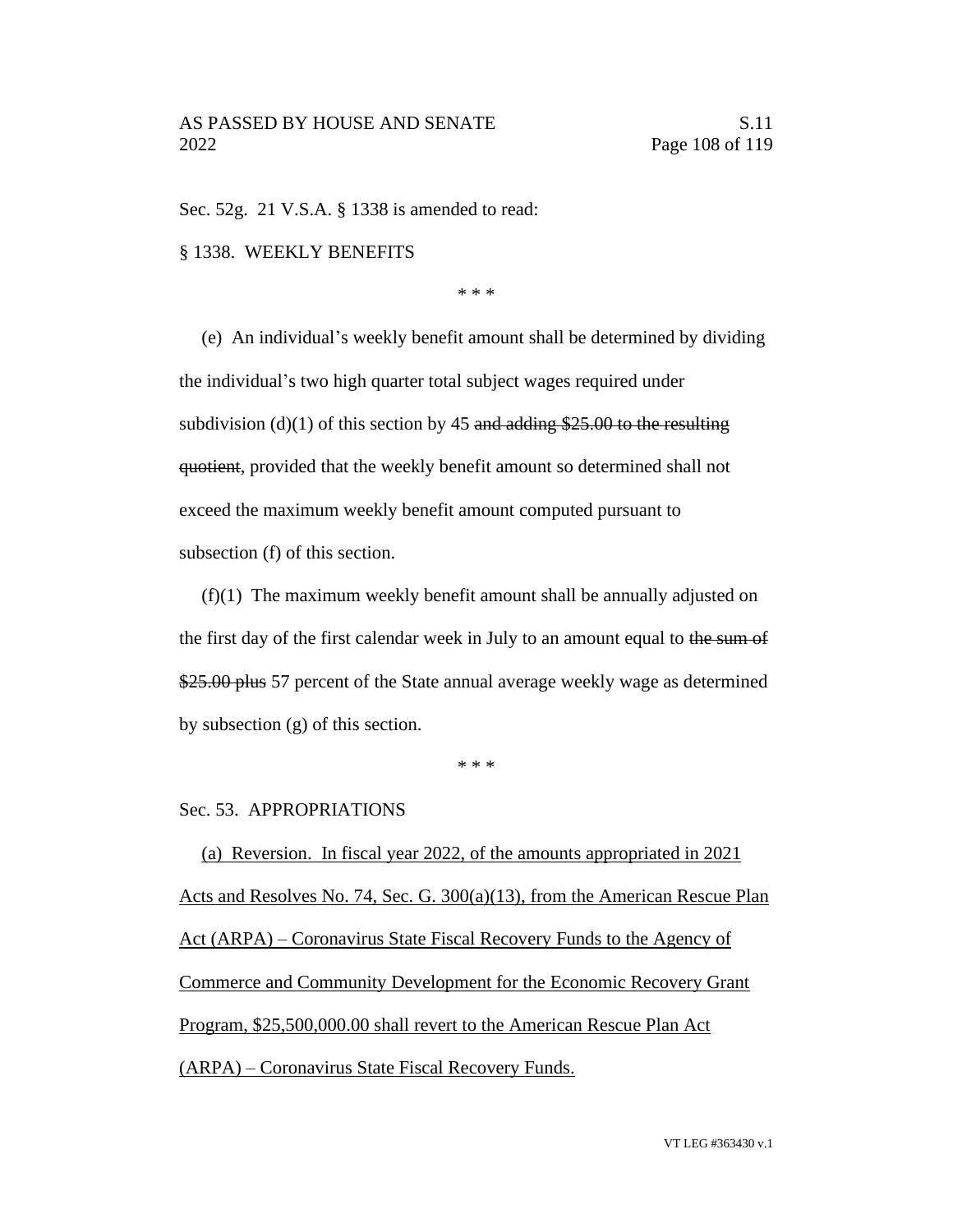Sec. 52g. 21 V.S.A. § 1338 is amended to read:

§ 1338. WEEKLY BENEFITS

\* \* \*

(e) An individual's weekly benefit amount shall be determined by dividing the individual's two high quarter total subject wages required under subdivision (d)(1) of this section by 45 ~~and adding $25.00 to the resulting quotient~~, provided that the weekly benefit amount so determined shall not exceed the maximum weekly benefit amount computed pursuant to subsection (f) of this section.

(f)(1) The maximum weekly benefit amount shall be annually adjusted on the first day of the first calendar week in July to an amount equal to ~~the sum of $25.00 plus~~ 57 percent of the State annual average weekly wage as determined by subsection (g) of this section.

\* \* \*

Sec. 53. APPROPRIATIONS

<u>(a) Reversion. In fiscal year 2022, of the amounts appropriated in 2021 Acts and Resolves No. 74, Sec. G. 300(a)(13), from the American Rescue Plan Act (ARPA) – Coronavirus State Fiscal Recovery Funds to the Agency of Commerce and Community Development for the Economic Recovery Grant Program, $25,500,000.00 shall revert to the American Rescue Plan Act (ARPA) – Coronavirus State Fiscal Recovery Funds.</u>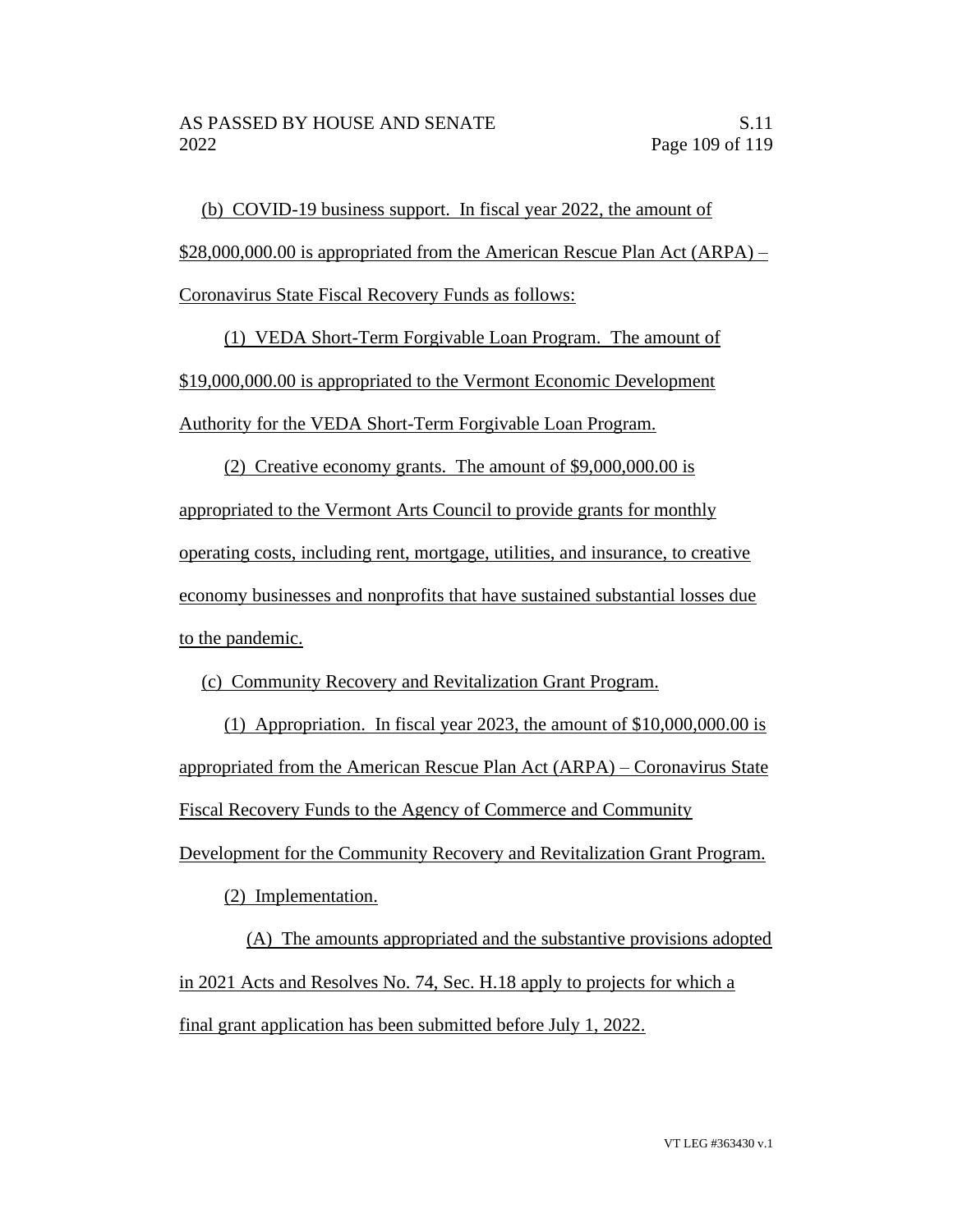(b) COVID-19 business support. In fiscal year 2022, the amount of $28,000,000.00 is appropriated from the American Rescue Plan Act (ARPA) – Coronavirus State Fiscal Recovery Funds as follows:

(1) VEDA Short-Term Forgivable Loan Program. The amount of $19,000,000.00 is appropriated to the Vermont Economic Development Authority for the VEDA Short-Term Forgivable Loan Program.

(2) Creative economy grants. The amount of $9,000,000.00 is appropriated to the Vermont Arts Council to provide grants for monthly operating costs, including rent, mortgage, utilities, and insurance, to creative economy businesses and nonprofits that have sustained substantial losses due to the pandemic.

(c) Community Recovery and Revitalization Grant Program.

(1) Appropriation. In fiscal year 2023, the amount of $10,000,000.00 is appropriated from the American Rescue Plan Act (ARPA) – Coronavirus State Fiscal Recovery Funds to the Agency of Commerce and Community Development for the Community Recovery and Revitalization Grant Program.

(2) Implementation.

(A) The amounts appropriated and the substantive provisions adopted in 2021 Acts and Resolves No. 74, Sec. H.18 apply to projects for which a final grant application has been submitted before July 1, 2022.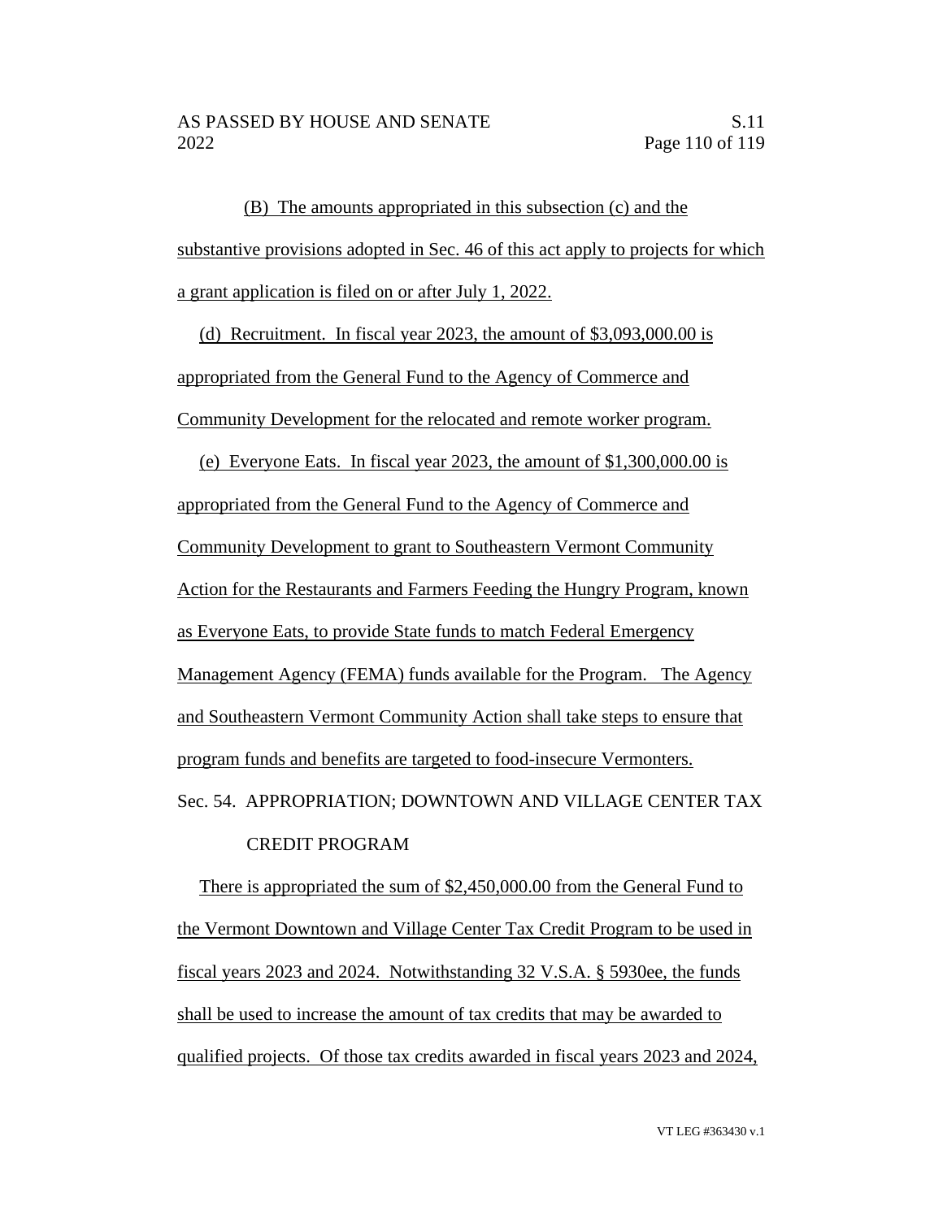(B) The amounts appropriated in this subsection (c) and the substantive provisions adopted in Sec. 46 of this act apply to projects for which a grant application is filed on or after July 1, 2022.

(d) Recruitment. In fiscal year 2023, the amount of $3,093,000.00 is appropriated from the General Fund to the Agency of Commerce and Community Development for the relocated and remote worker program.

(e) Everyone Eats. In fiscal year 2023, the amount of $1,300,000.00 is appropriated from the General Fund to the Agency of Commerce and Community Development to grant to Southeastern Vermont Community Action for the Restaurants and Farmers Feeding the Hungry Program, known as Everyone Eats, to provide State funds to match Federal Emergency Management Agency (FEMA) funds available for the Program. The Agency and Southeastern Vermont Community Action shall take steps to ensure that program funds and benefits are targeted to food-insecure Vermonters.

Sec. 54. APPROPRIATION; DOWNTOWN AND VILLAGE CENTER TAX CREDIT PROGRAM

There is appropriated the sum of $2,450,000.00 from the General Fund to the Vermont Downtown and Village Center Tax Credit Program to be used in fiscal years 2023 and 2024. Notwithstanding 32 V.S.A. § 5930ee, the funds shall be used to increase the amount of tax credits that may be awarded to qualified projects. Of those tax credits awarded in fiscal years 2023 and 2024,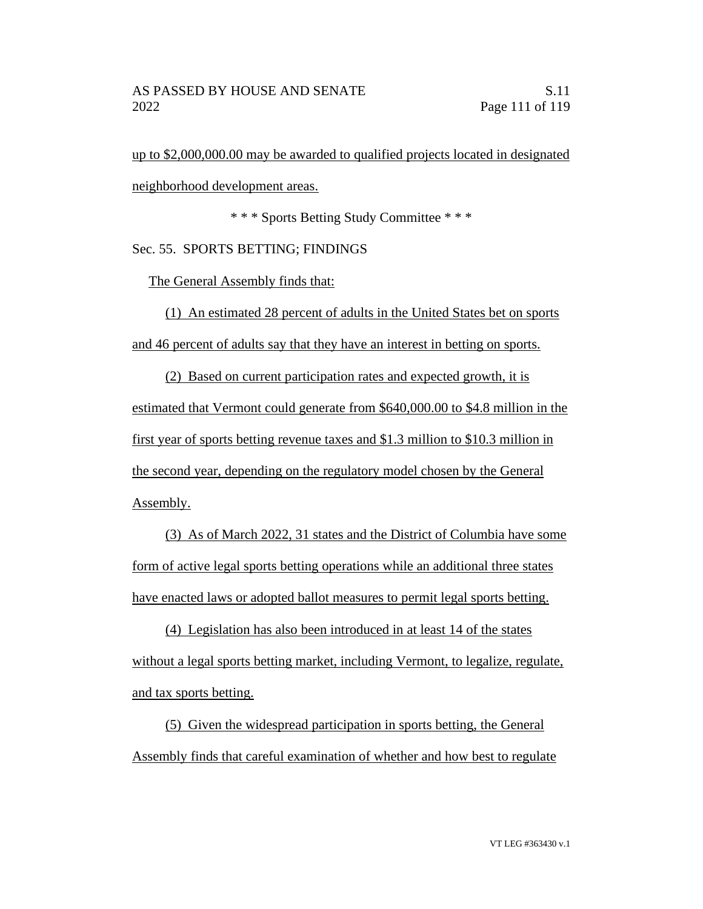up to $2,000,000.00 may be awarded to qualified projects located in designated neighborhood development areas.

* * * Sports Betting Study Committee * * *

Sec. 55. SPORTS BETTING; FINDINGS

The General Assembly finds that:

(1) An estimated 28 percent of adults in the United States bet on sports and 46 percent of adults say that they have an interest in betting on sports.

(2) Based on current participation rates and expected growth, it is estimated that Vermont could generate from $640,000.00 to $4.8 million in the first year of sports betting revenue taxes and $1.3 million to $10.3 million in the second year, depending on the regulatory model chosen by the General Assembly.

(3) As of March 2022, 31 states and the District of Columbia have some form of active legal sports betting operations while an additional three states have enacted laws or adopted ballot measures to permit legal sports betting.

(4) Legislation has also been introduced in at least 14 of the states without a legal sports betting market, including Vermont, to legalize, regulate, and tax sports betting.

(5) Given the widespread participation in sports betting, the General Assembly finds that careful examination of whether and how best to regulate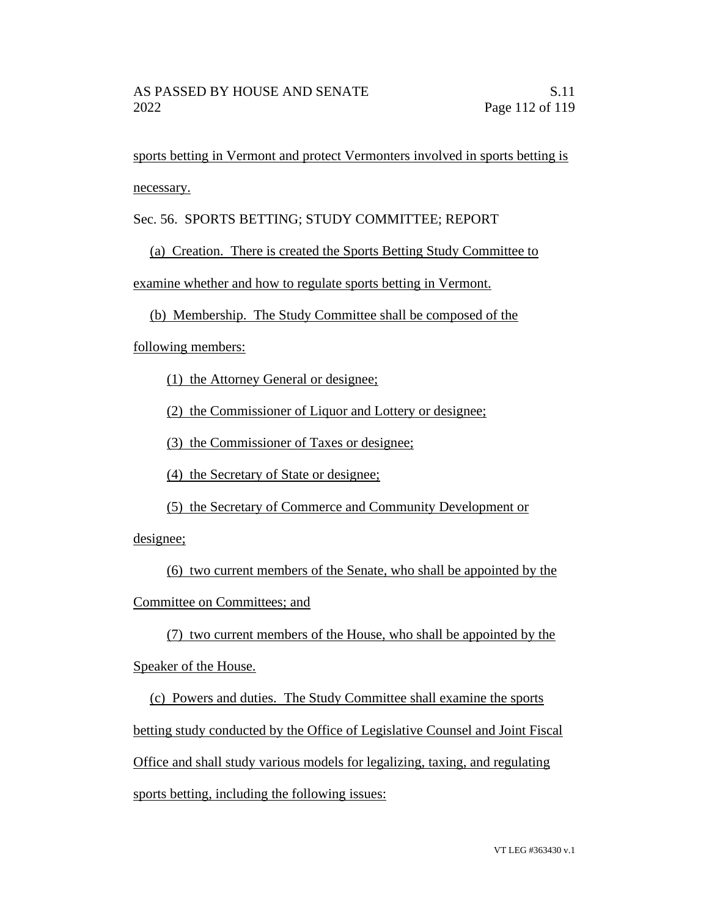sports betting in Vermont and protect Vermonters involved in sports betting is necessary.

Sec. 56. SPORTS BETTING; STUDY COMMITTEE; REPORT

(a) Creation. There is created the Sports Betting Study Committee to examine whether and how to regulate sports betting in Vermont.

(b) Membership. The Study Committee shall be composed of the following members:

(1) the Attorney General or designee;

(2) the Commissioner of Liquor and Lottery or designee;

(3) the Commissioner of Taxes or designee;

(4) the Secretary of State or designee;

(5) the Secretary of Commerce and Community Development or designee;

(6) two current members of the Senate, who shall be appointed by the Committee on Committees; and

(7) two current members of the House, who shall be appointed by the Speaker of the House.

(c) Powers and duties. The Study Committee shall examine the sports betting study conducted by the Office of Legislative Counsel and Joint Fiscal Office and shall study various models for legalizing, taxing, and regulating sports betting, including the following issues: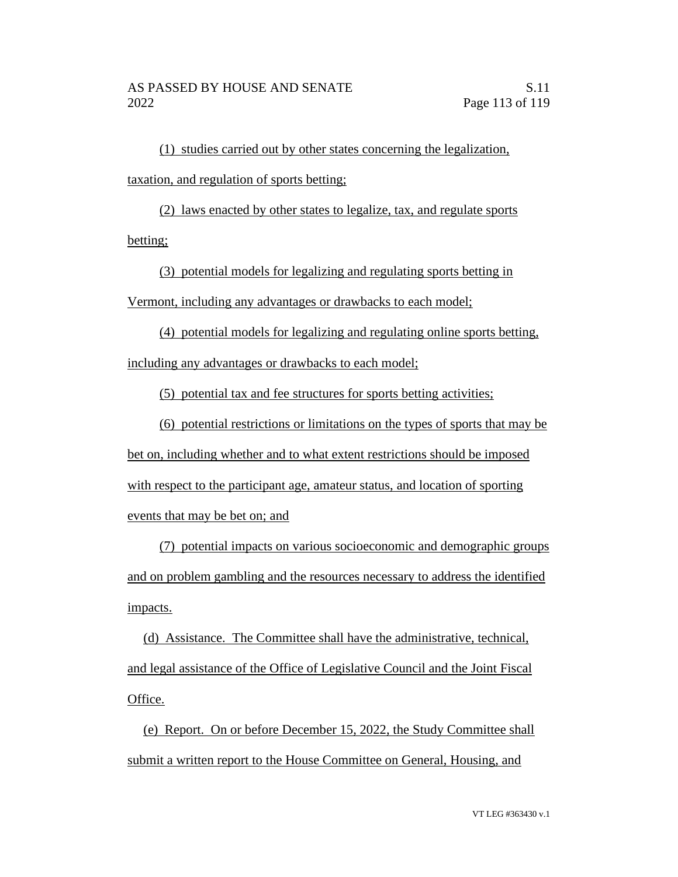(1) studies carried out by other states concerning the legalization, taxation, and regulation of sports betting;

(2) laws enacted by other states to legalize, tax, and regulate sports betting;

(3) potential models for legalizing and regulating sports betting in Vermont, including any advantages or drawbacks to each model;

(4) potential models for legalizing and regulating online sports betting, including any advantages or drawbacks to each model;

(5) potential tax and fee structures for sports betting activities;

(6) potential restrictions or limitations on the types of sports that may be bet on, including whether and to what extent restrictions should be imposed with respect to the participant age, amateur status, and location of sporting events that may be bet on; and

(7) potential impacts on various socioeconomic and demographic groups and on problem gambling and the resources necessary to address the identified impacts.

(d) Assistance. The Committee shall have the administrative, technical, and legal assistance of the Office of Legislative Council and the Joint Fiscal Office.

(e) Report. On or before December 15, 2022, the Study Committee shall submit a written report to the House Committee on General, Housing, and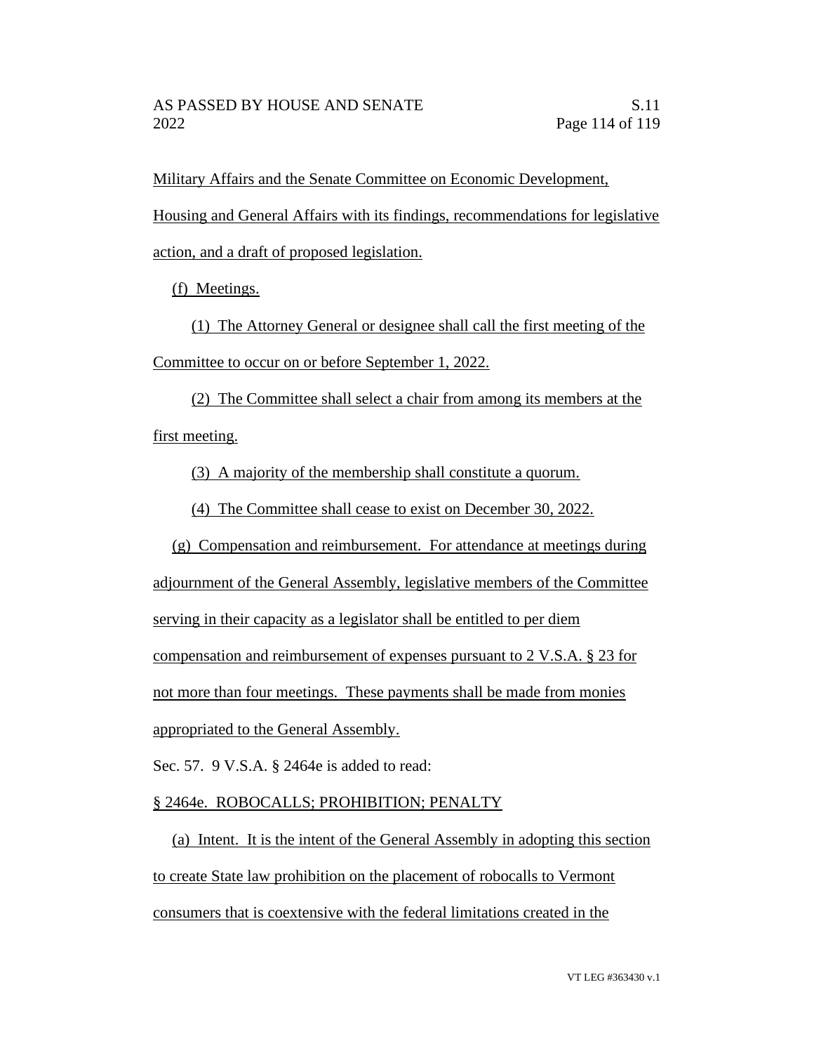Military Affairs and the Senate Committee on Economic Development, Housing and General Affairs with its findings, recommendations for legislative action, and a draft of proposed legislation.

(f) Meetings.

(1) The Attorney General or designee shall call the first meeting of the Committee to occur on or before September 1, 2022.

(2) The Committee shall select a chair from among its members at the first meeting.

(3) A majority of the membership shall constitute a quorum.

(4) The Committee shall cease to exist on December 30, 2022.

(g) Compensation and reimbursement. For attendance at meetings during adjournment of the General Assembly, legislative members of the Committee serving in their capacity as a legislator shall be entitled to per diem compensation and reimbursement of expenses pursuant to 2 V.S.A. § 23 for not more than four meetings. These payments shall be made from monies appropriated to the General Assembly.

Sec. 57. 9 V.S.A. § 2464e is added to read:

§ 2464e. ROBOCALLS; PROHIBITION; PENALTY

(a) Intent. It is the intent of the General Assembly in adopting this section to create State law prohibition on the placement of robocalls to Vermont consumers that is coextensive with the federal limitations created in the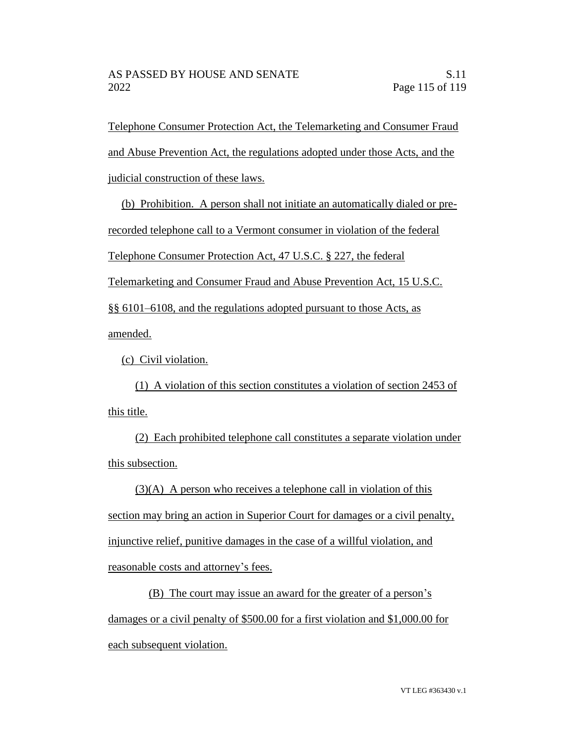Telephone Consumer Protection Act, the Telemarketing and Consumer Fraud and Abuse Prevention Act, the regulations adopted under those Acts, and the judicial construction of these laws.

(b) Prohibition. A person shall not initiate an automatically dialed or pre-recorded telephone call to a Vermont consumer in violation of the federal Telephone Consumer Protection Act, 47 U.S.C. § 227, the federal Telemarketing and Consumer Fraud and Abuse Prevention Act, 15 U.S.C. §§ 6101–6108, and the regulations adopted pursuant to those Acts, as amended.

(c) Civil violation.

(1) A violation of this section constitutes a violation of section 2453 of this title.

(2) Each prohibited telephone call constitutes a separate violation under this subsection.

(3)(A) A person who receives a telephone call in violation of this section may bring an action in Superior Court for damages or a civil penalty, injunctive relief, punitive damages in the case of a willful violation, and reasonable costs and attorney's fees.

(B) The court may issue an award for the greater of a person's damages or a civil penalty of $500.00 for a first violation and $1,000.00 for each subsequent violation.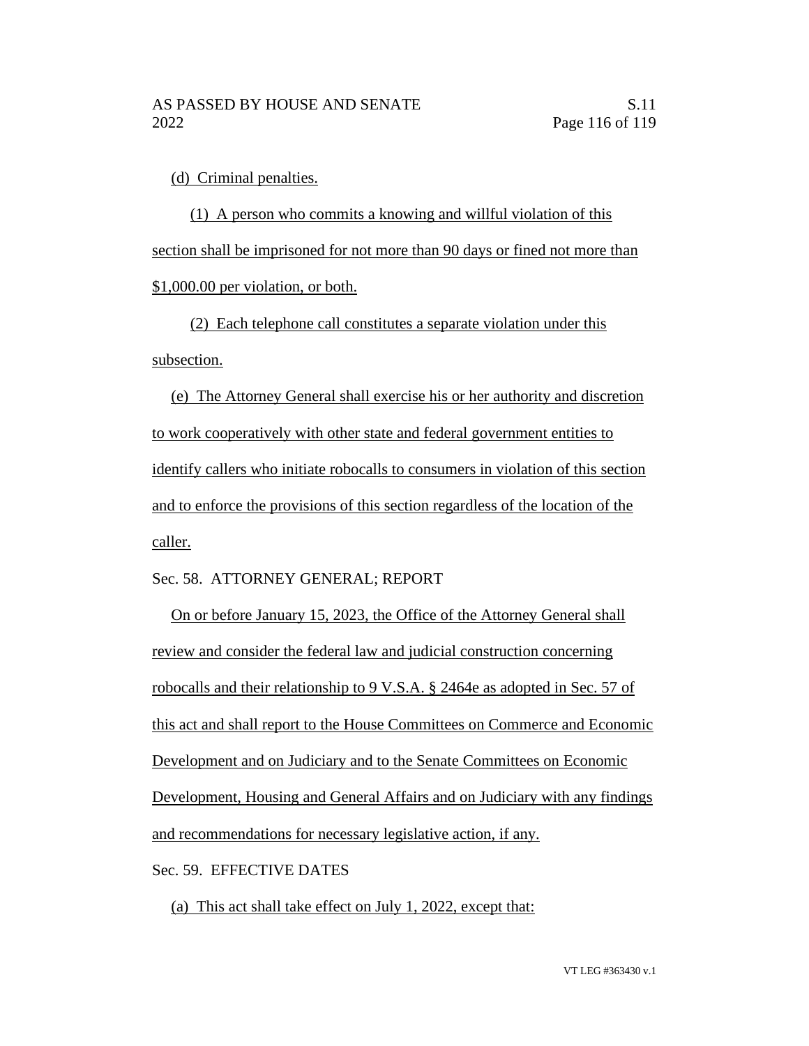(d) Criminal penalties.

(1) A person who commits a knowing and willful violation of this section shall be imprisoned for not more than 90 days or fined not more than $1,000.00 per violation, or both.

(2) Each telephone call constitutes a separate violation under this subsection.

(e) The Attorney General shall exercise his or her authority and discretion to work cooperatively with other state and federal government entities to identify callers who initiate robocalls to consumers in violation of this section and to enforce the provisions of this section regardless of the location of the caller.

Sec. 58. ATTORNEY GENERAL; REPORT

On or before January 15, 2023, the Office of the Attorney General shall review and consider the federal law and judicial construction concerning robocalls and their relationship to 9 V.S.A. § 2464e as adopted in Sec. 57 of this act and shall report to the House Committees on Commerce and Economic Development and on Judiciary and to the Senate Committees on Economic Development, Housing and General Affairs and on Judiciary with any findings and recommendations for necessary legislative action, if any.

Sec. 59. EFFECTIVE DATES

(a) This act shall take effect on July 1, 2022, except that: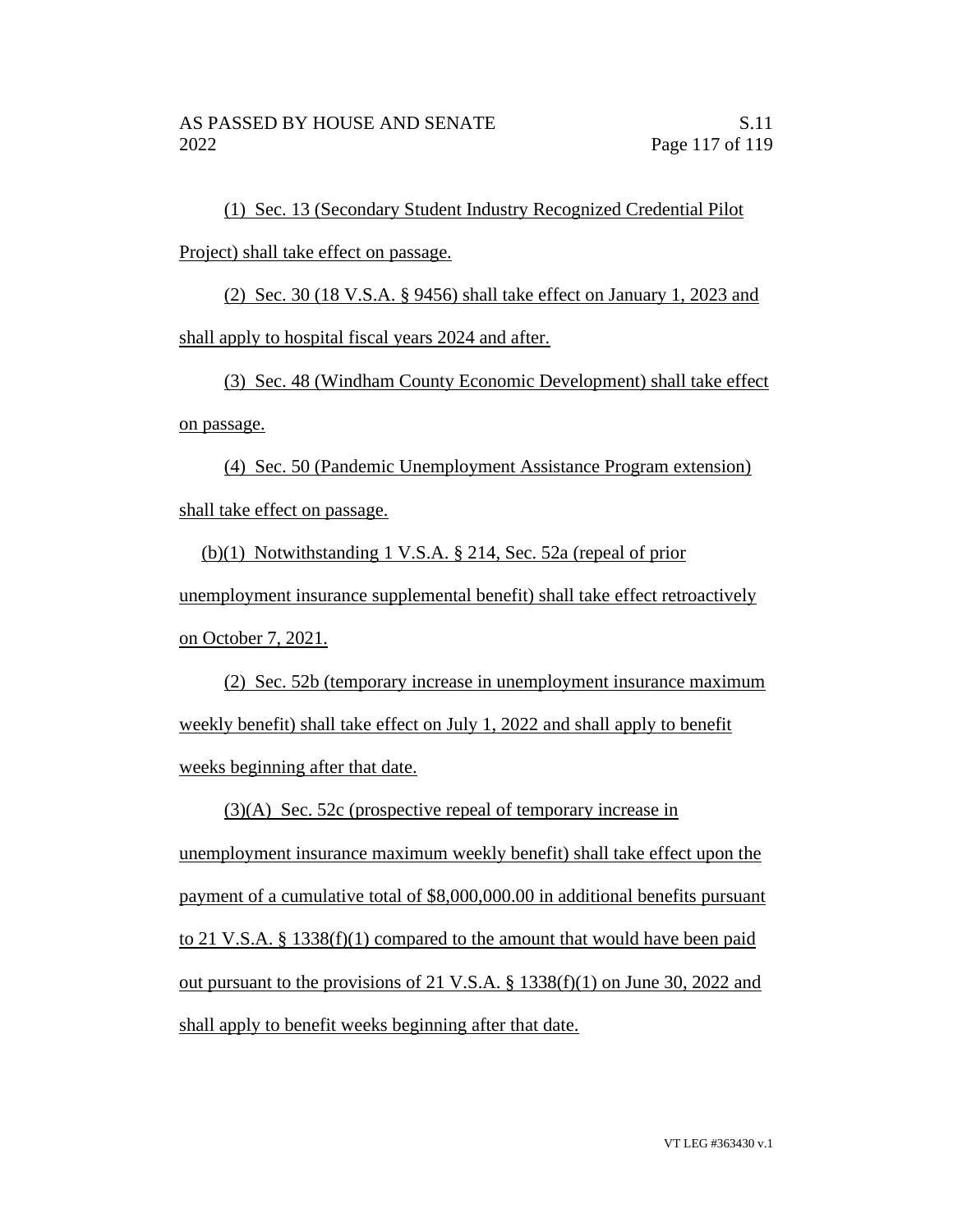(1) Sec. 13 (Secondary Student Industry Recognized Credential Pilot Project) shall take effect on passage.

(2) Sec. 30 (18 V.S.A. § 9456) shall take effect on January 1, 2023 and shall apply to hospital fiscal years 2024 and after.

(3) Sec. 48 (Windham County Economic Development) shall take effect on passage.

(4) Sec. 50 (Pandemic Unemployment Assistance Program extension) shall take effect on passage.

(b)(1) Notwithstanding 1 V.S.A. § 214, Sec. 52a (repeal of prior unemployment insurance supplemental benefit) shall take effect retroactively on October 7, 2021.

(2) Sec. 52b (temporary increase in unemployment insurance maximum weekly benefit) shall take effect on July 1, 2022 and shall apply to benefit weeks beginning after that date.

(3)(A) Sec. 52c (prospective repeal of temporary increase in unemployment insurance maximum weekly benefit) shall take effect upon the payment of a cumulative total of $8,000,000.00 in additional benefits pursuant to 21 V.S.A. § 1338(f)(1) compared to the amount that would have been paid out pursuant to the provisions of 21 V.S.A. § 1338(f)(1) on June 30, 2022 and shall apply to benefit weeks beginning after that date.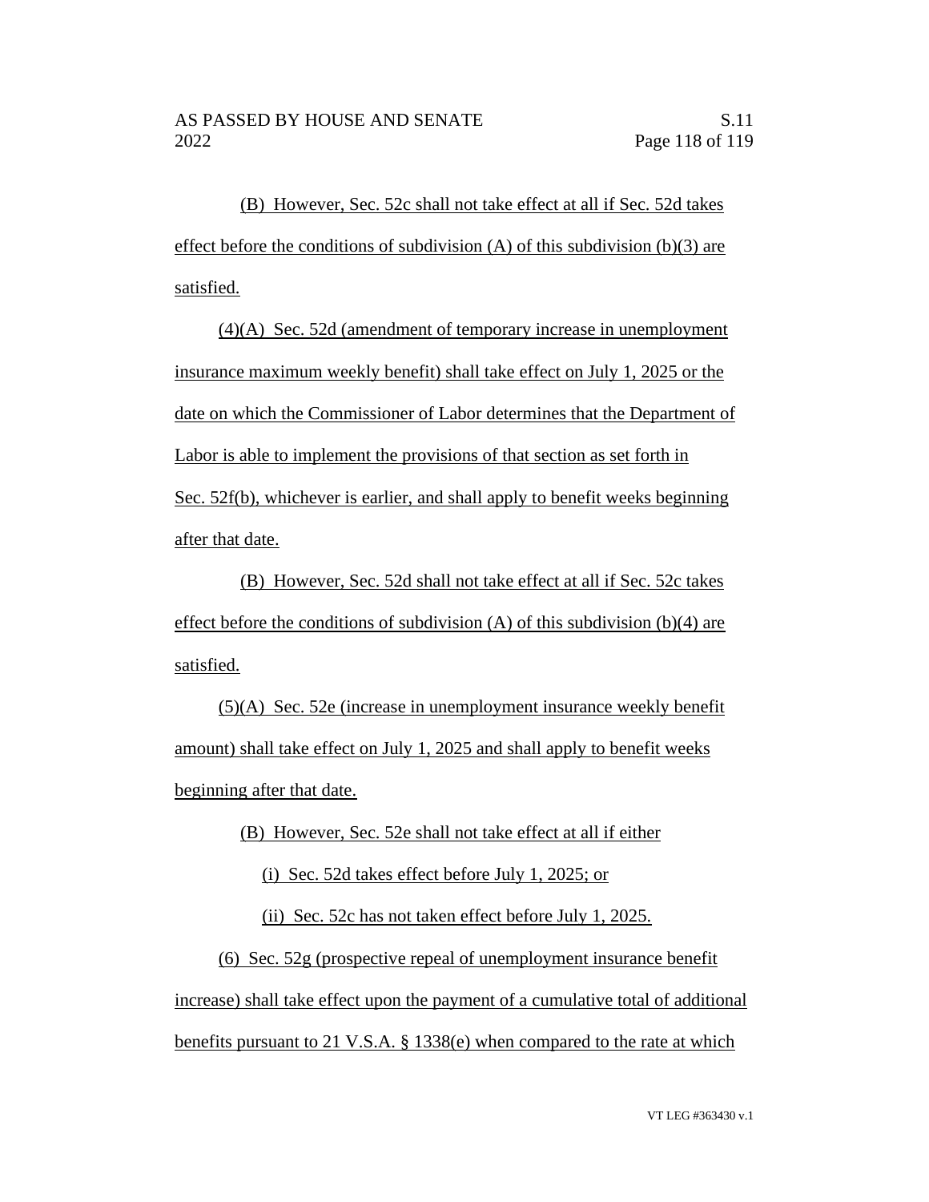(B) However, Sec. 52c shall not take effect at all if Sec. 52d takes effect before the conditions of subdivision (A) of this subdivision (b)(3) are satisfied.

(4)(A) Sec. 52d (amendment of temporary increase in unemployment insurance maximum weekly benefit) shall take effect on July 1, 2025 or the date on which the Commissioner of Labor determines that the Department of Labor is able to implement the provisions of that section as set forth in Sec. 52f(b), whichever is earlier, and shall apply to benefit weeks beginning after that date.

(B) However, Sec. 52d shall not take effect at all if Sec. 52c takes effect before the conditions of subdivision (A) of this subdivision (b)(4) are satisfied.

(5)(A) Sec. 52e (increase in unemployment insurance weekly benefit amount) shall take effect on July 1, 2025 and shall apply to benefit weeks beginning after that date.

(B) However, Sec. 52e shall not take effect at all if either

(i) Sec. 52d takes effect before July 1, 2025; or

(ii) Sec. 52c has not taken effect before July 1, 2025.

(6) Sec. 52g (prospective repeal of unemployment insurance benefit increase) shall take effect upon the payment of a cumulative total of additional benefits pursuant to 21 V.S.A. § 1338(e) when compared to the rate at which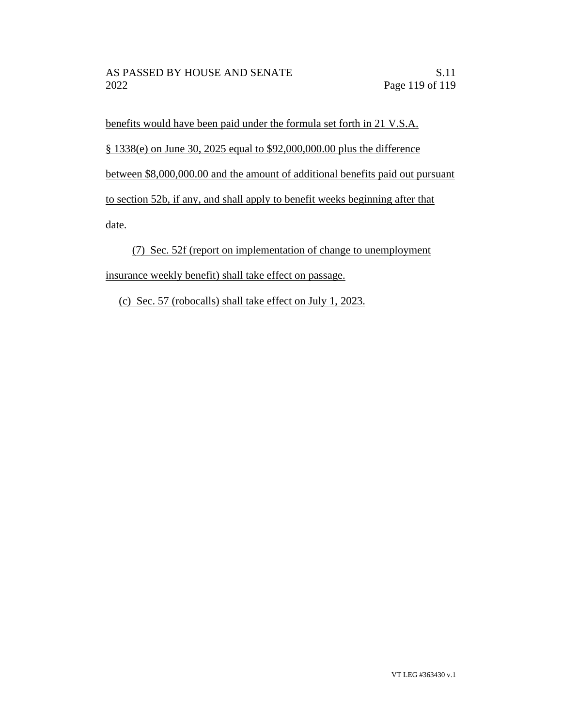benefits would have been paid under the formula set forth in 21 V.S.A. § 1338(e) on June 30, 2025 equal to $92,000,000.00 plus the difference between $8,000,000.00 and the amount of additional benefits paid out pursuant to section 52b, if any, and shall apply to benefit weeks beginning after that date.

(7) Sec. 52f (report on implementation of change to unemployment insurance weekly benefit) shall take effect on passage.

(c) Sec. 57 (robocalls) shall take effect on July 1, 2023.